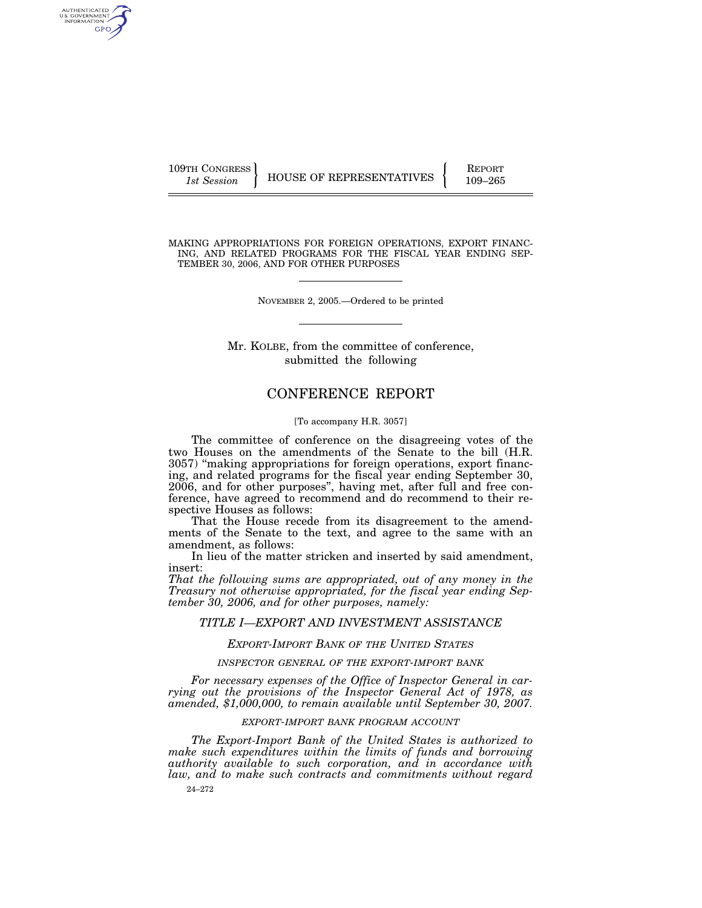109TH CONGRESS
*1st Session*

HOUSE OF REPRESENTATIVES

REPORT
109–265

MAKING APPROPRIATIONS FOR FOREIGN OPERATIONS, EXPORT FINANCING, AND RELATED PROGRAMS FOR THE FISCAL YEAR ENDING SEPTEMBER 30, 2006, AND FOR OTHER PURPOSES

NOVEMBER 2, 2005.—Ordered to be printed

Mr. KOLBE, from the committee of conference, submitted the following

# CONFERENCE REPORT

[To accompany H.R. 3057]

The committee of conference on the disagreeing votes of the two Houses on the amendments of the Senate to the bill (H.R. 3057) "making appropriations for foreign operations, export financing, and related programs for the fiscal year ending September 30, 2006, and for other purposes", having met, after full and free conference, have agreed to recommend and do recommend to their respective Houses as follows:

That the House recede from its disagreement to the amendments of the Senate to the text, and agree to the same with an amendment, as follows:

In lieu of the matter stricken and inserted by said amendment, insert:

*That the following sums are appropriated, out of any money in the Treasury not otherwise appropriated, for the fiscal year ending September 30, 2006, and for other purposes, namely:*

## *TITLE I—EXPORT AND INVESTMENT ASSISTANCE*

### *EXPORT-IMPORT BANK OF THE UNITED STATES*

#### *INSPECTOR GENERAL OF THE EXPORT-IMPORT BANK*

*For necessary expenses of the Office of Inspector General in carrying out the provisions of the Inspector General Act of 1978, as amended, $1,000,000, to remain available until September 30, 2007.*

#### *EXPORT-IMPORT BANK PROGRAM ACCOUNT*

*The Export-Import Bank of the United States is authorized to make such expenditures within the limits of funds and borrowing authority available to such corporation, and in accordance with law, and to make such contracts and commitments without regard*

24–272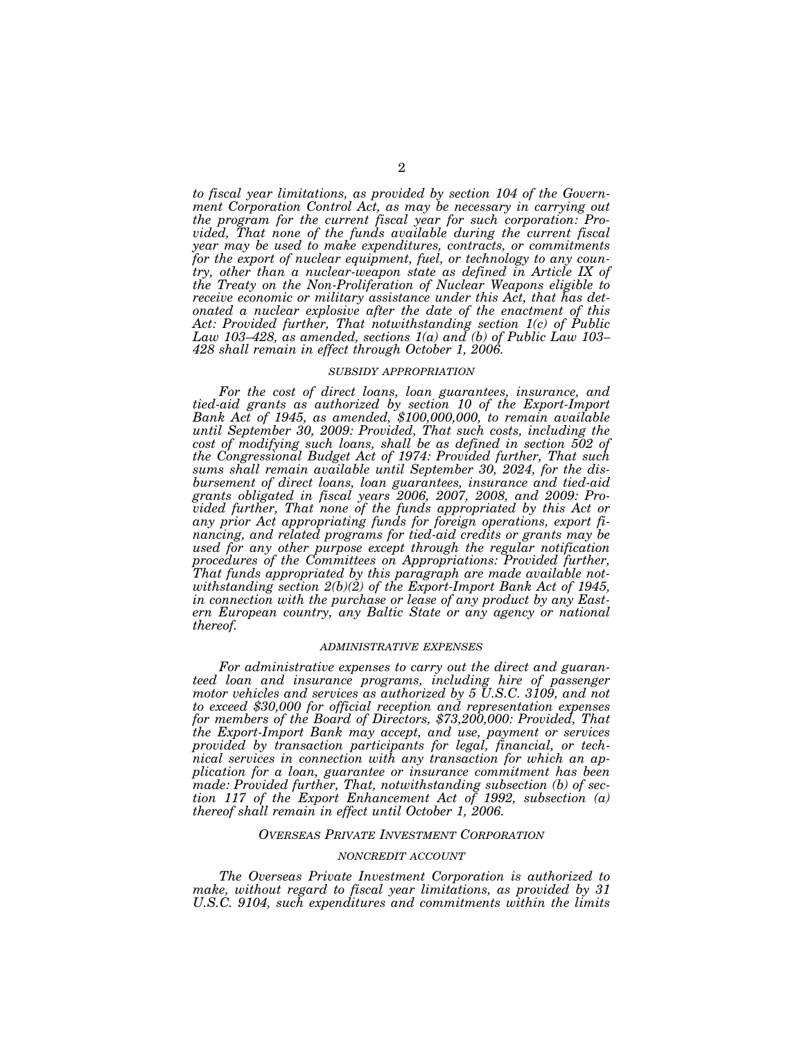*to fiscal year limitations, as provided by section 104 of the Government Corporation Control Act, as may be necessary in carrying out the program for the current fiscal year for such corporation: Provided, That none of the funds available during the current fiscal year may be used to make expenditures, contracts, or commitments for the export of nuclear equipment, fuel, or technology to any country, other than a nuclear-weapon state as defined in Article IX of the Treaty on the Non-Proliferation of Nuclear Weapons eligible to receive economic or military assistance under this Act, that has detonated a nuclear explosive after the date of the enactment of this Act: Provided further, That notwithstanding section 1(c) of Public Law 103–428, as amended, sections 1(a) and (b) of Public Law 103–428 shall remain in effect through October 1, 2006.*

###### *SUBSIDY APPROPRIATION*

*For the cost of direct loans, loan guarantees, insurance, and tied-aid grants as authorized by section 10 of the Export-Import Bank Act of 1945, as amended, $100,000,000, to remain available until September 30, 2009: Provided, That such costs, including the cost of modifying such loans, shall be as defined in section 502 of the Congressional Budget Act of 1974: Provided further, That such sums shall remain available until September 30, 2024, for the disbursement of direct loans, loan guarantees, insurance and tied-aid grants obligated in fiscal years 2006, 2007, 2008, and 2009: Provided further, That none of the funds appropriated by this Act or any prior Act appropriating funds for foreign operations, export financing, and related programs for tied-aid credits or grants may be used for any other purpose except through the regular notification procedures of the Committees on Appropriations: Provided further, That funds appropriated by this paragraph are made available notwithstanding section 2(b)(2) of the Export-Import Bank Act of 1945, in connection with the purchase or lease of any product by any Eastern European country, any Baltic State or any agency or national thereof.*

###### *ADMINISTRATIVE EXPENSES*

*For administrative expenses to carry out the direct and guaranteed loan and insurance programs, including hire of passenger motor vehicles and services as authorized by 5 U.S.C. 3109, and not to exceed $30,000 for official reception and representation expenses for members of the Board of Directors, $73,200,000: Provided, That the Export-Import Bank may accept, and use, payment or services provided by transaction participants for legal, financial, or technical services in connection with any transaction for which an application for a loan, guarantee or insurance commitment has been made: Provided further, That, notwithstanding subsection (b) of section 117 of the Export Enhancement Act of 1992, subsection (a) thereof shall remain in effect until October 1, 2006.*

##### *OVERSEAS PRIVATE INVESTMENT CORPORATION*

###### *NONCREDIT ACCOUNT*

*The Overseas Private Investment Corporation is authorized to make, without regard to fiscal year limitations, as provided by 31 U.S.C. 9104, such expenditures and commitments within the limits*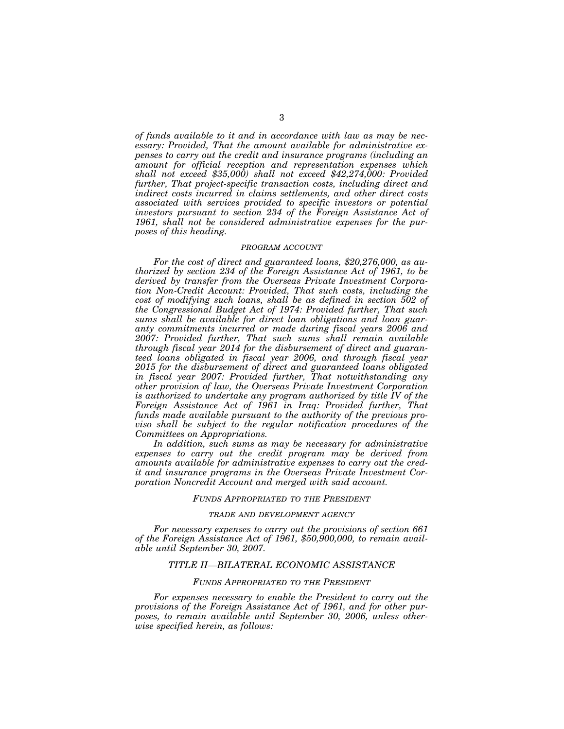*of funds available to it and in accordance with law as may be necessary: Provided, That the amount available for administrative expenses to carry out the credit and insurance programs (including an amount for official reception and representation expenses which shall not exceed $35,000) shall not exceed $42,274,000: Provided further, That project-specific transaction costs, including direct and indirect costs incurred in claims settlements, and other direct costs associated with services provided to specific investors or potential investors pursuant to section 234 of the Foreign Assistance Act of 1961, shall not be considered administrative expenses for the purposes of this heading.*

##### *PROGRAM ACCOUNT*

*For the cost of direct and guaranteed loans, $20,276,000, as authorized by section 234 of the Foreign Assistance Act of 1961, to be derived by transfer from the Overseas Private Investment Corporation Non-Credit Account: Provided, That such costs, including the cost of modifying such loans, shall be as defined in section 502 of the Congressional Budget Act of 1974: Provided further, That such sums shall be available for direct loan obligations and loan guaranty commitments incurred or made during fiscal years 2006 and 2007: Provided further, That such sums shall remain available through fiscal year 2014 for the disbursement of direct and guaranteed loans obligated in fiscal year 2006, and through fiscal year 2015 for the disbursement of direct and guaranteed loans obligated in fiscal year 2007: Provided further, That notwithstanding any other provision of law, the Overseas Private Investment Corporation is authorized to undertake any program authorized by title IV of the Foreign Assistance Act of 1961 in Iraq: Provided further, That funds made available pursuant to the authority of the previous proviso shall be subject to the regular notification procedures of the Committees on Appropriations.*

*In addition, such sums as may be necessary for administrative expenses to carry out the credit program may be derived from amounts available for administrative expenses to carry out the credit and insurance programs in the Overseas Private Investment Corporation Noncredit Account and merged with said account.*

#### *FUNDS APPROPRIATED TO THE PRESIDENT*

##### *TRADE AND DEVELOPMENT AGENCY*

*For necessary expenses to carry out the provisions of section 661 of the Foreign Assistance Act of 1961, $50,900,000, to remain available until September 30, 2007.*

## *TITLE II—BILATERAL ECONOMIC ASSISTANCE*

#### *FUNDS APPROPRIATED TO THE PRESIDENT*

*For expenses necessary to enable the President to carry out the provisions of the Foreign Assistance Act of 1961, and for other purposes, to remain available until September 30, 2006, unless otherwise specified herein, as follows:*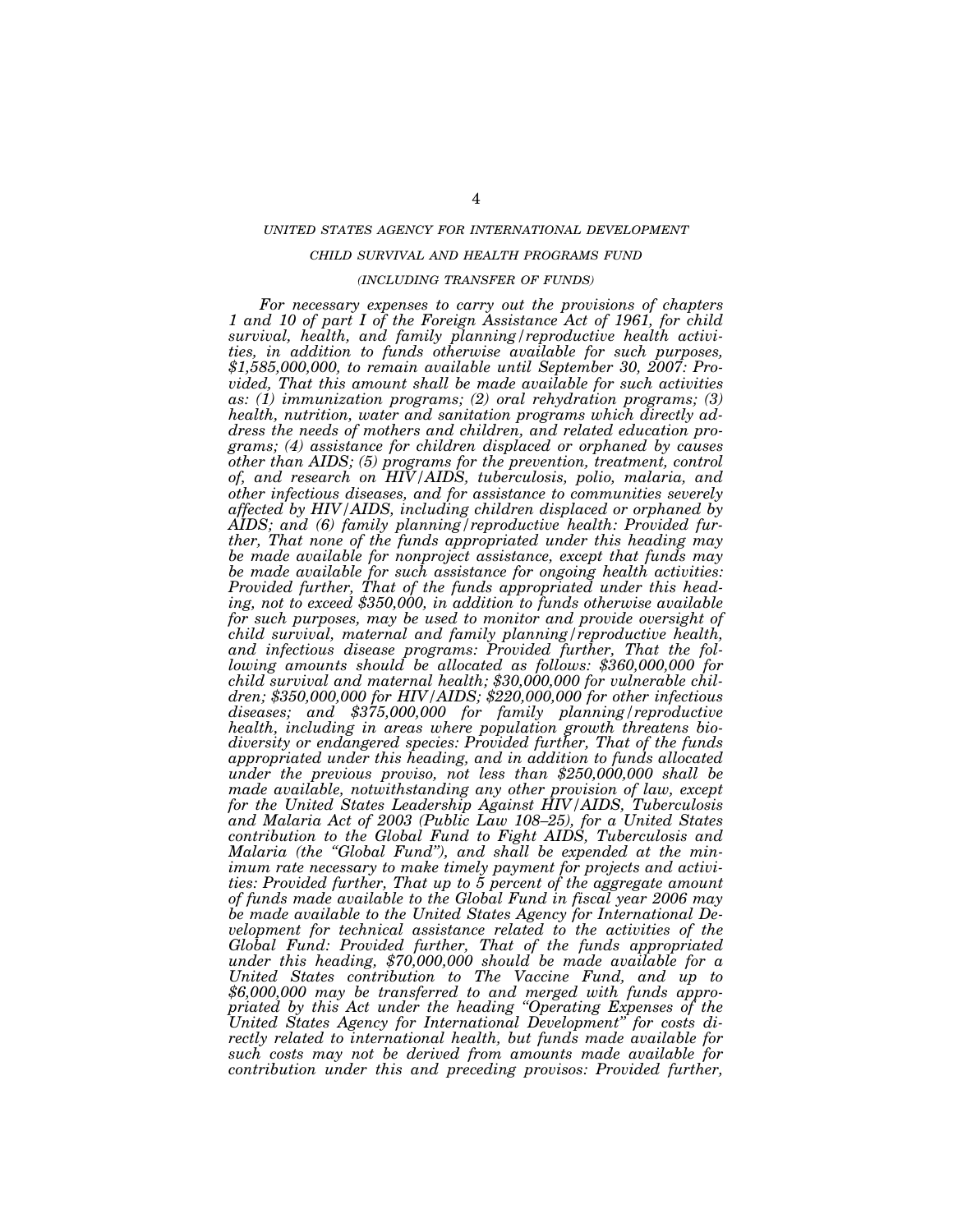*UNITED STATES AGENCY FOR INTERNATIONAL DEVELOPMENT*

*CHILD SURVIVAL AND HEALTH PROGRAMS FUND*

*(INCLUDING TRANSFER OF FUNDS)*

*For necessary expenses to carry out the provisions of chapters 1 and 10 of part I of the Foreign Assistance Act of 1961, for child survival, health, and family planning/reproductive health activities, in addition to funds otherwise available for such purposes, $1,585,000,000, to remain available until September 30, 2007: Provided, That this amount shall be made available for such activities as: (1) immunization programs; (2) oral rehydration programs; (3) health, nutrition, water and sanitation programs which directly address the needs of mothers and children, and related education programs; (4) assistance for children displaced or orphaned by causes other than AIDS; (5) programs for the prevention, treatment, control of, and research on HIV/AIDS, tuberculosis, polio, malaria, and other infectious diseases, and for assistance to communities severely affected by HIV/AIDS, including children displaced or orphaned by AIDS; and (6) family planning/reproductive health: Provided further, That none of the funds appropriated under this heading may be made available for nonproject assistance, except that funds may be made available for such assistance for ongoing health activities: Provided further, That of the funds appropriated under this heading, not to exceed $350,000, in addition to funds otherwise available for such purposes, may be used to monitor and provide oversight of child survival, maternal and family planning/reproductive health, and infectious disease programs: Provided further, That the following amounts should be allocated as follows: $360,000,000 for child survival and maternal health; $30,000,000 for vulnerable children; $350,000,000 for HIV/AIDS; $220,000,000 for other infectious diseases; and $375,000,000 for family planning/reproductive health, including in areas where population growth threatens biodiversity or endangered species: Provided further, That of the funds appropriated under this heading, and in addition to funds allocated under the previous proviso, not less than $250,000,000 shall be made available, notwithstanding any other provision of law, except for the United States Leadership Against HIV/AIDS, Tuberculosis and Malaria Act of 2003 (Public Law 108–25), for a United States contribution to the Global Fund to Fight AIDS, Tuberculosis and Malaria (the "Global Fund"), and shall be expended at the minimum rate necessary to make timely payment for projects and activities: Provided further, That up to 5 percent of the aggregate amount of funds made available to the Global Fund in fiscal year 2006 may be made available to the United States Agency for International Development for technical assistance related to the activities of the Global Fund: Provided further, That of the funds appropriated under this heading, $70,000,000 should be made available for a United States contribution to The Vaccine Fund, and up to $6,000,000 may be transferred to and merged with funds appropriated by this Act under the heading "Operating Expenses of the United States Agency for International Development" for costs directly related to international health, but funds made available for such costs may not be derived from amounts made available for contribution under this and preceding provisos: Provided further,*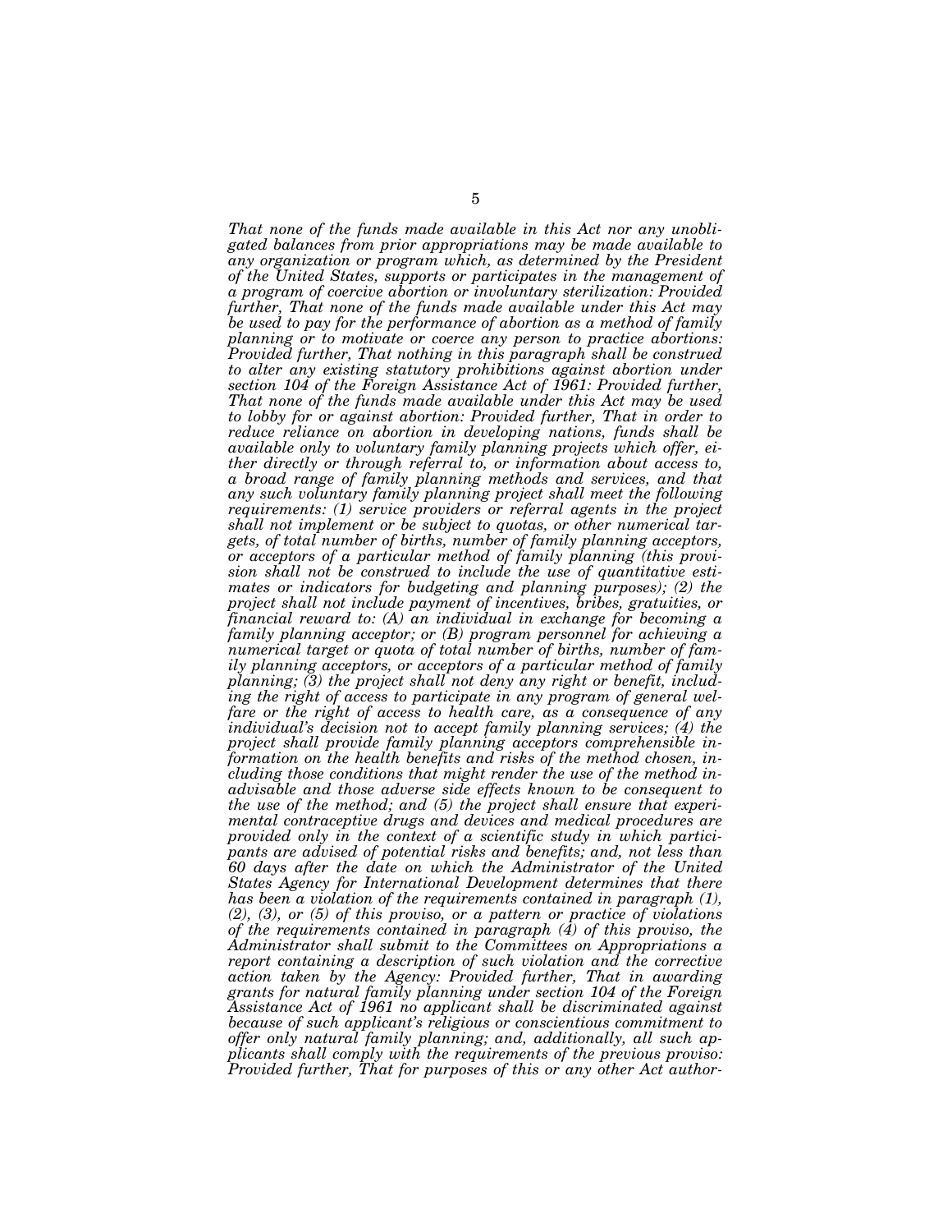*That none of the funds made available in this Act nor any unobligated balances from prior appropriations may be made available to any organization or program which, as determined by the President of the United States, supports or participates in the management of a program of coercive abortion or involuntary sterilization: Provided further, That none of the funds made available under this Act may be used to pay for the performance of abortion as a method of family planning or to motivate or coerce any person to practice abortions: Provided further, That nothing in this paragraph shall be construed to alter any existing statutory prohibitions against abortion under section 104 of the Foreign Assistance Act of 1961: Provided further, That none of the funds made available under this Act may be used to lobby for or against abortion: Provided further, That in order to reduce reliance on abortion in developing nations, funds shall be available only to voluntary family planning projects which offer, either directly or through referral to, or information about access to, a broad range of family planning methods and services, and that any such voluntary family planning project shall meet the following requirements: (1) service providers or referral agents in the project shall not implement or be subject to quotas, or other numerical targets, of total number of births, number of family planning acceptors, or acceptors of a particular method of family planning (this provision shall not be construed to include the use of quantitative estimates or indicators for budgeting and planning purposes); (2) the project shall not include payment of incentives, bribes, gratuities, or financial reward to: (A) an individual in exchange for becoming a family planning acceptor; or (B) program personnel for achieving a numerical target or quota of total number of births, number of family planning acceptors, or acceptors of a particular method of family planning; (3) the project shall not deny any right or benefit, including the right of access to participate in any program of general welfare or the right of access to health care, as a consequence of any individual's decision not to accept family planning services; (4) the project shall provide family planning acceptors comprehensible information on the health benefits and risks of the method chosen, including those conditions that might render the use of the method inadvisable and those adverse side effects known to be consequent to the use of the method; and (5) the project shall ensure that experimental contraceptive drugs and devices and medical procedures are provided only in the context of a scientific study in which participants are advised of potential risks and benefits; and, not less than 60 days after the date on which the Administrator of the United States Agency for International Development determines that there has been a violation of the requirements contained in paragraph (1), (2), (3), or (5) of this proviso, or a pattern or practice of violations of the requirements contained in paragraph (4) of this proviso, the Administrator shall submit to the Committees on Appropriations a report containing a description of such violation and the corrective action taken by the Agency: Provided further, That in awarding grants for natural family planning under section 104 of the Foreign Assistance Act of 1961 no applicant shall be discriminated against because of such applicant's religious or conscientious commitment to offer only natural family planning; and, additionally, all such applicants shall comply with the requirements of the previous proviso: Provided further, That for purposes of this or any other Act author-*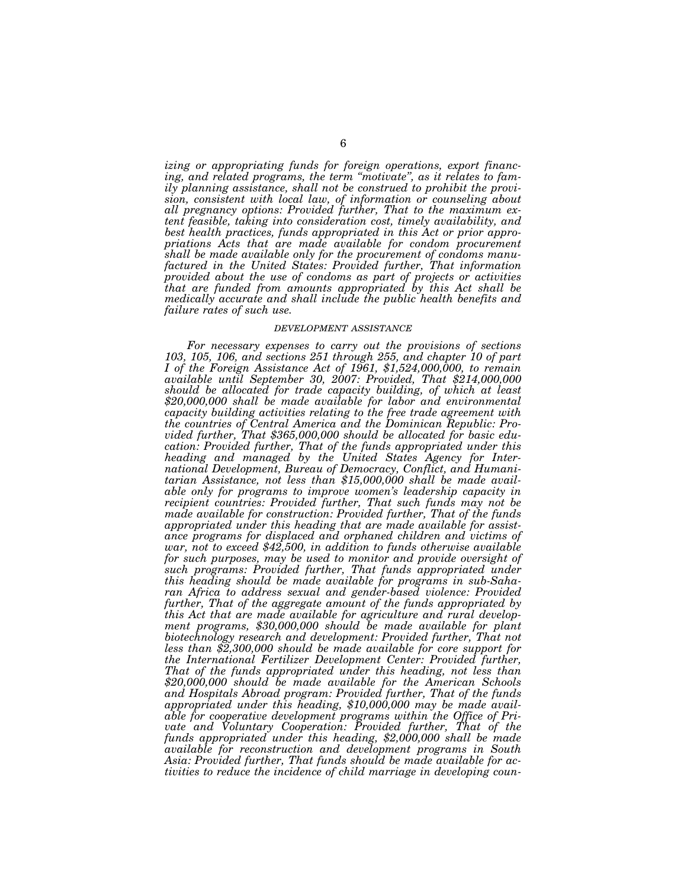*izing or appropriating funds for foreign operations, export financing, and related programs, the term "motivate", as it relates to family planning assistance, shall not be construed to prohibit the provision, consistent with local law, of information or counseling about all pregnancy options: Provided further, That to the maximum extent feasible, taking into consideration cost, timely availability, and best health practices, funds appropriated in this Act or prior appropriations Acts that are made available for condom procurement shall be made available only for the procurement of condoms manufactured in the United States: Provided further, That information provided about the use of condoms as part of projects or activities that are funded from amounts appropriated by this Act shall be medically accurate and shall include the public health benefits and failure rates of such use.*

### *DEVELOPMENT ASSISTANCE*

*For necessary expenses to carry out the provisions of sections 103, 105, 106, and sections 251 through 255, and chapter 10 of part I of the Foreign Assistance Act of 1961, $1,524,000,000, to remain available until September 30, 2007: Provided, That $214,000,000 should be allocated for trade capacity building, of which at least $20,000,000 shall be made available for labor and environmental capacity building activities relating to the free trade agreement with the countries of Central America and the Dominican Republic: Provided further, That $365,000,000 should be allocated for basic education: Provided further, That of the funds appropriated under this heading and managed by the United States Agency for International Development, Bureau of Democracy, Conflict, and Humanitarian Assistance, not less than $15,000,000 shall be made available only for programs to improve women's leadership capacity in recipient countries: Provided further, That such funds may not be made available for construction: Provided further, That of the funds appropriated under this heading that are made available for assistance programs for displaced and orphaned children and victims of war, not to exceed $42,500, in addition to funds otherwise available for such purposes, may be used to monitor and provide oversight of such programs: Provided further, That funds appropriated under this heading should be made available for programs in sub-Saharan Africa to address sexual and gender-based violence: Provided further, That of the aggregate amount of the funds appropriated by this Act that are made available for agriculture and rural development programs, $30,000,000 should be made available for plant biotechnology research and development: Provided further, That not less than $2,300,000 should be made available for core support for the International Fertilizer Development Center: Provided further, That of the funds appropriated under this heading, not less than $20,000,000 should be made available for the American Schools and Hospitals Abroad program: Provided further, That of the funds appropriated under this heading, $10,000,000 may be made available for cooperative development programs within the Office of Private and Voluntary Cooperation: Provided further, That of the funds appropriated under this heading, $2,000,000 shall be made available for reconstruction and development programs in South Asia: Provided further, That funds should be made available for activities to reduce the incidence of child marriage in developing coun-*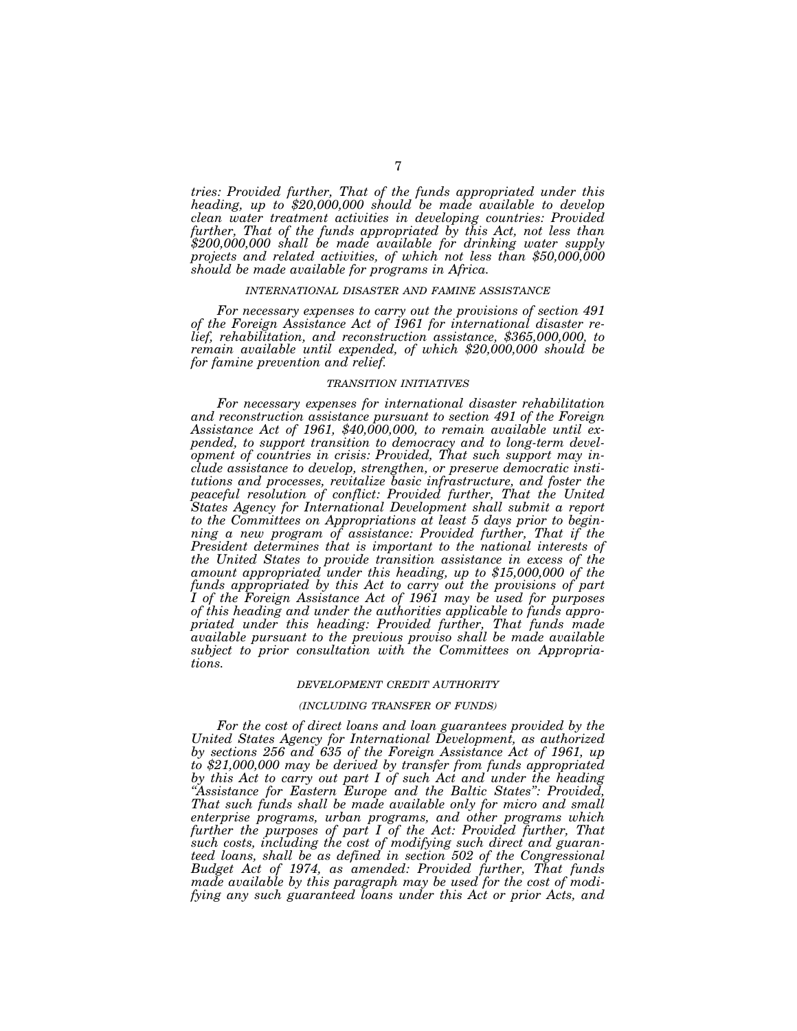*tries: Provided further, That of the funds appropriated under this heading, up to $20,000,000 should be made available to develop clean water treatment activities in developing countries: Provided further, That of the funds appropriated by this Act, not less than $200,000,000 shall be made available for drinking water supply projects and related activities, of which not less than $50,000,000 should be made available for programs in Africa.*

### *INTERNATIONAL DISASTER AND FAMINE ASSISTANCE*

*For necessary expenses to carry out the provisions of section 491 of the Foreign Assistance Act of 1961 for international disaster relief, rehabilitation, and reconstruction assistance, $365,000,000, to remain available until expended, of which $20,000,000 should be for famine prevention and relief.*

### *TRANSITION INITIATIVES*

*For necessary expenses for international disaster rehabilitation and reconstruction assistance pursuant to section 491 of the Foreign Assistance Act of 1961, $40,000,000, to remain available until expended, to support transition to democracy and to long-term development of countries in crisis: Provided, That such support may include assistance to develop, strengthen, or preserve democratic institutions and processes, revitalize basic infrastructure, and foster the peaceful resolution of conflict: Provided further, That the United States Agency for International Development shall submit a report to the Committees on Appropriations at least 5 days prior to beginning a new program of assistance: Provided further, That if the President determines that is important to the national interests of the United States to provide transition assistance in excess of the amount appropriated under this heading, up to $15,000,000 of the funds appropriated by this Act to carry out the provisions of part I of the Foreign Assistance Act of 1961 may be used for purposes of this heading and under the authorities applicable to funds appropriated under this heading: Provided further, That funds made available pursuant to the previous proviso shall be made available subject to prior consultation with the Committees on Appropriations.*

### *DEVELOPMENT CREDIT AUTHORITY*

#### *(INCLUDING TRANSFER OF FUNDS)*

*For the cost of direct loans and loan guarantees provided by the United States Agency for International Development, as authorized by sections 256 and 635 of the Foreign Assistance Act of 1961, up to $21,000,000 may be derived by transfer from funds appropriated by this Act to carry out part I of such Act and under the heading "Assistance for Eastern Europe and the Baltic States": Provided, That such funds shall be made available only for micro and small enterprise programs, urban programs, and other programs which further the purposes of part I of the Act: Provided further, That such costs, including the cost of modifying such direct and guaranteed loans, shall be as defined in section 502 of the Congressional Budget Act of 1974, as amended: Provided further, That funds made available by this paragraph may be used for the cost of modifying any such guaranteed loans under this Act or prior Acts, and*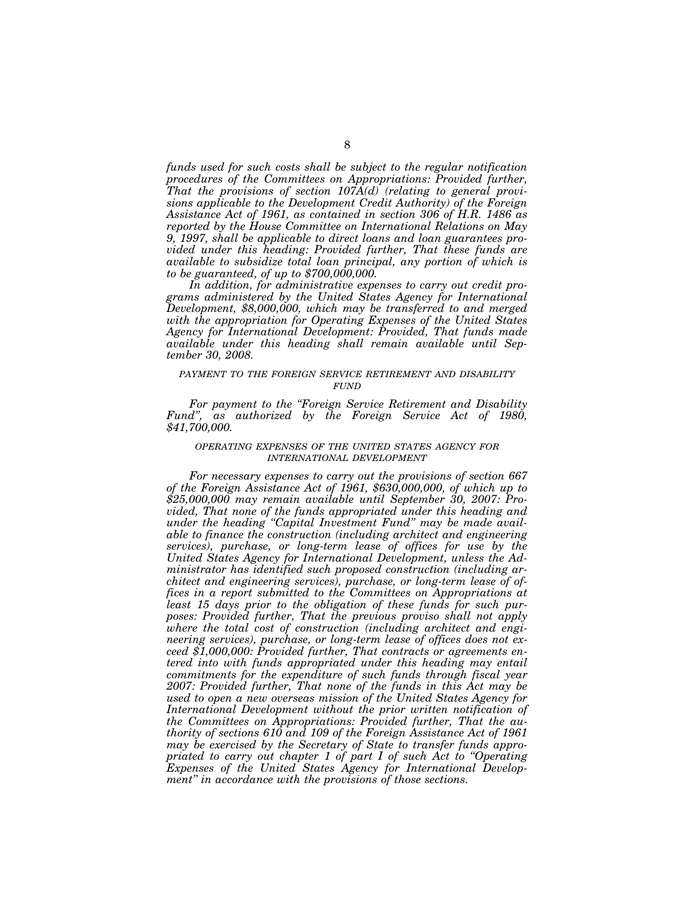*funds used for such costs shall be subject to the regular notification procedures of the Committees on Appropriations: Provided further, That the provisions of section 107A(d) (relating to general provisions applicable to the Development Credit Authority) of the Foreign Assistance Act of 1961, as contained in section 306 of H.R. 1486 as reported by the House Committee on International Relations on May 9, 1997, shall be applicable to direct loans and loan guarantees provided under this heading: Provided further, That these funds are available to subsidize total loan principal, any portion of which is to be guaranteed, of up to $700,000,000.*

*In addition, for administrative expenses to carry out credit programs administered by the United States Agency for International Development, $8,000,000, which may be transferred to and merged with the appropriation for Operating Expenses of the United States Agency for International Development: Provided, That funds made available under this heading shall remain available until September 30, 2008.*

### *PAYMENT TO THE FOREIGN SERVICE RETIREMENT AND DISABILITY FUND*

*For payment to the "Foreign Service Retirement and Disability Fund", as authorized by the Foreign Service Act of 1980, $41,700,000.*

### *OPERATING EXPENSES OF THE UNITED STATES AGENCY FOR INTERNATIONAL DEVELOPMENT*

*For necessary expenses to carry out the provisions of section 667 of the Foreign Assistance Act of 1961, $630,000,000, of which up to $25,000,000 may remain available until September 30, 2007: Provided, That none of the funds appropriated under this heading and under the heading "Capital Investment Fund" may be made available to finance the construction (including architect and engineering services), purchase, or long-term lease of offices for use by the United States Agency for International Development, unless the Administrator has identified such proposed construction (including architect and engineering services), purchase, or long-term lease of offices in a report submitted to the Committees on Appropriations at least 15 days prior to the obligation of these funds for such purposes: Provided further, That the previous proviso shall not apply where the total cost of construction (including architect and engineering services), purchase, or long-term lease of offices does not exceed $1,000,000: Provided further, That contracts or agreements entered into with funds appropriated under this heading may entail commitments for the expenditure of such funds through fiscal year 2007: Provided further, That none of the funds in this Act may be used to open a new overseas mission of the United States Agency for International Development without the prior written notification of the Committees on Appropriations: Provided further, That the authority of sections 610 and 109 of the Foreign Assistance Act of 1961 may be exercised by the Secretary of State to transfer funds appropriated to carry out chapter 1 of part I of such Act to "Operating Expenses of the United States Agency for International Development" in accordance with the provisions of those sections.*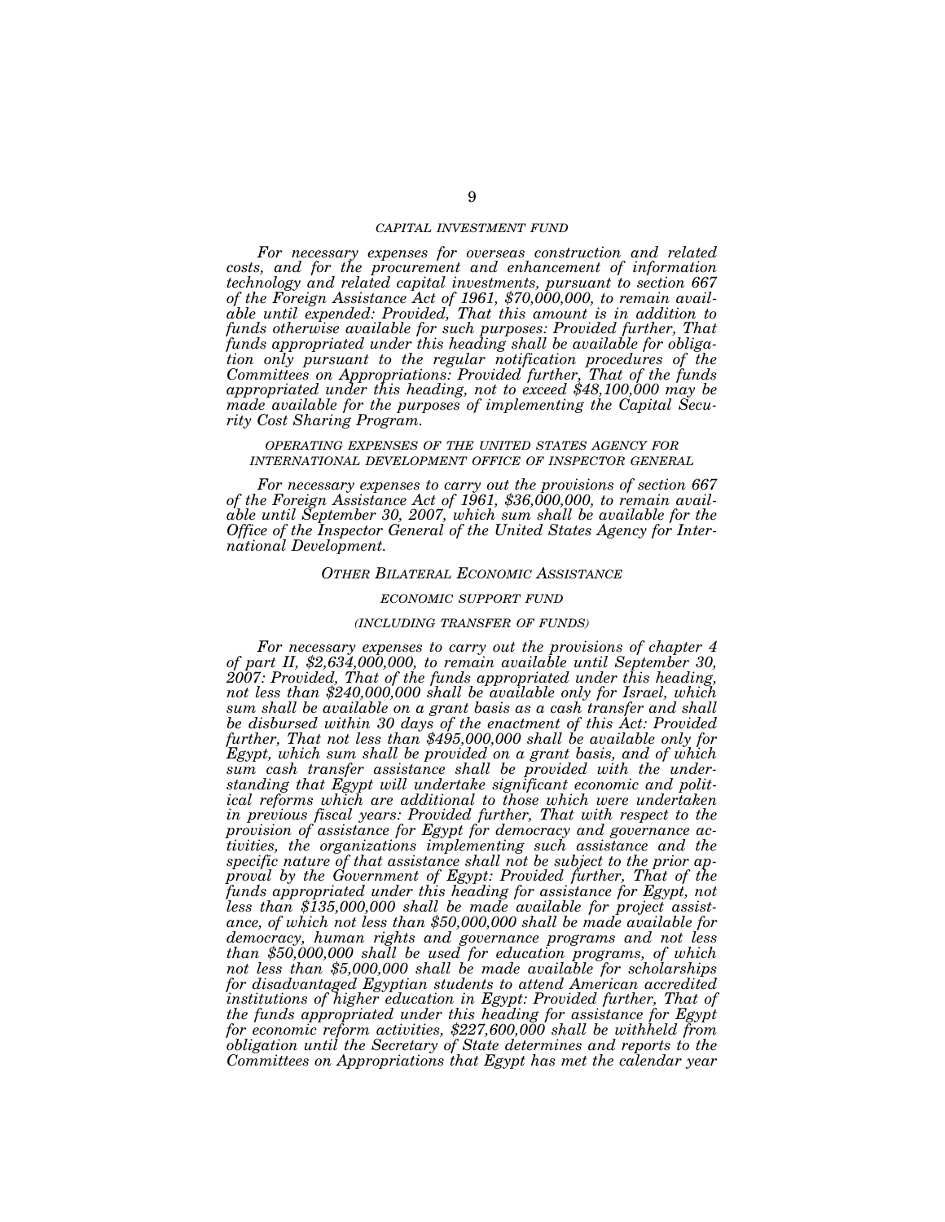*CAPITAL INVESTMENT FUND*

*For necessary expenses for overseas construction and related costs, and for the procurement and enhancement of information technology and related capital investments, pursuant to section 667 of the Foreign Assistance Act of 1961, $70,000,000, to remain available until expended: Provided, That this amount is in addition to funds otherwise available for such purposes: Provided further, That funds appropriated under this heading shall be available for obligation only pursuant to the regular notification procedures of the Committees on Appropriations: Provided further, That of the funds appropriated under this heading, not to exceed $48,100,000 may be made available for the purposes of implementing the Capital Security Cost Sharing Program.*

*OPERATING EXPENSES OF THE UNITED STATES AGENCY FOR INTERNATIONAL DEVELOPMENT OFFICE OF INSPECTOR GENERAL*

*For necessary expenses to carry out the provisions of section 667 of the Foreign Assistance Act of 1961, $36,000,000, to remain available until September 30, 2007, which sum shall be available for the Office of the Inspector General of the United States Agency for International Development.*

*OTHER BILATERAL ECONOMIC ASSISTANCE*

*ECONOMIC SUPPORT FUND*

*(INCLUDING TRANSFER OF FUNDS)*

*For necessary expenses to carry out the provisions of chapter 4 of part II, $2,634,000,000, to remain available until September 30, 2007: Provided, That of the funds appropriated under this heading, not less than $240,000,000 shall be available only for Israel, which sum shall be available on a grant basis as a cash transfer and shall be disbursed within 30 days of the enactment of this Act: Provided further, That not less than $495,000,000 shall be available only for Egypt, which sum shall be provided on a grant basis, and of which sum cash transfer assistance shall be provided with the understanding that Egypt will undertake significant economic and political reforms which are additional to those which were undertaken in previous fiscal years: Provided further, That with respect to the provision of assistance for Egypt for democracy and governance activities, the organizations implementing such assistance and the specific nature of that assistance shall not be subject to the prior approval by the Government of Egypt: Provided further, That of the funds appropriated under this heading for assistance for Egypt, not less than $135,000,000 shall be made available for project assistance, of which not less than $50,000,000 shall be made available for democracy, human rights and governance programs and not less than $50,000,000 shall be used for education programs, of which not less than $5,000,000 shall be made available for scholarships for disadvantaged Egyptian students to attend American accredited institutions of higher education in Egypt: Provided further, That of the funds appropriated under this heading for assistance for Egypt for economic reform activities, $227,600,000 shall be withheld from obligation until the Secretary of State determines and reports to the Committees on Appropriations that Egypt has met the calendar year*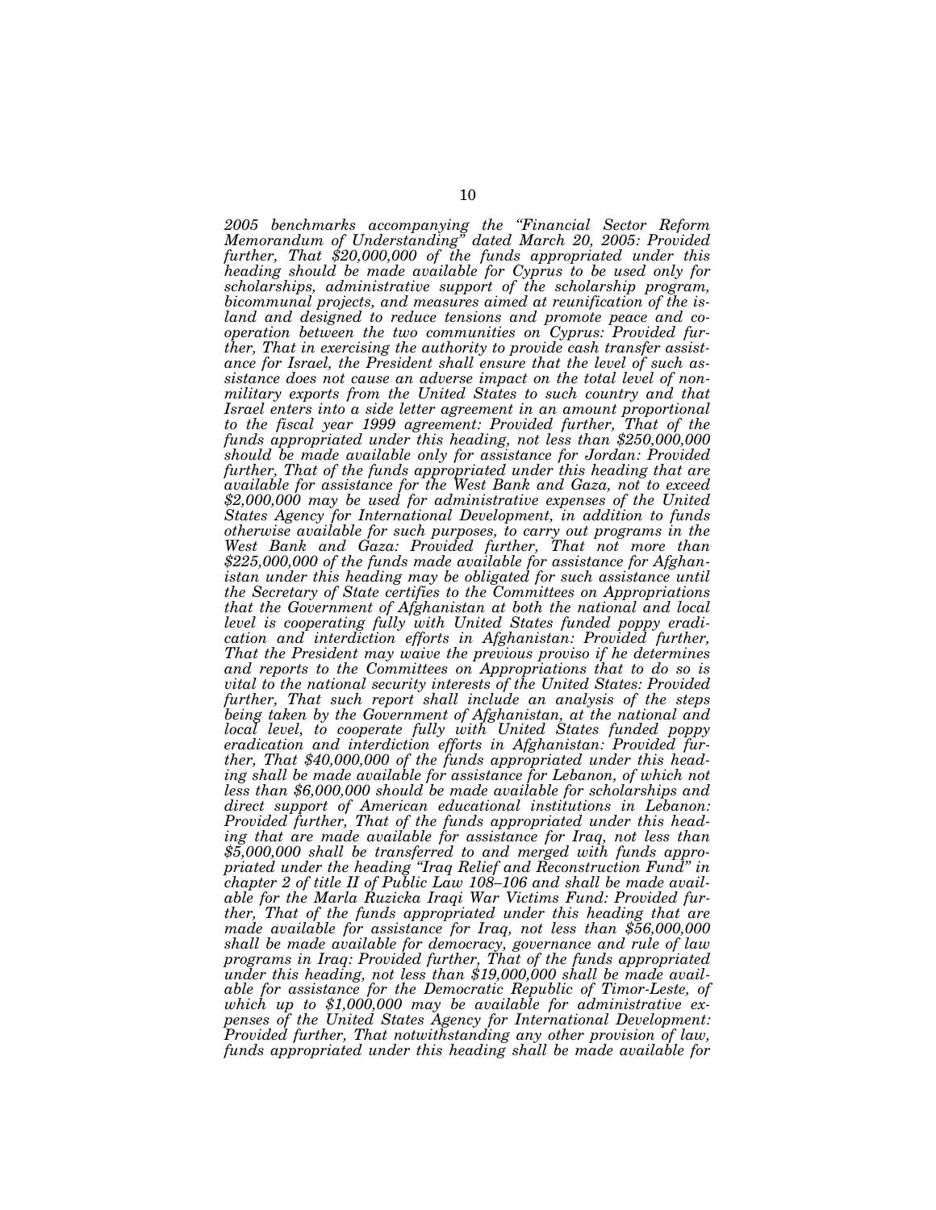*2005 benchmarks accompanying the "Financial Sector Reform Memorandum of Understanding" dated March 20, 2005: Provided further, That $20,000,000 of the funds appropriated under this heading should be made available for Cyprus to be used only for scholarships, administrative support of the scholarship program, bicommunal projects, and measures aimed at reunification of the island and designed to reduce tensions and promote peace and cooperation between the two communities on Cyprus: Provided further, That in exercising the authority to provide cash transfer assistance for Israel, the President shall ensure that the level of such assistance does not cause an adverse impact on the total level of nonmilitary exports from the United States to such country and that Israel enters into a side letter agreement in an amount proportional to the fiscal year 1999 agreement: Provided further, That of the funds appropriated under this heading, not less than $250,000,000 should be made available only for assistance for Jordan: Provided further, That of the funds appropriated under this heading that are available for assistance for the West Bank and Gaza, not to exceed $2,000,000 may be used for administrative expenses of the United States Agency for International Development, in addition to funds otherwise available for such purposes, to carry out programs in the West Bank and Gaza: Provided further, That not more than $225,000,000 of the funds made available for assistance for Afghanistan under this heading may be obligated for such assistance until the Secretary of State certifies to the Committees on Appropriations that the Government of Afghanistan at both the national and local level is cooperating fully with United States funded poppy eradication and interdiction efforts in Afghanistan: Provided further, That the President may waive the previous proviso if he determines and reports to the Committees on Appropriations that to do so is vital to the national security interests of the United States: Provided further, That such report shall include an analysis of the steps being taken by the Government of Afghanistan, at the national and local level, to cooperate fully with United States funded poppy eradication and interdiction efforts in Afghanistan: Provided further, That $40,000,000 of the funds appropriated under this heading shall be made available for assistance for Lebanon, of which not less than $6,000,000 should be made available for scholarships and direct support of American educational institutions in Lebanon: Provided further, That of the funds appropriated under this heading that are made available for assistance for Iraq, not less than $5,000,000 shall be transferred to and merged with funds appropriated under the heading "Iraq Relief and Reconstruction Fund" in chapter 2 of title II of Public Law 108–106 and shall be made available for the Marla Ruzicka Iraqi War Victims Fund: Provided further, That of the funds appropriated under this heading that are made available for assistance for Iraq, not less than $56,000,000 shall be made available for democracy, governance and rule of law programs in Iraq: Provided further, That of the funds appropriated under this heading, not less than $19,000,000 shall be made available for assistance for the Democratic Republic of Timor-Leste, of which up to $1,000,000 may be available for administrative expenses of the United States Agency for International Development: Provided further, That notwithstanding any other provision of law, funds appropriated under this heading shall be made available for*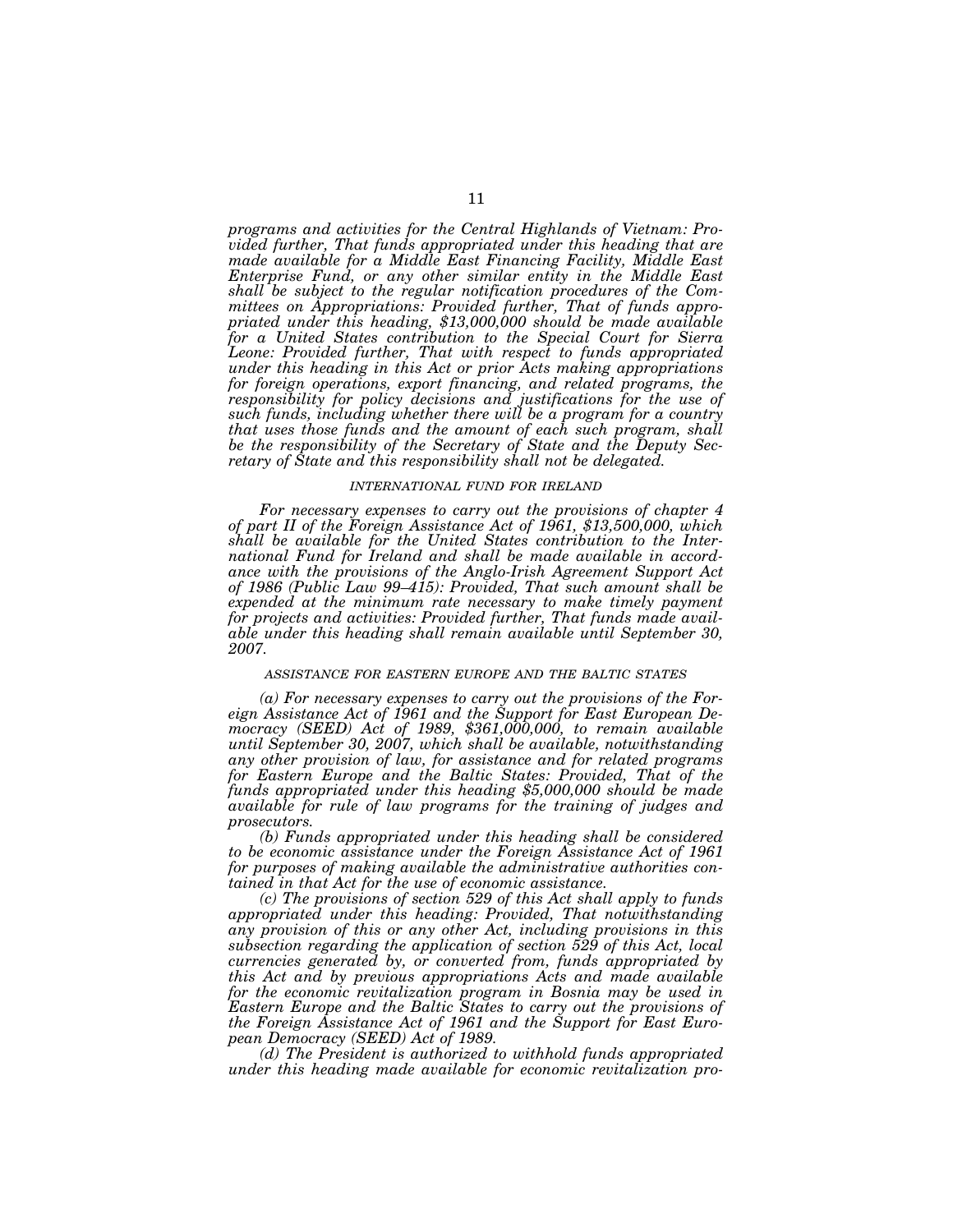*programs and activities for the Central Highlands of Vietnam: Provided further, That funds appropriated under this heading that are made available for a Middle East Financing Facility, Middle East Enterprise Fund, or any other similar entity in the Middle East shall be subject to the regular notification procedures of the Committees on Appropriations: Provided further, That of funds appropriated under this heading, $13,000,000 should be made available for a United States contribution to the Special Court for Sierra Leone: Provided further, That with respect to funds appropriated under this heading in this Act or prior Acts making appropriations for foreign operations, export financing, and related programs, the responsibility for policy decisions and justifications for the use of such funds, including whether there will be a program for a country that uses those funds and the amount of each such program, shall be the responsibility of the Secretary of State and the Deputy Secretary of State and this responsibility shall not be delegated.*

### *INTERNATIONAL FUND FOR IRELAND*

*For necessary expenses to carry out the provisions of chapter 4 of part II of the Foreign Assistance Act of 1961, $13,500,000, which shall be available for the United States contribution to the International Fund for Ireland and shall be made available in accordance with the provisions of the Anglo-Irish Agreement Support Act of 1986 (Public Law 99–415): Provided, That such amount shall be expended at the minimum rate necessary to make timely payment for projects and activities: Provided further, That funds made available under this heading shall remain available until September 30, 2007.*

### *ASSISTANCE FOR EASTERN EUROPE AND THE BALTIC STATES*

*(a) For necessary expenses to carry out the provisions of the Foreign Assistance Act of 1961 and the Support for East European Democracy (SEED) Act of 1989, $361,000,000, to remain available until September 30, 2007, which shall be available, notwithstanding any other provision of law, for assistance and for related programs for Eastern Europe and the Baltic States: Provided, That of the funds appropriated under this heading $5,000,000 should be made available for rule of law programs for the training of judges and prosecutors.*

*(b) Funds appropriated under this heading shall be considered to be economic assistance under the Foreign Assistance Act of 1961 for purposes of making available the administrative authorities contained in that Act for the use of economic assistance.*

*(c) The provisions of section 529 of this Act shall apply to funds appropriated under this heading: Provided, That notwithstanding any provision of this or any other Act, including provisions in this subsection regarding the application of section 529 of this Act, local currencies generated by, or converted from, funds appropriated by this Act and by previous appropriations Acts and made available for the economic revitalization program in Bosnia may be used in Eastern Europe and the Baltic States to carry out the provisions of the Foreign Assistance Act of 1961 and the Support for East European Democracy (SEED) Act of 1989.*

*(d) The President is authorized to withhold funds appropriated under this heading made available for economic revitalization pro-*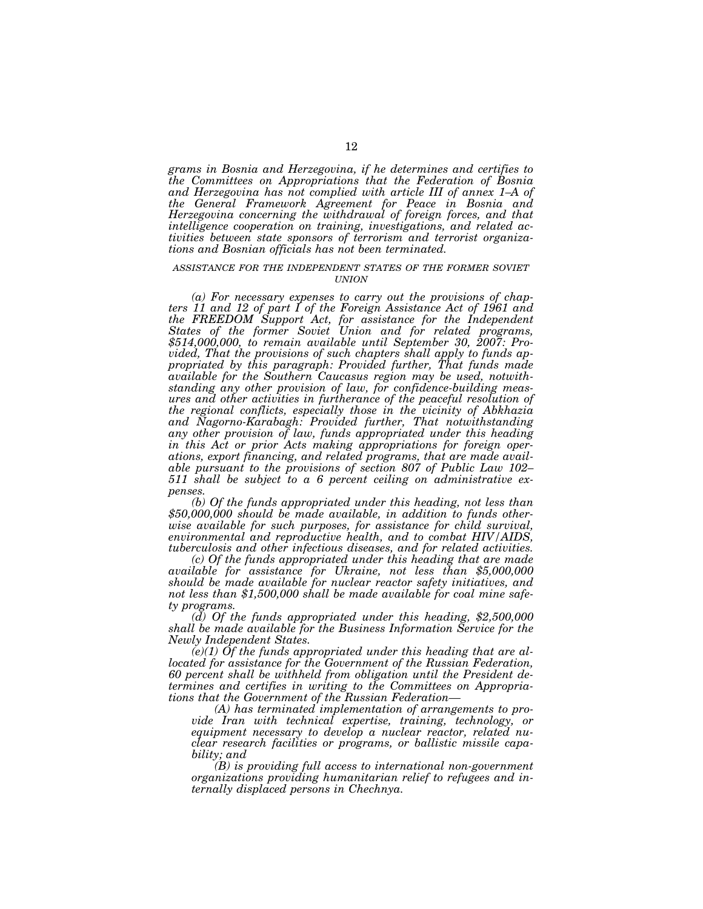*grams in Bosnia and Herzegovina, if he determines and certifies to the Committees on Appropriations that the Federation of Bosnia and Herzegovina has not complied with article III of annex 1–A of the General Framework Agreement for Peace in Bosnia and Herzegovina concerning the withdrawal of foreign forces, and that intelligence cooperation on training, investigations, and related activities between state sponsors of terrorism and terrorist organizations and Bosnian officials has not been terminated.*

### *ASSISTANCE FOR THE INDEPENDENT STATES OF THE FORMER SOVIET UNION*

*(a) For necessary expenses to carry out the provisions of chapters 11 and 12 of part I of the Foreign Assistance Act of 1961 and the FREEDOM Support Act, for assistance for the Independent States of the former Soviet Union and for related programs, $514,000,000, to remain available until September 30, 2007: Provided, That the provisions of such chapters shall apply to funds appropriated by this paragraph: Provided further, That funds made available for the Southern Caucasus region may be used, notwithstanding any other provision of law, for confidence-building measures and other activities in furtherance of the peaceful resolution of the regional conflicts, especially those in the vicinity of Abkhazia and Nagorno-Karabagh: Provided further, That notwithstanding any other provision of law, funds appropriated under this heading in this Act or prior Acts making appropriations for foreign operations, export financing, and related programs, that are made available pursuant to the provisions of section 807 of Public Law 102–511 shall be subject to a 6 percent ceiling on administrative expenses.*

*(b) Of the funds appropriated under this heading, not less than $50,000,000 should be made available, in addition to funds otherwise available for such purposes, for assistance for child survival, environmental and reproductive health, and to combat HIV/AIDS, tuberculosis and other infectious diseases, and for related activities.*

*(c) Of the funds appropriated under this heading that are made available for assistance for Ukraine, not less than $5,000,000 should be made available for nuclear reactor safety initiatives, and not less than $1,500,000 shall be made available for coal mine safety programs.*

*(d) Of the funds appropriated under this heading, $2,500,000 shall be made available for the Business Information Service for the Newly Independent States.*

*(e)(1) Of the funds appropriated under this heading that are allocated for assistance for the Government of the Russian Federation, 60 percent shall be withheld from obligation until the President determines and certifies in writing to the Committees on Appropriations that the Government of the Russian Federation—*

*(A) has terminated implementation of arrangements to provide Iran with technical expertise, training, technology, or equipment necessary to develop a nuclear reactor, related nuclear research facilities or programs, or ballistic missile capability; and*

*(B) is providing full access to international non-government organizations providing humanitarian relief to refugees and internally displaced persons in Chechnya.*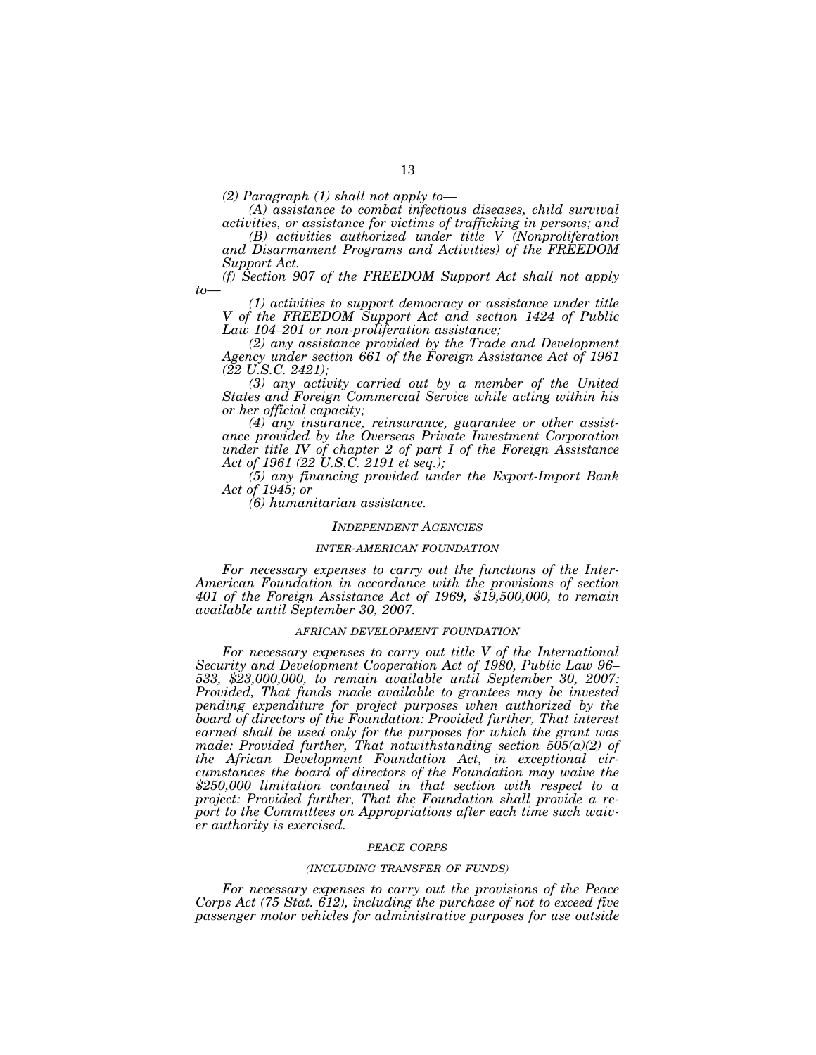*(2) Paragraph (1) shall not apply to—*

*(A) assistance to combat infectious diseases, child survival activities, or assistance for victims of trafficking in persons; and*

*(B) activities authorized under title V (Nonproliferation and Disarmament Programs and Activities) of the FREEDOM Support Act.*

*(f) Section 907 of the FREEDOM Support Act shall not apply to—*

*(1) activities to support democracy or assistance under title V of the FREEDOM Support Act and section 1424 of Public Law 104–201 or non-proliferation assistance;*

*(2) any assistance provided by the Trade and Development Agency under section 661 of the Foreign Assistance Act of 1961 (22 U.S.C. 2421);*

*(3) any activity carried out by a member of the United States and Foreign Commercial Service while acting within his or her official capacity;*

*(4) any insurance, reinsurance, guarantee or other assistance provided by the Overseas Private Investment Corporation under title IV of chapter 2 of part I of the Foreign Assistance Act of 1961 (22 U.S.C. 2191 et seq.);*

*(5) any financing provided under the Export-Import Bank Act of 1945; or*

*(6) humanitarian assistance.*

### *INDEPENDENT AGENCIES*

#### *INTER-AMERICAN FOUNDATION*

*For necessary expenses to carry out the functions of the Inter-American Foundation in accordance with the provisions of section 401 of the Foreign Assistance Act of 1969, $19,500,000, to remain available until September 30, 2007.*

#### *AFRICAN DEVELOPMENT FOUNDATION*

*For necessary expenses to carry out title V of the International Security and Development Cooperation Act of 1980, Public Law 96–533, $23,000,000, to remain available until September 30, 2007: Provided, That funds made available to grantees may be invested pending expenditure for project purposes when authorized by the board of directors of the Foundation: Provided further, That interest earned shall be used only for the purposes for which the grant was made: Provided further, That notwithstanding section 505(a)(2) of the African Development Foundation Act, in exceptional circumstances the board of directors of the Foundation may waive the $250,000 limitation contained in that section with respect to a project: Provided further, That the Foundation shall provide a report to the Committees on Appropriations after each time such waiver authority is exercised.*

#### *PEACE CORPS*

*(INCLUDING TRANSFER OF FUNDS)*

*For necessary expenses to carry out the provisions of the Peace Corps Act (75 Stat. 612), including the purchase of not to exceed five passenger motor vehicles for administrative purposes for use outside*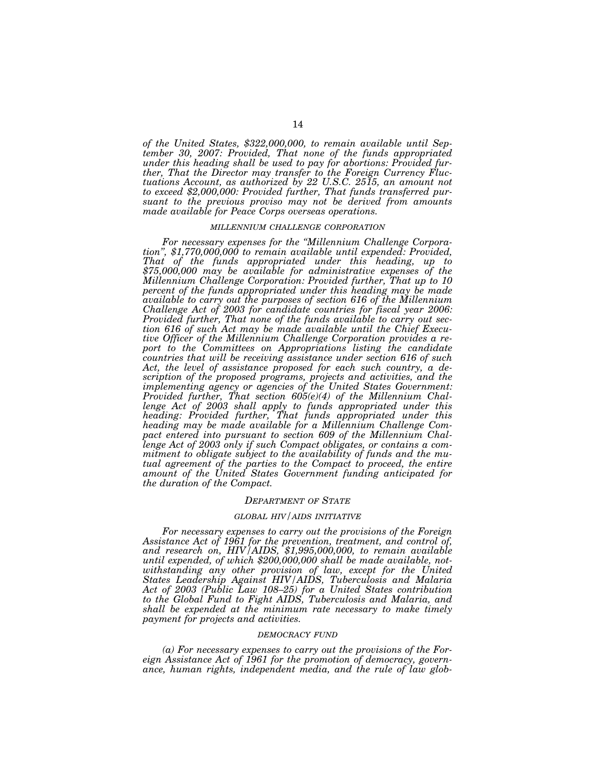*of the United States, $322,000,000, to remain available until September 30, 2007: Provided, That none of the funds appropriated under this heading shall be used to pay for abortions: Provided further, That the Director may transfer to the Foreign Currency Fluctuations Account, as authorized by 22 U.S.C. 2515, an amount not to exceed $2,000,000: Provided further, That funds transferred pursuant to the previous proviso may not be derived from amounts made available for Peace Corps overseas operations.*

### MILLENNIUM CHALLENGE CORPORATION

*For necessary expenses for the "Millennium Challenge Corporation", $1,770,000,000 to remain available until expended: Provided, That of the funds appropriated under this heading, up to $75,000,000 may be available for administrative expenses of the Millennium Challenge Corporation: Provided further, That up to 10 percent of the funds appropriated under this heading may be made available to carry out the purposes of section 616 of the Millennium Challenge Act of 2003 for candidate countries for fiscal year 2006: Provided further, That none of the funds available to carry out section 616 of such Act may be made available until the Chief Executive Officer of the Millennium Challenge Corporation provides a report to the Committees on Appropriations listing the candidate countries that will be receiving assistance under section 616 of such Act, the level of assistance proposed for each such country, a description of the proposed programs, projects and activities, and the implementing agency or agencies of the United States Government: Provided further, That section 605(e)(4) of the Millennium Challenge Act of 2003 shall apply to funds appropriated under this heading: Provided further, That funds appropriated under this heading may be made available for a Millennium Challenge Compact entered into pursuant to section 609 of the Millennium Challenge Act of 2003 only if such Compact obligates, or contains a commitment to obligate subject to the availability of funds and the mutual agreement of the parties to the Compact to proceed, the entire amount of the United States Government funding anticipated for the duration of the Compact.*

## DEPARTMENT OF STATE

### GLOBAL HIV/AIDS INITIATIVE

*For necessary expenses to carry out the provisions of the Foreign Assistance Act of 1961 for the prevention, treatment, and control of, and research on, HIV/AIDS, $1,995,000,000, to remain available until expended, of which $200,000,000 shall be made available, notwithstanding any other provision of law, except for the United States Leadership Against HIV/AIDS, Tuberculosis and Malaria Act of 2003 (Public Law 108–25) for a United States contribution to the Global Fund to Fight AIDS, Tuberculosis and Malaria, and shall be expended at the minimum rate necessary to make timely payment for projects and activities.*

### DEMOCRACY FUND

*(a) For necessary expenses to carry out the provisions of the Foreign Assistance Act of 1961 for the promotion of democracy, governance, human rights, independent media, and the rule of law glob-*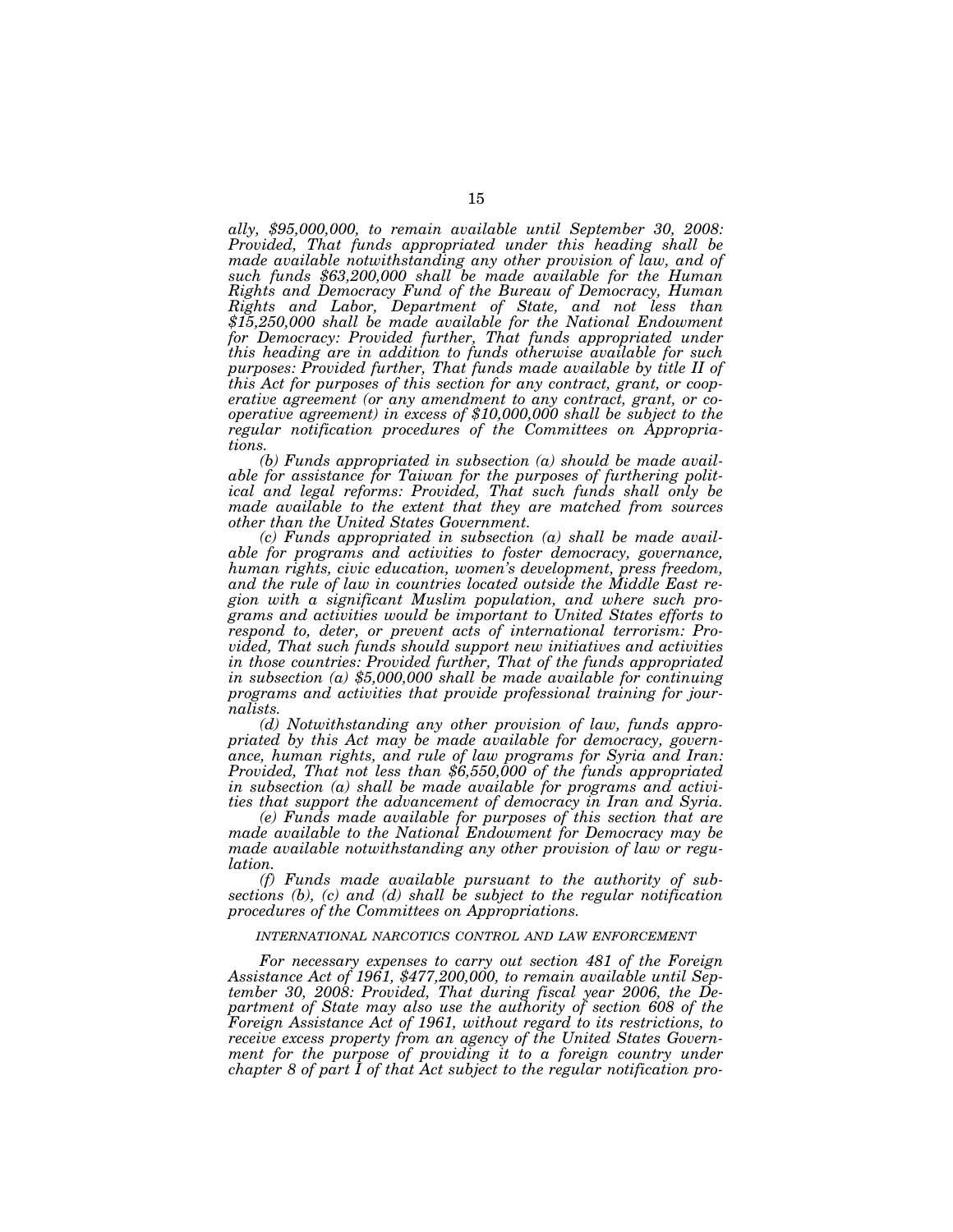*ally, $95,000,000, to remain available until September 30, 2008: Provided, That funds appropriated under this heading shall be made available notwithstanding any other provision of law, and of such funds $63,200,000 shall be made available for the Human Rights and Democracy Fund of the Bureau of Democracy, Human Rights and Labor, Department of State, and not less than $15,250,000 shall be made available for the National Endowment for Democracy: Provided further, That funds appropriated under this heading are in addition to funds otherwise available for such purposes: Provided further, That funds made available by title II of this Act for purposes of this section for any contract, grant, or cooperative agreement (or any amendment to any contract, grant, or cooperative agreement) in excess of $10,000,000 shall be subject to the regular notification procedures of the Committees on Appropriations.*

*(b) Funds appropriated in subsection (a) should be made available for assistance for Taiwan for the purposes of furthering political and legal reforms: Provided, That such funds shall only be made available to the extent that they are matched from sources other than the United States Government.*

*(c) Funds appropriated in subsection (a) shall be made available for programs and activities to foster democracy, governance, human rights, civic education, women's development, press freedom, and the rule of law in countries located outside the Middle East region with a significant Muslim population, and where such programs and activities would be important to United States efforts to respond to, deter, or prevent acts of international terrorism: Provided, That such funds should support new initiatives and activities in those countries: Provided further, That of the funds appropriated in subsection (a) $5,000,000 shall be made available for continuing programs and activities that provide professional training for journalists.*

*(d) Notwithstanding any other provision of law, funds appropriated by this Act may be made available for democracy, governance, human rights, and rule of law programs for Syria and Iran: Provided, That not less than $6,550,000 of the funds appropriated in subsection (a) shall be made available for programs and activities that support the advancement of democracy in Iran and Syria.*

*(e) Funds made available for purposes of this section that are made available to the National Endowment for Democracy may be made available notwithstanding any other provision of law or regulation.*

*(f) Funds made available pursuant to the authority of subsections (b), (c) and (d) shall be subject to the regular notification procedures of the Committees on Appropriations.*

INTERNATIONAL NARCOTICS CONTROL AND LAW ENFORCEMENT

*For necessary expenses to carry out section 481 of the Foreign Assistance Act of 1961, $477,200,000, to remain available until September 30, 2008: Provided, That during fiscal year 2006, the Department of State may also use the authority of section 608 of the Foreign Assistance Act of 1961, without regard to its restrictions, to receive excess property from an agency of the United States Government for the purpose of providing it to a foreign country under chapter 8 of part I of that Act subject to the regular notification pro-*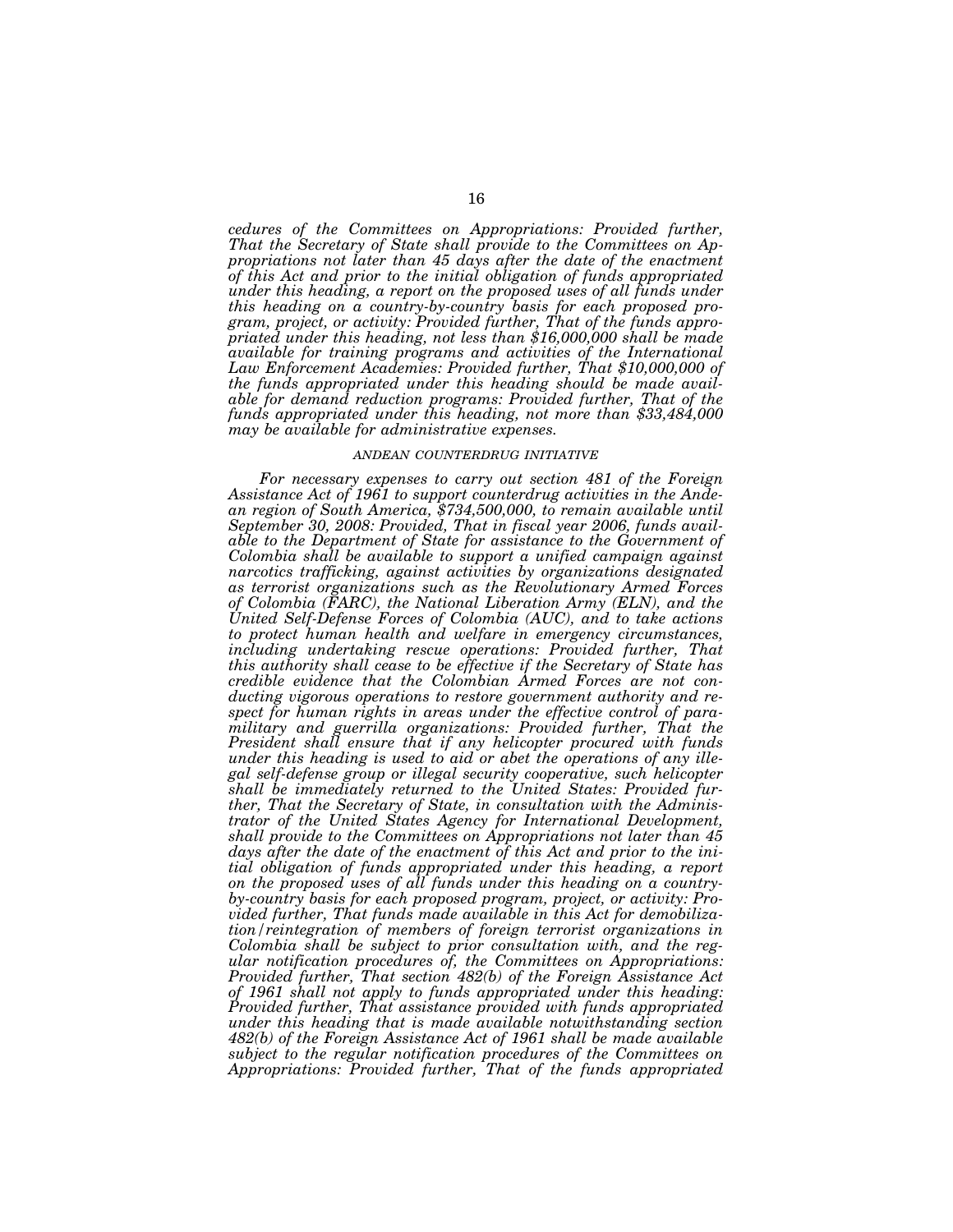*cedures of the Committees on Appropriations: Provided further, That the Secretary of State shall provide to the Committees on Appropriations not later than 45 days after the date of the enactment of this Act and prior to the initial obligation of funds appropriated under this heading, a report on the proposed uses of all funds under this heading on a country-by-country basis for each proposed program, project, or activity: Provided further, That of the funds appropriated under this heading, not less than $16,000,000 shall be made available for training programs and activities of the International Law Enforcement Academies: Provided further, That $10,000,000 of the funds appropriated under this heading should be made available for demand reduction programs: Provided further, That of the funds appropriated under this heading, not more than $33,484,000 may be available for administrative expenses.*

###### *ANDEAN COUNTERDRUG INITIATIVE*

*For necessary expenses to carry out section 481 of the Foreign Assistance Act of 1961 to support counterdrug activities in the Andean region of South America, $734,500,000, to remain available until September 30, 2008: Provided, That in fiscal year 2006, funds available to the Department of State for assistance to the Government of Colombia shall be available to support a unified campaign against narcotics trafficking, against activities by organizations designated as terrorist organizations such as the Revolutionary Armed Forces of Colombia (FARC), the National Liberation Army (ELN), and the United Self-Defense Forces of Colombia (AUC), and to take actions to protect human health and welfare in emergency circumstances, including undertaking rescue operations: Provided further, That this authority shall cease to be effective if the Secretary of State has credible evidence that the Colombian Armed Forces are not conducting vigorous operations to restore government authority and respect for human rights in areas under the effective control of paramilitary and guerrilla organizations: Provided further, That the President shall ensure that if any helicopter procured with funds under this heading is used to aid or abet the operations of any illegal self-defense group or illegal security cooperative, such helicopter shall be immediately returned to the United States: Provided further, That the Secretary of State, in consultation with the Administrator of the United States Agency for International Development, shall provide to the Committees on Appropriations not later than 45 days after the date of the enactment of this Act and prior to the initial obligation of funds appropriated under this heading, a report on the proposed uses of all funds under this heading on a country-by-country basis for each proposed program, project, or activity: Provided further, That funds made available in this Act for demobilization/reintegration of members of foreign terrorist organizations in Colombia shall be subject to prior consultation with, and the regular notification procedures of, the Committees on Appropriations: Provided further, That section 482(b) of the Foreign Assistance Act of 1961 shall not apply to funds appropriated under this heading: Provided further, That assistance provided with funds appropriated under this heading that is made available notwithstanding section 482(b) of the Foreign Assistance Act of 1961 shall be made available subject to the regular notification procedures of the Committees on Appropriations: Provided further, That of the funds appropriated*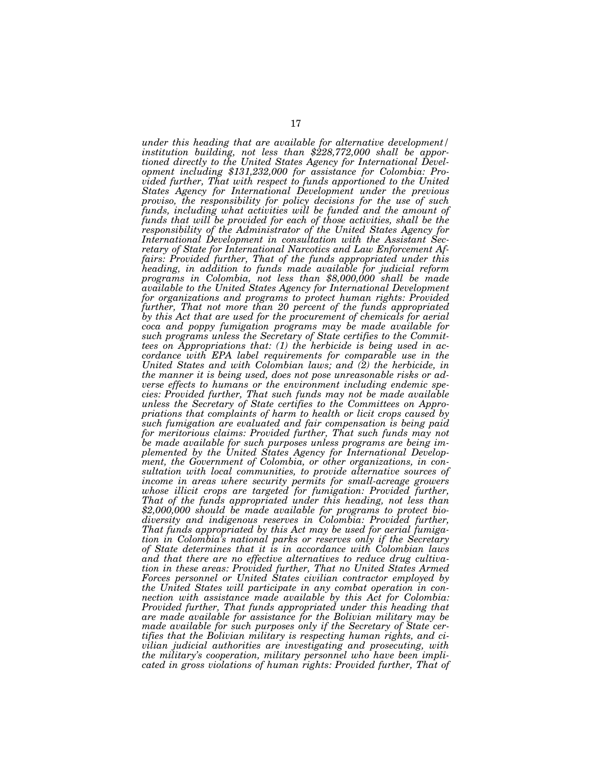*under this heading that are available for alternative development/ institution building, not less than $228,772,000 shall be apportioned directly to the United States Agency for International Development including $131,232,000 for assistance for Colombia: Provided further, That with respect to funds apportioned to the United States Agency for International Development under the previous proviso, the responsibility for policy decisions for the use of such funds, including what activities will be funded and the amount of funds that will be provided for each of those activities, shall be the responsibility of the Administrator of the United States Agency for International Development in consultation with the Assistant Secretary of State for International Narcotics and Law Enforcement Affairs: Provided further, That of the funds appropriated under this heading, in addition to funds made available for judicial reform programs in Colombia, not less than $8,000,000 shall be made available to the United States Agency for International Development for organizations and programs to protect human rights: Provided further, That not more than 20 percent of the funds appropriated by this Act that are used for the procurement of chemicals for aerial coca and poppy fumigation programs may be made available for such programs unless the Secretary of State certifies to the Committees on Appropriations that: (1) the herbicide is being used in accordance with EPA label requirements for comparable use in the United States and with Colombian laws; and (2) the herbicide, in the manner it is being used, does not pose unreasonable risks or adverse effects to humans or the environment including endemic species: Provided further, That such funds may not be made available unless the Secretary of State certifies to the Committees on Appropriations that complaints of harm to health or licit crops caused by such fumigation are evaluated and fair compensation is being paid for meritorious claims: Provided further, That such funds may not be made available for such purposes unless programs are being implemented by the United States Agency for International Development, the Government of Colombia, or other organizations, in consultation with local communities, to provide alternative sources of income in areas where security permits for small-acreage growers whose illicit crops are targeted for fumigation: Provided further, That of the funds appropriated under this heading, not less than $2,000,000 should be made available for programs to protect biodiversity and indigenous reserves in Colombia: Provided further, That funds appropriated by this Act may be used for aerial fumigation in Colombia's national parks or reserves only if the Secretary of State determines that it is in accordance with Colombian laws and that there are no effective alternatives to reduce drug cultivation in these areas: Provided further, That no United States Armed Forces personnel or United States civilian contractor employed by the United States will participate in any combat operation in connection with assistance made available by this Act for Colombia: Provided further, That funds appropriated under this heading that are made available for assistance for the Bolivian military may be made available for such purposes only if the Secretary of State certifies that the Bolivian military is respecting human rights, and civilian judicial authorities are investigating and prosecuting, with the military's cooperation, military personnel who have been implicated in gross violations of human rights: Provided further, That of*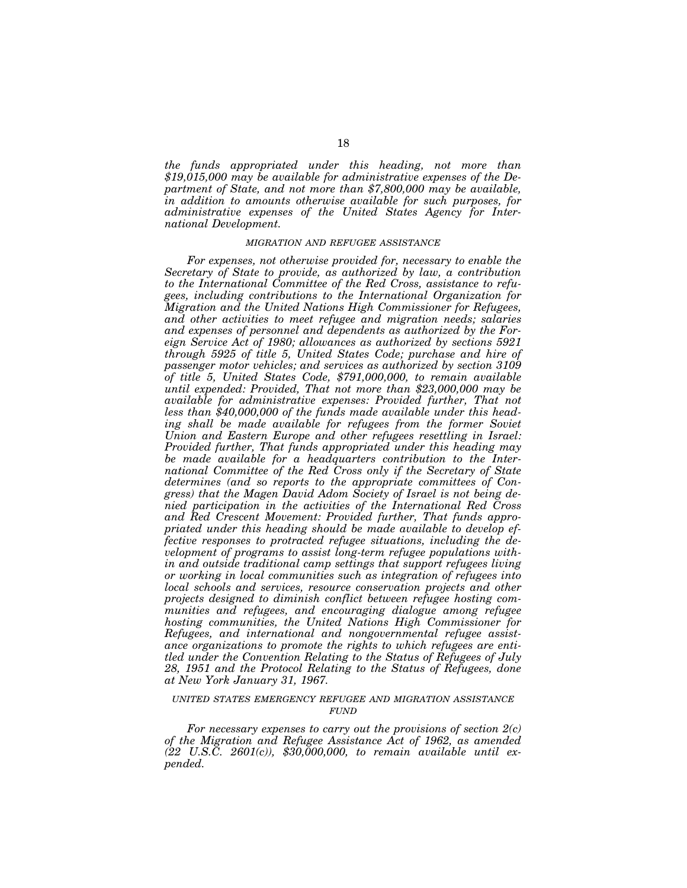*the funds appropriated under this heading, not more than $19,015,000 may be available for administrative expenses of the Department of State, and not more than $7,800,000 may be available, in addition to amounts otherwise available for such purposes, for administrative expenses of the United States Agency for International Development.*

### *MIGRATION AND REFUGEE ASSISTANCE*

*For expenses, not otherwise provided for, necessary to enable the Secretary of State to provide, as authorized by law, a contribution to the International Committee of the Red Cross, assistance to refugees, including contributions to the International Organization for Migration and the United Nations High Commissioner for Refugees, and other activities to meet refugee and migration needs; salaries and expenses of personnel and dependents as authorized by the Foreign Service Act of 1980; allowances as authorized by sections 5921 through 5925 of title 5, United States Code; purchase and hire of passenger motor vehicles; and services as authorized by section 3109 of title 5, United States Code, $791,000,000, to remain available until expended: Provided, That not more than $23,000,000 may be available for administrative expenses: Provided further, That not less than $40,000,000 of the funds made available under this heading shall be made available for refugees from the former Soviet Union and Eastern Europe and other refugees resettling in Israel: Provided further, That funds appropriated under this heading may be made available for a headquarters contribution to the International Committee of the Red Cross only if the Secretary of State determines (and so reports to the appropriate committees of Congress) that the Magen David Adom Society of Israel is not being denied participation in the activities of the International Red Cross and Red Crescent Movement: Provided further, That funds appropriated under this heading should be made available to develop effective responses to protracted refugee situations, including the development of programs to assist long-term refugee populations within and outside traditional camp settings that support refugees living or working in local communities such as integration of refugees into local schools and services, resource conservation projects and other projects designed to diminish conflict between refugee hosting communities and refugees, and encouraging dialogue among refugee hosting communities, the United Nations High Commissioner for Refugees, and international and nongovernmental refugee assistance organizations to promote the rights to which refugees are entitled under the Convention Relating to the Status of Refugees of July 28, 1951 and the Protocol Relating to the Status of Refugees, done at New York January 31, 1967.*

### *UNITED STATES EMERGENCY REFUGEE AND MIGRATION ASSISTANCE FUND*

*For necessary expenses to carry out the provisions of section 2(c) of the Migration and Refugee Assistance Act of 1962, as amended (22 U.S.C. 2601(c)), $30,000,000, to remain available until expended.*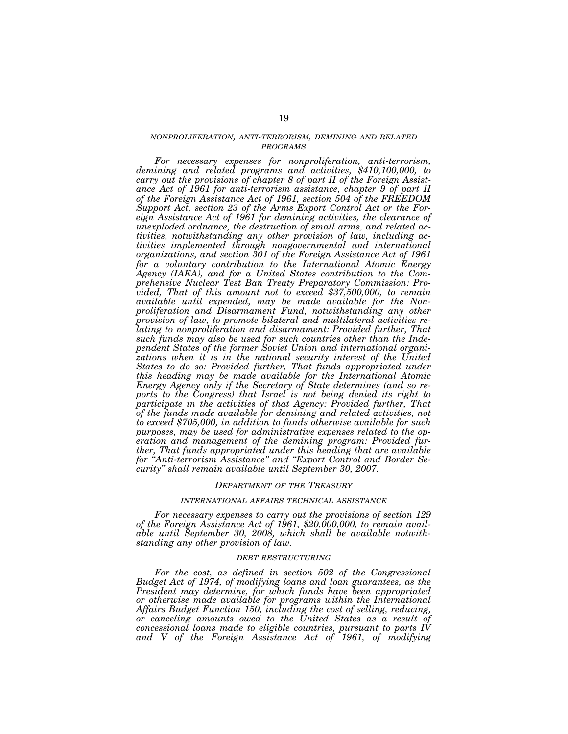### NONPROLIFERATION, ANTI-TERRORISM, DEMINING AND RELATED PROGRAMS

*For necessary expenses for nonproliferation, anti-terrorism, demining and related programs and activities, $410,100,000, to carry out the provisions of chapter 8 of part II of the Foreign Assistance Act of 1961 for anti-terrorism assistance, chapter 9 of part II of the Foreign Assistance Act of 1961, section 504 of the FREEDOM Support Act, section 23 of the Arms Export Control Act or the Foreign Assistance Act of 1961 for demining activities, the clearance of unexploded ordnance, the destruction of small arms, and related activities, notwithstanding any other provision of law, including activities implemented through nongovernmental and international organizations, and section 301 of the Foreign Assistance Act of 1961 for a voluntary contribution to the International Atomic Energy Agency (IAEA), and for a United States contribution to the Comprehensive Nuclear Test Ban Treaty Preparatory Commission: Provided, That of this amount not to exceed $37,500,000, to remain available until expended, may be made available for the Nonproliferation and Disarmament Fund, notwithstanding any other provision of law, to promote bilateral and multilateral activities relating to nonproliferation and disarmament: Provided further, That such funds may also be used for such countries other than the Independent States of the former Soviet Union and international organizations when it is in the national security interest of the United States to do so: Provided further, That funds appropriated under this heading may be made available for the International Atomic Energy Agency only if the Secretary of State determines (and so reports to the Congress) that Israel is not being denied its right to participate in the activities of that Agency: Provided further, That of the funds made available for demining and related activities, not to exceed $705,000, in addition to funds otherwise available for such purposes, may be used for administrative expenses related to the operation and management of the demining program: Provided further, That funds appropriated under this heading that are available for "Anti-terrorism Assistance" and "Export Control and Border Security" shall remain available until September 30, 2007.*

## DEPARTMENT OF THE TREASURY

### INTERNATIONAL AFFAIRS TECHNICAL ASSISTANCE

*For necessary expenses to carry out the provisions of section 129 of the Foreign Assistance Act of 1961, $20,000,000, to remain available until September 30, 2008, which shall be available notwithstanding any other provision of law.*

### DEBT RESTRUCTURING

*For the cost, as defined in section 502 of the Congressional Budget Act of 1974, of modifying loans and loan guarantees, as the President may determine, for which funds have been appropriated or otherwise made available for programs within the International Affairs Budget Function 150, including the cost of selling, reducing, or canceling amounts owed to the United States as a result of concessional loans made to eligible countries, pursuant to parts IV and V of the Foreign Assistance Act of 1961, of modifying*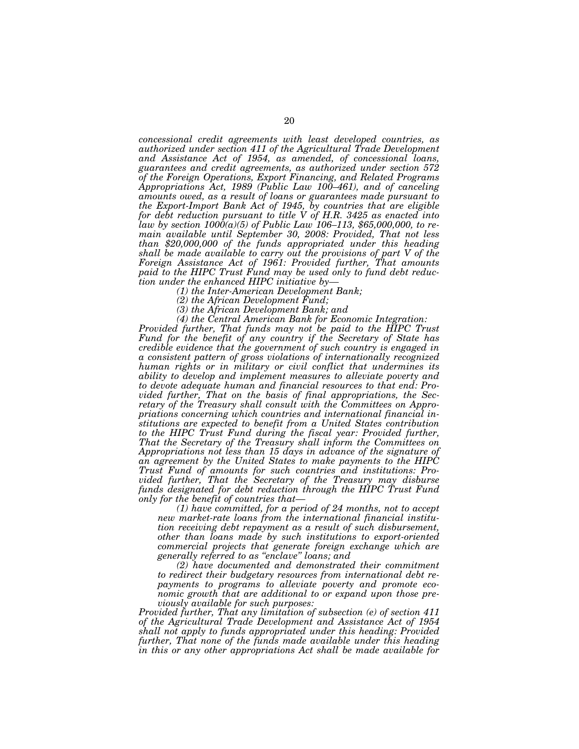*concessional credit agreements with least developed countries, as authorized under section 411 of the Agricultural Trade Development and Assistance Act of 1954, as amended, of concessional loans, guarantees and credit agreements, as authorized under section 572 of the Foreign Operations, Export Financing, and Related Programs Appropriations Act, 1989 (Public Law 100–461), and of canceling amounts owed, as a result of loans or guarantees made pursuant to the Export-Import Bank Act of 1945, by countries that are eligible for debt reduction pursuant to title V of H.R. 3425 as enacted into law by section 1000(a)(5) of Public Law 106–113, $65,000,000, to remain available until September 30, 2008: Provided, That not less than $20,000,000 of the funds appropriated under this heading shall be made available to carry out the provisions of part V of the Foreign Assistance Act of 1961: Provided further, That amounts paid to the HIPC Trust Fund may be used only to fund debt reduction under the enhanced HIPC initiative by—*

*(1) the Inter-American Development Bank;*

*(2) the African Development Fund;*

*(3) the African Development Bank; and*

*(4) the Central American Bank for Economic Integration:*

*Provided further, That funds may not be paid to the HIPC Trust Fund for the benefit of any country if the Secretary of State has credible evidence that the government of such country is engaged in a consistent pattern of gross violations of internationally recognized human rights or in military or civil conflict that undermines its ability to develop and implement measures to alleviate poverty and to devote adequate human and financial resources to that end: Provided further, That on the basis of final appropriations, the Secretary of the Treasury shall consult with the Committees on Appropriations concerning which countries and international financial institutions are expected to benefit from a United States contribution to the HIPC Trust Fund during the fiscal year: Provided further, That the Secretary of the Treasury shall inform the Committees on Appropriations not less than 15 days in advance of the signature of an agreement by the United States to make payments to the HIPC Trust Fund of amounts for such countries and institutions: Provided further, That the Secretary of the Treasury may disburse funds designated for debt reduction through the HIPC Trust Fund only for the benefit of countries that—*

*(1) have committed, for a period of 24 months, not to accept new market-rate loans from the international financial institution receiving debt repayment as a result of such disbursement, other than loans made by such institutions to export-oriented commercial projects that generate foreign exchange which are generally referred to as "enclave" loans; and*

*(2) have documented and demonstrated their commitment to redirect their budgetary resources from international debt repayments to programs to alleviate poverty and promote economic growth that are additional to or expand upon those previously available for such purposes:*

*Provided further, That any limitation of subsection (e) of section 411 of the Agricultural Trade Development and Assistance Act of 1954 shall not apply to funds appropriated under this heading: Provided further, That none of the funds made available under this heading in this or any other appropriations Act shall be made available for*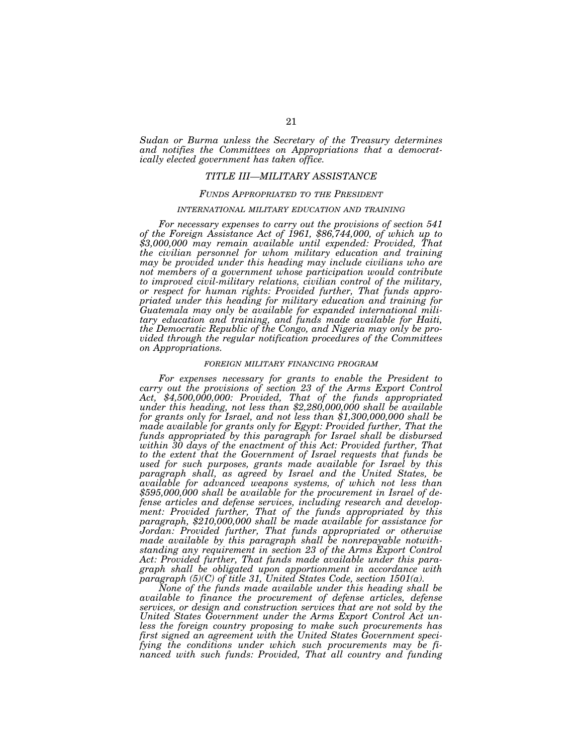*Sudan or Burma unless the Secretary of the Treasury determines and notifies the Committees on Appropriations that a democratically elected government has taken office.*

## *TITLE III—MILITARY ASSISTANCE*

### *FUNDS APPROPRIATED TO THE PRESIDENT*

#### *INTERNATIONAL MILITARY EDUCATION AND TRAINING*

*For necessary expenses to carry out the provisions of section 541 of the Foreign Assistance Act of 1961, $86,744,000, of which up to $3,000,000 may remain available until expended: Provided, That the civilian personnel for whom military education and training may be provided under this heading may include civilians who are not members of a government whose participation would contribute to improved civil-military relations, civilian control of the military, or respect for human rights: Provided further, That funds appropriated under this heading for military education and training for Guatemala may only be available for expanded international military education and training, and funds made available for Haiti, the Democratic Republic of the Congo, and Nigeria may only be provided through the regular notification procedures of the Committees on Appropriations.*

#### *FOREIGN MILITARY FINANCING PROGRAM*

*For expenses necessary for grants to enable the President to carry out the provisions of section 23 of the Arms Export Control Act, $4,500,000,000: Provided, That of the funds appropriated under this heading, not less than $2,280,000,000 shall be available for grants only for Israel, and not less than $1,300,000,000 shall be made available for grants only for Egypt: Provided further, That the funds appropriated by this paragraph for Israel shall be disbursed within 30 days of the enactment of this Act: Provided further, That to the extent that the Government of Israel requests that funds be used for such purposes, grants made available for Israel by this paragraph shall, as agreed by Israel and the United States, be available for advanced weapons systems, of which not less than $595,000,000 shall be available for the procurement in Israel of defense articles and defense services, including research and development: Provided further, That of the funds appropriated by this paragraph, $210,000,000 shall be made available for assistance for Jordan: Provided further, That funds appropriated or otherwise made available by this paragraph shall be nonrepayable notwithstanding any requirement in section 23 of the Arms Export Control Act: Provided further, That funds made available under this paragraph shall be obligated upon apportionment in accordance with paragraph (5)(C) of title 31, United States Code, section 1501(a).*

*None of the funds made available under this heading shall be available to finance the procurement of defense articles, defense services, or design and construction services that are not sold by the United States Government under the Arms Export Control Act unless the foreign country proposing to make such procurements has first signed an agreement with the United States Government specifying the conditions under which such procurements may be financed with such funds: Provided, That all country and funding*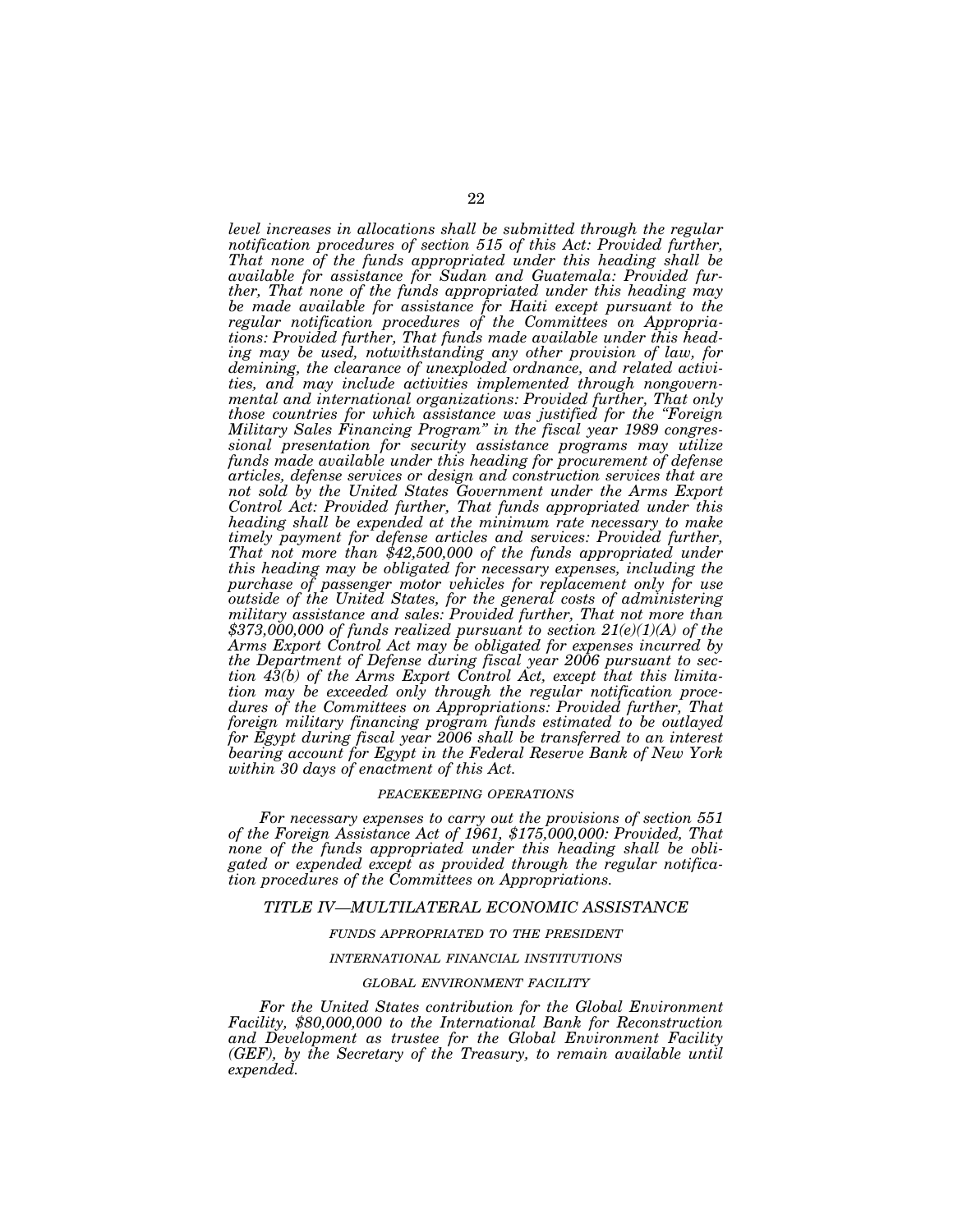*level increases in allocations shall be submitted through the regular notification procedures of section 515 of this Act: Provided further, That none of the funds appropriated under this heading shall be available for assistance for Sudan and Guatemala: Provided further, That none of the funds appropriated under this heading may be made available for assistance for Haiti except pursuant to the regular notification procedures of the Committees on Appropriations: Provided further, That funds made available under this heading may be used, notwithstanding any other provision of law, for demining, the clearance of unexploded ordnance, and related activities, and may include activities implemented through nongovernmental and international organizations: Provided further, That only those countries for which assistance was justified for the "Foreign Military Sales Financing Program" in the fiscal year 1989 congressional presentation for security assistance programs may utilize funds made available under this heading for procurement of defense articles, defense services or design and construction services that are not sold by the United States Government under the Arms Export Control Act: Provided further, That funds appropriated under this heading shall be expended at the minimum rate necessary to make timely payment for defense articles and services: Provided further, That not more than $42,500,000 of the funds appropriated under this heading may be obligated for necessary expenses, including the purchase of passenger motor vehicles for replacement only for use outside of the United States, for the general costs of administering military assistance and sales: Provided further, That not more than $373,000,000 of funds realized pursuant to section 21(e)(1)(A) of the Arms Export Control Act may be obligated for expenses incurred by the Department of Defense during fiscal year 2006 pursuant to section 43(b) of the Arms Export Control Act, except that this limitation may be exceeded only through the regular notification procedures of the Committees on Appropriations: Provided further, That foreign military financing program funds estimated to be outlayed for Egypt during fiscal year 2006 shall be transferred to an interest bearing account for Egypt in the Federal Reserve Bank of New York within 30 days of enactment of this Act.*

###### *PEACEKEEPING OPERATIONS*

*For necessary expenses to carry out the provisions of section 551 of the Foreign Assistance Act of 1961, $175,000,000: Provided, That none of the funds appropriated under this heading shall be obligated or expended except as provided through the regular notification procedures of the Committees on Appropriations.*

## *TITLE IV—MULTILATERAL ECONOMIC ASSISTANCE*

###### *FUNDS APPROPRIATED TO THE PRESIDENT*

###### *INTERNATIONAL FINANCIAL INSTITUTIONS*

###### *GLOBAL ENVIRONMENT FACILITY*

*For the United States contribution for the Global Environment Facility, $80,000,000 to the International Bank for Reconstruction and Development as trustee for the Global Environment Facility (GEF), by the Secretary of the Treasury, to remain available until expended.*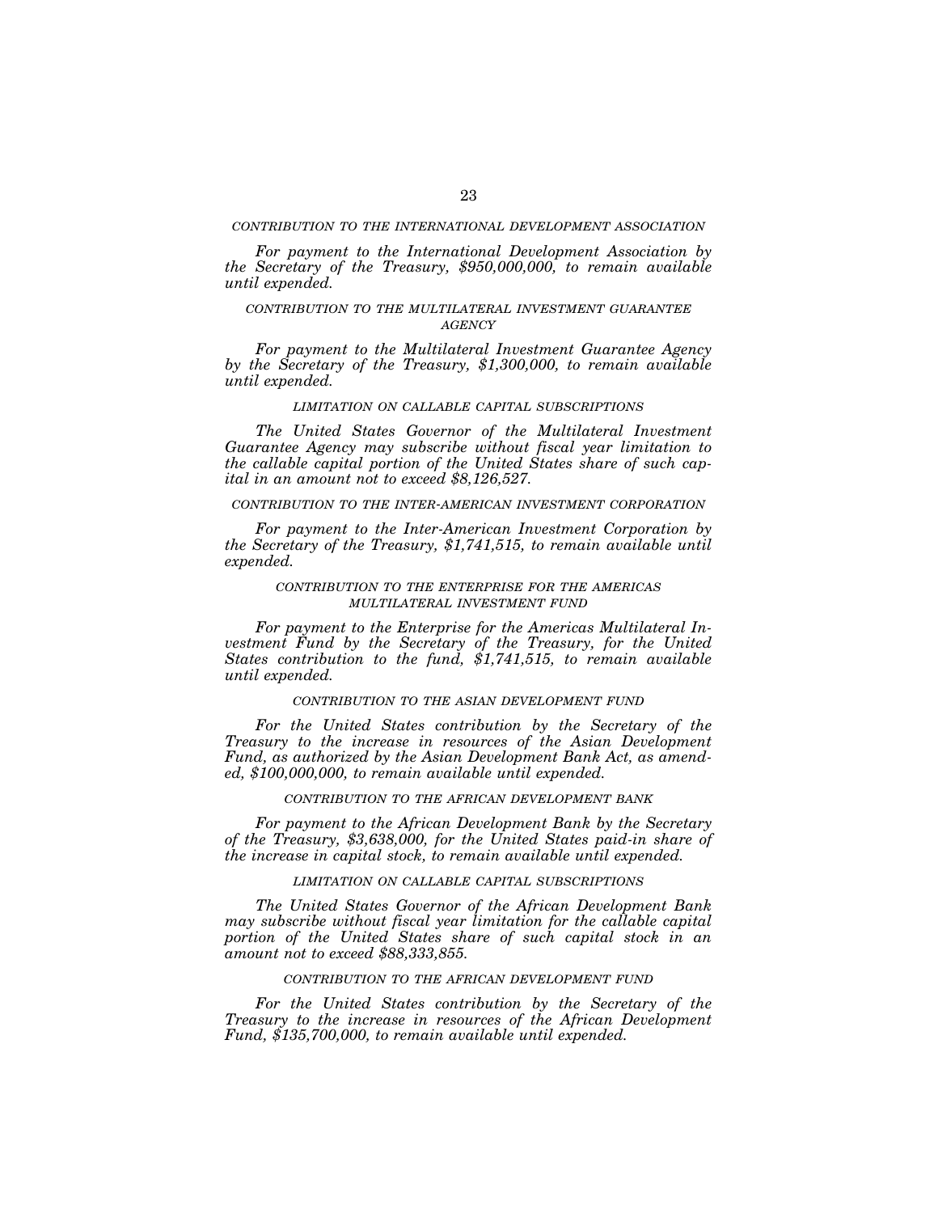*CONTRIBUTION TO THE INTERNATIONAL DEVELOPMENT ASSOCIATION*

*For payment to the International Development Association by the Secretary of the Treasury, $950,000,000, to remain available until expended.*

*CONTRIBUTION TO THE MULTILATERAL INVESTMENT GUARANTEE AGENCY*

*For payment to the Multilateral Investment Guarantee Agency by the Secretary of the Treasury, $1,300,000, to remain available until expended.*

*LIMITATION ON CALLABLE CAPITAL SUBSCRIPTIONS*

*The United States Governor of the Multilateral Investment Guarantee Agency may subscribe without fiscal year limitation to the callable capital portion of the United States share of such capital in an amount not to exceed $8,126,527.*

*CONTRIBUTION TO THE INTER-AMERICAN INVESTMENT CORPORATION*

*For payment to the Inter-American Investment Corporation by the Secretary of the Treasury, $1,741,515, to remain available until expended.*

*CONTRIBUTION TO THE ENTERPRISE FOR THE AMERICAS MULTILATERAL INVESTMENT FUND*

*For payment to the Enterprise for the Americas Multilateral Investment Fund by the Secretary of the Treasury, for the United States contribution to the fund, $1,741,515, to remain available until expended.*

*CONTRIBUTION TO THE ASIAN DEVELOPMENT FUND*

*For the United States contribution by the Secretary of the Treasury to the increase in resources of the Asian Development Fund, as authorized by the Asian Development Bank Act, as amended, $100,000,000, to remain available until expended.*

*CONTRIBUTION TO THE AFRICAN DEVELOPMENT BANK*

*For payment to the African Development Bank by the Secretary of the Treasury, $3,638,000, for the United States paid-in share of the increase in capital stock, to remain available until expended.*

*LIMITATION ON CALLABLE CAPITAL SUBSCRIPTIONS*

*The United States Governor of the African Development Bank may subscribe without fiscal year limitation for the callable capital portion of the United States share of such capital stock in an amount not to exceed $88,333,855.*

*CONTRIBUTION TO THE AFRICAN DEVELOPMENT FUND*

*For the United States contribution by the Secretary of the Treasury to the increase in resources of the African Development Fund, $135,700,000, to remain available until expended.*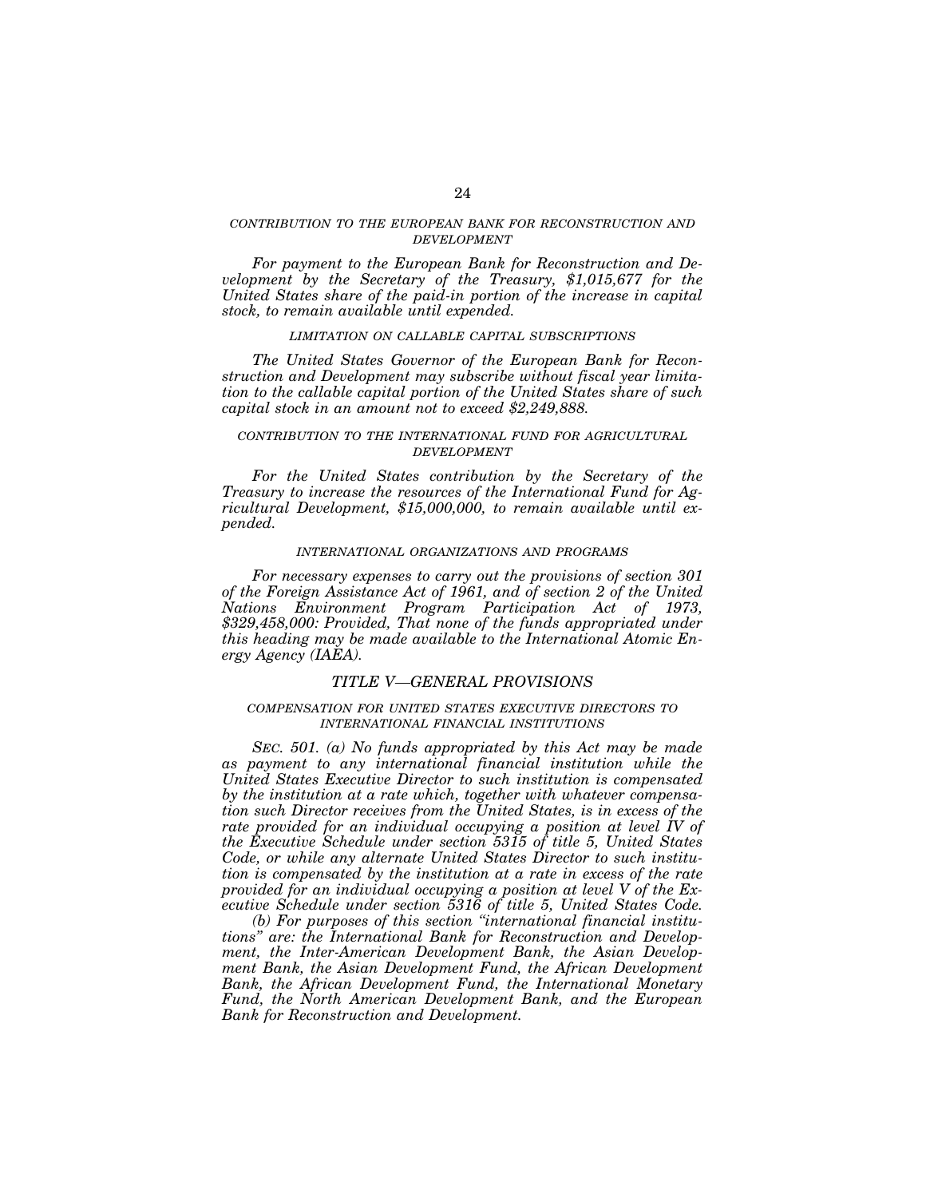*CONTRIBUTION TO THE EUROPEAN BANK FOR RECONSTRUCTION AND DEVELOPMENT*

*For payment to the European Bank for Reconstruction and Development by the Secretary of the Treasury, $1,015,677 for the United States share of the paid-in portion of the increase in capital stock, to remain available until expended.*

*LIMITATION ON CALLABLE CAPITAL SUBSCRIPTIONS*

*The United States Governor of the European Bank for Reconstruction and Development may subscribe without fiscal year limitation to the callable capital portion of the United States share of such capital stock in an amount not to exceed $2,249,888.*

*CONTRIBUTION TO THE INTERNATIONAL FUND FOR AGRICULTURAL DEVELOPMENT*

*For the United States contribution by the Secretary of the Treasury to increase the resources of the International Fund for Agricultural Development, $15,000,000, to remain available until expended.*

*INTERNATIONAL ORGANIZATIONS AND PROGRAMS*

*For necessary expenses to carry out the provisions of section 301 of the Foreign Assistance Act of 1961, and of section 2 of the United Nations Environment Program Participation Act of 1973, $329,458,000: Provided, That none of the funds appropriated under this heading may be made available to the International Atomic Energy Agency (IAEA).*

## *TITLE V—GENERAL PROVISIONS*

*COMPENSATION FOR UNITED STATES EXECUTIVE DIRECTORS TO INTERNATIONAL FINANCIAL INSTITUTIONS*

*SEC. 501. (a) No funds appropriated by this Act may be made as payment to any international financial institution while the United States Executive Director to such institution is compensated by the institution at a rate which, together with whatever compensation such Director receives from the United States, is in excess of the rate provided for an individual occupying a position at level IV of the Executive Schedule under section 5315 of title 5, United States Code, or while any alternate United States Director to such institution is compensated by the institution at a rate in excess of the rate provided for an individual occupying a position at level V of the Executive Schedule under section 5316 of title 5, United States Code.*

*(b) For purposes of this section "international financial institutions" are: the International Bank for Reconstruction and Development, the Inter-American Development Bank, the Asian Development Bank, the Asian Development Fund, the African Development Bank, the African Development Fund, the International Monetary Fund, the North American Development Bank, and the European Bank for Reconstruction and Development.*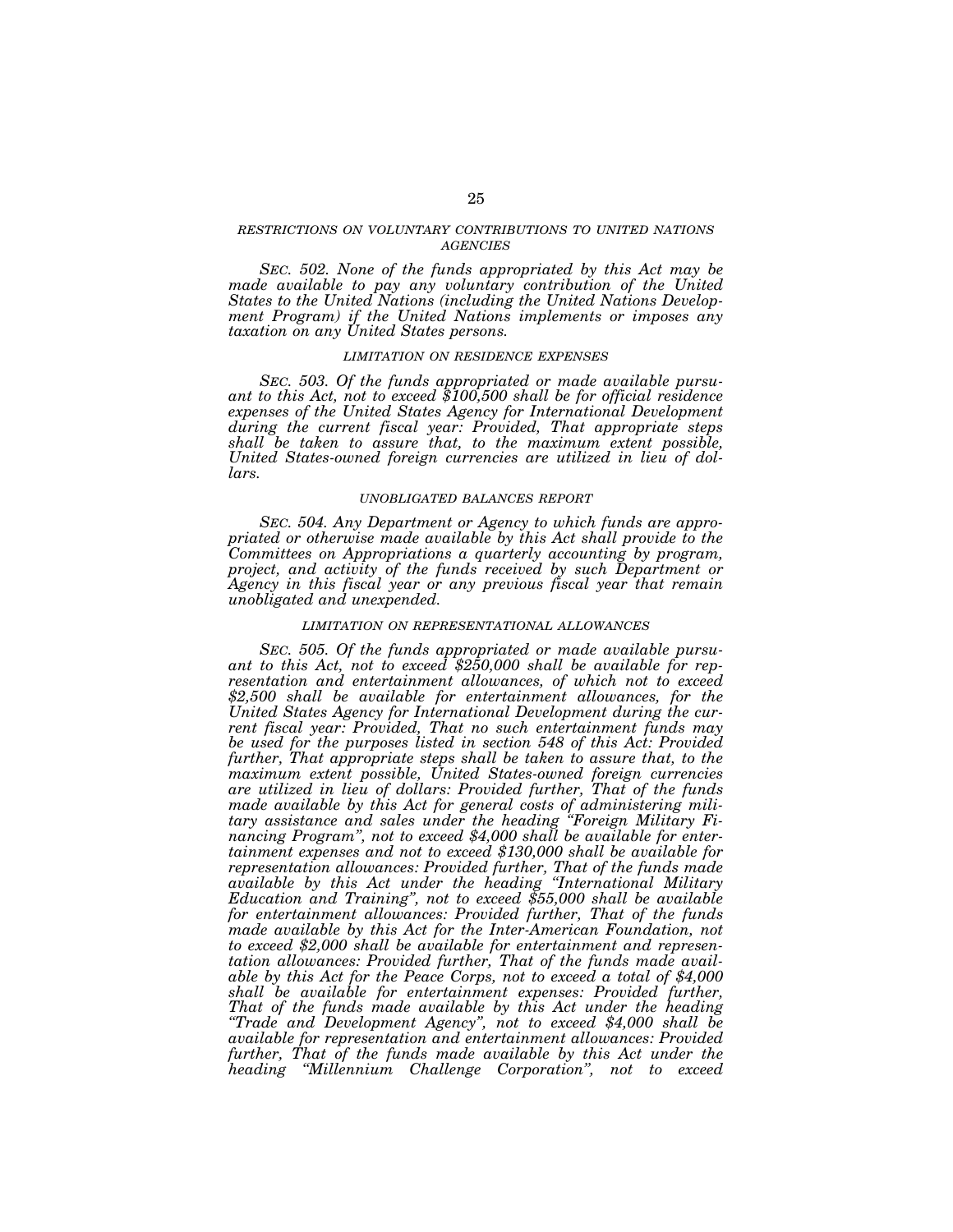###### *RESTRICTIONS ON VOLUNTARY CONTRIBUTIONS TO UNITED NATIONS AGENCIES*

*SEC. 502. None of the funds appropriated by this Act may be made available to pay any voluntary contribution of the United States to the United Nations (including the United Nations Development Program) if the United Nations implements or imposes any taxation on any United States persons.*

###### *LIMITATION ON RESIDENCE EXPENSES*

*SEC. 503. Of the funds appropriated or made available pursuant to this Act, not to exceed $100,500 shall be for official residence expenses of the United States Agency for International Development during the current fiscal year: Provided, That appropriate steps shall be taken to assure that, to the maximum extent possible, United States-owned foreign currencies are utilized in lieu of dollars.*

###### *UNOBLIGATED BALANCES REPORT*

*SEC. 504. Any Department or Agency to which funds are appropriated or otherwise made available by this Act shall provide to the Committees on Appropriations a quarterly accounting by program, project, and activity of the funds received by such Department or Agency in this fiscal year or any previous fiscal year that remain unobligated and unexpended.*

###### *LIMITATION ON REPRESENTATIONAL ALLOWANCES*

*SEC. 505. Of the funds appropriated or made available pursuant to this Act, not to exceed $250,000 shall be available for representation and entertainment allowances, of which not to exceed $2,500 shall be available for entertainment allowances, for the United States Agency for International Development during the current fiscal year: Provided, That no such entertainment funds may be used for the purposes listed in section 548 of this Act: Provided further, That appropriate steps shall be taken to assure that, to the maximum extent possible, United States-owned foreign currencies are utilized in lieu of dollars: Provided further, That of the funds made available by this Act for general costs of administering military assistance and sales under the heading "Foreign Military Financing Program", not to exceed $4,000 shall be available for entertainment expenses and not to exceed $130,000 shall be available for representation allowances: Provided further, That of the funds made available by this Act under the heading "International Military Education and Training", not to exceed $55,000 shall be available for entertainment allowances: Provided further, That of the funds made available by this Act for the Inter-American Foundation, not to exceed $2,000 shall be available for entertainment and representation allowances: Provided further, That of the funds made available by this Act for the Peace Corps, not to exceed a total of $4,000 shall be available for entertainment expenses: Provided further, That of the funds made available by this Act under the heading "Trade and Development Agency", not to exceed $4,000 shall be available for representation and entertainment allowances: Provided further, That of the funds made available by this Act under the heading "Millennium Challenge Corporation", not to exceed*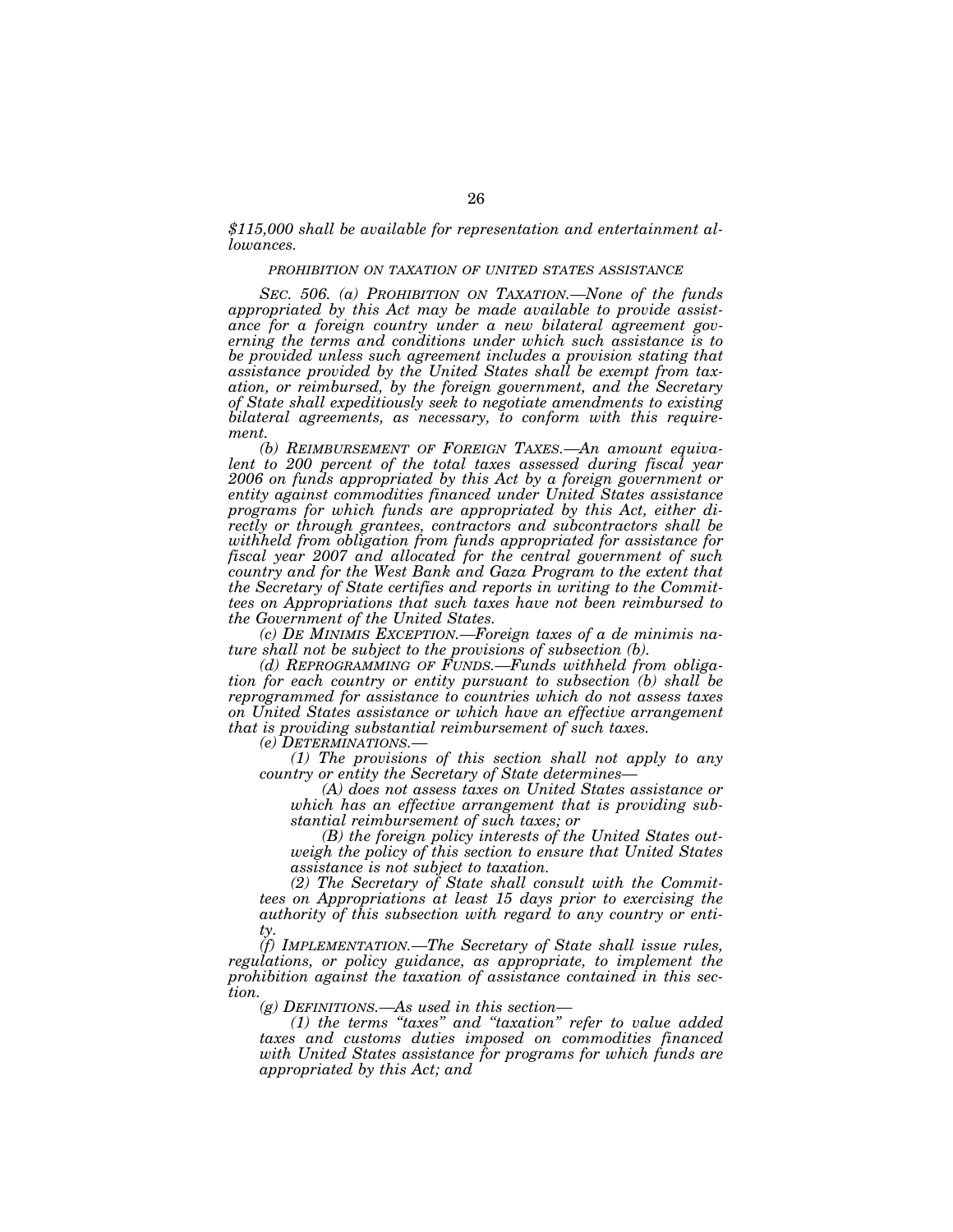*$115,000 shall be available for representation and entertainment allowances.*

*PROHIBITION ON TAXATION OF UNITED STATES ASSISTANCE*

*SEC. 506. (a) PROHIBITION ON TAXATION.—None of the funds appropriated by this Act may be made available to provide assistance for a foreign country under a new bilateral agreement governing the terms and conditions under which such assistance is to be provided unless such agreement includes a provision stating that assistance provided by the United States shall be exempt from taxation, or reimbursed, by the foreign government, and the Secretary of State shall expeditiously seek to negotiate amendments to existing bilateral agreements, as necessary, to conform with this requirement.*

*(b) REIMBURSEMENT OF FOREIGN TAXES.—An amount equivalent to 200 percent of the total taxes assessed during fiscal year 2006 on funds appropriated by this Act by a foreign government or entity against commodities financed under United States assistance programs for which funds are appropriated by this Act, either directly or through grantees, contractors and subcontractors shall be withheld from obligation from funds appropriated for assistance for fiscal year 2007 and allocated for the central government of such country and for the West Bank and Gaza Program to the extent that the Secretary of State certifies and reports in writing to the Committees on Appropriations that such taxes have not been reimbursed to the Government of the United States.*

*(c) DE MINIMIS EXCEPTION.—Foreign taxes of a de minimis nature shall not be subject to the provisions of subsection (b).*

*(d) REPROGRAMMING OF FUNDS.—Funds withheld from obligation for each country or entity pursuant to subsection (b) shall be reprogrammed for assistance to countries which do not assess taxes on United States assistance or which have an effective arrangement that is providing substantial reimbursement of such taxes.*

*(e) DETERMINATIONS.—*

*(1) The provisions of this section shall not apply to any country or entity the Secretary of State determines—*

*(A) does not assess taxes on United States assistance or which has an effective arrangement that is providing substantial reimbursement of such taxes; or*

*(B) the foreign policy interests of the United States outweigh the policy of this section to ensure that United States assistance is not subject to taxation.*

*(2) The Secretary of State shall consult with the Committees on Appropriations at least 15 days prior to exercising the authority of this subsection with regard to any country or entity.*

*(f) IMPLEMENTATION.—The Secretary of State shall issue rules, regulations, or policy guidance, as appropriate, to implement the prohibition against the taxation of assistance contained in this section.*

*(g) DEFINITIONS.—As used in this section—*

*(1) the terms "taxes" and "taxation" refer to value added taxes and customs duties imposed on commodities financed with United States assistance for programs for which funds are appropriated by this Act; and*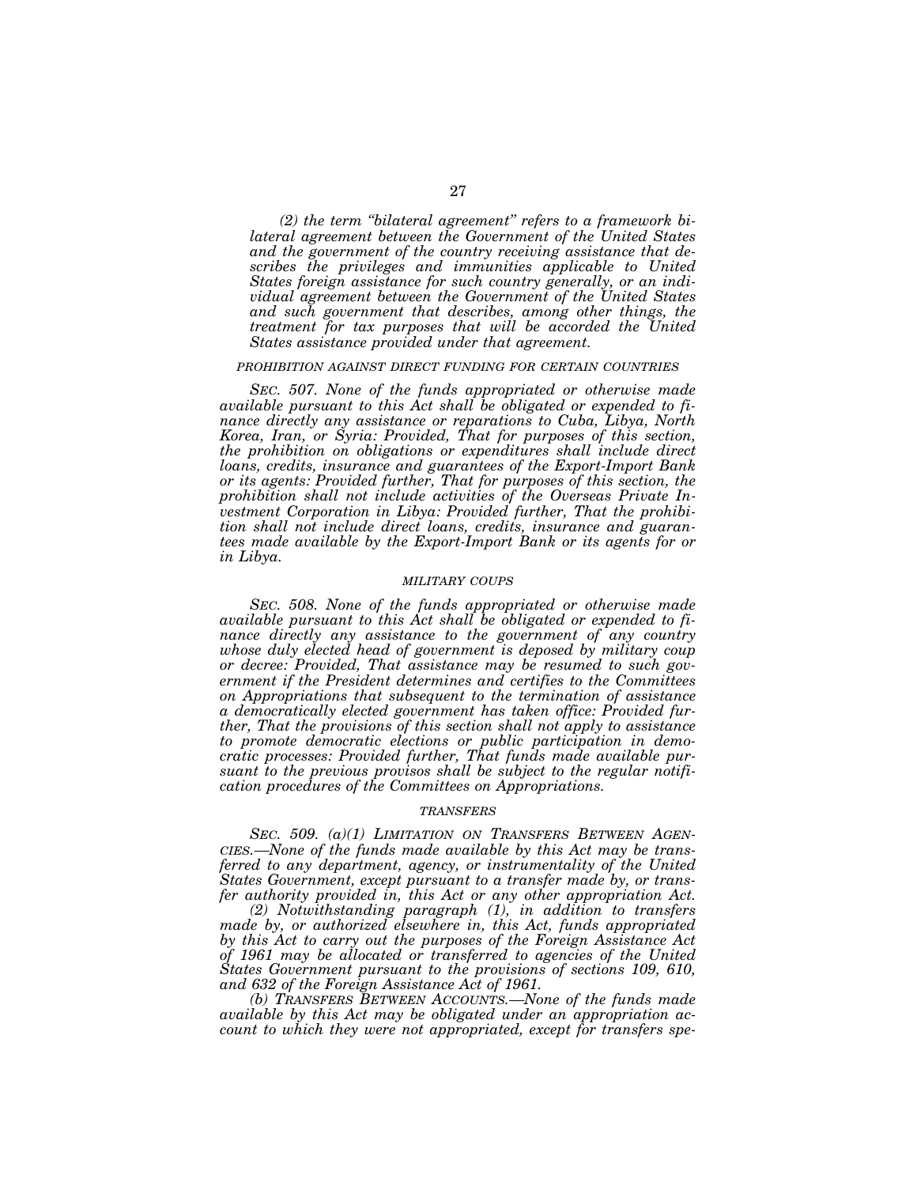*(2) the term "bilateral agreement" refers to a framework bilateral agreement between the Government of the United States and the government of the country receiving assistance that describes the privileges and immunities applicable to United States foreign assistance for such country generally, or an individual agreement between the Government of the United States and such government that describes, among other things, the treatment for tax purposes that will be accorded the United States assistance provided under that agreement.*

### *PROHIBITION AGAINST DIRECT FUNDING FOR CERTAIN COUNTRIES*

*SEC. 507. None of the funds appropriated or otherwise made available pursuant to this Act shall be obligated or expended to finance directly any assistance or reparations to Cuba, Libya, North Korea, Iran, or Syria: Provided, That for purposes of this section, the prohibition on obligations or expenditures shall include direct loans, credits, insurance and guarantees of the Export-Import Bank or its agents: Provided further, That for purposes of this section, the prohibition shall not include activities of the Overseas Private Investment Corporation in Libya: Provided further, That the prohibition shall not include direct loans, credits, insurance and guarantees made available by the Export-Import Bank or its agents for or in Libya.*

### *MILITARY COUPS*

*SEC. 508. None of the funds appropriated or otherwise made available pursuant to this Act shall be obligated or expended to finance directly any assistance to the government of any country whose duly elected head of government is deposed by military coup or decree: Provided, That assistance may be resumed to such government if the President determines and certifies to the Committees on Appropriations that subsequent to the termination of assistance a democratically elected government has taken office: Provided further, That the provisions of this section shall not apply to assistance to promote democratic elections or public participation in democratic processes: Provided further, That funds made available pursuant to the previous provisos shall be subject to the regular notification procedures of the Committees on Appropriations.*

### *TRANSFERS*

*SEC. 509. (a)(1) LIMITATION ON TRANSFERS BETWEEN AGENCIES.—None of the funds made available by this Act may be transferred to any department, agency, or instrumentality of the United States Government, except pursuant to a transfer made by, or transfer authority provided in, this Act or any other appropriation Act.*

*(2) Notwithstanding paragraph (1), in addition to transfers made by, or authorized elsewhere in, this Act, funds appropriated by this Act to carry out the purposes of the Foreign Assistance Act of 1961 may be allocated or transferred to agencies of the United States Government pursuant to the provisions of sections 109, 610, and 632 of the Foreign Assistance Act of 1961.*

*(b) TRANSFERS BETWEEN ACCOUNTS.—None of the funds made available by this Act may be obligated under an appropriation account to which they were not appropriated, except for transfers spe-*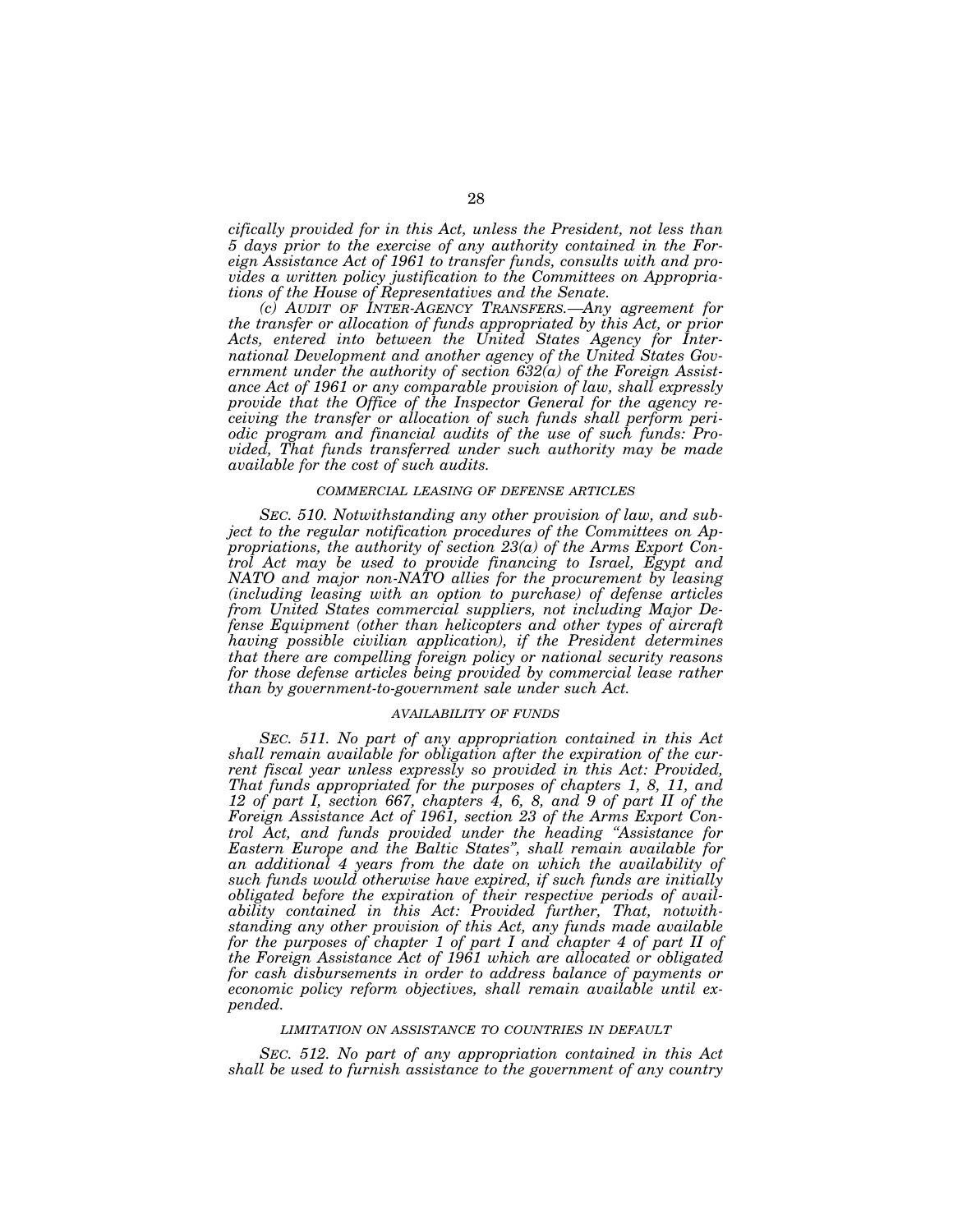*cifically provided for in this Act, unless the President, not less than 5 days prior to the exercise of any authority contained in the Foreign Assistance Act of 1961 to transfer funds, consults with and provides a written policy justification to the Committees on Appropriations of the House of Representatives and the Senate.*

*(c) AUDIT OF INTER-AGENCY TRANSFERS.—Any agreement for the transfer or allocation of funds appropriated by this Act, or prior Acts, entered into between the United States Agency for International Development and another agency of the United States Government under the authority of section 632(a) of the Foreign Assistance Act of 1961 or any comparable provision of law, shall expressly provide that the Office of the Inspector General for the agency receiving the transfer or allocation of such funds shall perform periodic program and financial audits of the use of such funds: Provided, That funds transferred under such authority may be made available for the cost of such audits.*

###### *COMMERCIAL LEASING OF DEFENSE ARTICLES*

*SEC. 510. Notwithstanding any other provision of law, and subject to the regular notification procedures of the Committees on Appropriations, the authority of section 23(a) of the Arms Export Control Act may be used to provide financing to Israel, Egypt and NATO and major non-NATO allies for the procurement by leasing (including leasing with an option to purchase) of defense articles from United States commercial suppliers, not including Major Defense Equipment (other than helicopters and other types of aircraft having possible civilian application), if the President determines that there are compelling foreign policy or national security reasons for those defense articles being provided by commercial lease rather than by government-to-government sale under such Act.*

###### *AVAILABILITY OF FUNDS*

*SEC. 511. No part of any appropriation contained in this Act shall remain available for obligation after the expiration of the current fiscal year unless expressly so provided in this Act: Provided, That funds appropriated for the purposes of chapters 1, 8, 11, and 12 of part I, section 667, chapters 4, 6, 8, and 9 of part II of the Foreign Assistance Act of 1961, section 23 of the Arms Export Control Act, and funds provided under the heading "Assistance for Eastern Europe and the Baltic States", shall remain available for an additional 4 years from the date on which the availability of such funds would otherwise have expired, if such funds are initially obligated before the expiration of their respective periods of availability contained in this Act: Provided further, That, notwithstanding any other provision of this Act, any funds made available for the purposes of chapter 1 of part I and chapter 4 of part II of the Foreign Assistance Act of 1961 which are allocated or obligated for cash disbursements in order to address balance of payments or economic policy reform objectives, shall remain available until expended.*

###### *LIMITATION ON ASSISTANCE TO COUNTRIES IN DEFAULT*

*SEC. 512. No part of any appropriation contained in this Act shall be used to furnish assistance to the government of any country*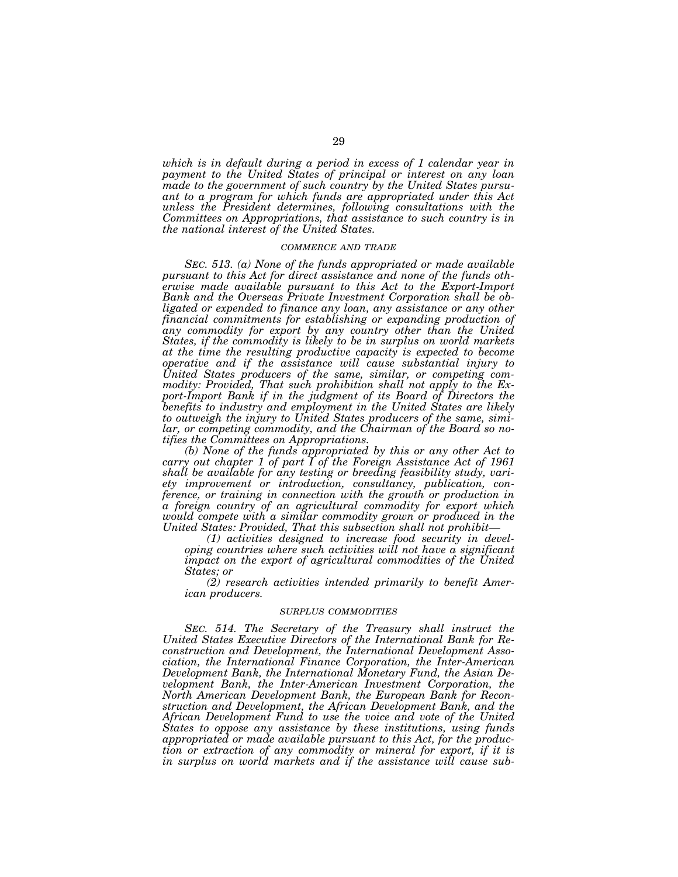*which is in default during a period in excess of 1 calendar year in payment to the United States of principal or interest on any loan made to the government of such country by the United States pursuant to a program for which funds are appropriated under this Act unless the President determines, following consultations with the Committees on Appropriations, that assistance to such country is in the national interest of the United States.*

*COMMERCE AND TRADE*

*SEC. 513. (a) None of the funds appropriated or made available pursuant to this Act for direct assistance and none of the funds otherwise made available pursuant to this Act to the Export-Import Bank and the Overseas Private Investment Corporation shall be obligated or expended to finance any loan, any assistance or any other financial commitments for establishing or expanding production of any commodity for export by any country other than the United States, if the commodity is likely to be in surplus on world markets at the time the resulting productive capacity is expected to become operative and if the assistance will cause substantial injury to United States producers of the same, similar, or competing commodity: Provided, That such prohibition shall not apply to the Export-Import Bank if in the judgment of its Board of Directors the benefits to industry and employment in the United States are likely to outweigh the injury to United States producers of the same, similar, or competing commodity, and the Chairman of the Board so notifies the Committees on Appropriations.*

*(b) None of the funds appropriated by this or any other Act to carry out chapter 1 of part I of the Foreign Assistance Act of 1961 shall be available for any testing or breeding feasibility study, variety improvement or introduction, consultancy, publication, conference, or training in connection with the growth or production in a foreign country of an agricultural commodity for export which would compete with a similar commodity grown or produced in the United States: Provided, That this subsection shall not prohibit—*

*(1) activities designed to increase food security in developing countries where such activities will not have a significant impact on the export of agricultural commodities of the United States; or*

*(2) research activities intended primarily to benefit American producers.*

*SURPLUS COMMODITIES*

*SEC. 514. The Secretary of the Treasury shall instruct the United States Executive Directors of the International Bank for Reconstruction and Development, the International Development Association, the International Finance Corporation, the Inter-American Development Bank, the International Monetary Fund, the Asian Development Bank, the Inter-American Investment Corporation, the North American Development Bank, the European Bank for Reconstruction and Development, the African Development Bank, and the African Development Fund to use the voice and vote of the United States to oppose any assistance by these institutions, using funds appropriated or made available pursuant to this Act, for the production or extraction of any commodity or mineral for export, if it is in surplus on world markets and if the assistance will cause sub-*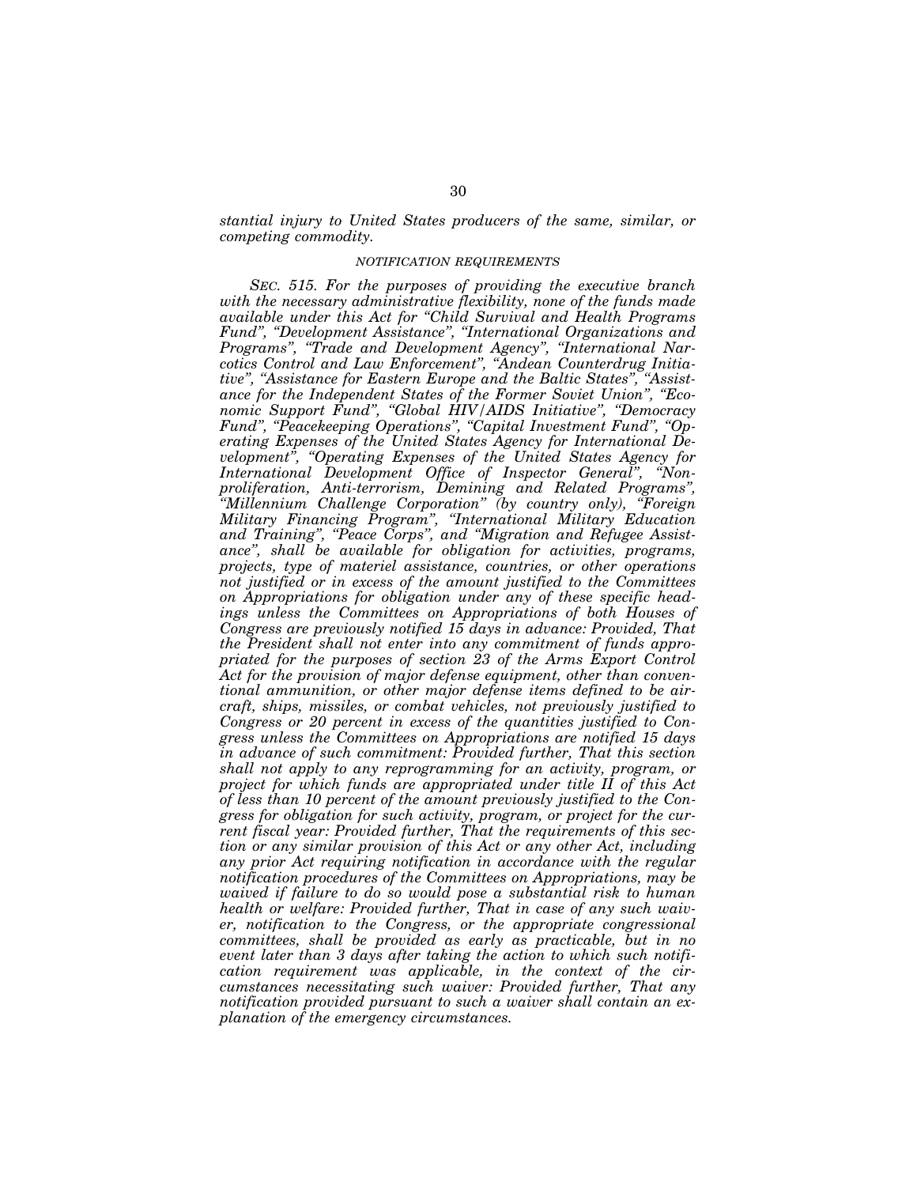*stantial injury to United States producers of the same, similar, or competing commodity.*

###### *NOTIFICATION REQUIREMENTS*

*SEC. 515. For the purposes of providing the executive branch with the necessary administrative flexibility, none of the funds made available under this Act for "Child Survival and Health Programs Fund", "Development Assistance", "International Organizations and Programs", "Trade and Development Agency", "International Narcotics Control and Law Enforcement", "Andean Counterdrug Initiative", "Assistance for Eastern Europe and the Baltic States", "Assistance for the Independent States of the Former Soviet Union", "Economic Support Fund", "Global HIV/AIDS Initiative", "Democracy Fund", "Peacekeeping Operations", "Capital Investment Fund", "Operating Expenses of the United States Agency for International Development", "Operating Expenses of the United States Agency for International Development Office of Inspector General", "Nonproliferation, Anti-terrorism, Demining and Related Programs", "Millennium Challenge Corporation" (by country only), "Foreign Military Financing Program", "International Military Education and Training", "Peace Corps", and "Migration and Refugee Assistance", shall be available for obligation for activities, programs, projects, type of materiel assistance, countries, or other operations not justified or in excess of the amount justified to the Committees on Appropriations for obligation under any of these specific headings unless the Committees on Appropriations of both Houses of Congress are previously notified 15 days in advance: Provided, That the President shall not enter into any commitment of funds appropriated for the purposes of section 23 of the Arms Export Control Act for the provision of major defense equipment, other than conventional ammunition, or other major defense items defined to be aircraft, ships, missiles, or combat vehicles, not previously justified to Congress or 20 percent in excess of the quantities justified to Congress unless the Committees on Appropriations are notified 15 days in advance of such commitment: Provided further, That this section shall not apply to any reprogramming for an activity, program, or project for which funds are appropriated under title II of this Act of less than 10 percent of the amount previously justified to the Congress for obligation for such activity, program, or project for the current fiscal year: Provided further, That the requirements of this section or any similar provision of this Act or any other Act, including any prior Act requiring notification in accordance with the regular notification procedures of the Committees on Appropriations, may be waived if failure to do so would pose a substantial risk to human health or welfare: Provided further, That in case of any such waiver, notification to the Congress, or the appropriate congressional committees, shall be provided as early as practicable, but in no event later than 3 days after taking the action to which such notification requirement was applicable, in the context of the circumstances necessitating such waiver: Provided further, That any notification provided pursuant to such a waiver shall contain an explanation of the emergency circumstances.*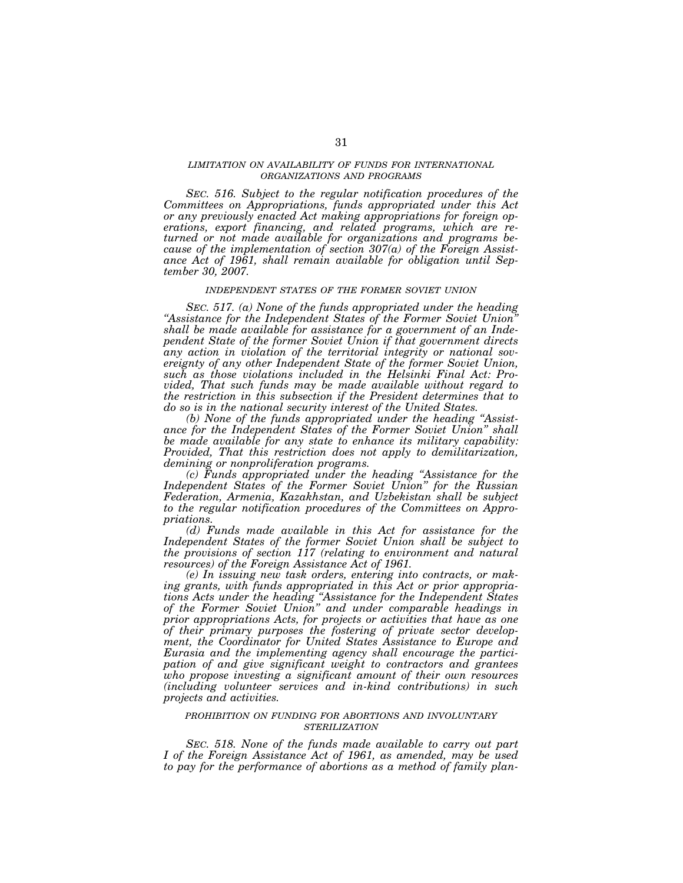### *LIMITATION ON AVAILABILITY OF FUNDS FOR INTERNATIONAL ORGANIZATIONS AND PROGRAMS*

*SEC. 516. Subject to the regular notification procedures of the Committees on Appropriations, funds appropriated under this Act or any previously enacted Act making appropriations for foreign operations, export financing, and related programs, which are returned or not made available for organizations and programs because of the implementation of section 307(a) of the Foreign Assistance Act of 1961, shall remain available for obligation until September 30, 2007.*

### *INDEPENDENT STATES OF THE FORMER SOVIET UNION*

*SEC. 517. (a) None of the funds appropriated under the heading "Assistance for the Independent States of the Former Soviet Union" shall be made available for assistance for a government of an Independent State of the former Soviet Union if that government directs any action in violation of the territorial integrity or national sovereignty of any other Independent State of the former Soviet Union, such as those violations included in the Helsinki Final Act: Provided, That such funds may be made available without regard to the restriction in this subsection if the President determines that to do so is in the national security interest of the United States.*

*(b) None of the funds appropriated under the heading "Assistance for the Independent States of the Former Soviet Union" shall be made available for any state to enhance its military capability: Provided, That this restriction does not apply to demilitarization, demining or nonproliferation programs.*

*(c) Funds appropriated under the heading "Assistance for the Independent States of the Former Soviet Union" for the Russian Federation, Armenia, Kazakhstan, and Uzbekistan shall be subject to the regular notification procedures of the Committees on Appropriations.*

*(d) Funds made available in this Act for assistance for the Independent States of the former Soviet Union shall be subject to the provisions of section 117 (relating to environment and natural resources) of the Foreign Assistance Act of 1961.*

*(e) In issuing new task orders, entering into contracts, or making grants, with funds appropriated in this Act or prior appropriations Acts under the heading "Assistance for the Independent States of the Former Soviet Union" and under comparable headings in prior appropriations Acts, for projects or activities that have as one of their primary purposes the fostering of private sector development, the Coordinator for United States Assistance to Europe and Eurasia and the implementing agency shall encourage the participation of and give significant weight to contractors and grantees who propose investing a significant amount of their own resources (including volunteer services and in-kind contributions) in such projects and activities.*

### *PROHIBITION ON FUNDING FOR ABORTIONS AND INVOLUNTARY STERILIZATION*

*SEC. 518. None of the funds made available to carry out part I of the Foreign Assistance Act of 1961, as amended, may be used to pay for the performance of abortions as a method of family plan-*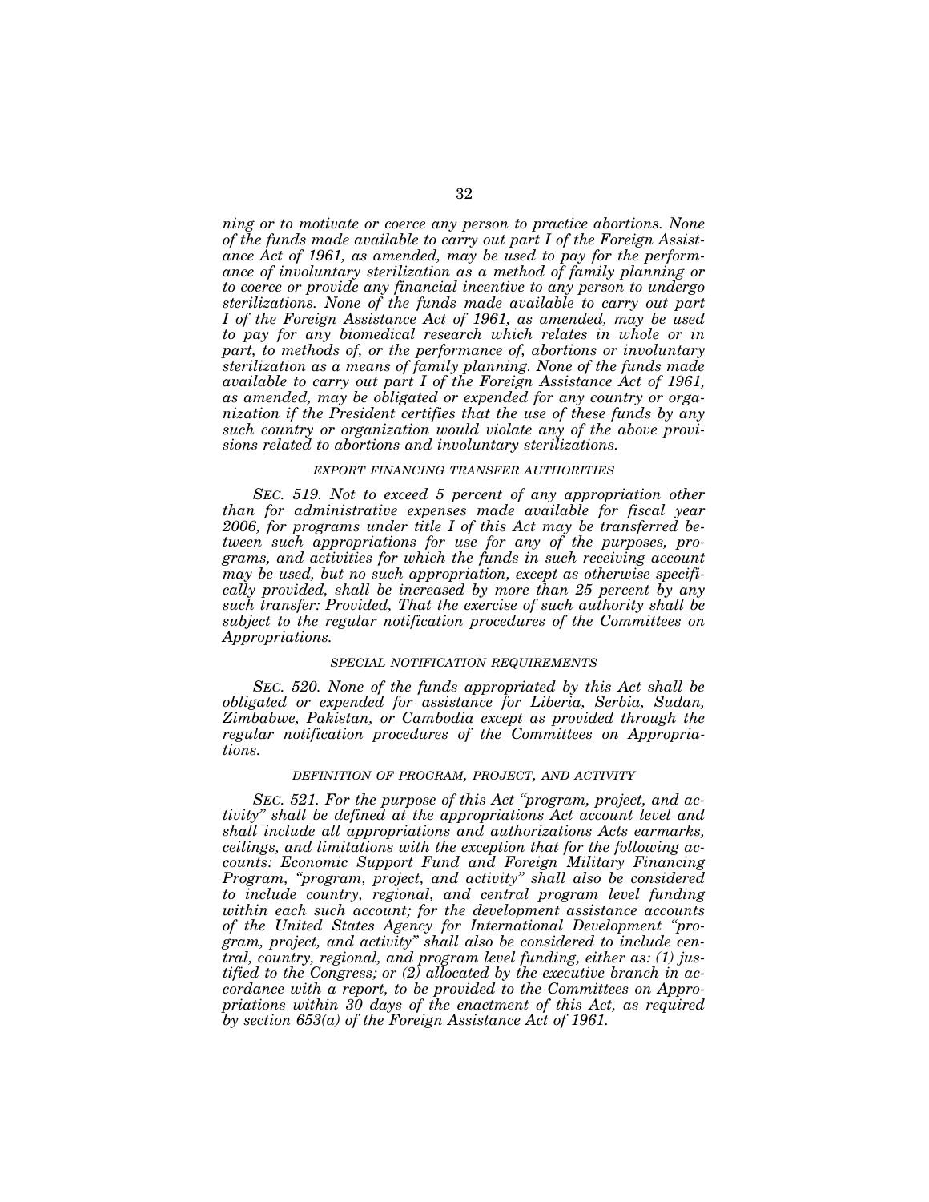*ning or to motivate or coerce any person to practice abortions. None of the funds made available to carry out part I of the Foreign Assistance Act of 1961, as amended, may be used to pay for the performance of involuntary sterilization as a method of family planning or to coerce or provide any financial incentive to any person to undergo sterilizations. None of the funds made available to carry out part I of the Foreign Assistance Act of 1961, as amended, may be used to pay for any biomedical research which relates in whole or in part, to methods of, or the performance of, abortions or involuntary sterilization as a means of family planning. None of the funds made available to carry out part I of the Foreign Assistance Act of 1961, as amended, may be obligated or expended for any country or organization if the President certifies that the use of these funds by any such country or organization would violate any of the above provisions related to abortions and involuntary sterilizations.*

###### *EXPORT FINANCING TRANSFER AUTHORITIES*

*SEC. 519. Not to exceed 5 percent of any appropriation other than for administrative expenses made available for fiscal year 2006, for programs under title I of this Act may be transferred between such appropriations for use for any of the purposes, programs, and activities for which the funds in such receiving account may be used, but no such appropriation, except as otherwise specifically provided, shall be increased by more than 25 percent by any such transfer: Provided, That the exercise of such authority shall be subject to the regular notification procedures of the Committees on Appropriations.*

###### *SPECIAL NOTIFICATION REQUIREMENTS*

*SEC. 520. None of the funds appropriated by this Act shall be obligated or expended for assistance for Liberia, Serbia, Sudan, Zimbabwe, Pakistan, or Cambodia except as provided through the regular notification procedures of the Committees on Appropriations.*

###### *DEFINITION OF PROGRAM, PROJECT, AND ACTIVITY*

*SEC. 521. For the purpose of this Act "program, project, and activity" shall be defined at the appropriations Act account level and shall include all appropriations and authorizations Acts earmarks, ceilings, and limitations with the exception that for the following accounts: Economic Support Fund and Foreign Military Financing Program, "program, project, and activity" shall also be considered to include country, regional, and central program level funding within each such account; for the development assistance accounts of the United States Agency for International Development "program, project, and activity" shall also be considered to include central, country, regional, and program level funding, either as: (1) justified to the Congress; or (2) allocated by the executive branch in accordance with a report, to be provided to the Committees on Appropriations within 30 days of the enactment of this Act, as required by section 653(a) of the Foreign Assistance Act of 1961.*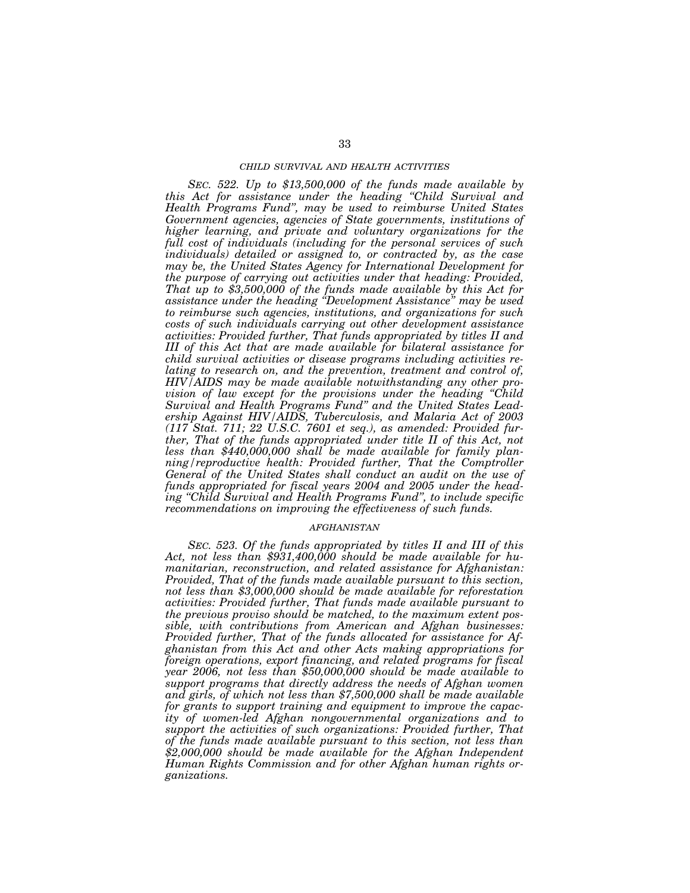## *CHILD SURVIVAL AND HEALTH ACTIVITIES*

*SEC. 522. Up to $13,500,000 of the funds made available by this Act for assistance under the heading "Child Survival and Health Programs Fund", may be used to reimburse United States Government agencies, agencies of State governments, institutions of higher learning, and private and voluntary organizations for the full cost of individuals (including for the personal services of such individuals) detailed or assigned to, or contracted by, as the case may be, the United States Agency for International Development for the purpose of carrying out activities under that heading: Provided, That up to $3,500,000 of the funds made available by this Act for assistance under the heading "Development Assistance" may be used to reimburse such agencies, institutions, and organizations for such costs of such individuals carrying out other development assistance activities: Provided further, That funds appropriated by titles II and III of this Act that are made available for bilateral assistance for child survival activities or disease programs including activities relating to research on, and the prevention, treatment and control of, HIV/AIDS may be made available notwithstanding any other provision of law except for the provisions under the heading "Child Survival and Health Programs Fund" and the United States Leadership Against HIV/AIDS, Tuberculosis, and Malaria Act of 2003 (117 Stat. 711; 22 U.S.C. 7601 et seq.), as amended: Provided further, That of the funds appropriated under title II of this Act, not less than $440,000,000 shall be made available for family planning/reproductive health: Provided further, That the Comptroller General of the United States shall conduct an audit on the use of funds appropriated for fiscal years 2004 and 2005 under the heading "Child Survival and Health Programs Fund", to include specific recommendations on improving the effectiveness of such funds.*

## *AFGHANISTAN*

*SEC. 523. Of the funds appropriated by titles II and III of this Act, not less than $931,400,000 should be made available for humanitarian, reconstruction, and related assistance for Afghanistan: Provided, That of the funds made available pursuant to this section, not less than $3,000,000 should be made available for reforestation activities: Provided further, That funds made available pursuant to the previous proviso should be matched, to the maximum extent possible, with contributions from American and Afghan businesses: Provided further, That of the funds allocated for assistance for Afghanistan from this Act and other Acts making appropriations for foreign operations, export financing, and related programs for fiscal year 2006, not less than $50,000,000 should be made available to support programs that directly address the needs of Afghan women and girls, of which not less than $7,500,000 shall be made available for grants to support training and equipment to improve the capacity of women-led Afghan nongovernmental organizations and to support the activities of such organizations: Provided further, That of the funds made available pursuant to this section, not less than $2,000,000 should be made available for the Afghan Independent Human Rights Commission and for other Afghan human rights organizations.*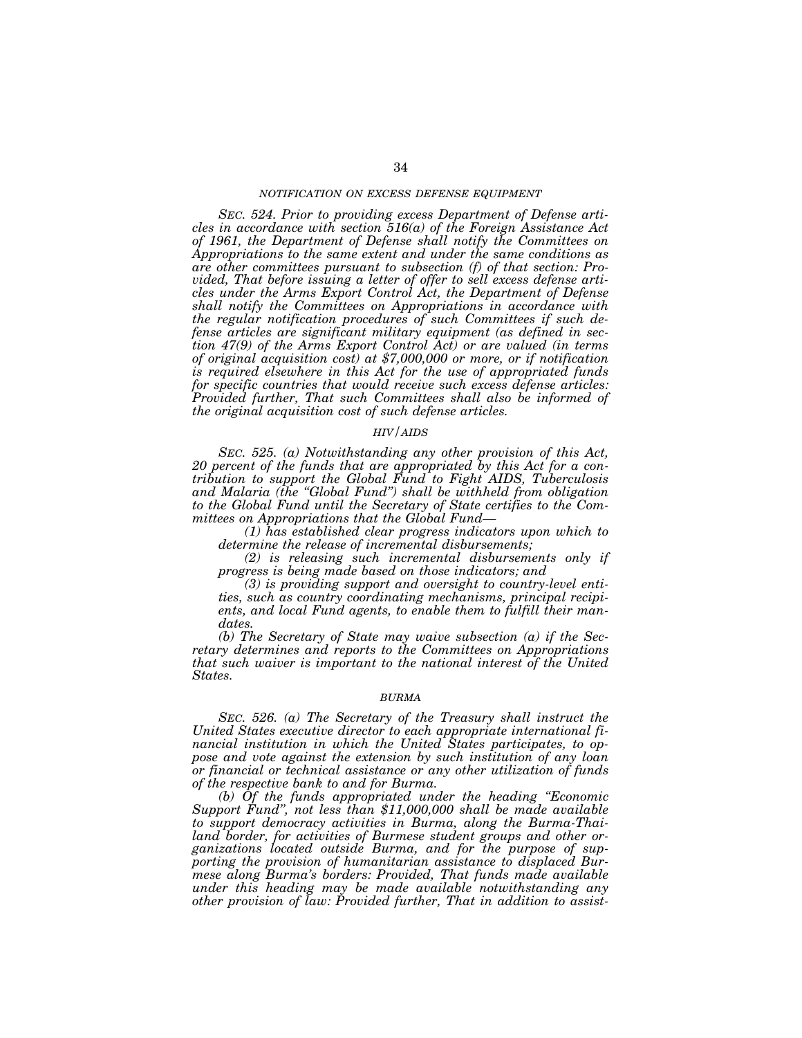#### NOTIFICATION ON EXCESS DEFENSE EQUIPMENT

*SEC. 524. Prior to providing excess Department of Defense articles in accordance with section 516(a) of the Foreign Assistance Act of 1961, the Department of Defense shall notify the Committees on Appropriations to the same extent and under the same conditions as are other committees pursuant to subsection (f) of that section: Provided, That before issuing a letter of offer to sell excess defense articles under the Arms Export Control Act, the Department of Defense shall notify the Committees on Appropriations in accordance with the regular notification procedures of such Committees if such defense articles are significant military equipment (as defined in section 47(9) of the Arms Export Control Act) or are valued (in terms of original acquisition cost) at $7,000,000 or more, or if notification is required elsewhere in this Act for the use of appropriated funds for specific countries that would receive such excess defense articles: Provided further, That such Committees shall also be informed of the original acquisition cost of such defense articles.*

#### HIV/AIDS

*SEC. 525. (a) Notwithstanding any other provision of this Act, 20 percent of the funds that are appropriated by this Act for a contribution to support the Global Fund to Fight AIDS, Tuberculosis and Malaria (the "Global Fund") shall be withheld from obligation to the Global Fund until the Secretary of State certifies to the Committees on Appropriations that the Global Fund—*

*(1) has established clear progress indicators upon which to determine the release of incremental disbursements;*

*(2) is releasing such incremental disbursements only if progress is being made based on those indicators; and*

*(3) is providing support and oversight to country-level entities, such as country coordinating mechanisms, principal recipients, and local Fund agents, to enable them to fulfill their mandates.*

*(b) The Secretary of State may waive subsection (a) if the Secretary determines and reports to the Committees on Appropriations that such waiver is important to the national interest of the United States.*

#### BURMA

*SEC. 526. (a) The Secretary of the Treasury shall instruct the United States executive director to each appropriate international financial institution in which the United States participates, to oppose and vote against the extension by such institution of any loan or financial or technical assistance or any other utilization of funds of the respective bank to and for Burma.*

*(b) Of the funds appropriated under the heading "Economic Support Fund", not less than $11,000,000 shall be made available to support democracy activities in Burma, along the Burma-Thailand border, for activities of Burmese student groups and other organizations located outside Burma, and for the purpose of supporting the provision of humanitarian assistance to displaced Burmese along Burma's borders: Provided, That funds made available under this heading may be made available notwithstanding any other provision of law: Provided further, That in addition to assist-*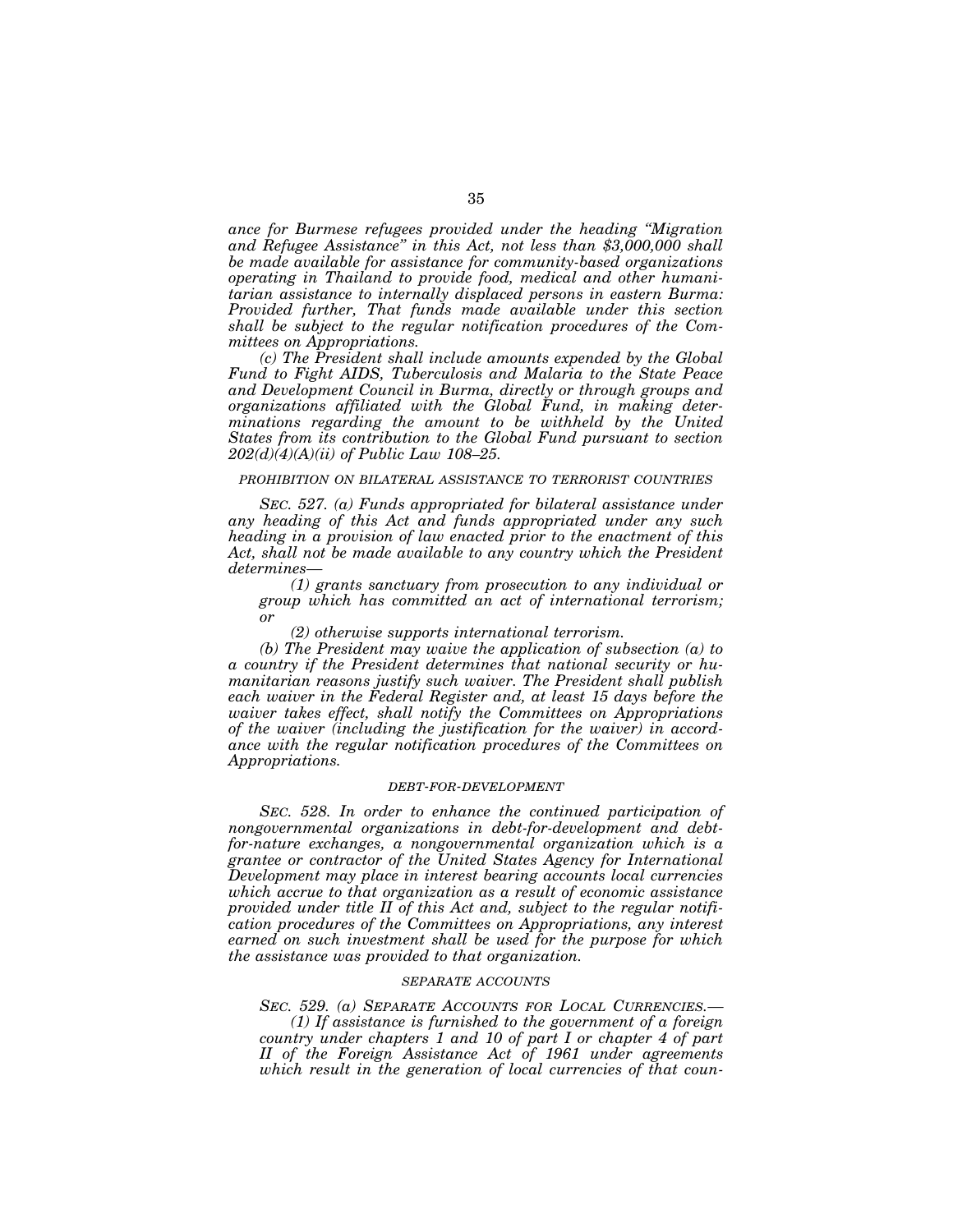*ance for Burmese refugees provided under the heading "Migration and Refugee Assistance" in this Act, not less than $3,000,000 shall be made available for assistance for community-based organizations operating in Thailand to provide food, medical and other humanitarian assistance to internally displaced persons in eastern Burma: Provided further, That funds made available under this section shall be subject to the regular notification procedures of the Committees on Appropriations.*

*(c) The President shall include amounts expended by the Global Fund to Fight AIDS, Tuberculosis and Malaria to the State Peace and Development Council in Burma, directly or through groups and organizations affiliated with the Global Fund, in making determinations regarding the amount to be withheld by the United States from its contribution to the Global Fund pursuant to section 202(d)(4)(A)(ii) of Public Law 108–25.*

*PROHIBITION ON BILATERAL ASSISTANCE TO TERRORIST COUNTRIES*

*SEC. 527. (a) Funds appropriated for bilateral assistance under any heading of this Act and funds appropriated under any such heading in a provision of law enacted prior to the enactment of this Act, shall not be made available to any country which the President determines—*

*(1) grants sanctuary from prosecution to any individual or group which has committed an act of international terrorism; or*

*(2) otherwise supports international terrorism.*

*(b) The President may waive the application of subsection (a) to a country if the President determines that national security or humanitarian reasons justify such waiver. The President shall publish each waiver in the Federal Register and, at least 15 days before the waiver takes effect, shall notify the Committees on Appropriations of the waiver (including the justification for the waiver) in accordance with the regular notification procedures of the Committees on Appropriations.*

*DEBT-FOR-DEVELOPMENT*

*SEC. 528. In order to enhance the continued participation of nongovernmental organizations in debt-for-development and debt-for-nature exchanges, a nongovernmental organization which is a grantee or contractor of the United States Agency for International Development may place in interest bearing accounts local currencies which accrue to that organization as a result of economic assistance provided under title II of this Act and, subject to the regular notification procedures of the Committees on Appropriations, any interest earned on such investment shall be used for the purpose for which the assistance was provided to that organization.*

*SEPARATE ACCOUNTS*

*SEC. 529. (a) SEPARATE ACCOUNTS FOR LOCAL CURRENCIES.—*

*(1) If assistance is furnished to the government of a foreign country under chapters 1 and 10 of part I or chapter 4 of part II of the Foreign Assistance Act of 1961 under agreements which result in the generation of local currencies of that coun-*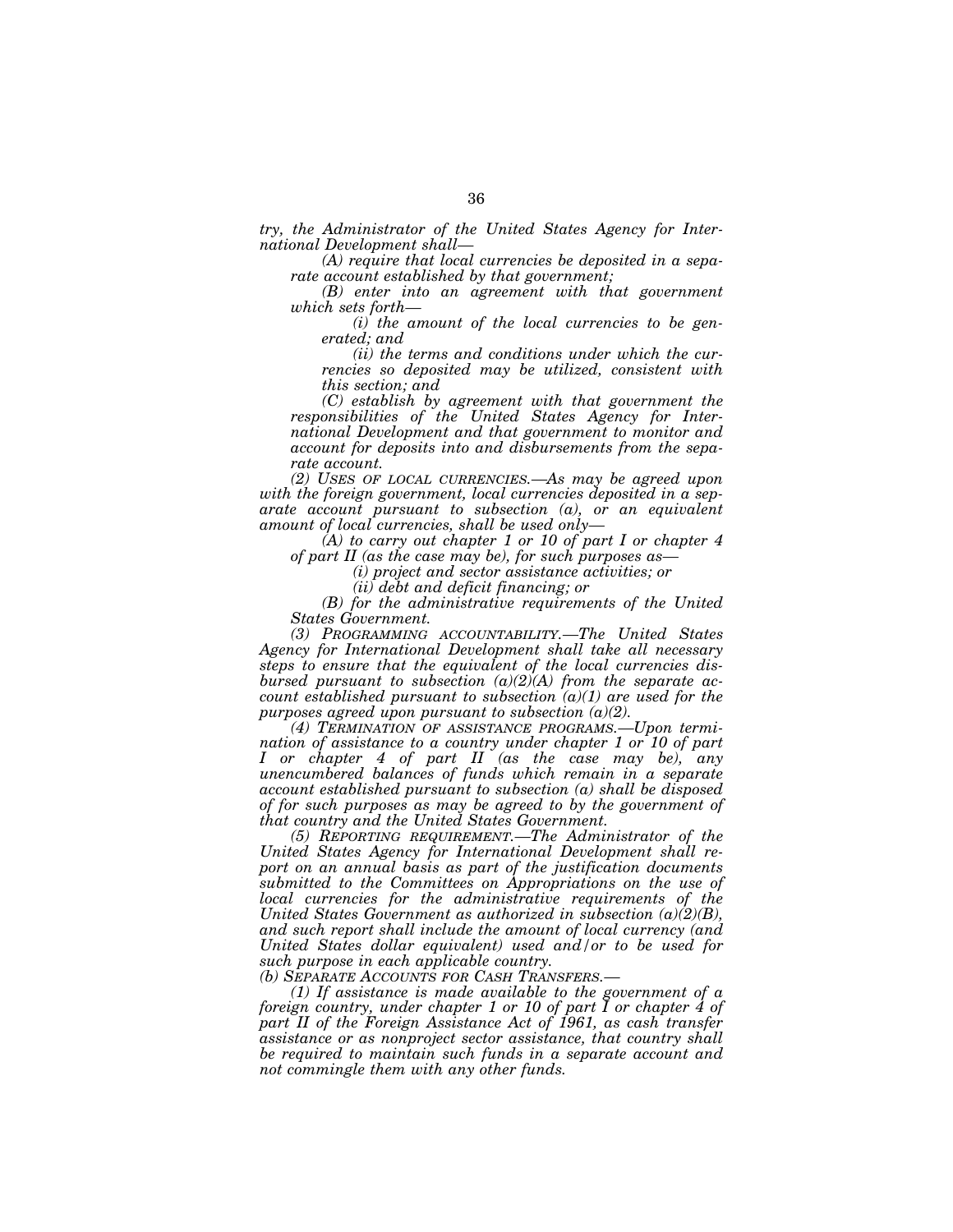*try, the Administrator of the United States Agency for International Development shall—*

*(A) require that local currencies be deposited in a separate account established by that government;*

*(B) enter into an agreement with that government which sets forth—*

*(i) the amount of the local currencies to be generated; and*

*(ii) the terms and conditions under which the currencies so deposited may be utilized, consistent with this section; and*

*(C) establish by agreement with that government the responsibilities of the United States Agency for International Development and that government to monitor and account for deposits into and disbursements from the separate account.*

*(2) USES OF LOCAL CURRENCIES.—As may be agreed upon with the foreign government, local currencies deposited in a separate account pursuant to subsection (a), or an equivalent amount of local currencies, shall be used only—*

*(A) to carry out chapter 1 or 10 of part I or chapter 4 of part II (as the case may be), for such purposes as—*

*(i) project and sector assistance activities; or*

*(ii) debt and deficit financing; or*

*(B) for the administrative requirements of the United States Government.*

*(3) PROGRAMMING ACCOUNTABILITY.—The United States Agency for International Development shall take all necessary steps to ensure that the equivalent of the local currencies disbursed pursuant to subsection (a)(2)(A) from the separate account established pursuant to subsection (a)(1) are used for the purposes agreed upon pursuant to subsection (a)(2).*

*(4) TERMINATION OF ASSISTANCE PROGRAMS.—Upon termination of assistance to a country under chapter 1 or 10 of part I or chapter 4 of part II (as the case may be), any unencumbered balances of funds which remain in a separate account established pursuant to subsection (a) shall be disposed of for such purposes as may be agreed to by the government of that country and the United States Government.*

*(5) REPORTING REQUIREMENT.—The Administrator of the United States Agency for International Development shall report on an annual basis as part of the justification documents submitted to the Committees on Appropriations on the use of local currencies for the administrative requirements of the United States Government as authorized in subsection (a)(2)(B), and such report shall include the amount of local currency (and United States dollar equivalent) used and/or to be used for such purpose in each applicable country.*

*(b) SEPARATE ACCOUNTS FOR CASH TRANSFERS.—*

*(1) If assistance is made available to the government of a foreign country, under chapter 1 or 10 of part I or chapter 4 of part II of the Foreign Assistance Act of 1961, as cash transfer assistance or as nonproject sector assistance, that country shall be required to maintain such funds in a separate account and not commingle them with any other funds.*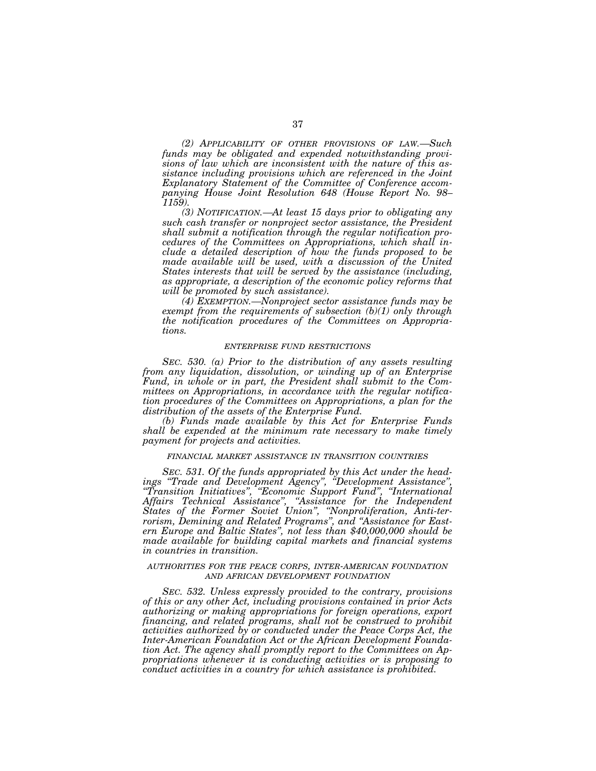*(2) APPLICABILITY OF OTHER PROVISIONS OF LAW.—Such funds may be obligated and expended notwithstanding provisions of law which are inconsistent with the nature of this assistance including provisions which are referenced in the Joint Explanatory Statement of the Committee of Conference accompanying House Joint Resolution 648 (House Report No. 98–1159).*

*(3) NOTIFICATION.—At least 15 days prior to obligating any such cash transfer or nonproject sector assistance, the President shall submit a notification through the regular notification procedures of the Committees on Appropriations, which shall include a detailed description of how the funds proposed to be made available will be used, with a discussion of the United States interests that will be served by the assistance (including, as appropriate, a description of the economic policy reforms that will be promoted by such assistance).*

*(4) EXEMPTION.—Nonproject sector assistance funds may be exempt from the requirements of subsection (b)(1) only through the notification procedures of the Committees on Appropriations.*

*ENTERPRISE FUND RESTRICTIONS*

*SEC. 530. (a) Prior to the distribution of any assets resulting from any liquidation, dissolution, or winding up of an Enterprise Fund, in whole or in part, the President shall submit to the Committees on Appropriations, in accordance with the regular notification procedures of the Committees on Appropriations, a plan for the distribution of the assets of the Enterprise Fund.*

*(b) Funds made available by this Act for Enterprise Funds shall be expended at the minimum rate necessary to make timely payment for projects and activities.*

*FINANCIAL MARKET ASSISTANCE IN TRANSITION COUNTRIES*

*SEC. 531. Of the funds appropriated by this Act under the headings "Trade and Development Agency", "Development Assistance", "Transition Initiatives", "Economic Support Fund", "International Affairs Technical Assistance", "Assistance for the Independent States of the Former Soviet Union", "Nonproliferation, Anti-terrorism, Demining and Related Programs", and "Assistance for Eastern Europe and Baltic States", not less than $40,000,000 should be made available for building capital markets and financial systems in countries in transition.*

*AUTHORITIES FOR THE PEACE CORPS, INTER-AMERICAN FOUNDATION AND AFRICAN DEVELOPMENT FOUNDATION*

*SEC. 532. Unless expressly provided to the contrary, provisions of this or any other Act, including provisions contained in prior Acts authorizing or making appropriations for foreign operations, export financing, and related programs, shall not be construed to prohibit activities authorized by or conducted under the Peace Corps Act, the Inter-American Foundation Act or the African Development Foundation Act. The agency shall promptly report to the Committees on Appropriations whenever it is conducting activities or is proposing to conduct activities in a country for which assistance is prohibited.*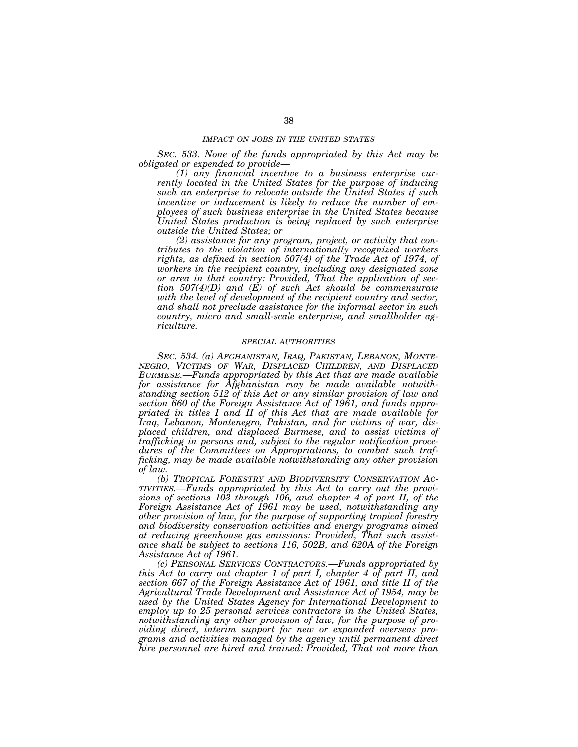*IMPACT ON JOBS IN THE UNITED STATES*

*SEC. 533. None of the funds appropriated by this Act may be obligated or expended to provide—*

*(1) any financial incentive to a business enterprise currently located in the United States for the purpose of inducing such an enterprise to relocate outside the United States if such incentive or inducement is likely to reduce the number of employees of such business enterprise in the United States because United States production is being replaced by such enterprise outside the United States; or*

*(2) assistance for any program, project, or activity that contributes to the violation of internationally recognized workers rights, as defined in section 507(4) of the Trade Act of 1974, of workers in the recipient country, including any designated zone or area in that country: Provided, That the application of section 507(4)(D) and (E) of such Act should be commensurate with the level of development of the recipient country and sector, and shall not preclude assistance for the informal sector in such country, micro and small-scale enterprise, and smallholder agriculture.*

*SPECIAL AUTHORITIES*

*SEC. 534. (a) AFGHANISTAN, IRAQ, PAKISTAN, LEBANON, MONTENEGRO, VICTIMS OF WAR, DISPLACED CHILDREN, AND DISPLACED BURMESE.—Funds appropriated by this Act that are made available for assistance for Afghanistan may be made available notwithstanding section 512 of this Act or any similar provision of law and section 660 of the Foreign Assistance Act of 1961, and funds appropriated in titles I and II of this Act that are made available for Iraq, Lebanon, Montenegro, Pakistan, and for victims of war, displaced children, and displaced Burmese, and to assist victims of trafficking in persons and, subject to the regular notification procedures of the Committees on Appropriations, to combat such trafficking, may be made available notwithstanding any other provision of law.*

*(b) TROPICAL FORESTRY AND BIODIVERSITY CONSERVATION ACTIVITIES.—Funds appropriated by this Act to carry out the provisions of sections 103 through 106, and chapter 4 of part II, of the Foreign Assistance Act of 1961 may be used, notwithstanding any other provision of law, for the purpose of supporting tropical forestry and biodiversity conservation activities and energy programs aimed at reducing greenhouse gas emissions: Provided, That such assistance shall be subject to sections 116, 502B, and 620A of the Foreign Assistance Act of 1961.*

*(c) PERSONAL SERVICES CONTRACTORS.—Funds appropriated by this Act to carry out chapter 1 of part I, chapter 4 of part II, and section 667 of the Foreign Assistance Act of 1961, and title II of the Agricultural Trade Development and Assistance Act of 1954, may be used by the United States Agency for International Development to employ up to 25 personal services contractors in the United States, notwithstanding any other provision of law, for the purpose of providing direct, interim support for new or expanded overseas programs and activities managed by the agency until permanent direct hire personnel are hired and trained: Provided, That not more than*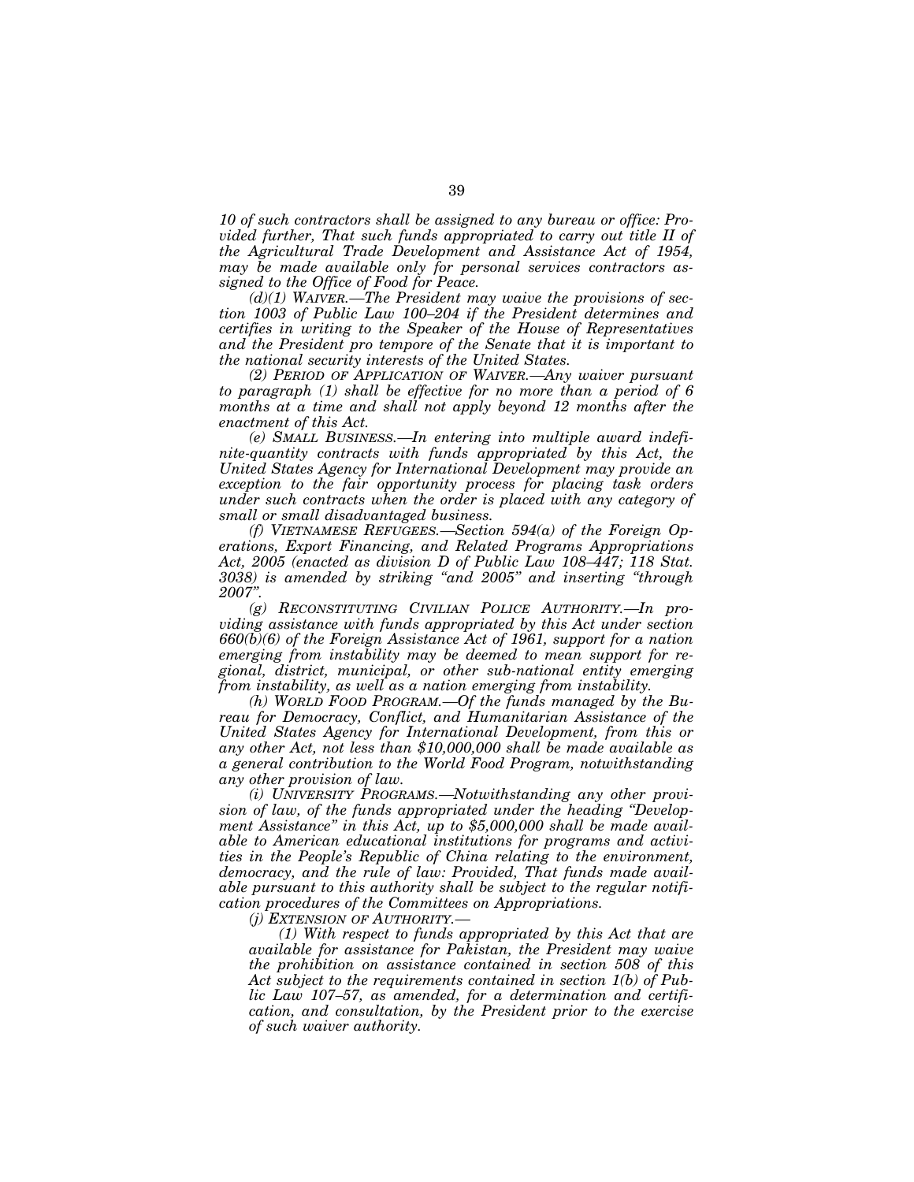*10 of such contractors shall be assigned to any bureau or office: Provided further, That such funds appropriated to carry out title II of the Agricultural Trade Development and Assistance Act of 1954, may be made available only for personal services contractors assigned to the Office of Food for Peace.*

*(d)(1) WAIVER.—The President may waive the provisions of section 1003 of Public Law 100–204 if the President determines and certifies in writing to the Speaker of the House of Representatives and the President pro tempore of the Senate that it is important to the national security interests of the United States.*

*(2) PERIOD OF APPLICATION OF WAIVER.—Any waiver pursuant to paragraph (1) shall be effective for no more than a period of 6 months at a time and shall not apply beyond 12 months after the enactment of this Act.*

*(e) SMALL BUSINESS.—In entering into multiple award indefinite-quantity contracts with funds appropriated by this Act, the United States Agency for International Development may provide an exception to the fair opportunity process for placing task orders under such contracts when the order is placed with any category of small or small disadvantaged business.*

*(f) VIETNAMESE REFUGEES.—Section 594(a) of the Foreign Operations, Export Financing, and Related Programs Appropriations Act, 2005 (enacted as division D of Public Law 108–447; 118 Stat. 3038) is amended by striking "and 2005" and inserting "through 2007".*

*(g) RECONSTITUTING CIVILIAN POLICE AUTHORITY.—In providing assistance with funds appropriated by this Act under section 660(b)(6) of the Foreign Assistance Act of 1961, support for a nation emerging from instability may be deemed to mean support for regional, district, municipal, or other sub-national entity emerging from instability, as well as a nation emerging from instability.*

*(h) WORLD FOOD PROGRAM.—Of the funds managed by the Bureau for Democracy, Conflict, and Humanitarian Assistance of the United States Agency for International Development, from this or any other Act, not less than $10,000,000 shall be made available as a general contribution to the World Food Program, notwithstanding any other provision of law.*

*(i) UNIVERSITY PROGRAMS.—Notwithstanding any other provision of law, of the funds appropriated under the heading "Development Assistance" in this Act, up to $5,000,000 shall be made available to American educational institutions for programs and activities in the People's Republic of China relating to the environment, democracy, and the rule of law: Provided, That funds made available pursuant to this authority shall be subject to the regular notification procedures of the Committees on Appropriations.*

*(j) EXTENSION OF AUTHORITY.—*

*(1) With respect to funds appropriated by this Act that are available for assistance for Pakistan, the President may waive the prohibition on assistance contained in section 508 of this Act subject to the requirements contained in section 1(b) of Public Law 107–57, as amended, for a determination and certification, and consultation, by the President prior to the exercise of such waiver authority.*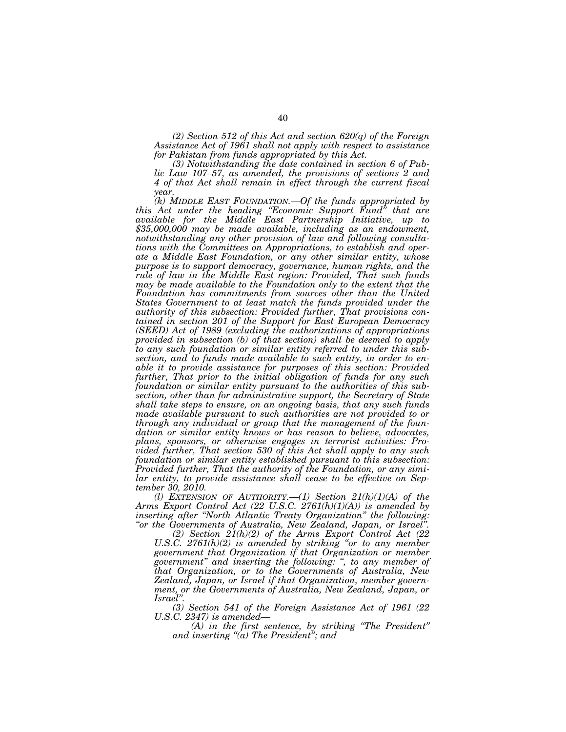*(2) Section 512 of this Act and section 620(q) of the Foreign Assistance Act of 1961 shall not apply with respect to assistance for Pakistan from funds appropriated by this Act.*

*(3) Notwithstanding the date contained in section 6 of Public Law 107–57, as amended, the provisions of sections 2 and 4 of that Act shall remain in effect through the current fiscal year.*

*(k) MIDDLE EAST FOUNDATION.—Of the funds appropriated by this Act under the heading "Economic Support Fund" that are available for the Middle East Partnership Initiative, up to $35,000,000 may be made available, including as an endowment, notwithstanding any other provision of law and following consultations with the Committees on Appropriations, to establish and operate a Middle East Foundation, or any other similar entity, whose purpose is to support democracy, governance, human rights, and the rule of law in the Middle East region: Provided, That such funds may be made available to the Foundation only to the extent that the Foundation has commitments from sources other than the United States Government to at least match the funds provided under the authority of this subsection: Provided further, That provisions contained in section 201 of the Support for East European Democracy (SEED) Act of 1989 (excluding the authorizations of appropriations provided in subsection (b) of that section) shall be deemed to apply to any such foundation or similar entity referred to under this subsection, and to funds made available to such entity, in order to enable it to provide assistance for purposes of this section: Provided further, That prior to the initial obligation of funds for any such foundation or similar entity pursuant to the authorities of this subsection, other than for administrative support, the Secretary of State shall take steps to ensure, on an ongoing basis, that any such funds made available pursuant to such authorities are not provided to or through any individual or group that the management of the foundation or similar entity knows or has reason to believe, advocates, plans, sponsors, or otherwise engages in terrorist activities: Provided further, That section 530 of this Act shall apply to any such foundation or similar entity established pursuant to this subsection: Provided further, That the authority of the Foundation, or any similar entity, to provide assistance shall cease to be effective on September 30, 2010.*

*(l) EXTENSION OF AUTHORITY.—(1) Section 21(h)(1)(A) of the Arms Export Control Act (22 U.S.C. 2761(h)(1)(A)) is amended by inserting after "North Atlantic Treaty Organization" the following: "or the Governments of Australia, New Zealand, Japan, or Israel".*

*(2) Section 21(h)(2) of the Arms Export Control Act (22 U.S.C. 2761(h)(2) is amended by striking "or to any member government that Organization if that Organization or member government" and inserting the following: ", to any member of that Organization, or to the Governments of Australia, New Zealand, Japan, or Israel if that Organization, member government, or the Governments of Australia, New Zealand, Japan, or Israel".*

*(3) Section 541 of the Foreign Assistance Act of 1961 (22 U.S.C. 2347) is amended—*

*(A) in the first sentence, by striking "The President" and inserting "(a) The President"; and*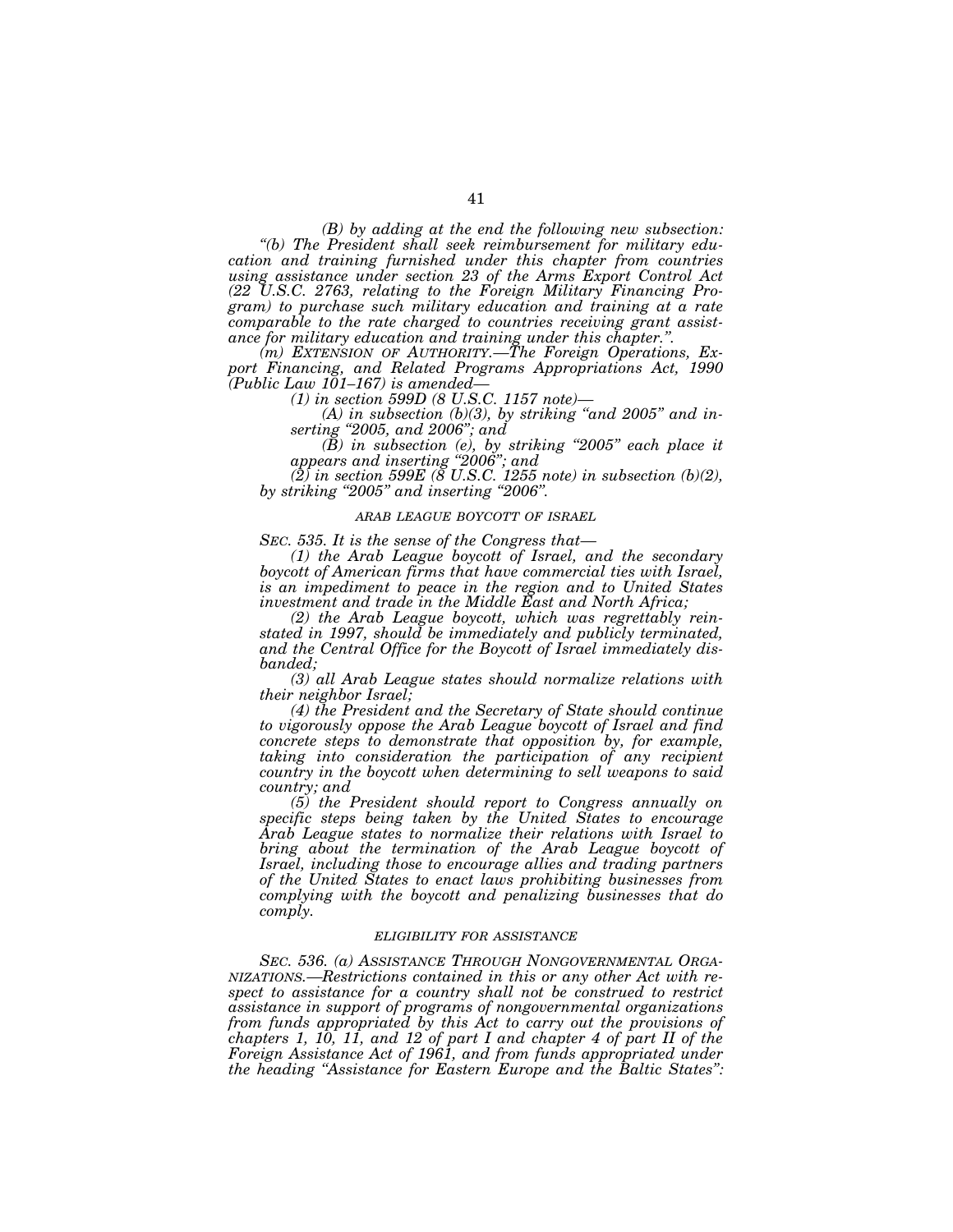*(B) by adding at the end the following new subsection:*

*"(b) The President shall seek reimbursement for military education and training furnished under this chapter from countries using assistance under section 23 of the Arms Export Control Act (22 U.S.C. 2763, relating to the Foreign Military Financing Program) to purchase such military education and training at a rate comparable to the rate charged to countries receiving grant assistance for military education and training under this chapter.".*

*(m) EXTENSION OF AUTHORITY.—The Foreign Operations, Export Financing, and Related Programs Appropriations Act, 1990 (Public Law 101–167) is amended—*

*(1) in section 599D (8 U.S.C. 1157 note)—*

*(A) in subsection (b)(3), by striking "and 2005" and inserting "2005, and 2006"; and*

*(B) in subsection (e), by striking "2005" each place it appears and inserting "2006"; and*

*(2) in section 599E (8 U.S.C. 1255 note) in subsection (b)(2), by striking "2005" and inserting "2006".*

*ARAB LEAGUE BOYCOTT OF ISRAEL*

*SEC. 535. It is the sense of the Congress that—*

*(1) the Arab League boycott of Israel, and the secondary boycott of American firms that have commercial ties with Israel, is an impediment to peace in the region and to United States investment and trade in the Middle East and North Africa;*

*(2) the Arab League boycott, which was regrettably reinstated in 1997, should be immediately and publicly terminated, and the Central Office for the Boycott of Israel immediately disbanded;*

*(3) all Arab League states should normalize relations with their neighbor Israel;*

*(4) the President and the Secretary of State should continue to vigorously oppose the Arab League boycott of Israel and find concrete steps to demonstrate that opposition by, for example, taking into consideration the participation of any recipient country in the boycott when determining to sell weapons to said country; and*

*(5) the President should report to Congress annually on specific steps being taken by the United States to encourage Arab League states to normalize their relations with Israel to bring about the termination of the Arab League boycott of Israel, including those to encourage allies and trading partners of the United States to enact laws prohibiting businesses from complying with the boycott and penalizing businesses that do comply.*

*ELIGIBILITY FOR ASSISTANCE*

*SEC. 536. (a) ASSISTANCE THROUGH NONGOVERNMENTAL ORGANIZATIONS.—Restrictions contained in this or any other Act with respect to assistance for a country shall not be construed to restrict assistance in support of programs of nongovernmental organizations from funds appropriated by this Act to carry out the provisions of chapters 1, 10, 11, and 12 of part I and chapter 4 of part II of the Foreign Assistance Act of 1961, and from funds appropriated under the heading "Assistance for Eastern Europe and the Baltic States":*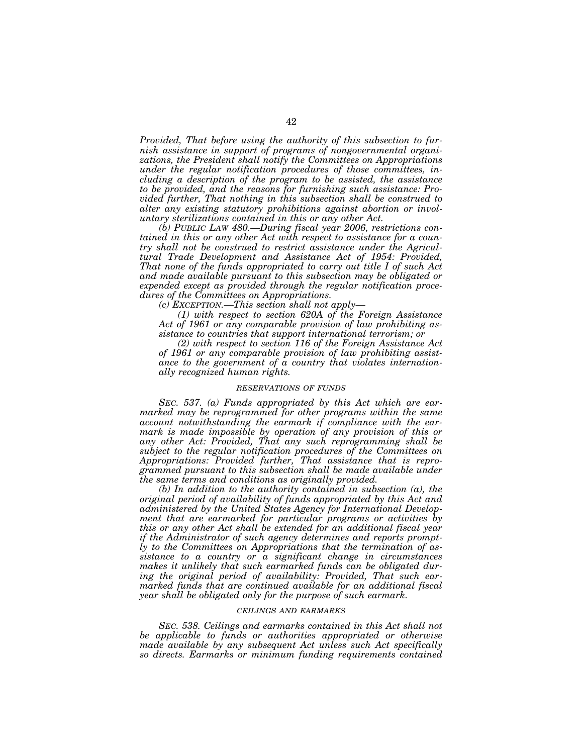*Provided, That before using the authority of this subsection to furnish assistance in support of programs of nongovernmental organizations, the President shall notify the Committees on Appropriations under the regular notification procedures of those committees, including a description of the program to be assisted, the assistance to be provided, and the reasons for furnishing such assistance: Provided further, That nothing in this subsection shall be construed to alter any existing statutory prohibitions against abortion or involuntary sterilizations contained in this or any other Act.*

*(b) PUBLIC LAW 480.—During fiscal year 2006, restrictions contained in this or any other Act with respect to assistance for a country shall not be construed to restrict assistance under the Agricultural Trade Development and Assistance Act of 1954: Provided, That none of the funds appropriated to carry out title I of such Act and made available pursuant to this subsection may be obligated or expended except as provided through the regular notification procedures of the Committees on Appropriations.*

*(c) EXCEPTION.—This section shall not apply—*

*(1) with respect to section 620A of the Foreign Assistance Act of 1961 or any comparable provision of law prohibiting assistance to countries that support international terrorism; or*

*(2) with respect to section 116 of the Foreign Assistance Act of 1961 or any comparable provision of law prohibiting assistance to the government of a country that violates internationally recognized human rights.*

*RESERVATIONS OF FUNDS*

*SEC. 537. (a) Funds appropriated by this Act which are earmarked may be reprogrammed for other programs within the same account notwithstanding the earmark if compliance with the earmark is made impossible by operation of any provision of this or any other Act: Provided, That any such reprogramming shall be subject to the regular notification procedures of the Committees on Appropriations: Provided further, That assistance that is reprogrammed pursuant to this subsection shall be made available under the same terms and conditions as originally provided.*

*(b) In addition to the authority contained in subsection (a), the original period of availability of funds appropriated by this Act and administered by the United States Agency for International Development that are earmarked for particular programs or activities by this or any other Act shall be extended for an additional fiscal year if the Administrator of such agency determines and reports promptly to the Committees on Appropriations that the termination of assistance to a country or a significant change in circumstances makes it unlikely that such earmarked funds can be obligated during the original period of availability: Provided, That such earmarked funds that are continued available for an additional fiscal year shall be obligated only for the purpose of such earmark.*

*CEILINGS AND EARMARKS*

*SEC. 538. Ceilings and earmarks contained in this Act shall not be applicable to funds or authorities appropriated or otherwise made available by any subsequent Act unless such Act specifically so directs. Earmarks or minimum funding requirements contained*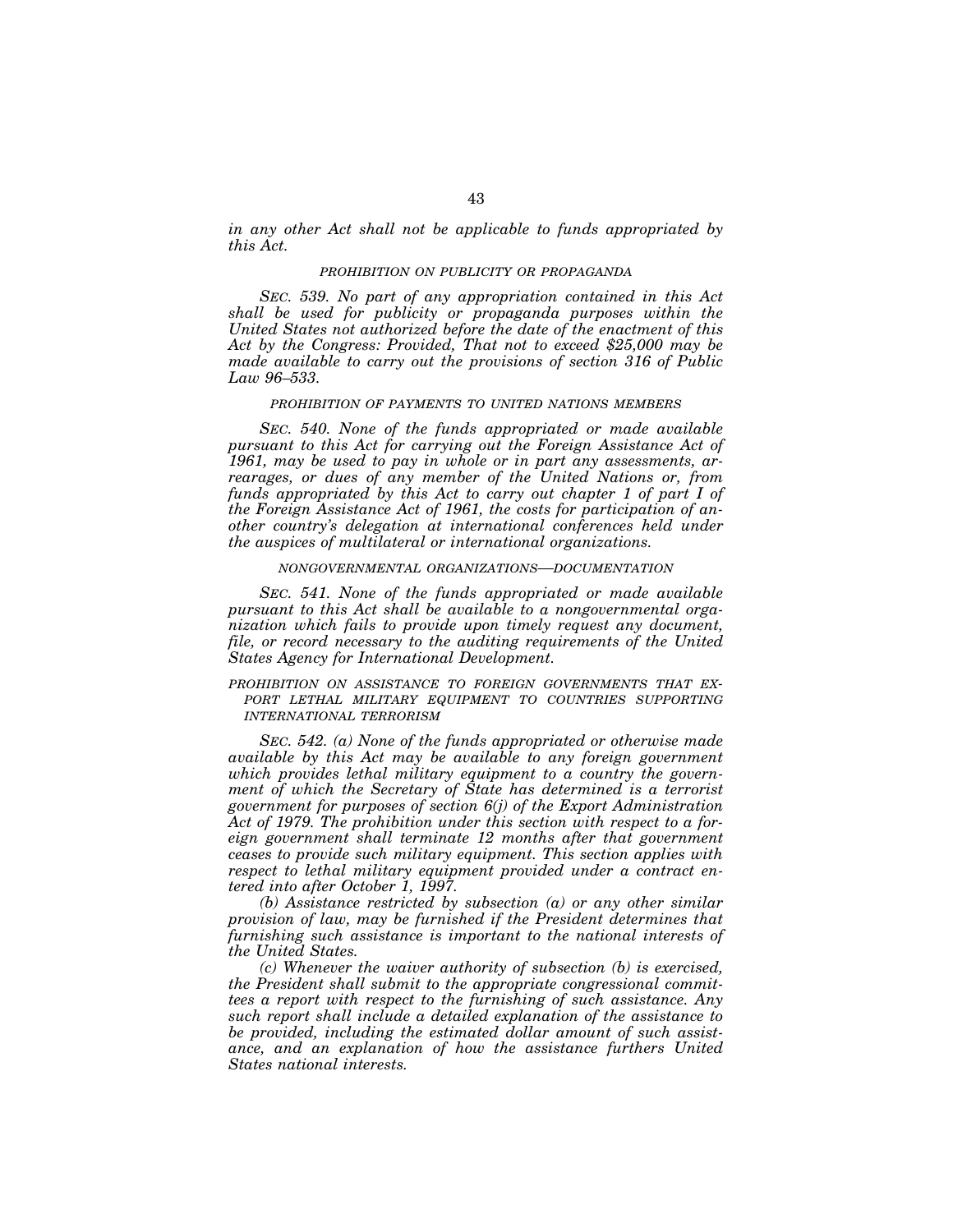*in any other Act shall not be applicable to funds appropriated by this Act.*

*PROHIBITION ON PUBLICITY OR PROPAGANDA*

*SEC. 539. No part of any appropriation contained in this Act shall be used for publicity or propaganda purposes within the United States not authorized before the date of the enactment of this Act by the Congress: Provided, That not to exceed $25,000 may be made available to carry out the provisions of section 316 of Public Law 96–533.*

*PROHIBITION OF PAYMENTS TO UNITED NATIONS MEMBERS*

*SEC. 540. None of the funds appropriated or made available pursuant to this Act for carrying out the Foreign Assistance Act of 1961, may be used to pay in whole or in part any assessments, arrearages, or dues of any member of the United Nations or, from funds appropriated by this Act to carry out chapter 1 of part I of the Foreign Assistance Act of 1961, the costs for participation of another country's delegation at international conferences held under the auspices of multilateral or international organizations.*

*NONGOVERNMENTAL ORGANIZATIONS—DOCUMENTATION*

*SEC. 541. None of the funds appropriated or made available pursuant to this Act shall be available to a nongovernmental organization which fails to provide upon timely request any document, file, or record necessary to the auditing requirements of the United States Agency for International Development.*

*PROHIBITION ON ASSISTANCE TO FOREIGN GOVERNMENTS THAT EXPORT LETHAL MILITARY EQUIPMENT TO COUNTRIES SUPPORTING INTERNATIONAL TERRORISM*

*SEC. 542. (a) None of the funds appropriated or otherwise made available by this Act may be available to any foreign government which provides lethal military equipment to a country the government of which the Secretary of State has determined is a terrorist government for purposes of section 6(j) of the Export Administration Act of 1979. The prohibition under this section with respect to a foreign government shall terminate 12 months after that government ceases to provide such military equipment. This section applies with respect to lethal military equipment provided under a contract entered into after October 1, 1997.*

*(b) Assistance restricted by subsection (a) or any other similar provision of law, may be furnished if the President determines that furnishing such assistance is important to the national interests of the United States.*

*(c) Whenever the waiver authority of subsection (b) is exercised, the President shall submit to the appropriate congressional committees a report with respect to the furnishing of such assistance. Any such report shall include a detailed explanation of the assistance to be provided, including the estimated dollar amount of such assistance, and an explanation of how the assistance furthers United States national interests.*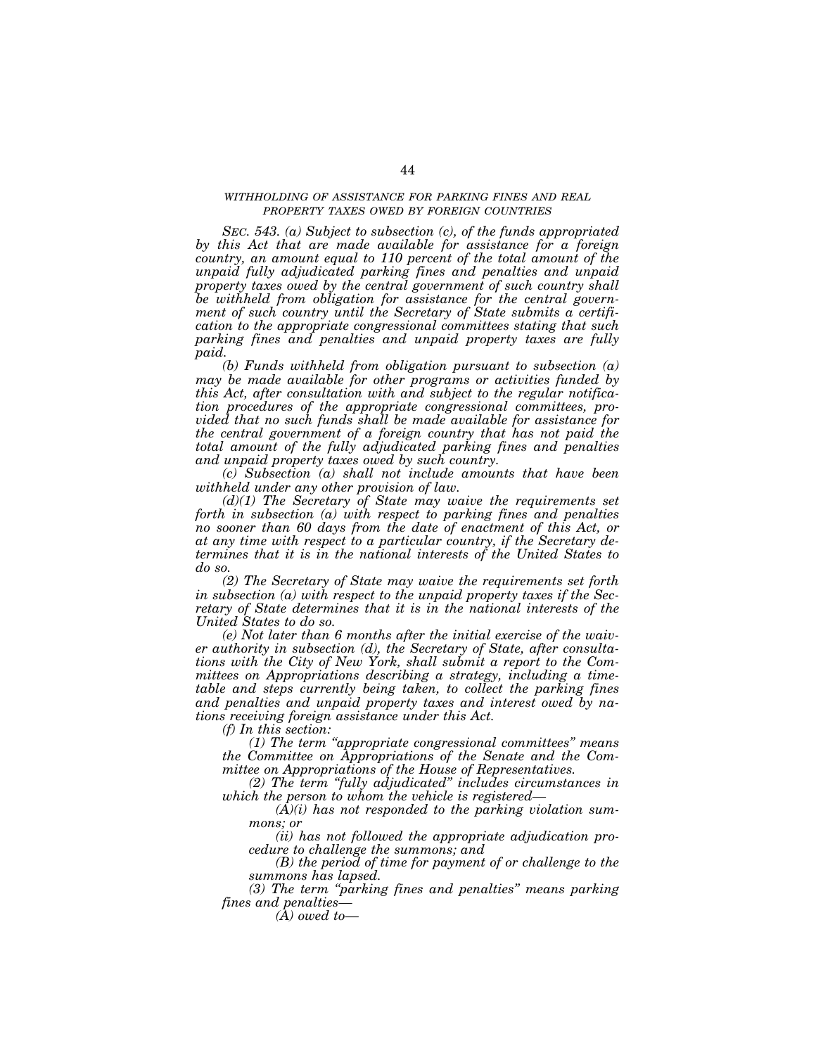*WITHHOLDING OF ASSISTANCE FOR PARKING FINES AND REAL PROPERTY TAXES OWED BY FOREIGN COUNTRIES*

*SEC. 543. (a) Subject to subsection (c), of the funds appropriated by this Act that are made available for assistance for a foreign country, an amount equal to 110 percent of the total amount of the unpaid fully adjudicated parking fines and penalties and unpaid property taxes owed by the central government of such country shall be withheld from obligation for assistance for the central government of such country until the Secretary of State submits a certification to the appropriate congressional committees stating that such parking fines and penalties and unpaid property taxes are fully paid.*

*(b) Funds withheld from obligation pursuant to subsection (a) may be made available for other programs or activities funded by this Act, after consultation with and subject to the regular notification procedures of the appropriate congressional committees, provided that no such funds shall be made available for assistance for the central government of a foreign country that has not paid the total amount of the fully adjudicated parking fines and penalties and unpaid property taxes owed by such country.*

*(c) Subsection (a) shall not include amounts that have been withheld under any other provision of law.*

*(d)(1) The Secretary of State may waive the requirements set forth in subsection (a) with respect to parking fines and penalties no sooner than 60 days from the date of enactment of this Act, or at any time with respect to a particular country, if the Secretary determines that it is in the national interests of the United States to do so.*

*(2) The Secretary of State may waive the requirements set forth in subsection (a) with respect to the unpaid property taxes if the Secretary of State determines that it is in the national interests of the United States to do so.*

*(e) Not later than 6 months after the initial exercise of the waiver authority in subsection (d), the Secretary of State, after consultations with the City of New York, shall submit a report to the Committees on Appropriations describing a strategy, including a timetable and steps currently being taken, to collect the parking fines and penalties and unpaid property taxes and interest owed by nations receiving foreign assistance under this Act.*

*(f) In this section:*

*(1) The term "appropriate congressional committees" means the Committee on Appropriations of the Senate and the Committee on Appropriations of the House of Representatives.*

*(2) The term "fully adjudicated" includes circumstances in which the person to whom the vehicle is registered—*

*(A)(i) has not responded to the parking violation summons; or*

*(ii) has not followed the appropriate adjudication procedure to challenge the summons; and*

*(B) the period of time for payment of or challenge to the summons has lapsed.*

*(3) The term "parking fines and penalties" means parking fines and penalties—*

*(A) owed to—*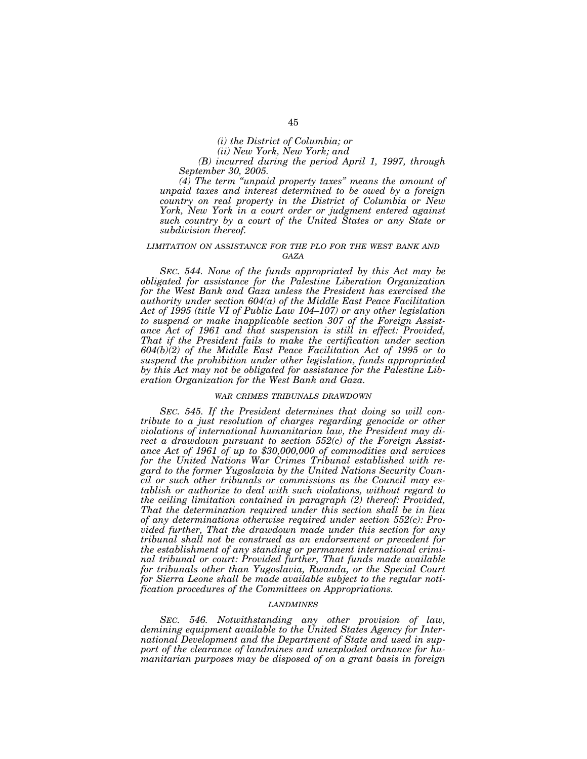*(i) the District of Columbia; or*

*(ii) New York, New York; and*

*(B) incurred during the period April 1, 1997, through September 30, 2005.*

*(4) The term "unpaid property taxes" means the amount of unpaid taxes and interest determined to be owed by a foreign country on real property in the District of Columbia or New York, New York in a court order or judgment entered against such country by a court of the United States or any State or subdivision thereof.*

*LIMITATION ON ASSISTANCE FOR THE PLO FOR THE WEST BANK AND GAZA*

*SEC. 544. None of the funds appropriated by this Act may be obligated for assistance for the Palestine Liberation Organization for the West Bank and Gaza unless the President has exercised the authority under section 604(a) of the Middle East Peace Facilitation Act of 1995 (title VI of Public Law 104–107) or any other legislation to suspend or make inapplicable section 307 of the Foreign Assistance Act of 1961 and that suspension is still in effect: Provided, That if the President fails to make the certification under section 604(b)(2) of the Middle East Peace Facilitation Act of 1995 or to suspend the prohibition under other legislation, funds appropriated by this Act may not be obligated for assistance for the Palestine Liberation Organization for the West Bank and Gaza.*

*WAR CRIMES TRIBUNALS DRAWDOWN*

*SEC. 545. If the President determines that doing so will contribute to a just resolution of charges regarding genocide or other violations of international humanitarian law, the President may direct a drawdown pursuant to section 552(c) of the Foreign Assistance Act of 1961 of up to $30,000,000 of commodities and services for the United Nations War Crimes Tribunal established with regard to the former Yugoslavia by the United Nations Security Council or such other tribunals or commissions as the Council may establish or authorize to deal with such violations, without regard to the ceiling limitation contained in paragraph (2) thereof: Provided, That the determination required under this section shall be in lieu of any determinations otherwise required under section 552(c): Provided further, That the drawdown made under this section for any tribunal shall not be construed as an endorsement or precedent for the establishment of any standing or permanent international criminal tribunal or court: Provided further, That funds made available for tribunals other than Yugoslavia, Rwanda, or the Special Court for Sierra Leone shall be made available subject to the regular notification procedures of the Committees on Appropriations.*

*LANDMINES*

*SEC. 546. Notwithstanding any other provision of law, demining equipment available to the United States Agency for International Development and the Department of State and used in support of the clearance of landmines and unexploded ordnance for humanitarian purposes may be disposed of on a grant basis in foreign*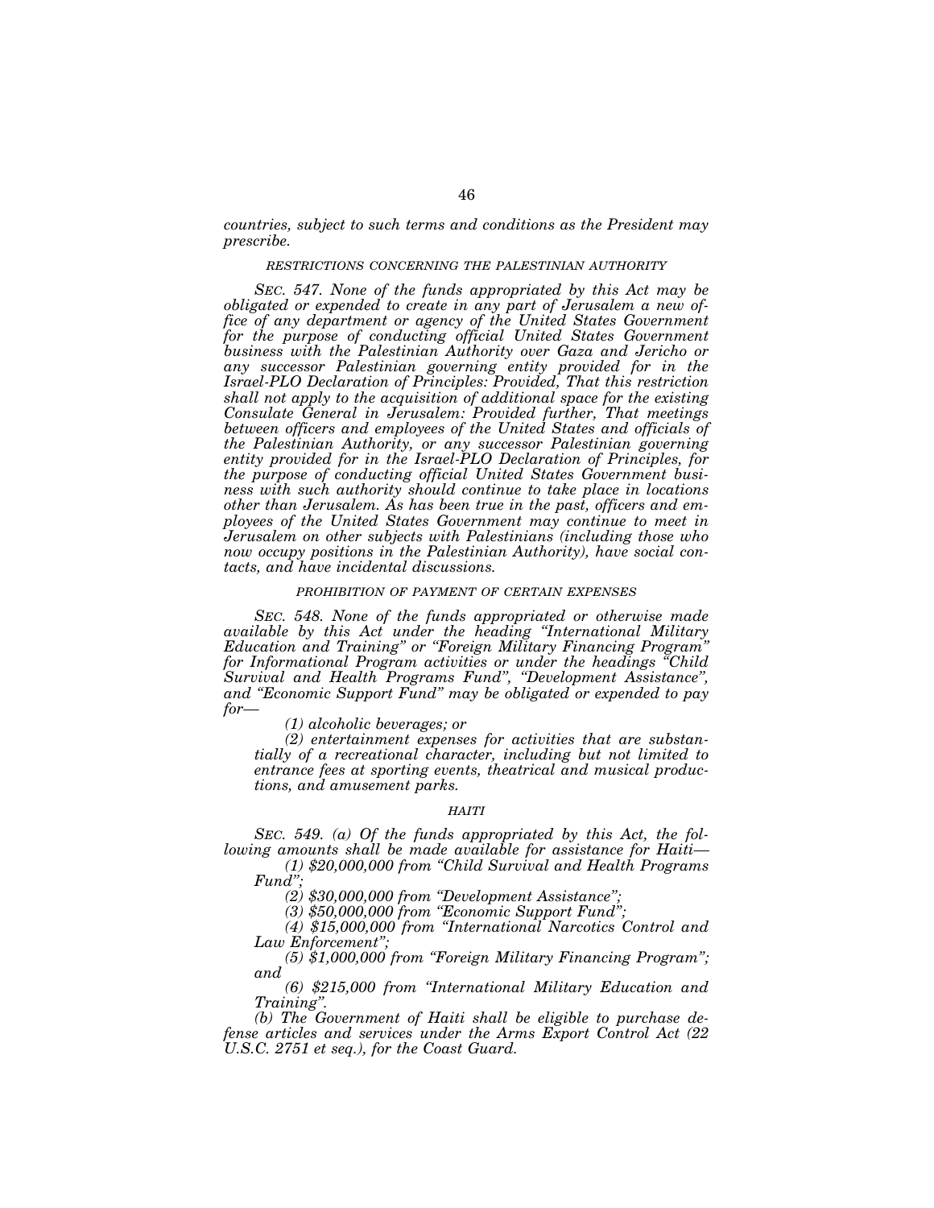*countries, subject to such terms and conditions as the President may prescribe.*

*RESTRICTIONS CONCERNING THE PALESTINIAN AUTHORITY*

*SEC. 547. None of the funds appropriated by this Act may be obligated or expended to create in any part of Jerusalem a new office of any department or agency of the United States Government for the purpose of conducting official United States Government business with the Palestinian Authority over Gaza and Jericho or any successor Palestinian governing entity provided for in the Israel-PLO Declaration of Principles: Provided, That this restriction shall not apply to the acquisition of additional space for the existing Consulate General in Jerusalem: Provided further, That meetings between officers and employees of the United States and officials of the Palestinian Authority, or any successor Palestinian governing entity provided for in the Israel-PLO Declaration of Principles, for the purpose of conducting official United States Government business with such authority should continue to take place in locations other than Jerusalem. As has been true in the past, officers and employees of the United States Government may continue to meet in Jerusalem on other subjects with Palestinians (including those who now occupy positions in the Palestinian Authority), have social contacts, and have incidental discussions.*

*PROHIBITION OF PAYMENT OF CERTAIN EXPENSES*

*SEC. 548. None of the funds appropriated or otherwise made available by this Act under the heading "International Military Education and Training" or "Foreign Military Financing Program" for Informational Program activities or under the headings "Child Survival and Health Programs Fund", "Development Assistance", and "Economic Support Fund" may be obligated or expended to pay for—*

*(1) alcoholic beverages; or*

*(2) entertainment expenses for activities that are substantially of a recreational character, including but not limited to entrance fees at sporting events, theatrical and musical productions, and amusement parks.*

*HAITI*

*SEC. 549. (a) Of the funds appropriated by this Act, the following amounts shall be made available for assistance for Haiti—*

*(1) $20,000,000 from "Child Survival and Health Programs Fund";*

*(2) $30,000,000 from "Development Assistance";*

*(3) $50,000,000 from "Economic Support Fund";*

*(4) $15,000,000 from "International Narcotics Control and Law Enforcement";*

*(5) $1,000,000 from "Foreign Military Financing Program"; and*

*(6) $215,000 from "International Military Education and Training".*

*(b) The Government of Haiti shall be eligible to purchase defense articles and services under the Arms Export Control Act (22 U.S.C. 2751 et seq.), for the Coast Guard.*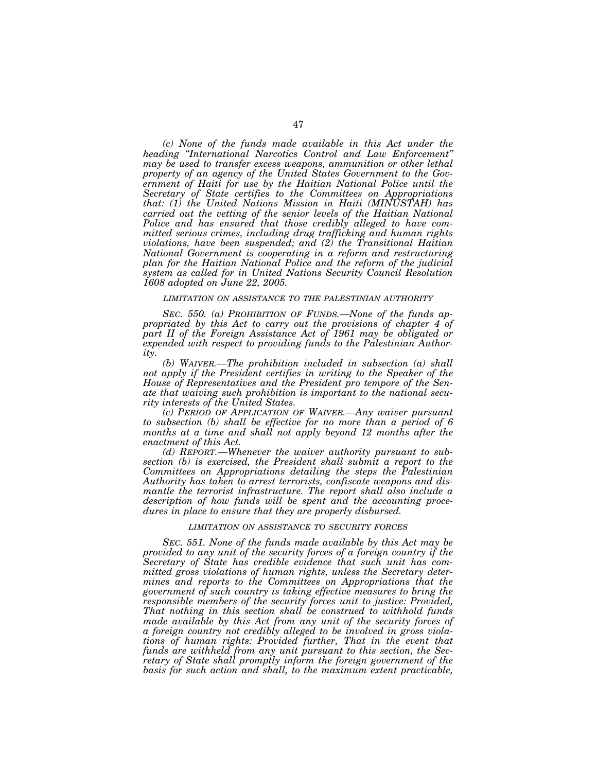*(c) None of the funds made available in this Act under the heading "International Narcotics Control and Law Enforcement" may be used to transfer excess weapons, ammunition or other lethal property of an agency of the United States Government to the Government of Haiti for use by the Haitian National Police until the Secretary of State certifies to the Committees on Appropriations that: (1) the United Nations Mission in Haiti (MINUSTAH) has carried out the vetting of the senior levels of the Haitian National Police and has ensured that those credibly alleged to have committed serious crimes, including drug trafficking and human rights violations, have been suspended; and (2) the Transitional Haitian National Government is cooperating in a reform and restructuring plan for the Haitian National Police and the reform of the judicial system as called for in United Nations Security Council Resolution 1608 adopted on June 22, 2005.*

*LIMITATION ON ASSISTANCE TO THE PALESTINIAN AUTHORITY*

*SEC. 550. (a) PROHIBITION OF FUNDS.—None of the funds appropriated by this Act to carry out the provisions of chapter 4 of part II of the Foreign Assistance Act of 1961 may be obligated or expended with respect to providing funds to the Palestinian Authority.*

*(b) WAIVER.—The prohibition included in subsection (a) shall not apply if the President certifies in writing to the Speaker of the House of Representatives and the President pro tempore of the Senate that waiving such prohibition is important to the national security interests of the United States.*

*(c) PERIOD OF APPLICATION OF WAIVER.—Any waiver pursuant to subsection (b) shall be effective for no more than a period of 6 months at a time and shall not apply beyond 12 months after the enactment of this Act.*

*(d) REPORT.—Whenever the waiver authority pursuant to subsection (b) is exercised, the President shall submit a report to the Committees on Appropriations detailing the steps the Palestinian Authority has taken to arrest terrorists, confiscate weapons and dismantle the terrorist infrastructure. The report shall also include a description of how funds will be spent and the accounting procedures in place to ensure that they are properly disbursed.*

*LIMITATION ON ASSISTANCE TO SECURITY FORCES*

*SEC. 551. None of the funds made available by this Act may be provided to any unit of the security forces of a foreign country if the Secretary of State has credible evidence that such unit has committed gross violations of human rights, unless the Secretary determines and reports to the Committees on Appropriations that the government of such country is taking effective measures to bring the responsible members of the security forces unit to justice: Provided, That nothing in this section shall be construed to withhold funds made available by this Act from any unit of the security forces of a foreign country not credibly alleged to be involved in gross violations of human rights: Provided further, That in the event that funds are withheld from any unit pursuant to this section, the Secretary of State shall promptly inform the foreign government of the basis for such action and shall, to the maximum extent practicable,*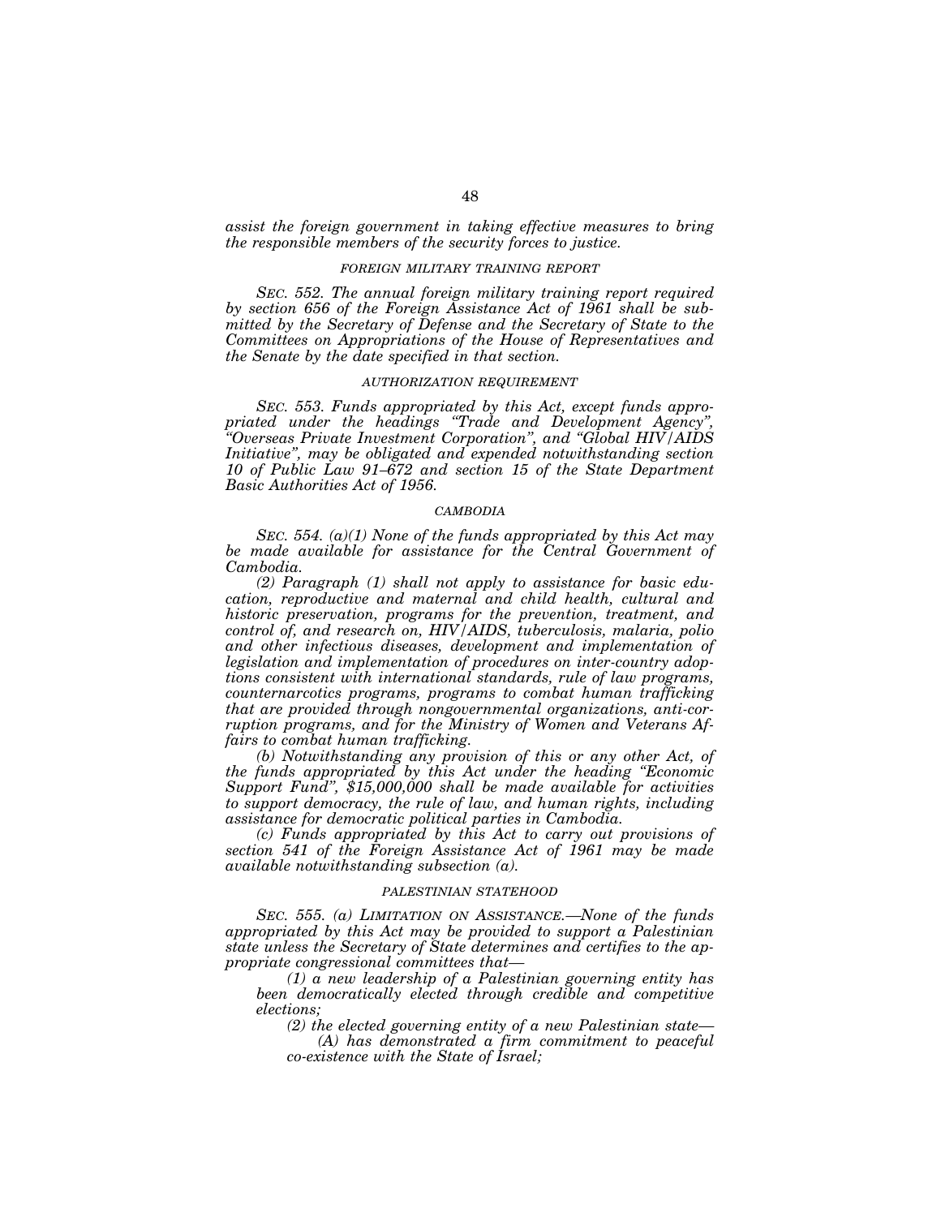*assist the foreign government in taking effective measures to bring the responsible members of the security forces to justice.*

*FOREIGN MILITARY TRAINING REPORT*

*SEC. 552. The annual foreign military training report required by section 656 of the Foreign Assistance Act of 1961 shall be submitted by the Secretary of Defense and the Secretary of State to the Committees on Appropriations of the House of Representatives and the Senate by the date specified in that section.*

*AUTHORIZATION REQUIREMENT*

*SEC. 553. Funds appropriated by this Act, except funds appropriated under the headings "Trade and Development Agency", "Overseas Private Investment Corporation", and "Global HIV/AIDS Initiative", may be obligated and expended notwithstanding section 10 of Public Law 91–672 and section 15 of the State Department Basic Authorities Act of 1956.*

*CAMBODIA*

*SEC. 554. (a)(1) None of the funds appropriated by this Act may be made available for assistance for the Central Government of Cambodia.*

*(2) Paragraph (1) shall not apply to assistance for basic education, reproductive and maternal and child health, cultural and historic preservation, programs for the prevention, treatment, and control of, and research on, HIV/AIDS, tuberculosis, malaria, polio and other infectious diseases, development and implementation of legislation and implementation of procedures on inter-country adoptions consistent with international standards, rule of law programs, counternarcotics programs, programs to combat human trafficking that are provided through nongovernmental organizations, anti-corruption programs, and for the Ministry of Women and Veterans Affairs to combat human trafficking.*

*(b) Notwithstanding any provision of this or any other Act, of the funds appropriated by this Act under the heading "Economic Support Fund", $15,000,000 shall be made available for activities to support democracy, the rule of law, and human rights, including assistance for democratic political parties in Cambodia.*

*(c) Funds appropriated by this Act to carry out provisions of section 541 of the Foreign Assistance Act of 1961 may be made available notwithstanding subsection (a).*

*PALESTINIAN STATEHOOD*

*SEC. 555. (a) LIMITATION ON ASSISTANCE.—None of the funds appropriated by this Act may be provided to support a Palestinian state unless the Secretary of State determines and certifies to the appropriate congressional committees that—*

*(1) a new leadership of a Palestinian governing entity has been democratically elected through credible and competitive elections;*

*(2) the elected governing entity of a new Palestinian state—*

*(A) has demonstrated a firm commitment to peaceful co-existence with the State of Israel;*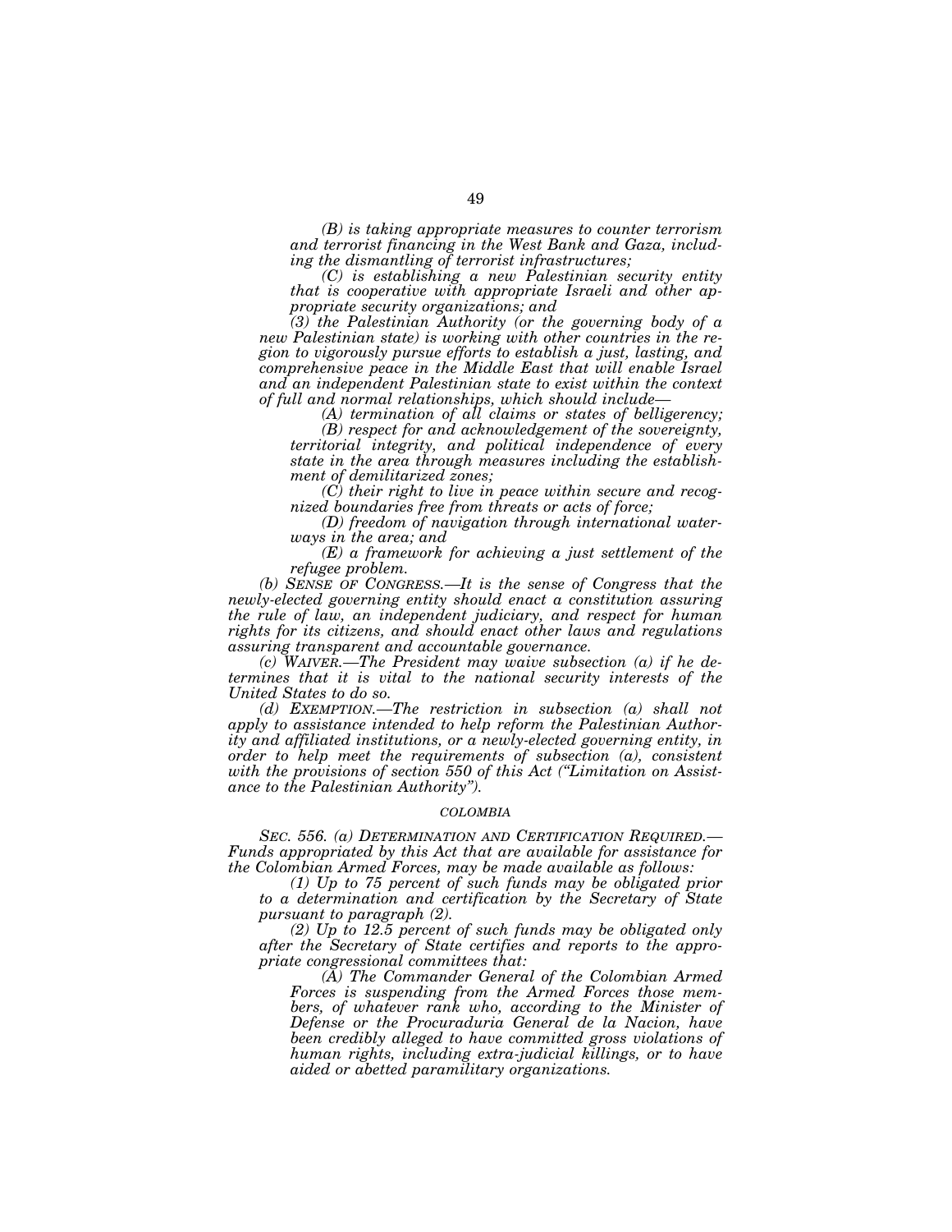*(B) is taking appropriate measures to counter terrorism and terrorist financing in the West Bank and Gaza, including the dismantling of terrorist infrastructures;*

*(C) is establishing a new Palestinian security entity that is cooperative with appropriate Israeli and other appropriate security organizations; and*

*(3) the Palestinian Authority (or the governing body of a new Palestinian state) is working with other countries in the region to vigorously pursue efforts to establish a just, lasting, and comprehensive peace in the Middle East that will enable Israel and an independent Palestinian state to exist within the context of full and normal relationships, which should include—*

*(A) termination of all claims or states of belligerency;*

*(B) respect for and acknowledgement of the sovereignty, territorial integrity, and political independence of every state in the area through measures including the establishment of demilitarized zones;*

*(C) their right to live in peace within secure and recognized boundaries free from threats or acts of force;*

*(D) freedom of navigation through international waterways in the area; and*

*(E) a framework for achieving a just settlement of the refugee problem.*

*(b) SENSE OF CONGRESS.—It is the sense of Congress that the newly-elected governing entity should enact a constitution assuring the rule of law, an independent judiciary, and respect for human rights for its citizens, and should enact other laws and regulations assuring transparent and accountable governance.*

*(c) WAIVER.—The President may waive subsection (a) if he determines that it is vital to the national security interests of the United States to do so.*

*(d) EXEMPTION.—The restriction in subsection (a) shall not apply to assistance intended to help reform the Palestinian Authority and affiliated institutions, or a newly-elected governing entity, in order to help meet the requirements of subsection (a), consistent with the provisions of section 550 of this Act ("Limitation on Assistance to the Palestinian Authority").*

### *COLOMBIA*

*SEC. 556. (a) DETERMINATION AND CERTIFICATION REQUIRED.—Funds appropriated by this Act that are available for assistance for the Colombian Armed Forces, may be made available as follows:*

*(1) Up to 75 percent of such funds may be obligated prior to a determination and certification by the Secretary of State pursuant to paragraph (2).*

*(2) Up to 12.5 percent of such funds may be obligated only after the Secretary of State certifies and reports to the appropriate congressional committees that:*

*(A) The Commander General of the Colombian Armed Forces is suspending from the Armed Forces those members, of whatever rank who, according to the Minister of Defense or the Procuraduria General de la Nacion, have been credibly alleged to have committed gross violations of human rights, including extra-judicial killings, or to have aided or abetted paramilitary organizations.*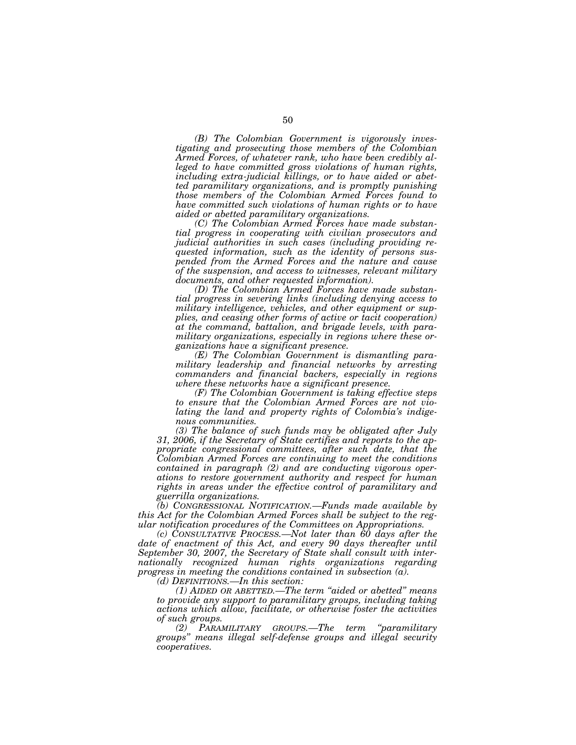*(B) The Colombian Government is vigorously investigating and prosecuting those members of the Colombian Armed Forces, of whatever rank, who have been credibly alleged to have committed gross violations of human rights, including extra-judicial killings, or to have aided or abetted paramilitary organizations, and is promptly punishing those members of the Colombian Armed Forces found to have committed such violations of human rights or to have aided or abetted paramilitary organizations.*

*(C) The Colombian Armed Forces have made substantial progress in cooperating with civilian prosecutors and judicial authorities in such cases (including providing requested information, such as the identity of persons suspended from the Armed Forces and the nature and cause of the suspension, and access to witnesses, relevant military documents, and other requested information).*

*(D) The Colombian Armed Forces have made substantial progress in severing links (including denying access to military intelligence, vehicles, and other equipment or supplies, and ceasing other forms of active or tacit cooperation) at the command, battalion, and brigade levels, with paramilitary organizations, especially in regions where these organizations have a significant presence.*

*(E) The Colombian Government is dismantling paramilitary leadership and financial networks by arresting commanders and financial backers, especially in regions where these networks have a significant presence.*

*(F) The Colombian Government is taking effective steps to ensure that the Colombian Armed Forces are not violating the land and property rights of Colombia's indigenous communities.*

*(3) The balance of such funds may be obligated after July 31, 2006, if the Secretary of State certifies and reports to the appropriate congressional committees, after such date, that the Colombian Armed Forces are continuing to meet the conditions contained in paragraph (2) and are conducting vigorous operations to restore government authority and respect for human rights in areas under the effective control of paramilitary and guerrilla organizations.*

*(b) CONGRESSIONAL NOTIFICATION.—Funds made available by this Act for the Colombian Armed Forces shall be subject to the regular notification procedures of the Committees on Appropriations.*

*(c) CONSULTATIVE PROCESS.—Not later than 60 days after the date of enactment of this Act, and every 90 days thereafter until September 30, 2007, the Secretary of State shall consult with internationally recognized human rights organizations regarding progress in meeting the conditions contained in subsection (a).*

*(d) DEFINITIONS.—In this section:*

*(1) AIDED OR ABETTED.—The term "aided or abetted" means to provide any support to paramilitary groups, including taking actions which allow, facilitate, or otherwise foster the activities of such groups.*

*(2) PARAMILITARY GROUPS.—The term "paramilitary groups" means illegal self-defense groups and illegal security cooperatives.*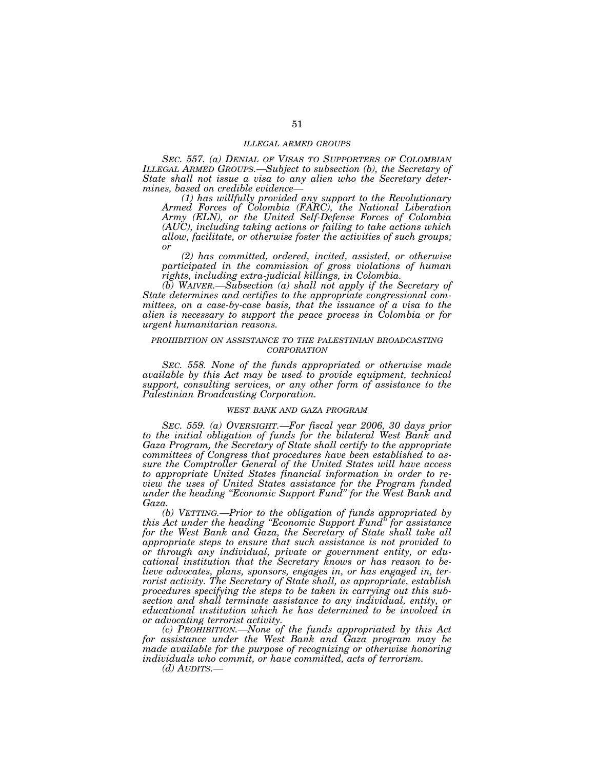*ILLEGAL ARMED GROUPS*

*SEC. 557. (a) DENIAL OF VISAS TO SUPPORTERS OF COLOMBIAN ILLEGAL ARMED GROUPS.—Subject to subsection (b), the Secretary of State shall not issue a visa to any alien who the Secretary determines, based on credible evidence—*

*(1) has willfully provided any support to the Revolutionary Armed Forces of Colombia (FARC), the National Liberation Army (ELN), or the United Self-Defense Forces of Colombia (AUC), including taking actions or failing to take actions which allow, facilitate, or otherwise foster the activities of such groups; or*

*(2) has committed, ordered, incited, assisted, or otherwise participated in the commission of gross violations of human rights, including extra-judicial killings, in Colombia.*

*(b) WAIVER.—Subsection (a) shall not apply if the Secretary of State determines and certifies to the appropriate congressional committees, on a case-by-case basis, that the issuance of a visa to the alien is necessary to support the peace process in Colombia or for urgent humanitarian reasons.*

*PROHIBITION ON ASSISTANCE TO THE PALESTINIAN BROADCASTING CORPORATION*

*SEC. 558. None of the funds appropriated or otherwise made available by this Act may be used to provide equipment, technical support, consulting services, or any other form of assistance to the Palestinian Broadcasting Corporation.*

*WEST BANK AND GAZA PROGRAM*

*SEC. 559. (a) OVERSIGHT.—For fiscal year 2006, 30 days prior to the initial obligation of funds for the bilateral West Bank and Gaza Program, the Secretary of State shall certify to the appropriate committees of Congress that procedures have been established to assure the Comptroller General of the United States will have access to appropriate United States financial information in order to review the uses of United States assistance for the Program funded under the heading "Economic Support Fund" for the West Bank and Gaza.*

*(b) VETTING.—Prior to the obligation of funds appropriated by this Act under the heading "Economic Support Fund" for assistance for the West Bank and Gaza, the Secretary of State shall take all appropriate steps to ensure that such assistance is not provided to or through any individual, private or government entity, or educational institution that the Secretary knows or has reason to believe advocates, plans, sponsors, engages in, or has engaged in, terrorist activity. The Secretary of State shall, as appropriate, establish procedures specifying the steps to be taken in carrying out this subsection and shall terminate assistance to any individual, entity, or educational institution which he has determined to be involved in or advocating terrorist activity.*

*(c) PROHIBITION.—None of the funds appropriated by this Act for assistance under the West Bank and Gaza program may be made available for the purpose of recognizing or otherwise honoring individuals who commit, or have committed, acts of terrorism.*

*(d) AUDITS.—*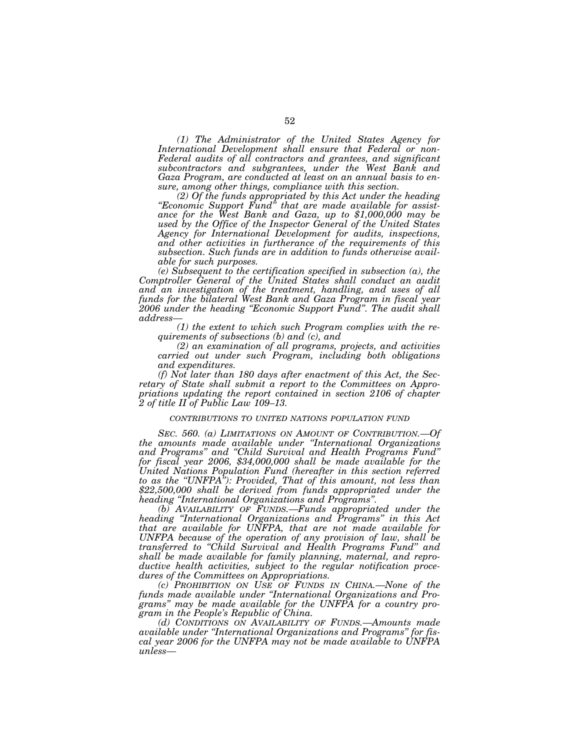*(1) The Administrator of the United States Agency for International Development shall ensure that Federal or non-Federal audits of all contractors and grantees, and significant subcontractors and subgrantees, under the West Bank and Gaza Program, are conducted at least on an annual basis to ensure, among other things, compliance with this section.*

*(2) Of the funds appropriated by this Act under the heading "Economic Support Fund" that are made available for assistance for the West Bank and Gaza, up to $1,000,000 may be used by the Office of the Inspector General of the United States Agency for International Development for audits, inspections, and other activities in furtherance of the requirements of this subsection. Such funds are in addition to funds otherwise available for such purposes.*

*(e) Subsequent to the certification specified in subsection (a), the Comptroller General of the United States shall conduct an audit and an investigation of the treatment, handling, and uses of all funds for the bilateral West Bank and Gaza Program in fiscal year 2006 under the heading "Economic Support Fund". The audit shall address—*

*(1) the extent to which such Program complies with the requirements of subsections (b) and (c), and*

*(2) an examination of all programs, projects, and activities carried out under such Program, including both obligations and expenditures.*

*(f) Not later than 180 days after enactment of this Act, the Secretary of State shall submit a report to the Committees on Appropriations updating the report contained in section 2106 of chapter 2 of title II of Public Law 109–13.*

*CONTRIBUTIONS TO UNITED NATIONS POPULATION FUND*

*SEC. 560. (a) LIMITATIONS ON AMOUNT OF CONTRIBUTION.—Of the amounts made available under "International Organizations and Programs" and "Child Survival and Health Programs Fund" for fiscal year 2006, $34,000,000 shall be made available for the United Nations Population Fund (hereafter in this section referred to as the "UNFPA"): Provided, That of this amount, not less than $22,500,000 shall be derived from funds appropriated under the heading "International Organizations and Programs".*

*(b) AVAILABILITY OF FUNDS.—Funds appropriated under the heading "International Organizations and Programs" in this Act that are available for UNFPA, that are not made available for UNFPA because of the operation of any provision of law, shall be transferred to "Child Survival and Health Programs Fund" and shall be made available for family planning, maternal, and reproductive health activities, subject to the regular notification procedures of the Committees on Appropriations.*

*(c) PROHIBITION ON USE OF FUNDS IN CHINA.—None of the funds made available under "International Organizations and Programs" may be made available for the UNFPA for a country program in the People's Republic of China.*

*(d) CONDITIONS ON AVAILABILITY OF FUNDS.—Amounts made available under "International Organizations and Programs" for fiscal year 2006 for the UNFPA may not be made available to UNFPA unless—*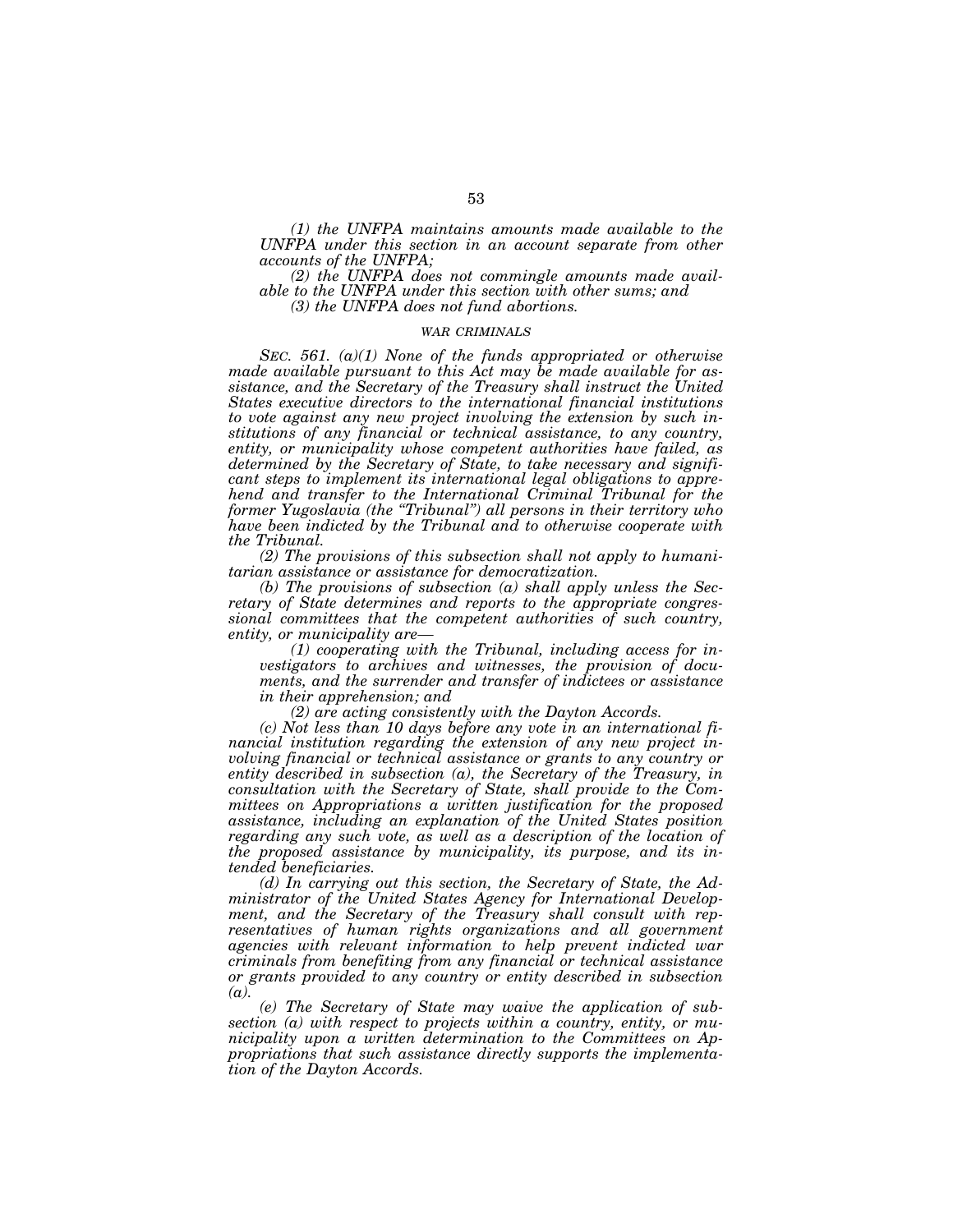*(1) the UNFPA maintains amounts made available to the UNFPA under this section in an account separate from other accounts of the UNFPA;*

*(2) the UNFPA does not commingle amounts made available to the UNFPA under this section with other sums; and*

*(3) the UNFPA does not fund abortions.*

### *WAR CRIMINALS*

*SEC. 561. (a)(1) None of the funds appropriated or otherwise made available pursuant to this Act may be made available for assistance, and the Secretary of the Treasury shall instruct the United States executive directors to the international financial institutions to vote against any new project involving the extension by such institutions of any financial or technical assistance, to any country, entity, or municipality whose competent authorities have failed, as determined by the Secretary of State, to take necessary and significant steps to implement its international legal obligations to apprehend and transfer to the International Criminal Tribunal for the former Yugoslavia (the "Tribunal") all persons in their territory who have been indicted by the Tribunal and to otherwise cooperate with the Tribunal.*

*(2) The provisions of this subsection shall not apply to humanitarian assistance or assistance for democratization.*

*(b) The provisions of subsection (a) shall apply unless the Secretary of State determines and reports to the appropriate congressional committees that the competent authorities of such country, entity, or municipality are—*

*(1) cooperating with the Tribunal, including access for investigators to archives and witnesses, the provision of documents, and the surrender and transfer of indictees or assistance in their apprehension; and*

*(2) are acting consistently with the Dayton Accords.*

*(c) Not less than 10 days before any vote in an international financial institution regarding the extension of any new project involving financial or technical assistance or grants to any country or entity described in subsection (a), the Secretary of the Treasury, in consultation with the Secretary of State, shall provide to the Committees on Appropriations a written justification for the proposed assistance, including an explanation of the United States position regarding any such vote, as well as a description of the location of the proposed assistance by municipality, its purpose, and its intended beneficiaries.*

*(d) In carrying out this section, the Secretary of State, the Administrator of the United States Agency for International Development, and the Secretary of the Treasury shall consult with representatives of human rights organizations and all government agencies with relevant information to help prevent indicted war criminals from benefiting from any financial or technical assistance or grants provided to any country or entity described in subsection (a).*

*(e) The Secretary of State may waive the application of subsection (a) with respect to projects within a country, entity, or municipality upon a written determination to the Committees on Appropriations that such assistance directly supports the implementation of the Dayton Accords.*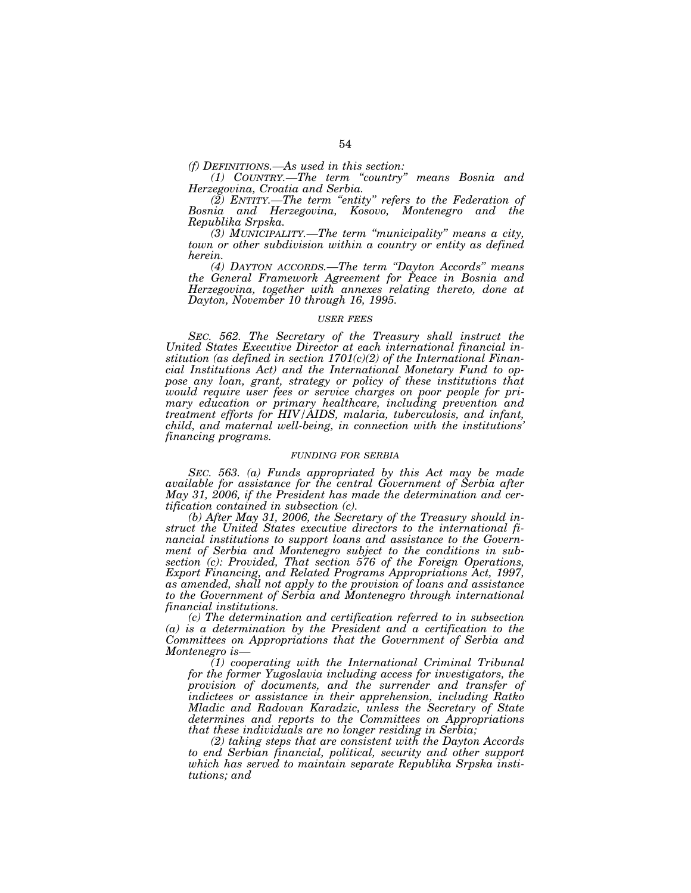*(f) DEFINITIONS.—As used in this section:*

*(1) COUNTRY.—The term "country" means Bosnia and Herzegovina, Croatia and Serbia.*

*(2) ENTITY.—The term "entity" refers to the Federation of Bosnia and Herzegovina, Kosovo, Montenegro and the Republika Srpska.*

*(3) MUNICIPALITY.—The term "municipality" means a city, town or other subdivision within a country or entity as defined herein.*

*(4) DAYTON ACCORDS.—The term "Dayton Accords" means the General Framework Agreement for Peace in Bosnia and Herzegovina, together with annexes relating thereto, done at Dayton, November 10 through 16, 1995.*

*USER FEES*

*SEC. 562. The Secretary of the Treasury shall instruct the United States Executive Director at each international financial institution (as defined in section 1701(c)(2) of the International Financial Institutions Act) and the International Monetary Fund to oppose any loan, grant, strategy or policy of these institutions that would require user fees or service charges on poor people for primary education or primary healthcare, including prevention and treatment efforts for HIV/AIDS, malaria, tuberculosis, and infant, child, and maternal well-being, in connection with the institutions' financing programs.*

*FUNDING FOR SERBIA*

*SEC. 563. (a) Funds appropriated by this Act may be made available for assistance for the central Government of Serbia after May 31, 2006, if the President has made the determination and certification contained in subsection (c).*

*(b) After May 31, 2006, the Secretary of the Treasury should instruct the United States executive directors to the international financial institutions to support loans and assistance to the Government of Serbia and Montenegro subject to the conditions in subsection (c): Provided, That section 576 of the Foreign Operations, Export Financing, and Related Programs Appropriations Act, 1997, as amended, shall not apply to the provision of loans and assistance to the Government of Serbia and Montenegro through international financial institutions.*

*(c) The determination and certification referred to in subsection (a) is a determination by the President and a certification to the Committees on Appropriations that the Government of Serbia and Montenegro is—*

*(1) cooperating with the International Criminal Tribunal for the former Yugoslavia including access for investigators, the provision of documents, and the surrender and transfer of indictees or assistance in their apprehension, including Ratko Mladic and Radovan Karadzic, unless the Secretary of State determines and reports to the Committees on Appropriations that these individuals are no longer residing in Serbia;*

*(2) taking steps that are consistent with the Dayton Accords to end Serbian financial, political, security and other support which has served to maintain separate Republika Srpska institutions; and*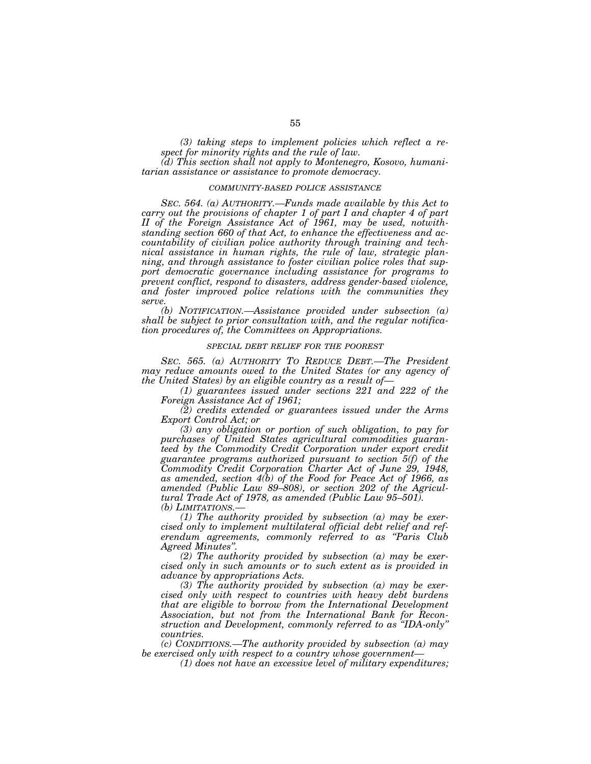*(3) taking steps to implement policies which reflect a respect for minority rights and the rule of law.*

*(d) This section shall not apply to Montenegro, Kosovo, humanitarian assistance or assistance to promote democracy.*

*COMMUNITY-BASED POLICE ASSISTANCE*

*SEC. 564. (a) AUTHORITY.—Funds made available by this Act to carry out the provisions of chapter 1 of part I and chapter 4 of part II of the Foreign Assistance Act of 1961, may be used, notwithstanding section 660 of that Act, to enhance the effectiveness and accountability of civilian police authority through training and technical assistance in human rights, the rule of law, strategic planning, and through assistance to foster civilian police roles that support democratic governance including assistance for programs to prevent conflict, respond to disasters, address gender-based violence, and foster improved police relations with the communities they serve.*

*(b) NOTIFICATION.—Assistance provided under subsection (a) shall be subject to prior consultation with, and the regular notification procedures of, the Committees on Appropriations.*

*SPECIAL DEBT RELIEF FOR THE POOREST*

*SEC. 565. (a) AUTHORITY TO REDUCE DEBT.—The President may reduce amounts owed to the United States (or any agency of the United States) by an eligible country as a result of—*

*(1) guarantees issued under sections 221 and 222 of the Foreign Assistance Act of 1961;*

*(2) credits extended or guarantees issued under the Arms Export Control Act; or*

*(3) any obligation or portion of such obligation, to pay for purchases of United States agricultural commodities guaranteed by the Commodity Credit Corporation under export credit guarantee programs authorized pursuant to section 5(f) of the Commodity Credit Corporation Charter Act of June 29, 1948, as amended, section 4(b) of the Food for Peace Act of 1966, as amended (Public Law 89–808), or section 202 of the Agricultural Trade Act of 1978, as amended (Public Law 95–501).*

*(b) LIMITATIONS.—*

*(1) The authority provided by subsection (a) may be exercised only to implement multilateral official debt relief and referendum agreements, commonly referred to as "Paris Club Agreed Minutes".*

*(2) The authority provided by subsection (a) may be exercised only in such amounts or to such extent as is provided in advance by appropriations Acts.*

*(3) The authority provided by subsection (a) may be exercised only with respect to countries with heavy debt burdens that are eligible to borrow from the International Development Association, but not from the International Bank for Reconstruction and Development, commonly referred to as "IDA-only" countries.*

*(c) CONDITIONS.—The authority provided by subsection (a) may be exercised only with respect to a country whose government—*

*(1) does not have an excessive level of military expenditures;*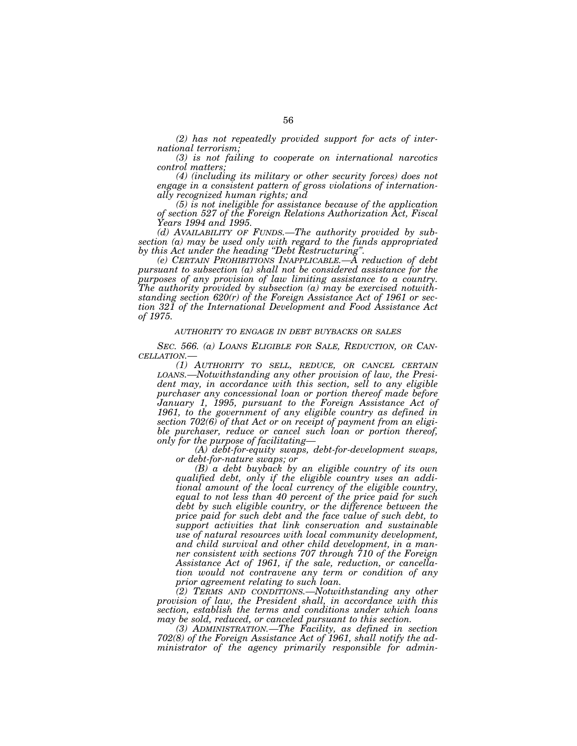*(2) has not repeatedly provided support for acts of international terrorism;*

*(3) is not failing to cooperate on international narcotics control matters;*

*(4) (including its military or other security forces) does not engage in a consistent pattern of gross violations of internationally recognized human rights; and*

*(5) is not ineligible for assistance because of the application of section 527 of the Foreign Relations Authorization Act, Fiscal Years 1994 and 1995.*

*(d) AVAILABILITY OF FUNDS.—The authority provided by subsection (a) may be used only with regard to the funds appropriated by this Act under the heading "Debt Restructuring".*

*(e) CERTAIN PROHIBITIONS INAPPLICABLE.—A reduction of debt pursuant to subsection (a) shall not be considered assistance for the purposes of any provision of law limiting assistance to a country. The authority provided by subsection (a) may be exercised notwithstanding section 620(r) of the Foreign Assistance Act of 1961 or section 321 of the International Development and Food Assistance Act of 1975.*

*AUTHORITY TO ENGAGE IN DEBT BUYBACKS OR SALES*

*SEC. 566. (a) LOANS ELIGIBLE FOR SALE, REDUCTION, OR CANCELLATION.—*

*(1) AUTHORITY TO SELL, REDUCE, OR CANCEL CERTAIN LOANS.—Notwithstanding any other provision of law, the President may, in accordance with this section, sell to any eligible purchaser any concessional loan or portion thereof made before January 1, 1995, pursuant to the Foreign Assistance Act of 1961, to the government of any eligible country as defined in section 702(6) of that Act or on receipt of payment from an eligible purchaser, reduce or cancel such loan or portion thereof, only for the purpose of facilitating—*

*(A) debt-for-equity swaps, debt-for-development swaps, or debt-for-nature swaps; or*

*(B) a debt buyback by an eligible country of its own qualified debt, only if the eligible country uses an additional amount of the local currency of the eligible country, equal to not less than 40 percent of the price paid for such debt by such eligible country, or the difference between the price paid for such debt and the face value of such debt, to support activities that link conservation and sustainable use of natural resources with local community development, and child survival and other child development, in a manner consistent with sections 707 through 710 of the Foreign Assistance Act of 1961, if the sale, reduction, or cancellation would not contravene any term or condition of any prior agreement relating to such loan.*

*(2) TERMS AND CONDITIONS.—Notwithstanding any other provision of law, the President shall, in accordance with this section, establish the terms and conditions under which loans may be sold, reduced, or canceled pursuant to this section.*

*(3) ADMINISTRATION.—The Facility, as defined in section 702(8) of the Foreign Assistance Act of 1961, shall notify the administrator of the agency primarily responsible for admin-*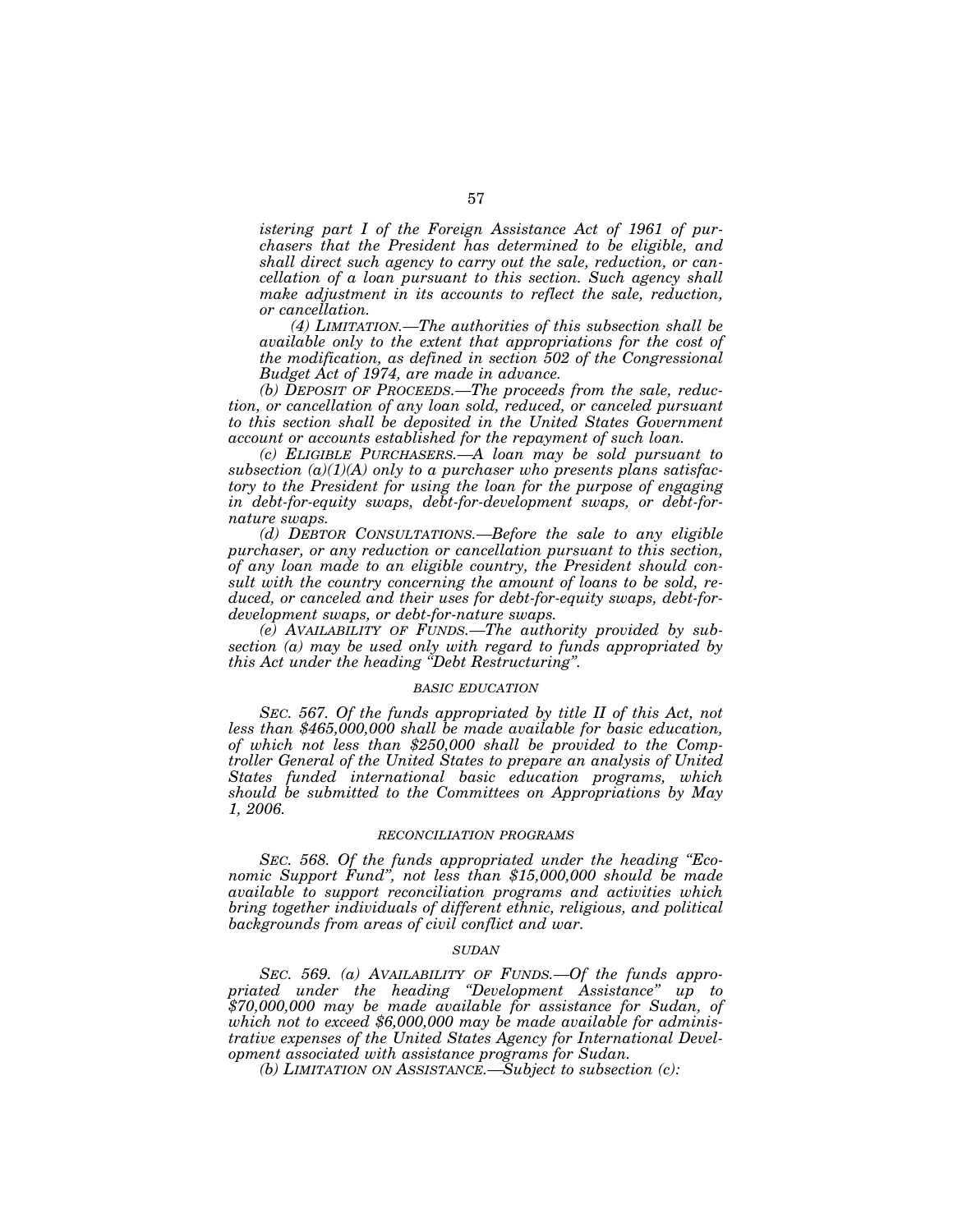*istering part I of the Foreign Assistance Act of 1961 of purchasers that the President has determined to be eligible, and shall direct such agency to carry out the sale, reduction, or cancellation of a loan pursuant to this section. Such agency shall make adjustment in its accounts to reflect the sale, reduction, or cancellation.*

*(4) LIMITATION.—The authorities of this subsection shall be available only to the extent that appropriations for the cost of the modification, as defined in section 502 of the Congressional Budget Act of 1974, are made in advance.*

*(b) DEPOSIT OF PROCEEDS.—The proceeds from the sale, reduction, or cancellation of any loan sold, reduced, or canceled pursuant to this section shall be deposited in the United States Government account or accounts established for the repayment of such loan.*

*(c) ELIGIBLE PURCHASERS.—A loan may be sold pursuant to subsection (a)(1)(A) only to a purchaser who presents plans satisfactory to the President for using the loan for the purpose of engaging in debt-for-equity swaps, debt-for-development swaps, or debt-for-nature swaps.*

*(d) DEBTOR CONSULTATIONS.—Before the sale to any eligible purchaser, or any reduction or cancellation pursuant to this section, of any loan made to an eligible country, the President should consult with the country concerning the amount of loans to be sold, reduced, or canceled and their uses for debt-for-equity swaps, debt-for-development swaps, or debt-for-nature swaps.*

*(e) AVAILABILITY OF FUNDS.—The authority provided by subsection (a) may be used only with regard to funds appropriated by this Act under the heading "Debt Restructuring".*

*BASIC EDUCATION*

*SEC. 567. Of the funds appropriated by title II of this Act, not less than $465,000,000 shall be made available for basic education, of which not less than $250,000 shall be provided to the Comptroller General of the United States to prepare an analysis of United States funded international basic education programs, which should be submitted to the Committees on Appropriations by May 1, 2006.*

*RECONCILIATION PROGRAMS*

*SEC. 568. Of the funds appropriated under the heading "Economic Support Fund", not less than $15,000,000 should be made available to support reconciliation programs and activities which bring together individuals of different ethnic, religious, and political backgrounds from areas of civil conflict and war.*

*SUDAN*

*SEC. 569. (a) AVAILABILITY OF FUNDS.—Of the funds appropriated under the heading "Development Assistance" up to $70,000,000 may be made available for assistance for Sudan, of which not to exceed $6,000,000 may be made available for administrative expenses of the United States Agency for International Development associated with assistance programs for Sudan.*

*(b) LIMITATION ON ASSISTANCE.—Subject to subsection (c):*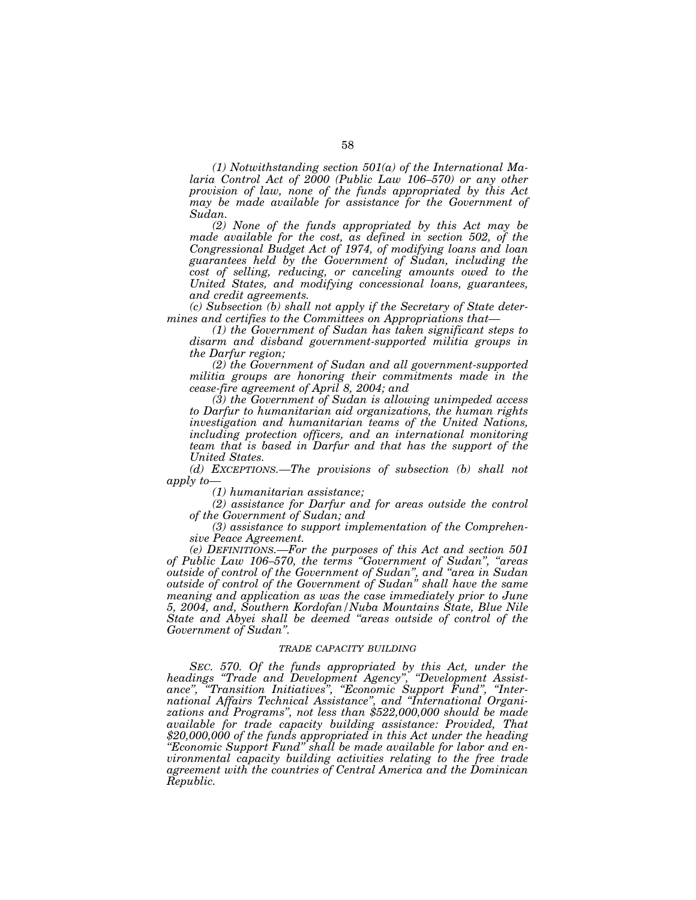*(1) Notwithstanding section 501(a) of the International Malaria Control Act of 2000 (Public Law 106–570) or any other provision of law, none of the funds appropriated by this Act may be made available for assistance for the Government of Sudan.*

*(2) None of the funds appropriated by this Act may be made available for the cost, as defined in section 502, of the Congressional Budget Act of 1974, of modifying loans and loan guarantees held by the Government of Sudan, including the cost of selling, reducing, or canceling amounts owed to the United States, and modifying concessional loans, guarantees, and credit agreements.*

*(c) Subsection (b) shall not apply if the Secretary of State determines and certifies to the Committees on Appropriations that—*

*(1) the Government of Sudan has taken significant steps to disarm and disband government-supported militia groups in the Darfur region;*

*(2) the Government of Sudan and all government-supported militia groups are honoring their commitments made in the cease-fire agreement of April 8, 2004; and*

*(3) the Government of Sudan is allowing unimpeded access to Darfur to humanitarian aid organizations, the human rights investigation and humanitarian teams of the United Nations, including protection officers, and an international monitoring team that is based in Darfur and that has the support of the United States.*

*(d) EXCEPTIONS.—The provisions of subsection (b) shall not apply to—*

*(1) humanitarian assistance;*

*(2) assistance for Darfur and for areas outside the control of the Government of Sudan; and*

*(3) assistance to support implementation of the Comprehensive Peace Agreement.*

*(e) DEFINITIONS.—For the purposes of this Act and section 501 of Public Law 106–570, the terms "Government of Sudan", "areas outside of control of the Government of Sudan", and "area in Sudan outside of control of the Government of Sudan" shall have the same meaning and application as was the case immediately prior to June 5, 2004, and, Southern Kordofan/Nuba Mountains State, Blue Nile State and Abyei shall be deemed "areas outside of control of the Government of Sudan".*

*TRADE CAPACITY BUILDING*

*SEC. 570. Of the funds appropriated by this Act, under the headings "Trade and Development Agency", "Development Assistance", "Transition Initiatives", "Economic Support Fund", "International Affairs Technical Assistance", and "International Organizations and Programs", not less than $522,000,000 should be made available for trade capacity building assistance: Provided, That $20,000,000 of the funds appropriated in this Act under the heading "Economic Support Fund" shall be made available for labor and environmental capacity building activities relating to the free trade agreement with the countries of Central America and the Dominican Republic.*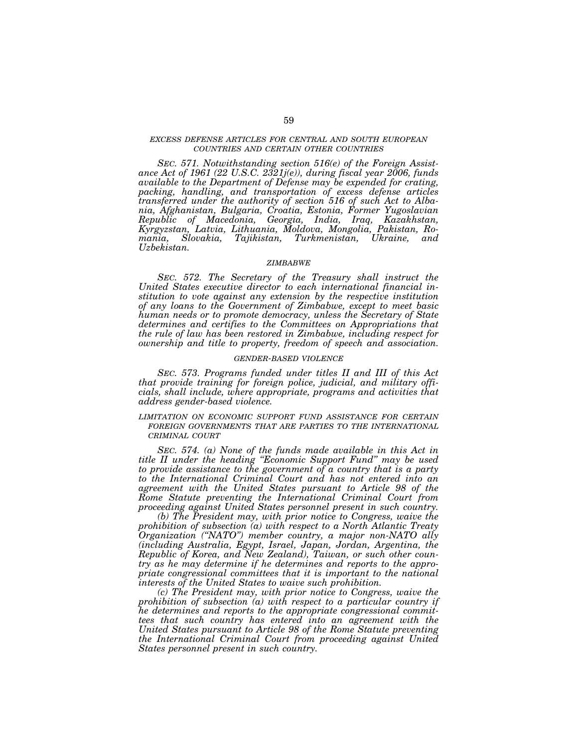### *EXCESS DEFENSE ARTICLES FOR CENTRAL AND SOUTH EUROPEAN COUNTRIES AND CERTAIN OTHER COUNTRIES*

*SEC. 571. Notwithstanding section 516(e) of the Foreign Assistance Act of 1961 (22 U.S.C. 2321j(e)), during fiscal year 2006, funds available to the Department of Defense may be expended for crating, packing, handling, and transportation of excess defense articles transferred under the authority of section 516 of such Act to Albania, Afghanistan, Bulgaria, Croatia, Estonia, Former Yugoslavian Republic of Macedonia, Georgia, India, Iraq, Kazakhstan, Kyrgyzstan, Latvia, Lithuania, Moldova, Mongolia, Pakistan, Romania, Slovakia, Tajikistan, Turkmenistan, Ukraine, and Uzbekistan.*

### *ZIMBABWE*

*SEC. 572. The Secretary of the Treasury shall instruct the United States executive director to each international financial institution to vote against any extension by the respective institution of any loans to the Government of Zimbabwe, except to meet basic human needs or to promote democracy, unless the Secretary of State determines and certifies to the Committees on Appropriations that the rule of law has been restored in Zimbabwe, including respect for ownership and title to property, freedom of speech and association.*

### *GENDER-BASED VIOLENCE*

*SEC. 573. Programs funded under titles II and III of this Act that provide training for foreign police, judicial, and military officials, shall include, where appropriate, programs and activities that address gender-based violence.*

### *LIMITATION ON ECONOMIC SUPPORT FUND ASSISTANCE FOR CERTAIN FOREIGN GOVERNMENTS THAT ARE PARTIES TO THE INTERNATIONAL CRIMINAL COURT*

*SEC. 574. (a) None of the funds made available in this Act in title II under the heading "Economic Support Fund" may be used to provide assistance to the government of a country that is a party to the International Criminal Court and has not entered into an agreement with the United States pursuant to Article 98 of the Rome Statute preventing the International Criminal Court from proceeding against United States personnel present in such country.*

*(b) The President may, with prior notice to Congress, waive the prohibition of subsection (a) with respect to a North Atlantic Treaty Organization ("NATO") member country, a major non-NATO ally (including Australia, Egypt, Israel, Japan, Jordan, Argentina, the Republic of Korea, and New Zealand), Taiwan, or such other country as he may determine if he determines and reports to the appropriate congressional committees that it is important to the national interests of the United States to waive such prohibition.*

*(c) The President may, with prior notice to Congress, waive the prohibition of subsection (a) with respect to a particular country if he determines and reports to the appropriate congressional committees that such country has entered into an agreement with the United States pursuant to Article 98 of the Rome Statute preventing the International Criminal Court from proceeding against United States personnel present in such country.*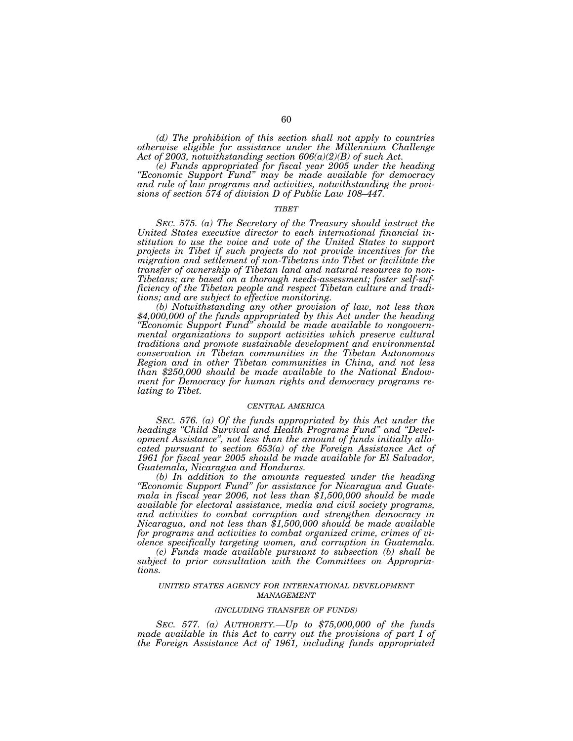*(d) The prohibition of this section shall not apply to countries otherwise eligible for assistance under the Millennium Challenge Act of 2003, notwithstanding section 606(a)(2)(B) of such Act.*

*(e) Funds appropriated for fiscal year 2005 under the heading "Economic Support Fund" may be made available for democracy and rule of law programs and activities, notwithstanding the provisions of section 574 of division D of Public Law 108–447.*

### *TIBET*

*SEC. 575. (a) The Secretary of the Treasury should instruct the United States executive director to each international financial institution to use the voice and vote of the United States to support projects in Tibet if such projects do not provide incentives for the migration and settlement of non-Tibetans into Tibet or facilitate the transfer of ownership of Tibetan land and natural resources to non-Tibetans; are based on a thorough needs-assessment; foster self-sufficiency of the Tibetan people and respect Tibetan culture and traditions; and are subject to effective monitoring.*

*(b) Notwithstanding any other provision of law, not less than $4,000,000 of the funds appropriated by this Act under the heading "Economic Support Fund" should be made available to nongovernmental organizations to support activities which preserve cultural traditions and promote sustainable development and environmental conservation in Tibetan communities in the Tibetan Autonomous Region and in other Tibetan communities in China, and not less than $250,000 should be made available to the National Endowment for Democracy for human rights and democracy programs relating to Tibet.*

### *CENTRAL AMERICA*

*SEC. 576. (a) Of the funds appropriated by this Act under the headings "Child Survival and Health Programs Fund" and "Development Assistance", not less than the amount of funds initially allocated pursuant to section 653(a) of the Foreign Assistance Act of 1961 for fiscal year 2005 should be made available for El Salvador, Guatemala, Nicaragua and Honduras.*

*(b) In addition to the amounts requested under the heading "Economic Support Fund" for assistance for Nicaragua and Guatemala in fiscal year 2006, not less than $1,500,000 should be made available for electoral assistance, media and civil society programs, and activities to combat corruption and strengthen democracy in Nicaragua, and not less than $1,500,000 should be made available for programs and activities to combat organized crime, crimes of violence specifically targeting women, and corruption in Guatemala.*

*(c) Funds made available pursuant to subsection (b) shall be subject to prior consultation with the Committees on Appropriations.*

### *UNITED STATES AGENCY FOR INTERNATIONAL DEVELOPMENT MANAGEMENT*

*(INCLUDING TRANSFER OF FUNDS)*

*SEC. 577. (a) AUTHORITY.—Up to $75,000,000 of the funds made available in this Act to carry out the provisions of part I of the Foreign Assistance Act of 1961, including funds appropriated*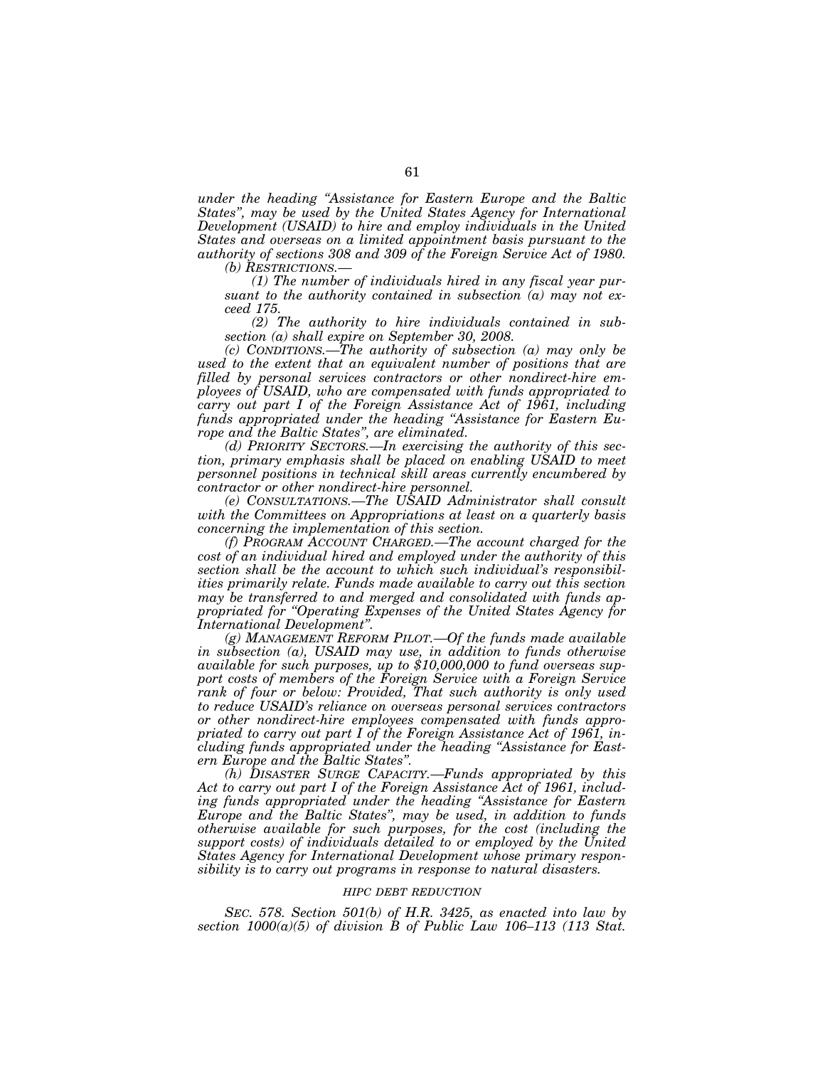*under the heading "Assistance for Eastern Europe and the Baltic States", may be used by the United States Agency for International Development (USAID) to hire and employ individuals in the United States and overseas on a limited appointment basis pursuant to the authority of sections 308 and 309 of the Foreign Service Act of 1980.*

*(b) RESTRICTIONS.—*

*(1) The number of individuals hired in any fiscal year pursuant to the authority contained in subsection (a) may not exceed 175.*

*(2) The authority to hire individuals contained in subsection (a) shall expire on September 30, 2008.*

*(c) CONDITIONS.—The authority of subsection (a) may only be used to the extent that an equivalent number of positions that are filled by personal services contractors or other nondirect-hire employees of USAID, who are compensated with funds appropriated to carry out part I of the Foreign Assistance Act of 1961, including funds appropriated under the heading "Assistance for Eastern Europe and the Baltic States", are eliminated.*

*(d) PRIORITY SECTORS.—In exercising the authority of this section, primary emphasis shall be placed on enabling USAID to meet personnel positions in technical skill areas currently encumbered by contractor or other nondirect-hire personnel.*

*(e) CONSULTATIONS.—The USAID Administrator shall consult with the Committees on Appropriations at least on a quarterly basis concerning the implementation of this section.*

*(f) PROGRAM ACCOUNT CHARGED.—The account charged for the cost of an individual hired and employed under the authority of this section shall be the account to which such individual's responsibilities primarily relate. Funds made available to carry out this section may be transferred to and merged and consolidated with funds appropriated for "Operating Expenses of the United States Agency for International Development".*

*(g) MANAGEMENT REFORM PILOT.—Of the funds made available in subsection (a), USAID may use, in addition to funds otherwise available for such purposes, up to $10,000,000 to fund overseas support costs of members of the Foreign Service with a Foreign Service rank of four or below: Provided, That such authority is only used to reduce USAID's reliance on overseas personal services contractors or other nondirect-hire employees compensated with funds appropriated to carry out part I of the Foreign Assistance Act of 1961, including funds appropriated under the heading "Assistance for Eastern Europe and the Baltic States".*

*(h) DISASTER SURGE CAPACITY.—Funds appropriated by this Act to carry out part I of the Foreign Assistance Act of 1961, including funds appropriated under the heading "Assistance for Eastern Europe and the Baltic States", may be used, in addition to funds otherwise available for such purposes, for the cost (including the support costs) of individuals detailed to or employed by the United States Agency for International Development whose primary responsibility is to carry out programs in response to natural disasters.*

*HIPC DEBT REDUCTION*

*SEC. 578. Section 501(b) of H.R. 3425, as enacted into law by section 1000(a)(5) of division B of Public Law 106–113 (113 Stat.*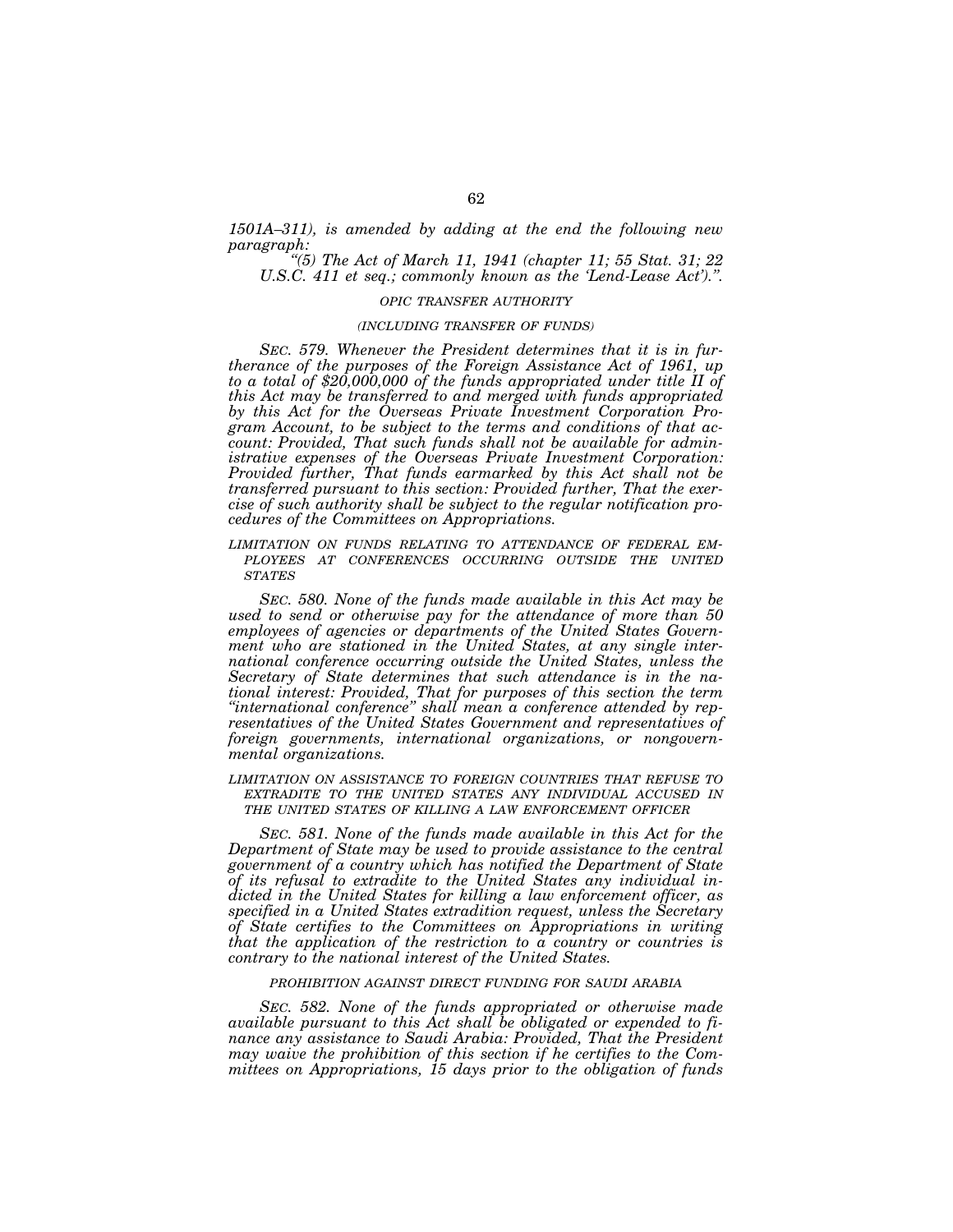*1501A–311), is amended by adding at the end the following new paragraph:*

*"(5) The Act of March 11, 1941 (chapter 11; 55 Stat. 31; 22 U.S.C. 411 et seq.; commonly known as the 'Lend-Lease Act').".*

*OPIC TRANSFER AUTHORITY*

*(INCLUDING TRANSFER OF FUNDS)*

*SEC. 579. Whenever the President determines that it is in furtherance of the purposes of the Foreign Assistance Act of 1961, up to a total of $20,000,000 of the funds appropriated under title II of this Act may be transferred to and merged with funds appropriated by this Act for the Overseas Private Investment Corporation Program Account, to be subject to the terms and conditions of that account: Provided, That such funds shall not be available for administrative expenses of the Overseas Private Investment Corporation: Provided further, That funds earmarked by this Act shall not be transferred pursuant to this section: Provided further, That the exercise of such authority shall be subject to the regular notification procedures of the Committees on Appropriations.*

*LIMITATION ON FUNDS RELATING TO ATTENDANCE OF FEDERAL EMPLOYEES AT CONFERENCES OCCURRING OUTSIDE THE UNITED STATES*

*SEC. 580. None of the funds made available in this Act may be used to send or otherwise pay for the attendance of more than 50 employees of agencies or departments of the United States Government who are stationed in the United States, at any single international conference occurring outside the United States, unless the Secretary of State determines that such attendance is in the national interest: Provided, That for purposes of this section the term "international conference" shall mean a conference attended by representatives of the United States Government and representatives of foreign governments, international organizations, or nongovernmental organizations.*

*LIMITATION ON ASSISTANCE TO FOREIGN COUNTRIES THAT REFUSE TO EXTRADITE TO THE UNITED STATES ANY INDIVIDUAL ACCUSED IN THE UNITED STATES OF KILLING A LAW ENFORCEMENT OFFICER*

*SEC. 581. None of the funds made available in this Act for the Department of State may be used to provide assistance to the central government of a country which has notified the Department of State of its refusal to extradite to the United States any individual indicted in the United States for killing a law enforcement officer, as specified in a United States extradition request, unless the Secretary of State certifies to the Committees on Appropriations in writing that the application of the restriction to a country or countries is contrary to the national interest of the United States.*

*PROHIBITION AGAINST DIRECT FUNDING FOR SAUDI ARABIA*

*SEC. 582. None of the funds appropriated or otherwise made available pursuant to this Act shall be obligated or expended to finance any assistance to Saudi Arabia: Provided, That the President may waive the prohibition of this section if he certifies to the Committees on Appropriations, 15 days prior to the obligation of funds*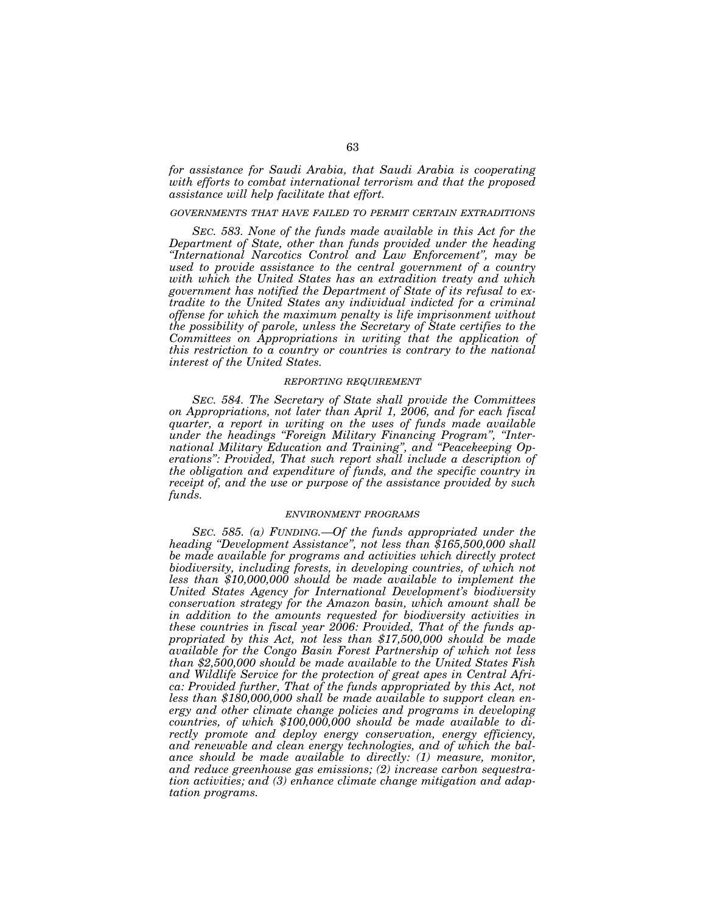*for assistance for Saudi Arabia, that Saudi Arabia is cooperating with efforts to combat international terrorism and that the proposed assistance will help facilitate that effort.*

*GOVERNMENTS THAT HAVE FAILED TO PERMIT CERTAIN EXTRADITIONS*

*SEC. 583. None of the funds made available in this Act for the Department of State, other than funds provided under the heading "International Narcotics Control and Law Enforcement", may be used to provide assistance to the central government of a country with which the United States has an extradition treaty and which government has notified the Department of State of its refusal to extradite to the United States any individual indicted for a criminal offense for which the maximum penalty is life imprisonment without the possibility of parole, unless the Secretary of State certifies to the Committees on Appropriations in writing that the application of this restriction to a country or countries is contrary to the national interest of the United States.*

*REPORTING REQUIREMENT*

*SEC. 584. The Secretary of State shall provide the Committees on Appropriations, not later than April 1, 2006, and for each fiscal quarter, a report in writing on the uses of funds made available under the headings "Foreign Military Financing Program", "International Military Education and Training", and "Peacekeeping Operations": Provided, That such report shall include a description of the obligation and expenditure of funds, and the specific country in receipt of, and the use or purpose of the assistance provided by such funds.*

*ENVIRONMENT PROGRAMS*

*SEC. 585. (a) FUNDING.—Of the funds appropriated under the heading "Development Assistance", not less than $165,500,000 shall be made available for programs and activities which directly protect biodiversity, including forests, in developing countries, of which not less than $10,000,000 should be made available to implement the United States Agency for International Development's biodiversity conservation strategy for the Amazon basin, which amount shall be in addition to the amounts requested for biodiversity activities in these countries in fiscal year 2006: Provided, That of the funds appropriated by this Act, not less than $17,500,000 should be made available for the Congo Basin Forest Partnership of which not less than $2,500,000 should be made available to the United States Fish and Wildlife Service for the protection of great apes in Central Africa: Provided further, That of the funds appropriated by this Act, not less than $180,000,000 shall be made available to support clean energy and other climate change policies and programs in developing countries, of which $100,000,000 should be made available to directly promote and deploy energy conservation, energy efficiency, and renewable and clean energy technologies, and of which the balance should be made available to directly: (1) measure, monitor, and reduce greenhouse gas emissions; (2) increase carbon sequestration activities; and (3) enhance climate change mitigation and adaptation programs.*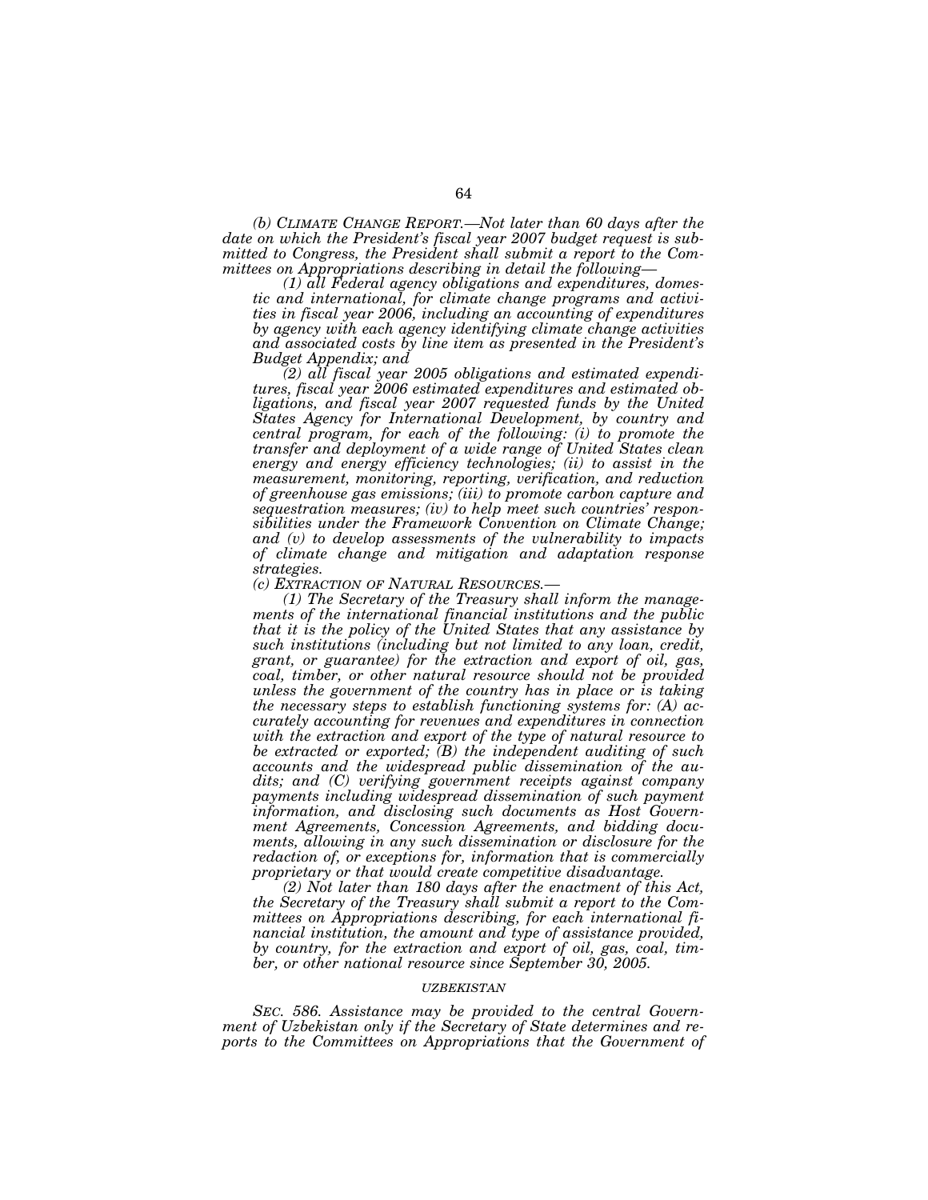*(b) CLIMATE CHANGE REPORT.—Not later than 60 days after the date on which the President's fiscal year 2007 budget request is submitted to Congress, the President shall submit a report to the Committees on Appropriations describing in detail the following—*

*(1) all Federal agency obligations and expenditures, domestic and international, for climate change programs and activities in fiscal year 2006, including an accounting of expenditures by agency with each agency identifying climate change activities and associated costs by line item as presented in the President's Budget Appendix; and*

*(2) all fiscal year 2005 obligations and estimated expenditures, fiscal year 2006 estimated expenditures and estimated obligations, and fiscal year 2007 requested funds by the United States Agency for International Development, by country and central program, for each of the following: (i) to promote the transfer and deployment of a wide range of United States clean energy and energy efficiency technologies; (ii) to assist in the measurement, monitoring, reporting, verification, and reduction of greenhouse gas emissions; (iii) to promote carbon capture and sequestration measures; (iv) to help meet such countries' responsibilities under the Framework Convention on Climate Change; and (v) to develop assessments of the vulnerability to impacts of climate change and mitigation and adaptation response strategies.*

*(c) EXTRACTION OF NATURAL RESOURCES.—*

*(1) The Secretary of the Treasury shall inform the managements of the international financial institutions and the public that it is the policy of the United States that any assistance by such institutions (including but not limited to any loan, credit, grant, or guarantee) for the extraction and export of oil, gas, coal, timber, or other natural resource should not be provided unless the government of the country has in place or is taking the necessary steps to establish functioning systems for: (A) accurately accounting for revenues and expenditures in connection with the extraction and export of the type of natural resource to be extracted or exported; (B) the independent auditing of such accounts and the widespread public dissemination of the audits; and (C) verifying government receipts against company payments including widespread dissemination of such payment information, and disclosing such documents as Host Government Agreements, Concession Agreements, and bidding documents, allowing in any such dissemination or disclosure for the redaction of, or exceptions for, information that is commercially proprietary or that would create competitive disadvantage.*

*(2) Not later than 180 days after the enactment of this Act, the Secretary of the Treasury shall submit a report to the Committees on Appropriations describing, for each international financial institution, the amount and type of assistance provided, by country, for the extraction and export of oil, gas, coal, timber, or other national resource since September 30, 2005.*

*UZBEKISTAN*

*SEC. 586. Assistance may be provided to the central Government of Uzbekistan only if the Secretary of State determines and reports to the Committees on Appropriations that the Government of*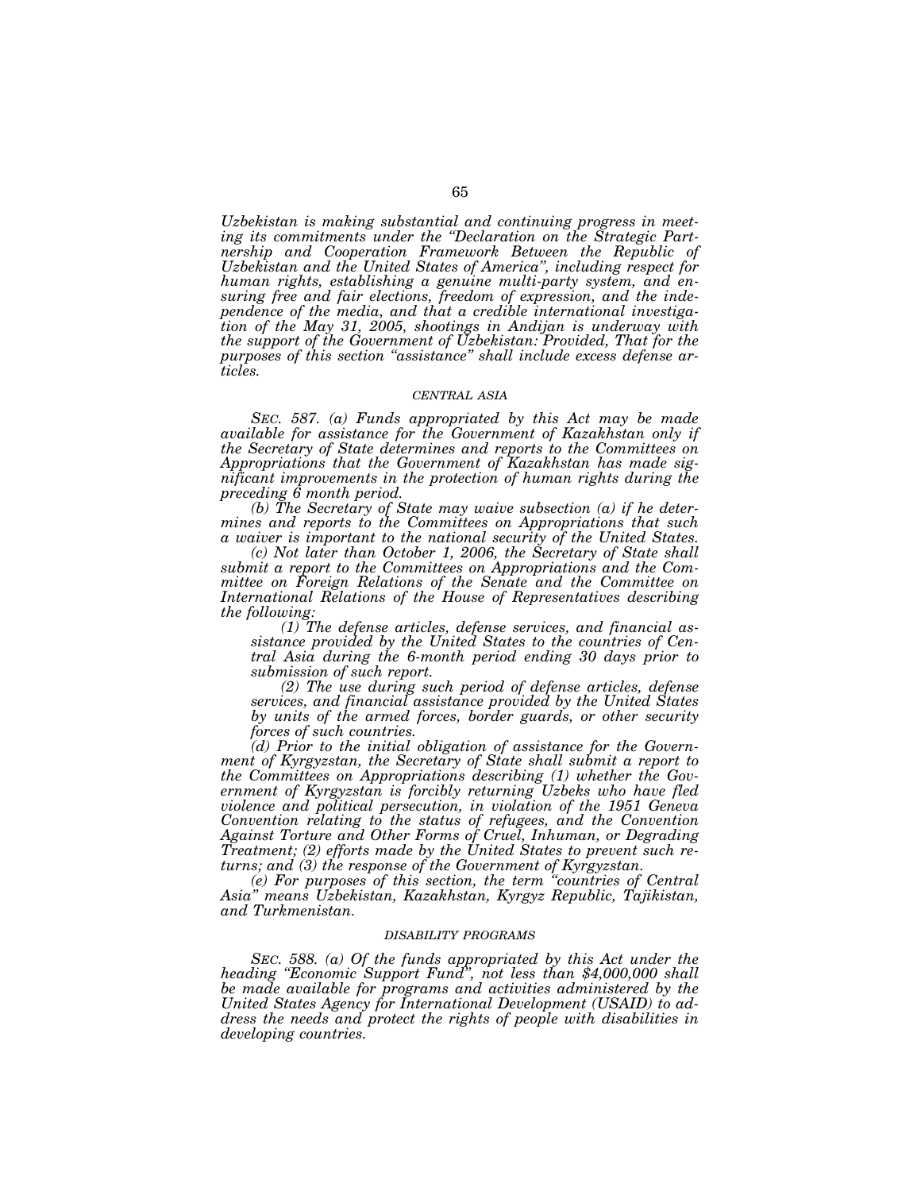*Uzbekistan is making substantial and continuing progress in meeting its commitments under the "Declaration on the Strategic Partnership and Cooperation Framework Between the Republic of Uzbekistan and the United States of America", including respect for human rights, establishing a genuine multi-party system, and ensuring free and fair elections, freedom of expression, and the independence of the media, and that a credible international investigation of the May 31, 2005, shootings in Andijan is underway with the support of the Government of Uzbekistan: Provided, That for the purposes of this section "assistance" shall include excess defense articles.*

###### *CENTRAL ASIA*

*SEC. 587. (a) Funds appropriated by this Act may be made available for assistance for the Government of Kazakhstan only if the Secretary of State determines and reports to the Committees on Appropriations that the Government of Kazakhstan has made significant improvements in the protection of human rights during the preceding 6 month period.*

*(b) The Secretary of State may waive subsection (a) if he determines and reports to the Committees on Appropriations that such a waiver is important to the national security of the United States.*

*(c) Not later than October 1, 2006, the Secretary of State shall submit a report to the Committees on Appropriations and the Committee on Foreign Relations of the Senate and the Committee on International Relations of the House of Representatives describing the following:*

*(1) The defense articles, defense services, and financial assistance provided by the United States to the countries of Central Asia during the 6-month period ending 30 days prior to submission of such report.*

*(2) The use during such period of defense articles, defense services, and financial assistance provided by the United States by units of the armed forces, border guards, or other security forces of such countries.*

*(d) Prior to the initial obligation of assistance for the Government of Kyrgyzstan, the Secretary of State shall submit a report to the Committees on Appropriations describing (1) whether the Government of Kyrgyzstan is forcibly returning Uzbeks who have fled violence and political persecution, in violation of the 1951 Geneva Convention relating to the status of refugees, and the Convention Against Torture and Other Forms of Cruel, Inhuman, or Degrading Treatment; (2) efforts made by the United States to prevent such returns; and (3) the response of the Government of Kyrgyzstan.*

*(e) For purposes of this section, the term "countries of Central Asia" means Uzbekistan, Kazakhstan, Kyrgyz Republic, Tajikistan, and Turkmenistan.*

###### *DISABILITY PROGRAMS*

*SEC. 588. (a) Of the funds appropriated by this Act under the heading "Economic Support Fund", not less than $4,000,000 shall be made available for programs and activities administered by the United States Agency for International Development (USAID) to address the needs and protect the rights of people with disabilities in developing countries.*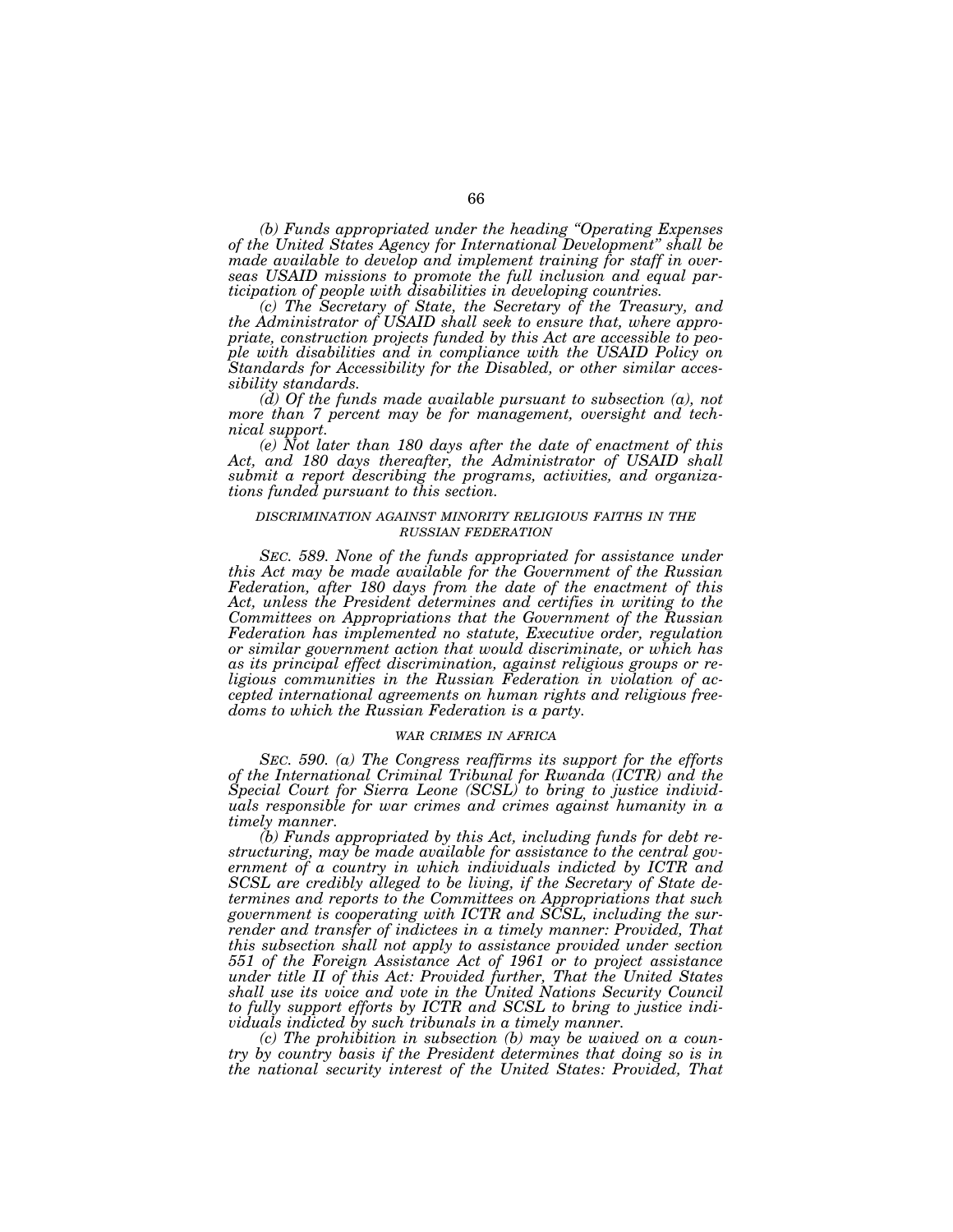*(b) Funds appropriated under the heading "Operating Expenses of the United States Agency for International Development" shall be made available to develop and implement training for staff in overseas USAID missions to promote the full inclusion and equal participation of people with disabilities in developing countries.*

*(c) The Secretary of State, the Secretary of the Treasury, and the Administrator of USAID shall seek to ensure that, where appropriate, construction projects funded by this Act are accessible to people with disabilities and in compliance with the USAID Policy on Standards for Accessibility for the Disabled, or other similar accessibility standards.*

*(d) Of the funds made available pursuant to subsection (a), not more than 7 percent may be for management, oversight and technical support.*

*(e) Not later than 180 days after the date of enactment of this Act, and 180 days thereafter, the Administrator of USAID shall submit a report describing the programs, activities, and organizations funded pursuant to this section.*

*DISCRIMINATION AGAINST MINORITY RELIGIOUS FAITHS IN THE RUSSIAN FEDERATION*

*SEC. 589. None of the funds appropriated for assistance under this Act may be made available for the Government of the Russian Federation, after 180 days from the date of the enactment of this Act, unless the President determines and certifies in writing to the Committees on Appropriations that the Government of the Russian Federation has implemented no statute, Executive order, regulation or similar government action that would discriminate, or which has as its principal effect discrimination, against religious groups or religious communities in the Russian Federation in violation of accepted international agreements on human rights and religious freedoms to which the Russian Federation is a party.*

*WAR CRIMES IN AFRICA*

*SEC. 590. (a) The Congress reaffirms its support for the efforts of the International Criminal Tribunal for Rwanda (ICTR) and the Special Court for Sierra Leone (SCSL) to bring to justice individuals responsible for war crimes and crimes against humanity in a timely manner.*

*(b) Funds appropriated by this Act, including funds for debt restructuring, may be made available for assistance to the central government of a country in which individuals indicted by ICTR and SCSL are credibly alleged to be living, if the Secretary of State determines and reports to the Committees on Appropriations that such government is cooperating with ICTR and SCSL, including the surrender and transfer of indictees in a timely manner: Provided, That this subsection shall not apply to assistance provided under section 551 of the Foreign Assistance Act of 1961 or to project assistance under title II of this Act: Provided further, That the United States shall use its voice and vote in the United Nations Security Council to fully support efforts by ICTR and SCSL to bring to justice individuals indicted by such tribunals in a timely manner.*

*(c) The prohibition in subsection (b) may be waived on a country by country basis if the President determines that doing so is in the national security interest of the United States: Provided, That*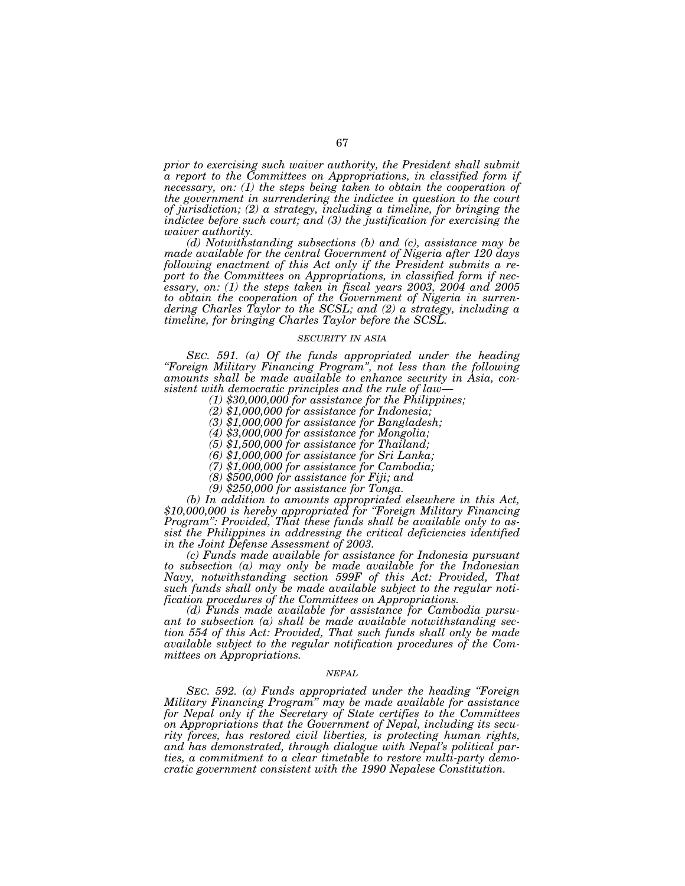*prior to exercising such waiver authority, the President shall submit a report to the Committees on Appropriations, in classified form if necessary, on: (1) the steps being taken to obtain the cooperation of the government in surrendering the indictee in question to the court of jurisdiction; (2) a strategy, including a timeline, for bringing the indictee before such court; and (3) the justification for exercising the waiver authority.*

*(d) Notwithstanding subsections (b) and (c), assistance may be made available for the central Government of Nigeria after 120 days following enactment of this Act only if the President submits a report to the Committees on Appropriations, in classified form if necessary, on: (1) the steps taken in fiscal years 2003, 2004 and 2005 to obtain the cooperation of the Government of Nigeria in surrendering Charles Taylor to the SCSL; and (2) a strategy, including a timeline, for bringing Charles Taylor before the SCSL.*

### *SECURITY IN ASIA*

*SEC. 591. (a) Of the funds appropriated under the heading "Foreign Military Financing Program", not less than the following amounts shall be made available to enhance security in Asia, consistent with democratic principles and the rule of law—*

*(1) $30,000,000 for assistance for the Philippines;*

*(2) $1,000,000 for assistance for Indonesia;*

*(3) $1,000,000 for assistance for Bangladesh;*

*(4) $3,000,000 for assistance for Mongolia;*

*(5) $1,500,000 for assistance for Thailand;*

*(6) $1,000,000 for assistance for Sri Lanka;*

*(7) $1,000,000 for assistance for Cambodia;*

*(8) $500,000 for assistance for Fiji; and*

*(9) $250,000 for assistance for Tonga.*

*(b) In addition to amounts appropriated elsewhere in this Act, $10,000,000 is hereby appropriated for "Foreign Military Financing Program": Provided, That these funds shall be available only to assist the Philippines in addressing the critical deficiencies identified in the Joint Defense Assessment of 2003.*

*(c) Funds made available for assistance for Indonesia pursuant to subsection (a) may only be made available for the Indonesian Navy, notwithstanding section 599F of this Act: Provided, That such funds shall only be made available subject to the regular notification procedures of the Committees on Appropriations.*

*(d) Funds made available for assistance for Cambodia pursuant to subsection (a) shall be made available notwithstanding section 554 of this Act: Provided, That such funds shall only be made available subject to the regular notification procedures of the Committees on Appropriations.*

### *NEPAL*

*SEC. 592. (a) Funds appropriated under the heading "Foreign Military Financing Program" may be made available for assistance for Nepal only if the Secretary of State certifies to the Committees on Appropriations that the Government of Nepal, including its security forces, has restored civil liberties, is protecting human rights, and has demonstrated, through dialogue with Nepal's political parties, a commitment to a clear timetable to restore multi-party democratic government consistent with the 1990 Nepalese Constitution.*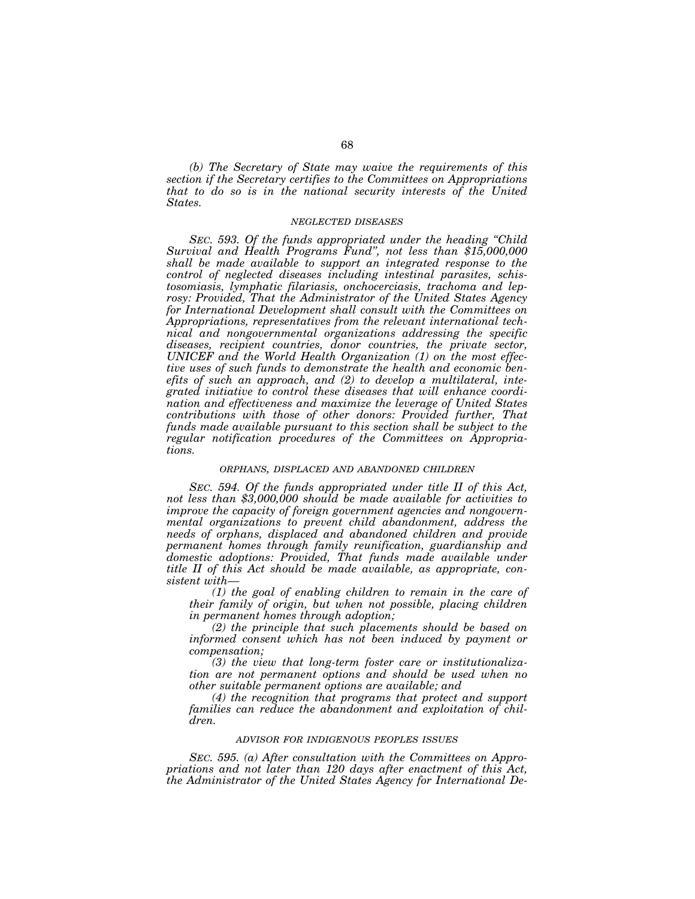*(b) The Secretary of State may waive the requirements of this section if the Secretary certifies to the Committees on Appropriations that to do so is in the national security interests of the United States.*

*NEGLECTED DISEASES*

*SEC. 593. Of the funds appropriated under the heading "Child Survival and Health Programs Fund", not less than $15,000,000 shall be made available to support an integrated response to the control of neglected diseases including intestinal parasites, schistosomiasis, lymphatic filariasis, onchocerciasis, trachoma and leprosy: Provided, That the Administrator of the United States Agency for International Development shall consult with the Committees on Appropriations, representatives from the relevant international technical and nongovernmental organizations addressing the specific diseases, recipient countries, donor countries, the private sector, UNICEF and the World Health Organization (1) on the most effective uses of such funds to demonstrate the health and economic benefits of such an approach, and (2) to develop a multilateral, integrated initiative to control these diseases that will enhance coordination and effectiveness and maximize the leverage of United States contributions with those of other donors: Provided further, That funds made available pursuant to this section shall be subject to the regular notification procedures of the Committees on Appropriations.*

*ORPHANS, DISPLACED AND ABANDONED CHILDREN*

*SEC. 594. Of the funds appropriated under title II of this Act, not less than $3,000,000 should be made available for activities to improve the capacity of foreign government agencies and nongovernmental organizations to prevent child abandonment, address the needs of orphans, displaced and abandoned children and provide permanent homes through family reunification, guardianship and domestic adoptions: Provided, That funds made available under title II of this Act should be made available, as appropriate, consistent with—*

*(1) the goal of enabling children to remain in the care of their family of origin, but when not possible, placing children in permanent homes through adoption;*

*(2) the principle that such placements should be based on informed consent which has not been induced by payment or compensation;*

*(3) the view that long-term foster care or institutionalization are not permanent options and should be used when no other suitable permanent options are available; and*

*(4) the recognition that programs that protect and support families can reduce the abandonment and exploitation of children.*

*ADVISOR FOR INDIGENOUS PEOPLES ISSUES*

*SEC. 595. (a) After consultation with the Committees on Appropriations and not later than 120 days after enactment of this Act, the Administrator of the United States Agency for International De-*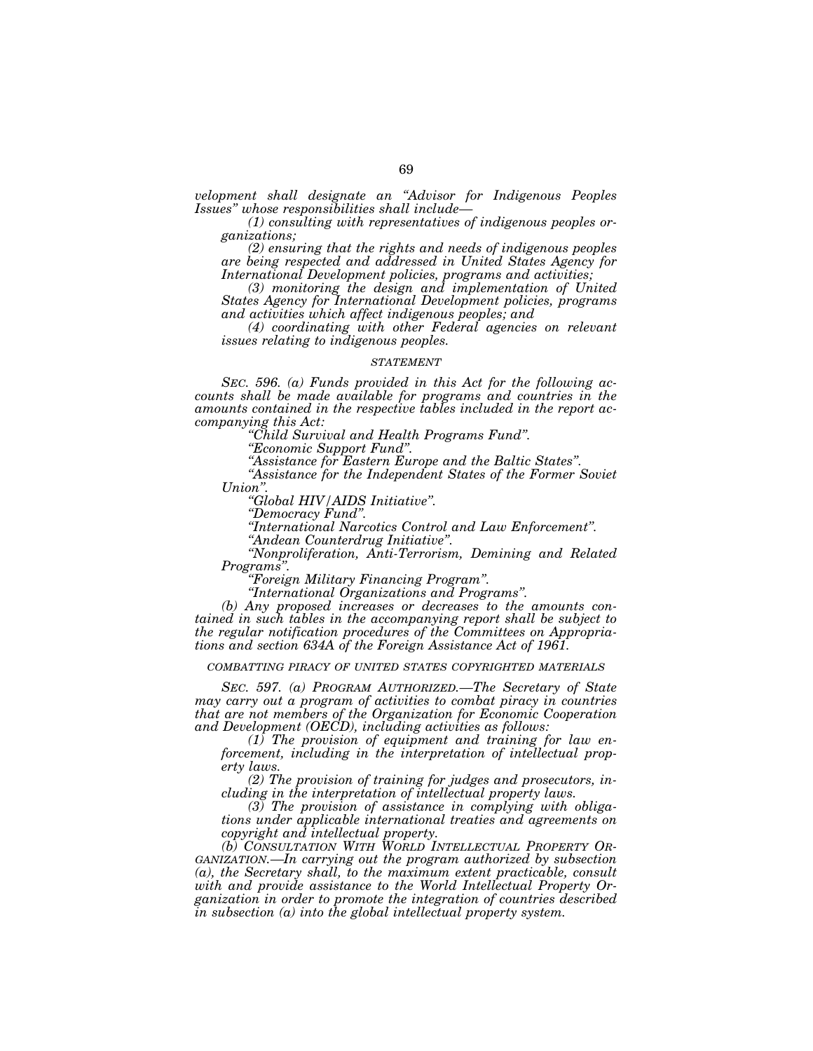*velopment shall designate an "Advisor for Indigenous Peoples Issues" whose responsibilities shall include—*

*(1) consulting with representatives of indigenous peoples organizations;*

*(2) ensuring that the rights and needs of indigenous peoples are being respected and addressed in United States Agency for International Development policies, programs and activities;*

*(3) monitoring the design and implementation of United States Agency for International Development policies, programs and activities which affect indigenous peoples; and*

*(4) coordinating with other Federal agencies on relevant issues relating to indigenous peoples.*

*STATEMENT*

*SEC. 596. (a) Funds provided in this Act for the following accounts shall be made available for programs and countries in the amounts contained in the respective tables included in the report accompanying this Act:*

*"Child Survival and Health Programs Fund".*

*"Economic Support Fund".*

*"Assistance for Eastern Europe and the Baltic States".*

*"Assistance for the Independent States of the Former Soviet Union".*

*"Global HIV/AIDS Initiative".*

*"Democracy Fund".*

*"International Narcotics Control and Law Enforcement".*

*"Andean Counterdrug Initiative".*

*"Nonproliferation, Anti-Terrorism, Demining and Related Programs".*

*"Foreign Military Financing Program".*

*"International Organizations and Programs".*

*(b) Any proposed increases or decreases to the amounts contained in such tables in the accompanying report shall be subject to the regular notification procedures of the Committees on Appropriations and section 634A of the Foreign Assistance Act of 1961.*

*COMBATTING PIRACY OF UNITED STATES COPYRIGHTED MATERIALS*

*SEC. 597. (a) PROGRAM AUTHORIZED.—The Secretary of State may carry out a program of activities to combat piracy in countries that are not members of the Organization for Economic Cooperation and Development (OECD), including activities as follows:*

*(1) The provision of equipment and training for law enforcement, including in the interpretation of intellectual property laws.*

*(2) The provision of training for judges and prosecutors, including in the interpretation of intellectual property laws.*

*(3) The provision of assistance in complying with obligations under applicable international treaties and agreements on copyright and intellectual property.*

*(b) CONSULTATION WITH WORLD INTELLECTUAL PROPERTY ORGANIZATION.—In carrying out the program authorized by subsection (a), the Secretary shall, to the maximum extent practicable, consult with and provide assistance to the World Intellectual Property Organization in order to promote the integration of countries described in subsection (a) into the global intellectual property system.*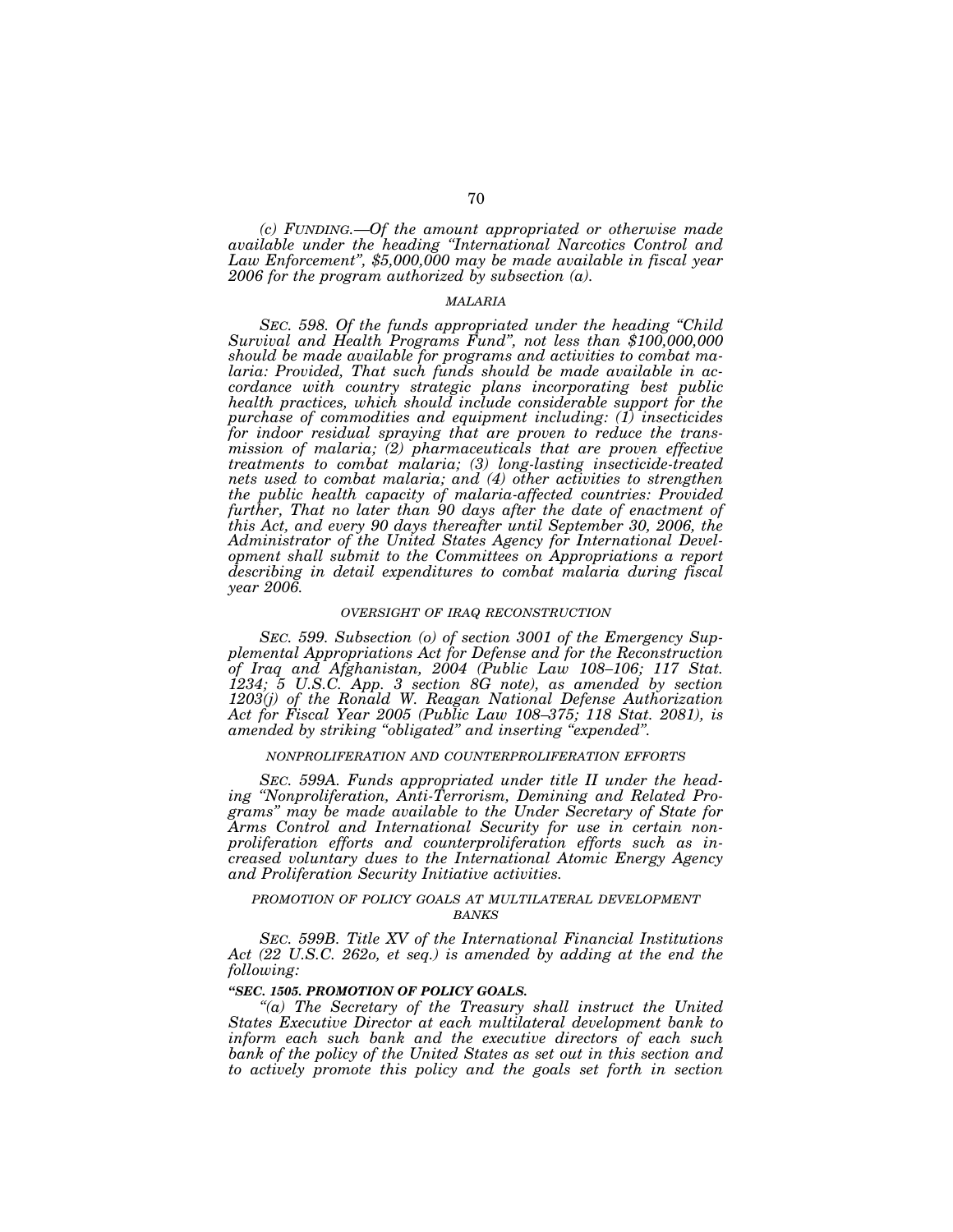*(c) FUNDING.—Of the amount appropriated or otherwise made available under the heading "International Narcotics Control and Law Enforcement", $5,000,000 may be made available in fiscal year 2006 for the program authorized by subsection (a).*

*MALARIA*

*SEC. 598. Of the funds appropriated under the heading "Child Survival and Health Programs Fund", not less than $100,000,000 should be made available for programs and activities to combat malaria: Provided, That such funds should be made available in accordance with country strategic plans incorporating best public health practices, which should include considerable support for the purchase of commodities and equipment including: (1) insecticides for indoor residual spraying that are proven to reduce the transmission of malaria; (2) pharmaceuticals that are proven effective treatments to combat malaria; (3) long-lasting insecticide-treated nets used to combat malaria; and (4) other activities to strengthen the public health capacity of malaria-affected countries: Provided further, That no later than 90 days after the date of enactment of this Act, and every 90 days thereafter until September 30, 2006, the Administrator of the United States Agency for International Development shall submit to the Committees on Appropriations a report describing in detail expenditures to combat malaria during fiscal year 2006.*

*OVERSIGHT OF IRAQ RECONSTRUCTION*

*SEC. 599. Subsection (o) of section 3001 of the Emergency Supplemental Appropriations Act for Defense and for the Reconstruction of Iraq and Afghanistan, 2004 (Public Law 108–106; 117 Stat. 1234; 5 U.S.C. App. 3 section 8G note), as amended by section 1203(j) of the Ronald W. Reagan National Defense Authorization Act for Fiscal Year 2005 (Public Law 108–375; 118 Stat. 2081), is amended by striking "obligated" and inserting "expended".*

*NONPROLIFERATION AND COUNTERPROLIFERATION EFFORTS*

*SEC. 599A. Funds appropriated under title II under the heading "Nonproliferation, Anti-Terrorism, Demining and Related Programs" may be made available to the Under Secretary of State for Arms Control and International Security for use in certain nonproliferation efforts and counterproliferation efforts such as increased voluntary dues to the International Atomic Energy Agency and Proliferation Security Initiative activities.*

*PROMOTION OF POLICY GOALS AT MULTILATERAL DEVELOPMENT BANKS*

*SEC. 599B. Title XV of the International Financial Institutions Act (22 U.S.C. 262o, et seq.) is amended by adding at the end the following:*

***"SEC. 1505. PROMOTION OF POLICY GOALS.***

*"(a) The Secretary of the Treasury shall instruct the United States Executive Director at each multilateral development bank to inform each such bank and the executive directors of each such bank of the policy of the United States as set out in this section and to actively promote this policy and the goals set forth in section*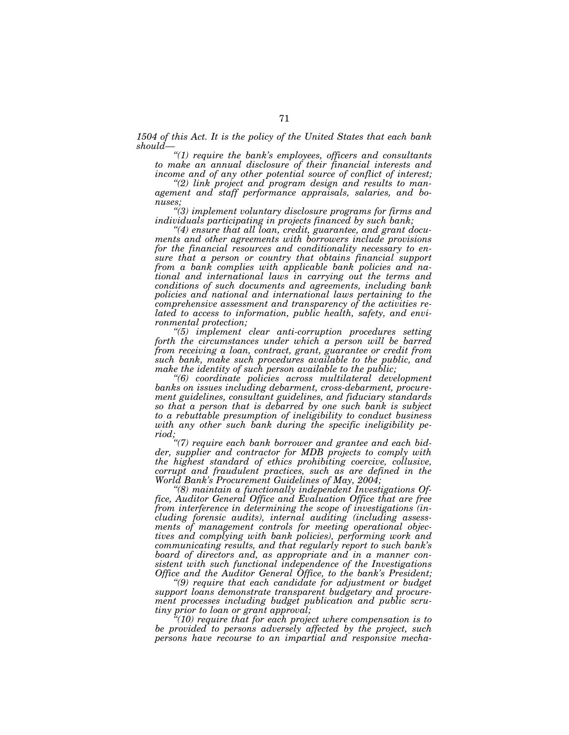*1504 of this Act. It is the policy of the United States that each bank should—*

*“(1) require the bank’s employees, officers and consultants to make an annual disclosure of their financial interests and income and of any other potential source of conflict of interest;*

*“(2) link project and program design and results to management and staff performance appraisals, salaries, and bonuses;*

*“(3) implement voluntary disclosure programs for firms and individuals participating in projects financed by such bank;*

*“(4) ensure that all loan, credit, guarantee, and grant documents and other agreements with borrowers include provisions for the financial resources and conditionality necessary to ensure that a person or country that obtains financial support from a bank complies with applicable bank policies and national and international laws in carrying out the terms and conditions of such documents and agreements, including bank policies and national and international laws pertaining to the comprehensive assessment and transparency of the activities related to access to information, public health, safety, and environmental protection;*

*“(5) implement clear anti-corruption procedures setting forth the circumstances under which a person will be barred from receiving a loan, contract, grant, guarantee or credit from such bank, make such procedures available to the public, and make the identity of such person available to the public;*

*“(6) coordinate policies across multilateral development banks on issues including debarment, cross-debarment, procurement guidelines, consultant guidelines, and fiduciary standards so that a person that is debarred by one such bank is subject to a rebuttable presumption of ineligibility to conduct business with any other such bank during the specific ineligibility period;*

*“(7) require each bank borrower and grantee and each bidder, supplier and contractor for MDB projects to comply with the highest standard of ethics prohibiting coercive, collusive, corrupt and fraudulent practices, such as are defined in the World Bank’s Procurement Guidelines of May, 2004;*

*“(8) maintain a functionally independent Investigations Office, Auditor General Office and Evaluation Office that are free from interference in determining the scope of investigations (including forensic audits), internal auditing (including assessments of management controls for meeting operational objectives and complying with bank policies), performing work and communicating results, and that regularly report to such bank’s board of directors and, as appropriate and in a manner consistent with such functional independence of the Investigations Office and the Auditor General Office, to the bank’s President;*

*“(9) require that each candidate for adjustment or budget support loans demonstrate transparent budgetary and procurement processes including budget publication and public scrutiny prior to loan or grant approval;*

*“(10) require that for each project where compensation is to be provided to persons adversely affected by the project, such persons have recourse to an impartial and responsive mecha-*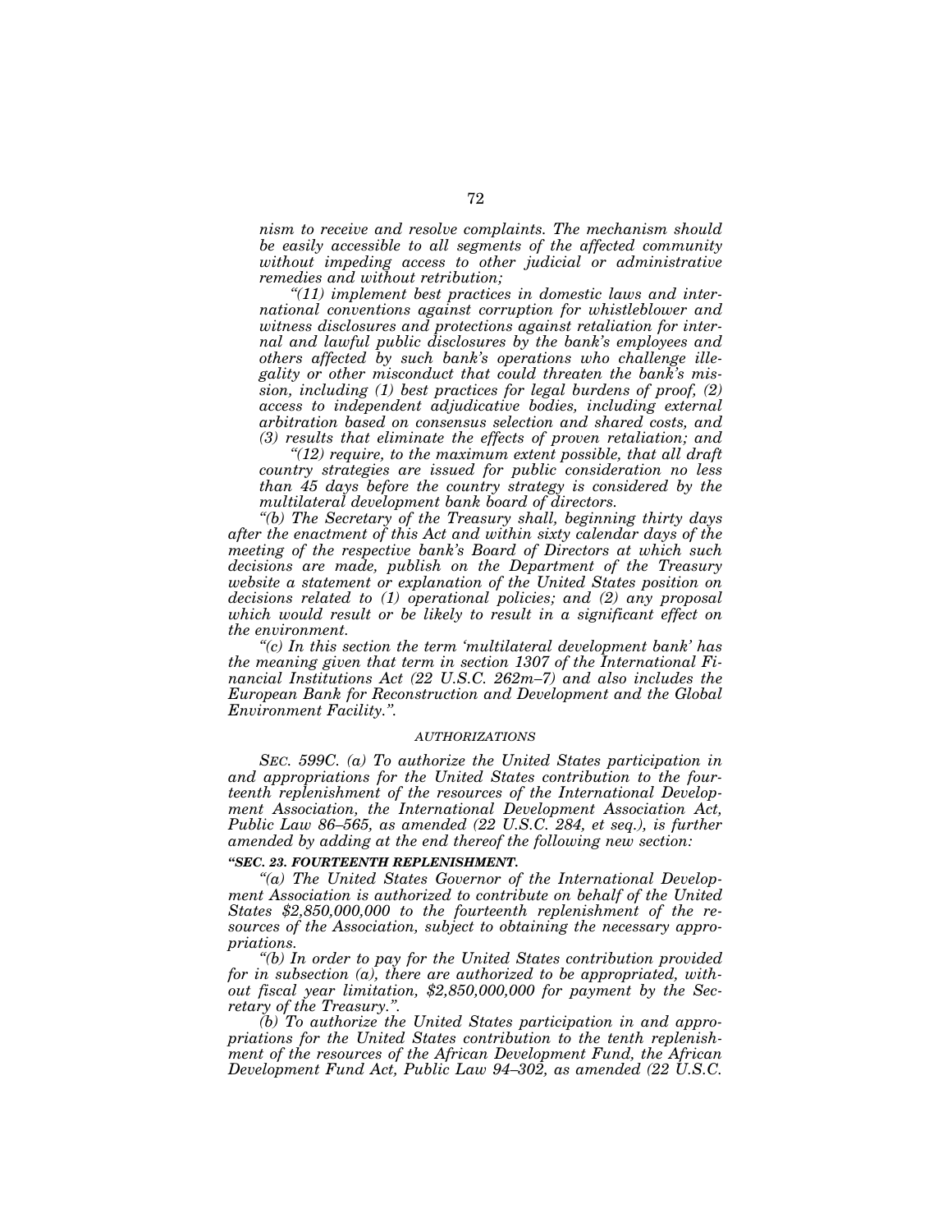*nism to receive and resolve complaints. The mechanism should be easily accessible to all segments of the affected community without impeding access to other judicial or administrative remedies and without retribution;*

*"(11) implement best practices in domestic laws and international conventions against corruption for whistleblower and witness disclosures and protections against retaliation for internal and lawful public disclosures by the bank's employees and others affected by such bank's operations who challenge illegality or other misconduct that could threaten the bank's mission, including (1) best practices for legal burdens of proof, (2) access to independent adjudicative bodies, including external arbitration based on consensus selection and shared costs, and (3) results that eliminate the effects of proven retaliation; and*

*"(12) require, to the maximum extent possible, that all draft country strategies are issued for public consideration no less than 45 days before the country strategy is considered by the multilateral development bank board of directors.*

*"(b) The Secretary of the Treasury shall, beginning thirty days after the enactment of this Act and within sixty calendar days of the meeting of the respective bank's Board of Directors at which such decisions are made, publish on the Department of the Treasury website a statement or explanation of the United States position on decisions related to (1) operational policies; and (2) any proposal which would result or be likely to result in a significant effect on the environment.*

*"(c) In this section the term 'multilateral development bank' has the meaning given that term in section 1307 of the International Financial Institutions Act (22 U.S.C. 262m–7) and also includes the European Bank for Reconstruction and Development and the Global Environment Facility.".*

*AUTHORIZATIONS*

*SEC. 599C. (a) To authorize the United States participation in and appropriations for the United States contribution to the fourteenth replenishment of the resources of the International Development Association, the International Development Association Act, Public Law 86–565, as amended (22 U.S.C. 284, et seq.), is further amended by adding at the end thereof the following new section:*

***"SEC. 23. FOURTEENTH REPLENISHMENT.***

*"(a) The United States Governor of the International Development Association is authorized to contribute on behalf of the United States $2,850,000,000 to the fourteenth replenishment of the resources of the Association, subject to obtaining the necessary appropriations.*

*"(b) In order to pay for the United States contribution provided for in subsection (a), there are authorized to be appropriated, without fiscal year limitation, $2,850,000,000 for payment by the Secretary of the Treasury.".*

*(b) To authorize the United States participation in and appropriations for the United States contribution to the tenth replenishment of the resources of the African Development Fund, the African Development Fund Act, Public Law 94–302, as amended (22 U.S.C.*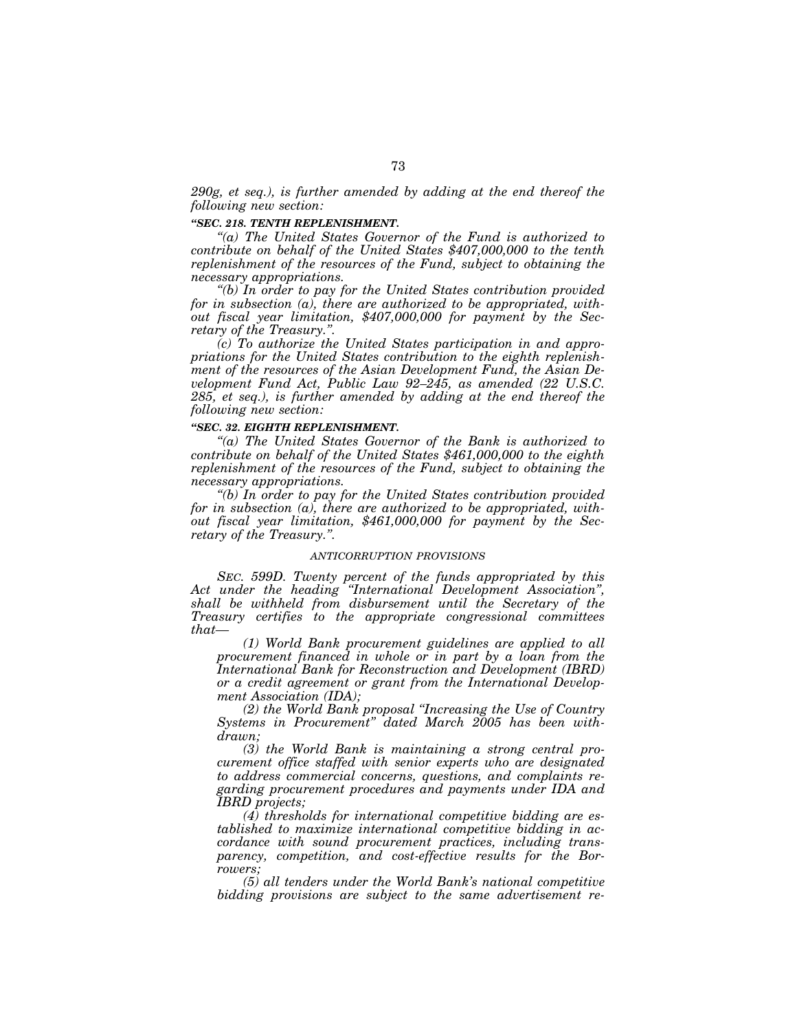*290g, et seq.), is further amended by adding at the end thereof the following new section:*

***"SEC. 218. TENTH REPLENISHMENT.***

*"(a) The United States Governor of the Fund is authorized to contribute on behalf of the United States $407,000,000 to the tenth replenishment of the resources of the Fund, subject to obtaining the necessary appropriations.*

*"(b) In order to pay for the United States contribution provided for in subsection (a), there are authorized to be appropriated, without fiscal year limitation, $407,000,000 for payment by the Secretary of the Treasury.".*

*(c) To authorize the United States participation in and appropriations for the United States contribution to the eighth replenishment of the resources of the Asian Development Fund, the Asian Development Fund Act, Public Law 92–245, as amended (22 U.S.C. 285, et seq.), is further amended by adding at the end thereof the following new section:*

***"SEC. 32. EIGHTH REPLENISHMENT.***

*"(a) The United States Governor of the Bank is authorized to contribute on behalf of the United States $461,000,000 to the eighth replenishment of the resources of the Fund, subject to obtaining the necessary appropriations.*

*"(b) In order to pay for the United States contribution provided for in subsection (a), there are authorized to be appropriated, without fiscal year limitation, $461,000,000 for payment by the Secretary of the Treasury.".*

*ANTICORRUPTION PROVISIONS*

*SEC. 599D. Twenty percent of the funds appropriated by this Act under the heading "International Development Association", shall be withheld from disbursement until the Secretary of the Treasury certifies to the appropriate congressional committees that—*

*(1) World Bank procurement guidelines are applied to all procurement financed in whole or in part by a loan from the International Bank for Reconstruction and Development (IBRD) or a credit agreement or grant from the International Development Association (IDA);*

*(2) the World Bank proposal "Increasing the Use of Country Systems in Procurement" dated March 2005 has been withdrawn;*

*(3) the World Bank is maintaining a strong central procurement office staffed with senior experts who are designated to address commercial concerns, questions, and complaints regarding procurement procedures and payments under IDA and IBRD projects;*

*(4) thresholds for international competitive bidding are established to maximize international competitive bidding in accordance with sound procurement practices, including transparency, competition, and cost-effective results for the Borrowers;*

*(5) all tenders under the World Bank's national competitive bidding provisions are subject to the same advertisement re-*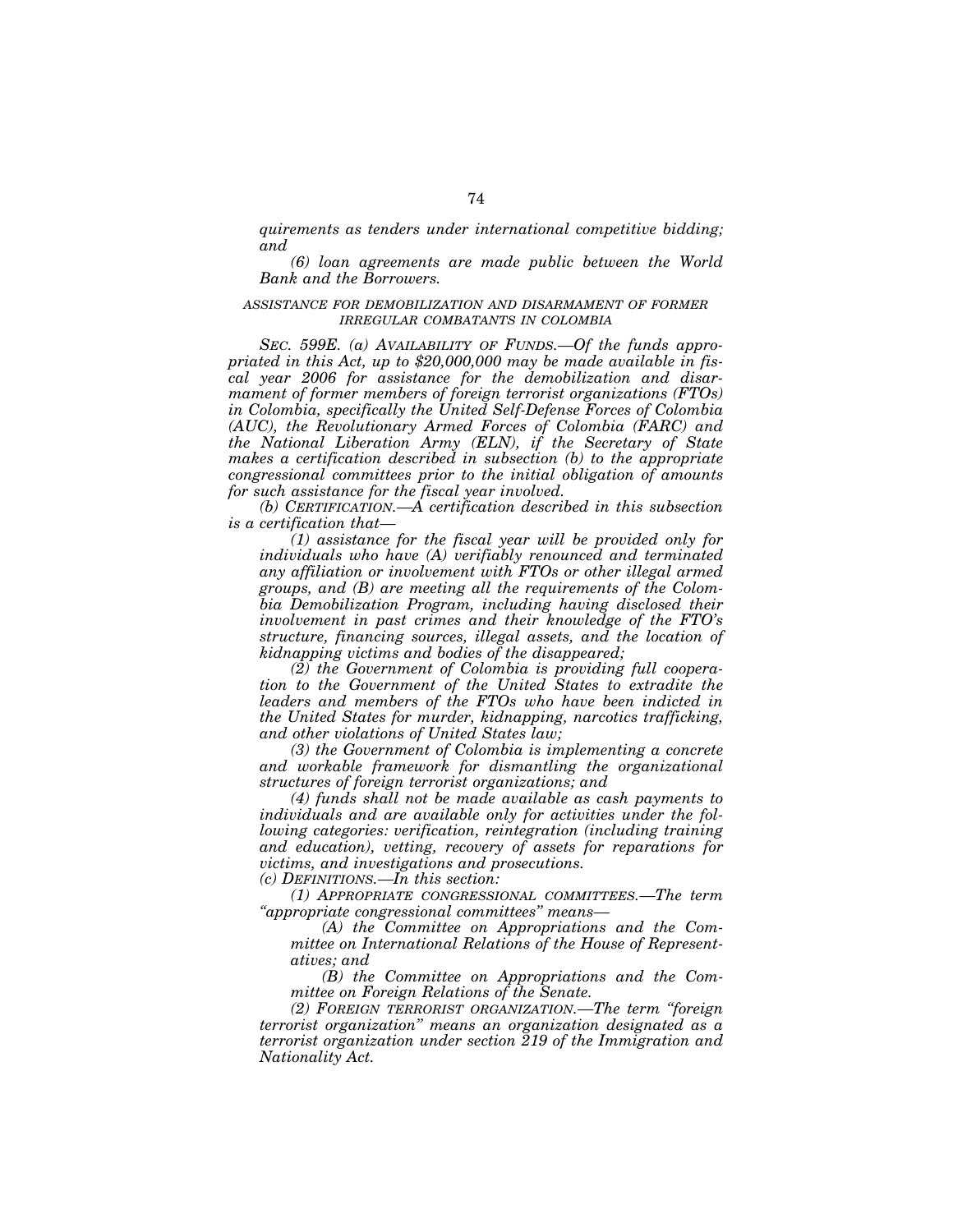*quirements as tenders under international competitive bidding; and*

*(6) loan agreements are made public between the World Bank and the Borrowers.*

*ASSISTANCE FOR DEMOBILIZATION AND DISARMAMENT OF FORMER IRREGULAR COMBATANTS IN COLOMBIA*

*SEC. 599E. (a) AVAILABILITY OF FUNDS.—Of the funds appropriated in this Act, up to $20,000,000 may be made available in fiscal year 2006 for assistance for the demobilization and disarmament of former members of foreign terrorist organizations (FTOs) in Colombia, specifically the United Self-Defense Forces of Colombia (AUC), the Revolutionary Armed Forces of Colombia (FARC) and the National Liberation Army (ELN), if the Secretary of State makes a certification described in subsection (b) to the appropriate congressional committees prior to the initial obligation of amounts for such assistance for the fiscal year involved.*

*(b) CERTIFICATION.—A certification described in this subsection is a certification that—*

*(1) assistance for the fiscal year will be provided only for individuals who have (A) verifiably renounced and terminated any affiliation or involvement with FTOs or other illegal armed groups, and (B) are meeting all the requirements of the Colombia Demobilization Program, including having disclosed their involvement in past crimes and their knowledge of the FTO's structure, financing sources, illegal assets, and the location of kidnapping victims and bodies of the disappeared;*

*(2) the Government of Colombia is providing full cooperation to the Government of the United States to extradite the leaders and members of the FTOs who have been indicted in the United States for murder, kidnapping, narcotics trafficking, and other violations of United States law;*

*(3) the Government of Colombia is implementing a concrete and workable framework for dismantling the organizational structures of foreign terrorist organizations; and*

*(4) funds shall not be made available as cash payments to individuals and are available only for activities under the following categories: verification, reintegration (including training and education), vetting, recovery of assets for reparations for victims, and investigations and prosecutions.*

*(c) DEFINITIONS.—In this section:*

*(1) APPROPRIATE CONGRESSIONAL COMMITTEES.—The term "appropriate congressional committees" means—*

*(A) the Committee on Appropriations and the Committee on International Relations of the House of Representatives; and*

*(B) the Committee on Appropriations and the Committee on Foreign Relations of the Senate.*

*(2) FOREIGN TERRORIST ORGANIZATION.—The term "foreign terrorist organization" means an organization designated as a terrorist organization under section 219 of the Immigration and Nationality Act.*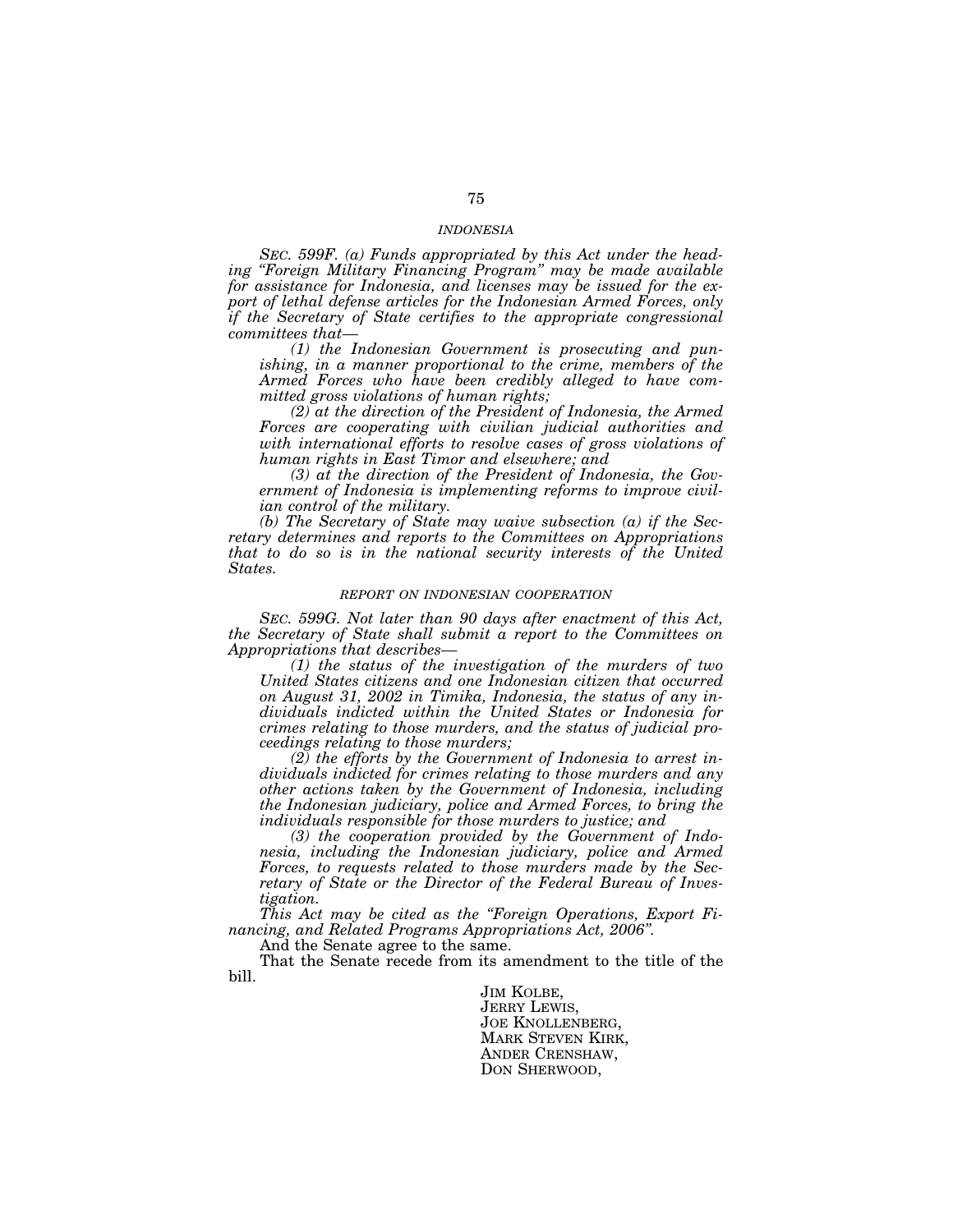### *INDONESIA*

*SEC. 599F. (a) Funds appropriated by this Act under the heading "Foreign Military Financing Program" may be made available for assistance for Indonesia, and licenses may be issued for the export of lethal defense articles for the Indonesian Armed Forces, only if the Secretary of State certifies to the appropriate congressional committees that—*

*(1) the Indonesian Government is prosecuting and punishing, in a manner proportional to the crime, members of the Armed Forces who have been credibly alleged to have committed gross violations of human rights;*

*(2) at the direction of the President of Indonesia, the Armed Forces are cooperating with civilian judicial authorities and with international efforts to resolve cases of gross violations of human rights in East Timor and elsewhere; and*

*(3) at the direction of the President of Indonesia, the Government of Indonesia is implementing reforms to improve civilian control of the military.*

*(b) The Secretary of State may waive subsection (a) if the Secretary determines and reports to the Committees on Appropriations that to do so is in the national security interests of the United States.*

### *REPORT ON INDONESIAN COOPERATION*

*SEC. 599G. Not later than 90 days after enactment of this Act, the Secretary of State shall submit a report to the Committees on Appropriations that describes—*

*(1) the status of the investigation of the murders of two United States citizens and one Indonesian citizen that occurred on August 31, 2002 in Timika, Indonesia, the status of any individuals indicted within the United States or Indonesia for crimes relating to those murders, and the status of judicial proceedings relating to those murders;*

*(2) the efforts by the Government of Indonesia to arrest individuals indicted for crimes relating to those murders and any other actions taken by the Government of Indonesia, including the Indonesian judiciary, police and Armed Forces, to bring the individuals responsible for those murders to justice; and*

*(3) the cooperation provided by the Government of Indonesia, including the Indonesian judiciary, police and Armed Forces, to requests related to those murders made by the Secretary of State or the Director of the Federal Bureau of Investigation.*

*This Act may be cited as the "Foreign Operations, Export Financing, and Related Programs Appropriations Act, 2006".*

And the Senate agree to the same.

That the Senate recede from its amendment to the title of the bill.

JIM KOLBE,
JERRY LEWIS,
JOE KNOLLENBERG,
MARK STEVEN KIRK,
ANDER CRENSHAW,
DON SHERWOOD,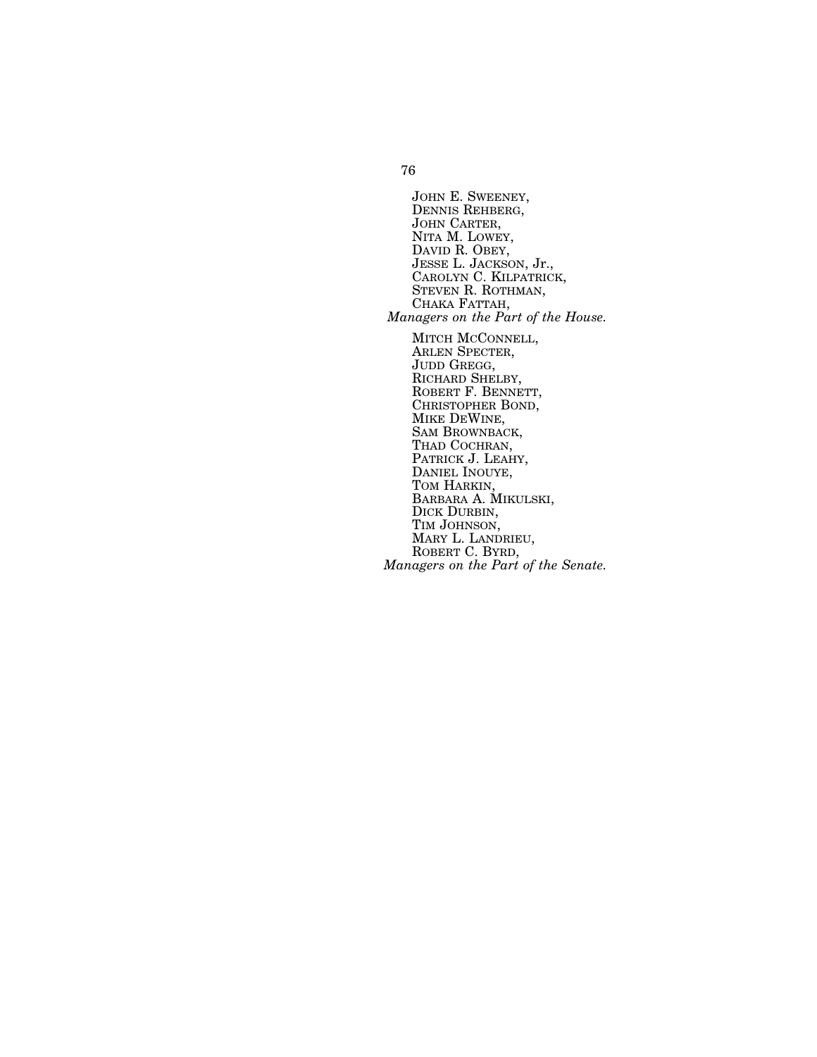JOHN E. SWEENEY,  
DENNIS REHBERG,  
JOHN CARTER,  
NITA M. LOWEY,  
DAVID R. OBEY,  
JESSE L. JACKSON, Jr.,  
CAROLYN C. KILPATRICK,  
STEVEN R. ROTHMAN,  
CHAKA FATTAH,  
*Managers on the Part of the House.*

MITCH MCCONNELL,  
ARLEN SPECTER,  
JUDD GREGG,  
RICHARD SHELBY,  
ROBERT F. BENNETT,  
CHRISTOPHER BOND,  
MIKE DEWINE,  
SAM BROWNBACK,  
THAD COCHRAN,  
PATRICK J. LEAHY,  
DANIEL INOUYE,  
TOM HARKIN,  
BARBARA A. MIKULSKI,  
DICK DURBIN,  
TIM JOHNSON,  
MARY L. LANDRIEU,  
ROBERT C. BYRD,  
*Managers on the Part of the Senate.*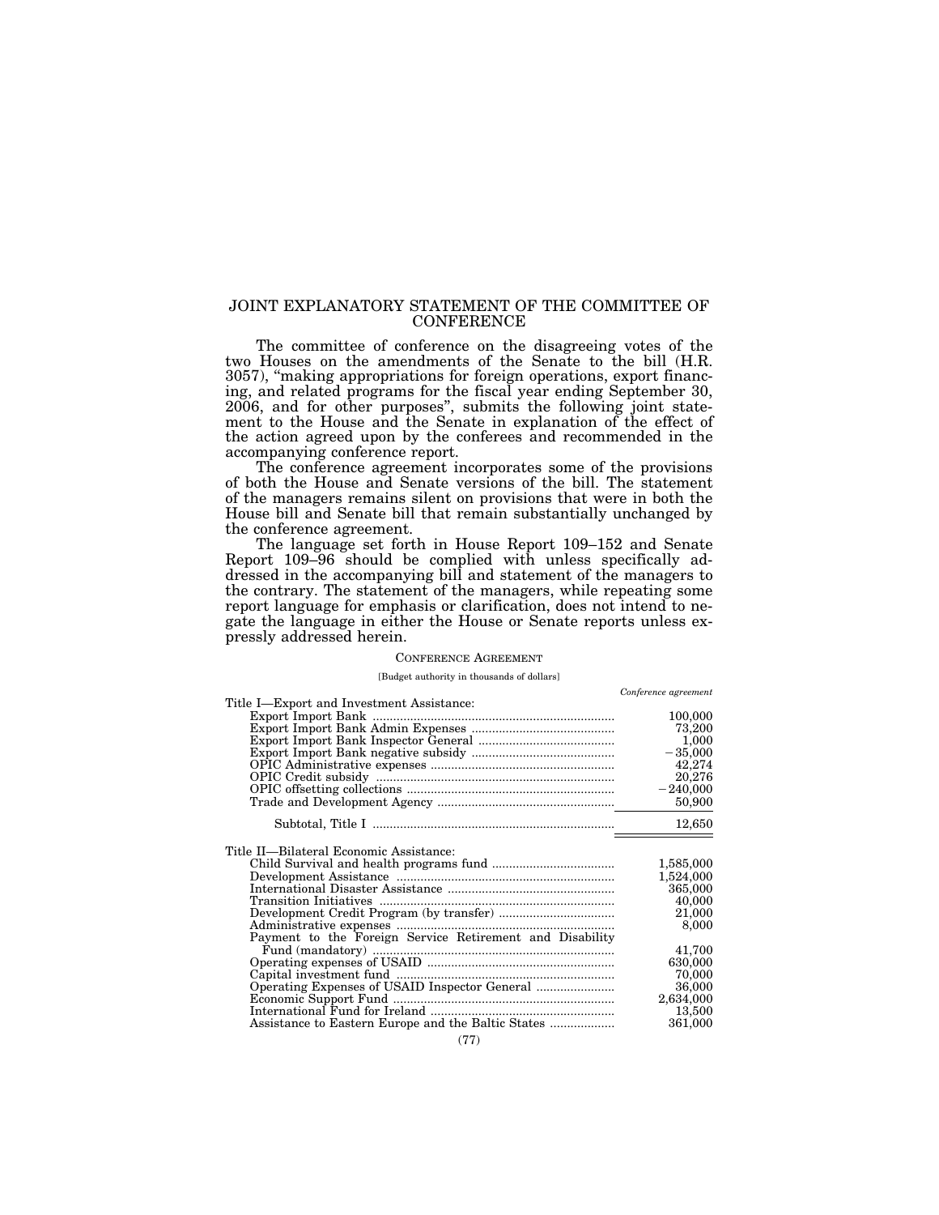# JOINT EXPLANATORY STATEMENT OF THE COMMITTEE OF CONFERENCE

The committee of conference on the disagreeing votes of the two Houses on the amendments of the Senate to the bill (H.R. 3057), "making appropriations for foreign operations, export financing, and related programs for the fiscal year ending September 30, 2006, and for other purposes", submits the following joint statement to the House and the Senate in explanation of the effect of the action agreed upon by the conferees and recommended in the accompanying conference report.

The conference agreement incorporates some of the provisions of both the House and Senate versions of the bill. The statement of the managers remains silent on provisions that were in both the House bill and Senate bill that remain substantially unchanged by the conference agreement.

The language set forth in House Report 109–152 and Senate Report 109–96 should be complied with unless specifically addressed in the accompanying bill and statement of the managers to the contrary. The statement of the managers, while repeating some report language for emphasis or clarification, does not intend to negate the language in either the House or Senate reports unless expressly addressed herein.

CONFERENCE AGREEMENT

[Budget authority in thousands of dollars]

| | *Conference agreement* |
|---|---|
| Title I—Export and Investment Assistance: | |
| Export Import Bank | 100,000 |
| Export Import Bank Admin Expenses | 73,200 |
| Export Import Bank Inspector General | 1,000 |
| Export Import Bank negative subsidy | −35,000 |
| OPIC Administrative expenses | 42,274 |
| OPIC Credit subsidy | 20,276 |
| OPIC offsetting collections | −240,000 |
| Trade and Development Agency | 50,900 |
| Subtotal, Title I | 12,650 |
| Title II—Bilateral Economic Assistance: | |
| Child Survival and health programs fund | 1,585,000 |
| Development Assistance | 1,524,000 |
| International Disaster Assistance | 365,000 |
| Transition Initiatives | 40,000 |
| Development Credit Program (by transfer) | 21,000 |
| Administrative expenses | 8,000 |
| Payment to the Foreign Service Retirement and Disability Fund (mandatory) | 41,700 |
| Operating expenses of USAID | 630,000 |
| Capital investment fund | 70,000 |
| Operating Expenses of USAID Inspector General | 36,000 |
| Economic Support Fund | 2,634,000 |
| International Fund for Ireland | 13,500 |
| Assistance to Eastern Europe and the Baltic States | 361,000 |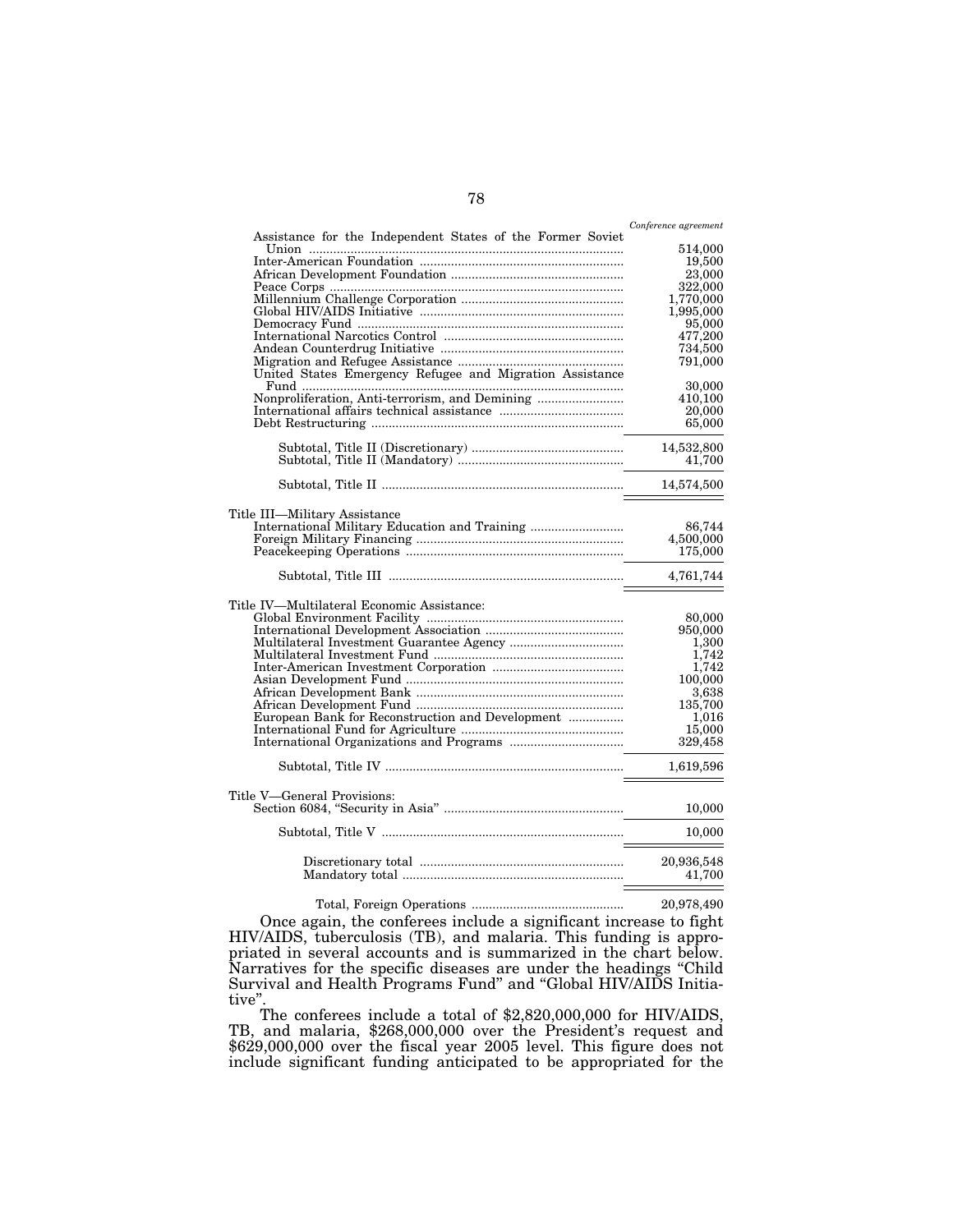| | Conference agreement |
|---|---|
| Assistance for the Independent States of the Former Soviet Union | 514,000 |
| Inter-American Foundation | 19,500 |
| African Development Foundation | 23,000 |
| Peace Corps | 322,000 |
| Millennium Challenge Corporation | 1,770,000 |
| Global HIV/AIDS Initiative | 1,995,000 |
| Democracy Fund | 95,000 |
| International Narcotics Control | 477,200 |
| Andean Counterdrug Initiative | 734,500 |
| Migration and Refugee Assistance | 791,000 |
| United States Emergency Refugee and Migration Assistance Fund | 30,000 |
| Nonproliferation, Anti-terrorism, and Demining | 410,100 |
| International affairs technical assistance | 20,000 |
| Debt Restructuring | 65,000 |
| Subtotal, Title II (Discretionary) | 14,532,800 |
| Subtotal, Title II (Mandatory) | 41,700 |
| Subtotal, Title II | 14,574,500 |
| Title III—Military Assistance | |
| International Military Education and Training | 86,744 |
| Foreign Military Financing | 4,500,000 |
| Peacekeeping Operations | 175,000 |
| Subtotal, Title III | 4,761,744 |
| Title IV—Multilateral Economic Assistance: | |
| Global Environment Facility | 80,000 |
| International Development Association | 950,000 |
| Multilateral Investment Guarantee Agency | 1,300 |
| Multilateral Investment Fund | 1,742 |
| Inter-American Investment Corporation | 1,742 |
| Asian Development Fund | 100,000 |
| African Development Bank | 3,638 |
| African Development Fund | 135,700 |
| European Bank for Reconstruction and Development | 1,016 |
| International Fund for Agriculture | 15,000 |
| International Organizations and Programs | 329,458 |
| Subtotal, Title IV | 1,619,596 |
| Title V—General Provisions: | |
| Section 6084, "Security in Asia" | 10,000 |
| Subtotal, Title V | 10,000 |
| Discretionary total | 20,936,548 |
| Mandatory total | 41,700 |
| Total, Foreign Operations | 20,978,490 |

Once again, the conferees include a significant increase to fight HIV/AIDS, tuberculosis (TB), and malaria. This funding is appropriated in several accounts and is summarized in the chart below. Narratives for the specific diseases are under the headings "Child Survival and Health Programs Fund" and "Global HIV/AIDS Initiative".

The conferees include a total of $2,820,000,000 for HIV/AIDS, TB, and malaria, $268,000,000 over the President's request and $629,000,000 over the fiscal year 2005 level. This figure does not include significant funding anticipated to be appropriated for the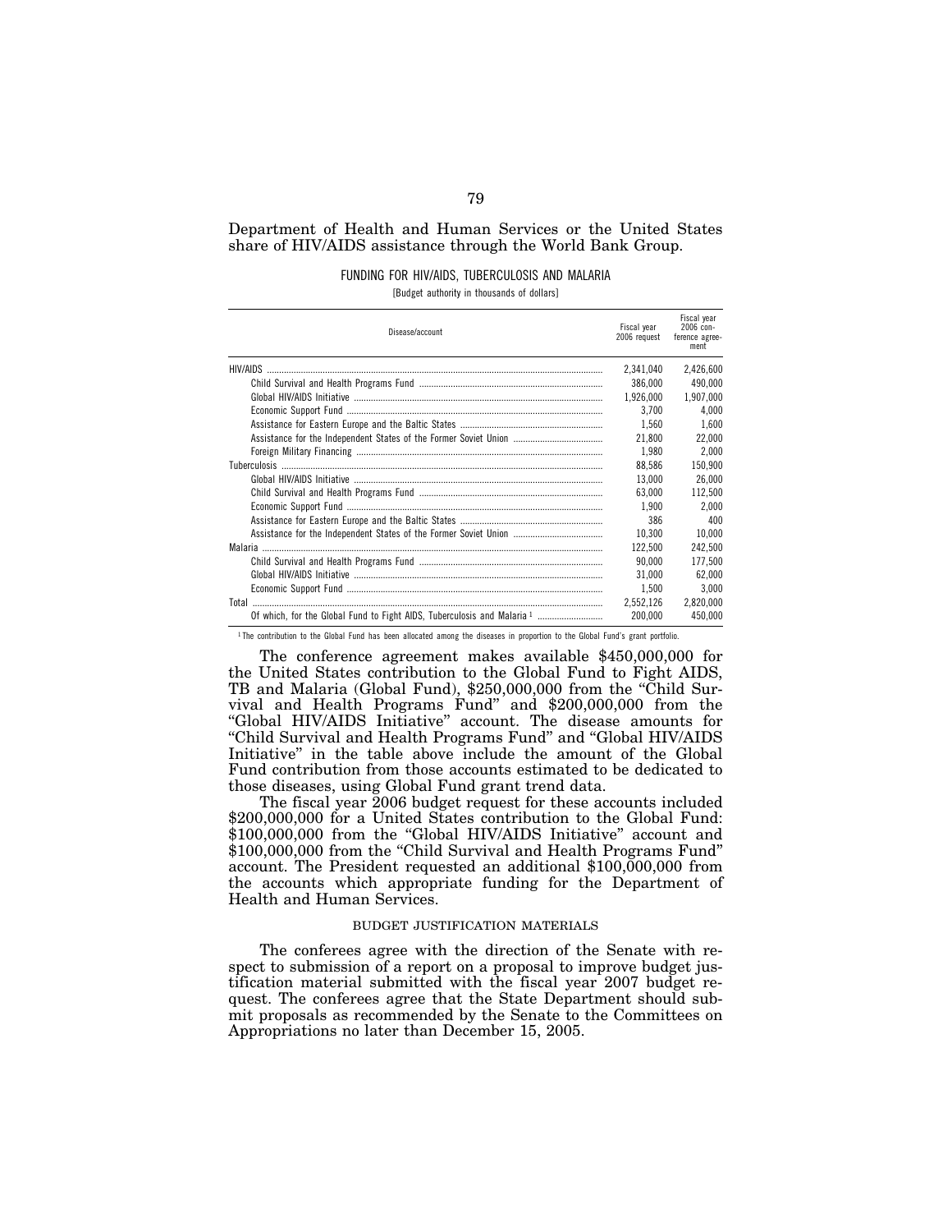Department of Health and Human Services or the United States share of HIV/AIDS assistance through the World Bank Group.

FUNDING FOR HIV/AIDS, TUBERCULOSIS AND MALARIA

[Budget authority in thousands of dollars]

| Disease/account | Fiscal year 2006 request | Fiscal year 2006 conference agreement |
|---|---|---|
| HIV/AIDS | 2,341,040 | 2,426,600 |
| Child Survival and Health Programs Fund | 386,000 | 490,000 |
| Global HIV/AIDS Initiative | 1,926,000 | 1,907,000 |
| Economic Support Fund | 3,700 | 4,000 |
| Assistance for Eastern Europe and the Baltic States | 1,560 | 1,600 |
| Assistance for the Independent States of the Former Soviet Union | 21,800 | 22,000 |
| Foreign Military Financing | 1,980 | 2,000 |
| Tuberculosis | 88,586 | 150,900 |
| Global HIV/AIDS Initiative | 13,000 | 26,000 |
| Child Survival and Health Programs Fund | 63,000 | 112,500 |
| Economic Support Fund | 1,900 | 2,000 |
| Assistance for Eastern Europe and the Baltic States | 386 | 400 |
| Assistance for the Independent States of the Former Soviet Union | 10,300 | 10,000 |
| Malaria | 122,500 | 242,500 |
| Child Survival and Health Programs Fund | 90,000 | 177,500 |
| Global HIV/AIDS Initiative | 31,000 | 62,000 |
| Economic Support Fund | 1,500 | 3,000 |
| Total | 2,552,126 | 2,820,000 |
| Of which, for the Global Fund to Fight AIDS, Tuberculosis and Malaria [1] | 200,000 | 450,000 |

[1] The contribution to the Global Fund has been allocated among the diseases in proportion to the Global Fund's grant portfolio.

The conference agreement makes available $450,000,000 for the United States contribution to the Global Fund to Fight AIDS, TB and Malaria (Global Fund), $250,000,000 from the "Child Survival and Health Programs Fund" and $200,000,000 from the "Global HIV/AIDS Initiative" account. The disease amounts for "Child Survival and Health Programs Fund" and "Global HIV/AIDS Initiative" in the table above include the amount of the Global Fund contribution from those accounts estimated to be dedicated to those diseases, using Global Fund grant trend data.

The fiscal year 2006 budget request for these accounts included $200,000,000 for a United States contribution to the Global Fund: $100,000,000 from the "Global HIV/AIDS Initiative" account and $100,000,000 from the "Child Survival and Health Programs Fund" account. The President requested an additional $100,000,000 from the accounts which appropriate funding for the Department of Health and Human Services.

BUDGET JUSTIFICATION MATERIALS

The conferees agree with the direction of the Senate with respect to submission of a report on a proposal to improve budget justification material submitted with the fiscal year 2007 budget request. The conferees agree that the State Department should submit proposals as recommended by the Senate to the Committees on Appropriations no later than December 15, 2005.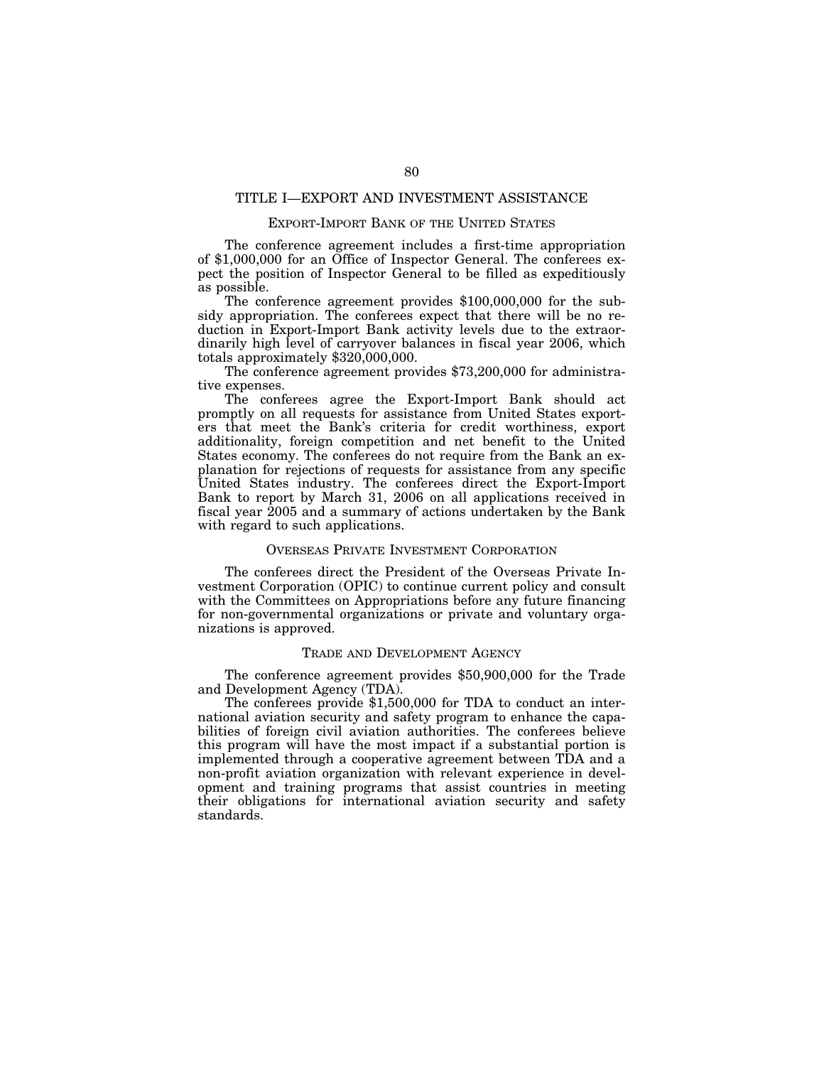# TITLE I—EXPORT AND INVESTMENT ASSISTANCE

## EXPORT-IMPORT BANK OF THE UNITED STATES

The conference agreement includes a first-time appropriation of $1,000,000 for an Office of Inspector General. The conferees expect the position of Inspector General to be filled as expeditiously as possible.

The conference agreement provides $100,000,000 for the subsidy appropriation. The conferees expect that there will be no reduction in Export-Import Bank activity levels due to the extraordinarily high level of carryover balances in fiscal year 2006, which totals approximately $320,000,000.

The conference agreement provides $73,200,000 for administrative expenses.

The conferees agree the Export-Import Bank should act promptly on all requests for assistance from United States exporters that meet the Bank's criteria for credit worthiness, export additionality, foreign competition and net benefit to the United States economy. The conferees do not require from the Bank an explanation for rejections of requests for assistance from any specific United States industry. The conferees direct the Export-Import Bank to report by March 31, 2006 on all applications received in fiscal year 2005 and a summary of actions undertaken by the Bank with regard to such applications.

## OVERSEAS PRIVATE INVESTMENT CORPORATION

The conferees direct the President of the Overseas Private Investment Corporation (OPIC) to continue current policy and consult with the Committees on Appropriations before any future financing for non-governmental organizations or private and voluntary organizations is approved.

## TRADE AND DEVELOPMENT AGENCY

The conference agreement provides $50,900,000 for the Trade and Development Agency (TDA).

The conferees provide $1,500,000 for TDA to conduct an international aviation security and safety program to enhance the capabilities of foreign civil aviation authorities. The conferees believe this program will have the most impact if a substantial portion is implemented through a cooperative agreement between TDA and a non-profit aviation organization with relevant experience in development and training programs that assist countries in meeting their obligations for international aviation security and safety standards.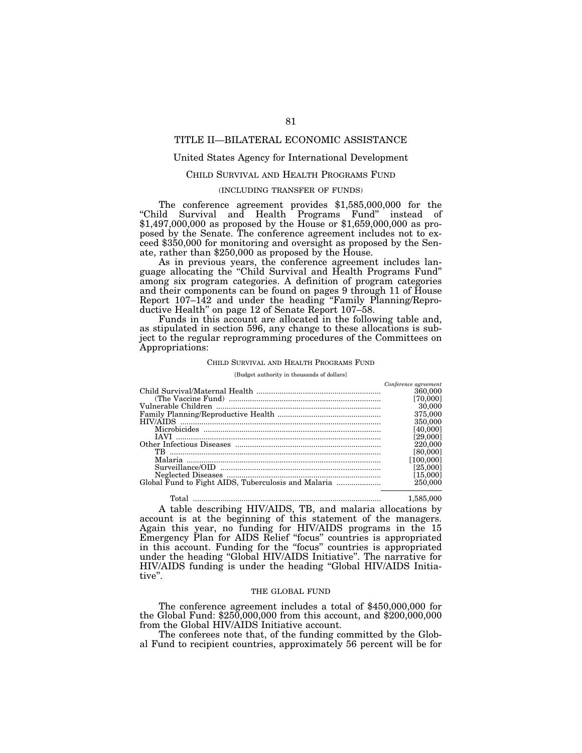# TITLE II—BILATERAL ECONOMIC ASSISTANCE

## United States Agency for International Development

### CHILD SURVIVAL AND HEALTH PROGRAMS FUND

(INCLUDING TRANSFER OF FUNDS)

The conference agreement provides $1,585,000,000 for the "Child Survival and Health Programs Fund" instead of $1,497,000,000 as proposed by the House or $1,659,000,000 as proposed by the Senate. The conference agreement includes not to exceed $350,000 for monitoring and oversight as proposed by the Senate, rather than $250,000 as proposed by the House.

As in previous years, the conference agreement includes language allocating the "Child Survival and Health Programs Fund" among six program categories. A definition of program categories and their components can be found on pages 9 through 11 of House Report 107–142 and under the heading "Family Planning/Reproductive Health" on page 12 of Senate Report 107–58.

Funds in this account are allocated in the following table and, as stipulated in section 596, any change to these allocations is subject to the regular reprogramming procedures of the Committees on Appropriations:

CHILD SURVIVAL AND HEALTH PROGRAMS FUND

[Budget authority in thousands of dollars]

| | *Conference agreement* |
|---|---|
| Child Survival/Maternal Health | 360,000 |
| (The Vaccine Fund) | [70,000] |
| Vulnerable Children | 30,000 |
| Family Planning/Reproductive Health | 375,000 |
| HIV/AIDS | 350,000 |
| Microbicides | [40,000] |
| IAVI | [29,000] |
| Other Infectious Diseases | 220,000 |
| TB | [80,000] |
| Malaria | [100,000] |
| Surveillance/OID | [25,000] |
| Neglected Diseases | [15,000] |
| Global Fund to Fight AIDS, Tuberculosis and Malaria | 250,000 |
| Total | 1,585,000 |

A table describing HIV/AIDS, TB, and malaria allocations by account is at the beginning of this statement of the managers. Again this year, no funding for HIV/AIDS programs in the 15 Emergency Plan for AIDS Relief "focus" countries is appropriated in this account. Funding for the "focus" countries is appropriated under the heading "Global HIV/AIDS Initiative". The narrative for HIV/AIDS funding is under the heading "Global HIV/AIDS Initiative".

#### THE GLOBAL FUND

The conference agreement includes a total of $450,000,000 for the Global Fund: $250,000,000 from this account, and $200,000,000 from the Global HIV/AIDS Initiative account.

The conferees note that, of the funding committed by the Global Fund to recipient countries, approximately 56 percent will be for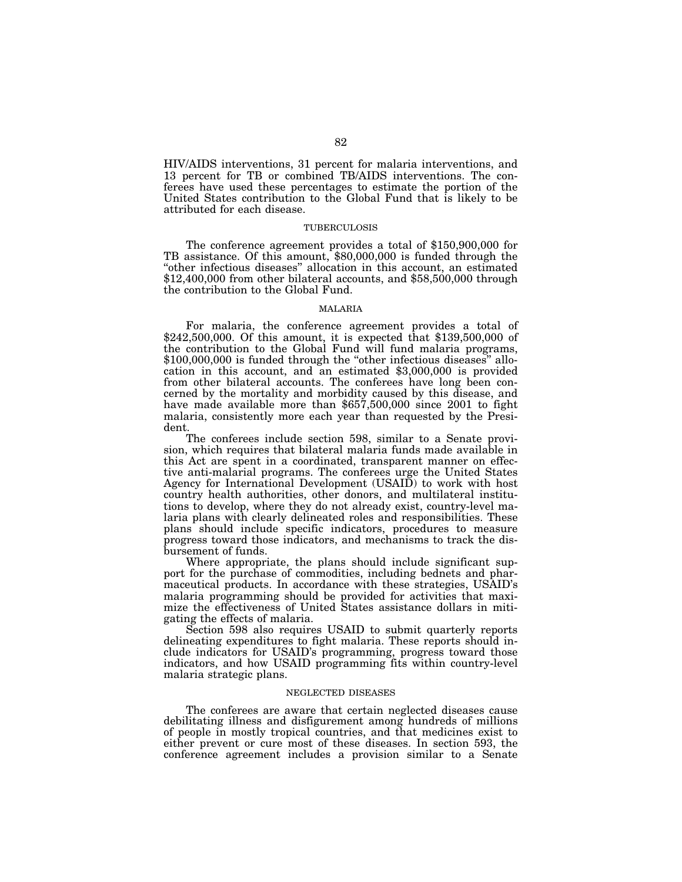HIV/AIDS interventions, 31 percent for malaria interventions, and 13 percent for TB or combined TB/AIDS interventions. The conferees have used these percentages to estimate the portion of the United States contribution to the Global Fund that is likely to be attributed for each disease.

### TUBERCULOSIS

The conference agreement provides a total of $150,900,000 for TB assistance. Of this amount, $80,000,000 is funded through the "other infectious diseases" allocation in this account, an estimated $12,400,000 from other bilateral accounts, and $58,500,000 through the contribution to the Global Fund.

### MALARIA

For malaria, the conference agreement provides a total of $242,500,000. Of this amount, it is expected that $139,500,000 of the contribution to the Global Fund will fund malaria programs, $100,000,000 is funded through the "other infectious diseases" allocation in this account, and an estimated $3,000,000 is provided from other bilateral accounts. The conferees have long been concerned by the mortality and morbidity caused by this disease, and have made available more than $657,500,000 since 2001 to fight malaria, consistently more each year than requested by the President.

The conferees include section 598, similar to a Senate provision, which requires that bilateral malaria funds made available in this Act are spent in a coordinated, transparent manner on effective anti-malarial programs. The conferees urge the United States Agency for International Development (USAID) to work with host country health authorities, other donors, and multilateral institutions to develop, where they do not already exist, country-level malaria plans with clearly delineated roles and responsibilities. These plans should include specific indicators, procedures to measure progress toward those indicators, and mechanisms to track the disbursement of funds.

Where appropriate, the plans should include significant support for the purchase of commodities, including bednets and pharmaceutical products. In accordance with these strategies, USAID's malaria programming should be provided for activities that maximize the effectiveness of United States assistance dollars in mitigating the effects of malaria.

Section 598 also requires USAID to submit quarterly reports delineating expenditures to fight malaria. These reports should include indicators for USAID's programming, progress toward those indicators, and how USAID programming fits within country-level malaria strategic plans.

### NEGLECTED DISEASES

The conferees are aware that certain neglected diseases cause debilitating illness and disfigurement among hundreds of millions of people in mostly tropical countries, and that medicines exist to either prevent or cure most of these diseases. In section 593, the conference agreement includes a provision similar to a Senate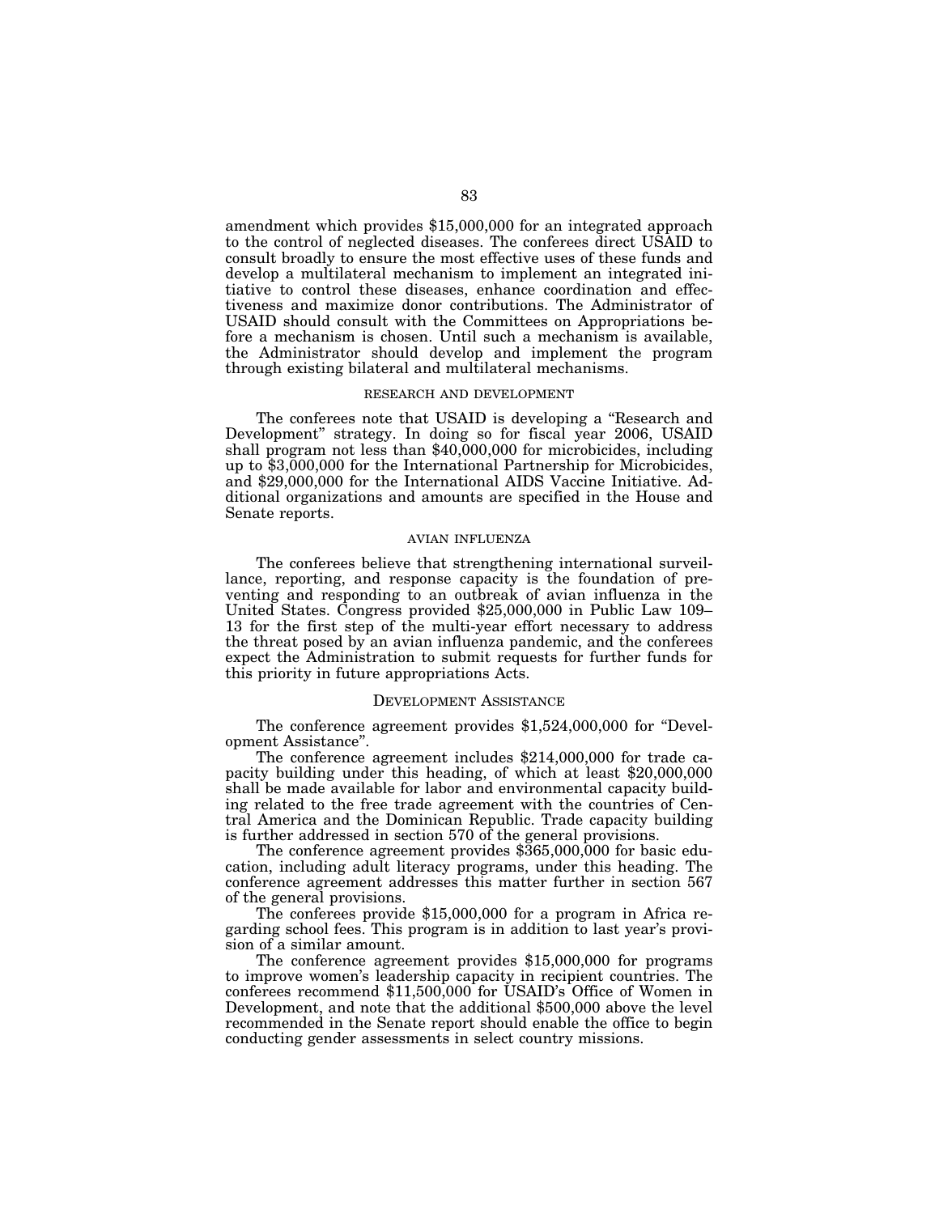amendment which provides $15,000,000 for an integrated approach to the control of neglected diseases. The conferees direct USAID to consult broadly to ensure the most effective uses of these funds and develop a multilateral mechanism to implement an integrated initiative to control these diseases, enhance coordination and effectiveness and maximize donor contributions. The Administrator of USAID should consult with the Committees on Appropriations before a mechanism is chosen. Until such a mechanism is available, the Administrator should develop and implement the program through existing bilateral and multilateral mechanisms.

### RESEARCH AND DEVELOPMENT

The conferees note that USAID is developing a "Research and Development" strategy. In doing so for fiscal year 2006, USAID shall program not less than $40,000,000 for microbicides, including up to $3,000,000 for the International Partnership for Microbicides, and $29,000,000 for the International AIDS Vaccine Initiative. Additional organizations and amounts are specified in the House and Senate reports.

### AVIAN INFLUENZA

The conferees believe that strengthening international surveillance, reporting, and response capacity is the foundation of preventing and responding to an outbreak of avian influenza in the United States. Congress provided $25,000,000 in Public Law 109–13 for the first step of the multi-year effort necessary to address the threat posed by an avian influenza pandemic, and the conferees expect the Administration to submit requests for further funds for this priority in future appropriations Acts.

## DEVELOPMENT ASSISTANCE

The conference agreement provides $1,524,000,000 for "Development Assistance".

The conference agreement includes $214,000,000 for trade capacity building under this heading, of which at least $20,000,000 shall be made available for labor and environmental capacity building related to the free trade agreement with the countries of Central America and the Dominican Republic. Trade capacity building is further addressed in section 570 of the general provisions.

The conference agreement provides $365,000,000 for basic education, including adult literacy programs, under this heading. The conference agreement addresses this matter further in section 567 of the general provisions.

The conferees provide $15,000,000 for a program in Africa regarding school fees. This program is in addition to last year's provision of a similar amount.

The conference agreement provides $15,000,000 for programs to improve women's leadership capacity in recipient countries. The conferees recommend $11,500,000 for USAID's Office of Women in Development, and note that the additional $500,000 above the level recommended in the Senate report should enable the office to begin conducting gender assessments in select country missions.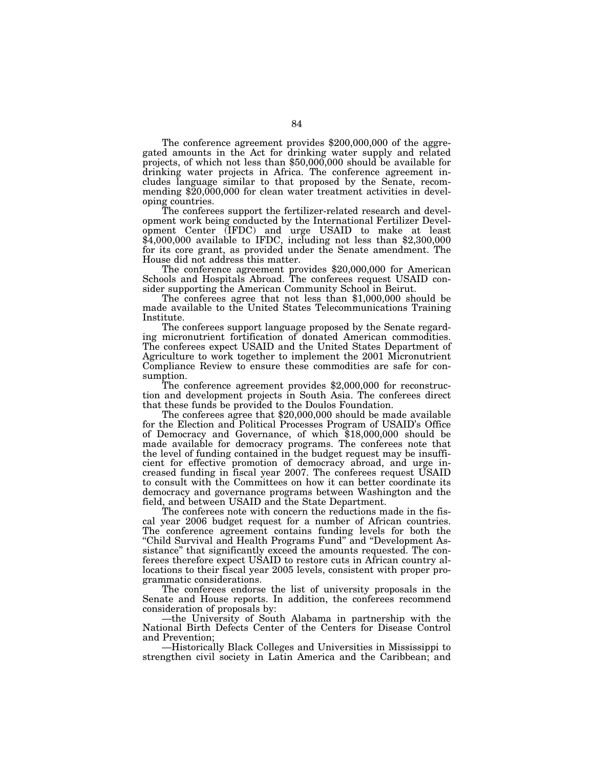The conference agreement provides $200,000,000 of the aggregated amounts in the Act for drinking water supply and related projects, of which not less than $50,000,000 should be available for drinking water projects in Africa. The conference agreement includes language similar to that proposed by the Senate, recommending $20,000,000 for clean water treatment activities in developing countries.

The conferees support the fertilizer-related research and development work being conducted by the International Fertilizer Development Center (IFDC) and urge USAID to make at least $4,000,000 available to IFDC, including not less than $2,300,000 for its core grant, as provided under the Senate amendment. The House did not address this matter.

The conference agreement provides $20,000,000 for American Schools and Hospitals Abroad. The conferees request USAID consider supporting the American Community School in Beirut.

The conferees agree that not less than $1,000,000 should be made available to the United States Telecommunications Training Institute.

The conferees support language proposed by the Senate regarding micronutrient fortification of donated American commodities. The conferees expect USAID and the United States Department of Agriculture to work together to implement the 2001 Micronutrient Compliance Review to ensure these commodities are safe for consumption.

The conference agreement provides $2,000,000 for reconstruction and development projects in South Asia. The conferees direct that these funds be provided to the Doulos Foundation.

The conferees agree that $20,000,000 should be made available for the Election and Political Processes Program of USAID's Office of Democracy and Governance, of which $18,000,000 should be made available for democracy programs. The conferees note that the level of funding contained in the budget request may be insufficient for effective promotion of democracy abroad, and urge increased funding in fiscal year 2007. The conferees request USAID to consult with the Committees on how it can better coordinate its democracy and governance programs between Washington and the field, and between USAID and the State Department.

The conferees note with concern the reductions made in the fiscal year 2006 budget request for a number of African countries. The conference agreement contains funding levels for both the "Child Survival and Health Programs Fund" and "Development Assistance" that significantly exceed the amounts requested. The conferees therefore expect USAID to restore cuts in African country allocations to their fiscal year 2005 levels, consistent with proper programmatic considerations.

The conferees endorse the list of university proposals in the Senate and House reports. In addition, the conferees recommend consideration of proposals by:

—the University of South Alabama in partnership with the National Birth Defects Center of the Centers for Disease Control and Prevention;

—Historically Black Colleges and Universities in Mississippi to strengthen civil society in Latin America and the Caribbean; and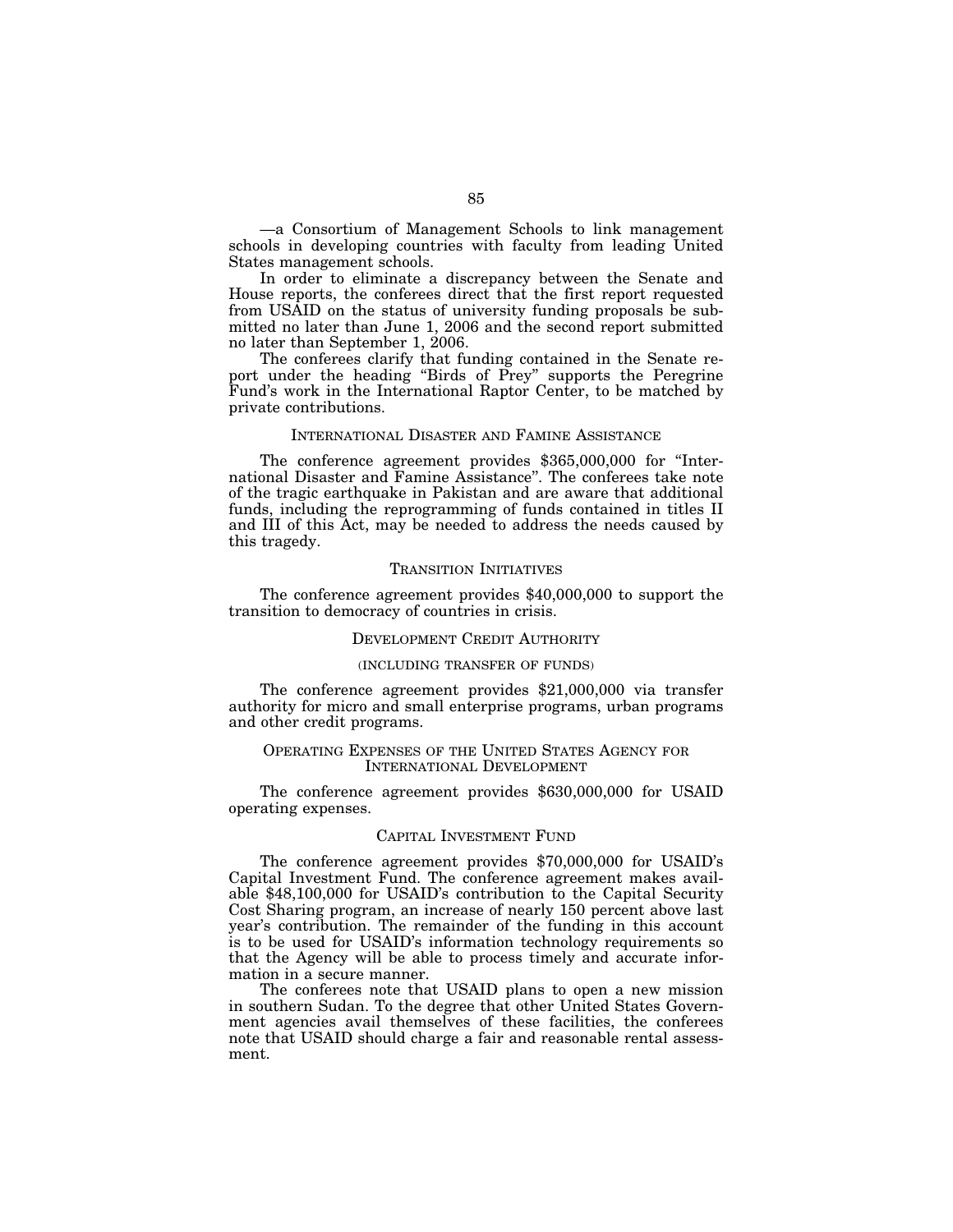—a Consortium of Management Schools to link management schools in developing countries with faculty from leading United States management schools.

In order to eliminate a discrepancy between the Senate and House reports, the conferees direct that the first report requested from USAID on the status of university funding proposals be submitted no later than June 1, 2006 and the second report submitted no later than September 1, 2006.

The conferees clarify that funding contained in the Senate report under the heading "Birds of Prey" supports the Peregrine Fund's work in the International Raptor Center, to be matched by private contributions.

## INTERNATIONAL DISASTER AND FAMINE ASSISTANCE

The conference agreement provides $365,000,000 for "International Disaster and Famine Assistance". The conferees take note of the tragic earthquake in Pakistan and are aware that additional funds, including the reprogramming of funds contained in titles II and III of this Act, may be needed to address the needs caused by this tragedy.

## TRANSITION INITIATIVES

The conference agreement provides $40,000,000 to support the transition to democracy of countries in crisis.

## DEVELOPMENT CREDIT AUTHORITY

(INCLUDING TRANSFER OF FUNDS)

The conference agreement provides $21,000,000 via transfer authority for micro and small enterprise programs, urban programs and other credit programs.

## OPERATING EXPENSES OF THE UNITED STATES AGENCY FOR INTERNATIONAL DEVELOPMENT

The conference agreement provides $630,000,000 for USAID operating expenses.

## CAPITAL INVESTMENT FUND

The conference agreement provides $70,000,000 for USAID's Capital Investment Fund. The conference agreement makes available $48,100,000 for USAID's contribution to the Capital Security Cost Sharing program, an increase of nearly 150 percent above last year's contribution. The remainder of the funding in this account is to be used for USAID's information technology requirements so that the Agency will be able to process timely and accurate information in a secure manner.

The conferees note that USAID plans to open a new mission in southern Sudan. To the degree that other United States Government agencies avail themselves of these facilities, the conferees note that USAID should charge a fair and reasonable rental assessment.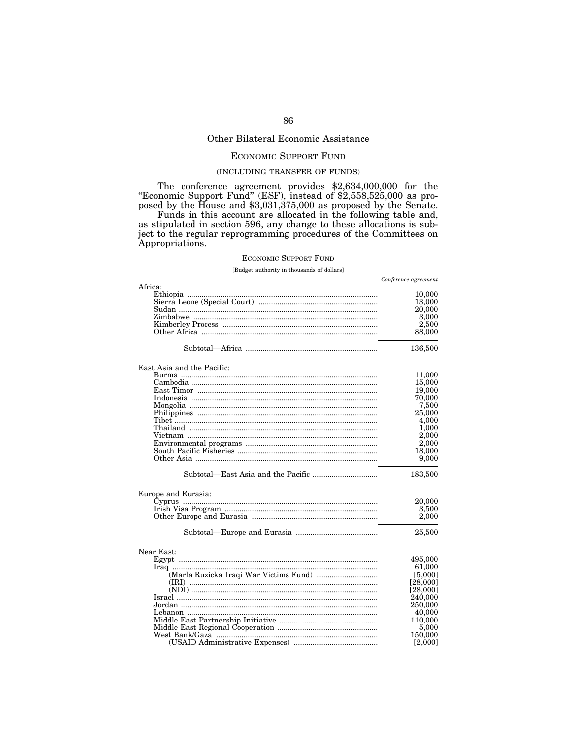## Other Bilateral Economic Assistance

### ECONOMIC SUPPORT FUND

(INCLUDING TRANSFER OF FUNDS)

The conference agreement provides $2,634,000,000 for the "Economic Support Fund" (ESF), instead of $2,558,525,000 as proposed by the House and $3,031,375,000 as proposed by the Senate.

Funds in this account are allocated in the following table and, as stipulated in section 596, any change to these allocations is subject to the regular reprogramming procedures of the Committees on Appropriations.

ECONOMIC SUPPORT FUND

[Budget authority in thousands of dollars]

| | *Conference agreement* |
|---|---|
| Africa: | |
| Ethiopia | 10,000 |
| Sierra Leone (Special Court) | 13,000 |
| Sudan | 20,000 |
| Zimbabwe | 3,000 |
| Kimberley Process | 2,500 |
| Other Africa | 88,000 |
| Subtotal—Africa | 136,500 |
| East Asia and the Pacific: | |
| Burma | 11,000 |
| Cambodia | 15,000 |
| East Timor | 19,000 |
| Indonesia | 70,000 |
| Mongolia | 7,500 |
| Philippines | 25,000 |
| Tibet | 4,000 |
| Thailand | 1,000 |
| Vietnam | 2,000 |
| Environmental programs | 2,000 |
| South Pacific Fisheries | 18,000 |
| Other Asia | 9,000 |
| Subtotal—East Asia and the Pacific | 183,500 |
| Europe and Eurasia: | |
| Cyprus | 20,000 |
| Irish Visa Program | 3,500 |
| Other Europe and Eurasia | 2,000 |
| Subtotal—Europe and Eurasia | 25,500 |
| Near East: | |
| Egypt | 495,000 |
| Iraq | 61,000 |
| (Marla Ruzicka Iraqi War Victims Fund) | [5,000] |
| (IRI) | [28,000] |
| (NDI) | [28,000] |
| Israel | 240,000 |
| Jordan | 250,000 |
| Lebanon | 40,000 |
| Middle East Partnership Initiative | 110,000 |
| Middle East Regional Cooperation | 5,000 |
| West Bank/Gaza | 150,000 |
| (USAID Administrative Expenses) | [2,000] |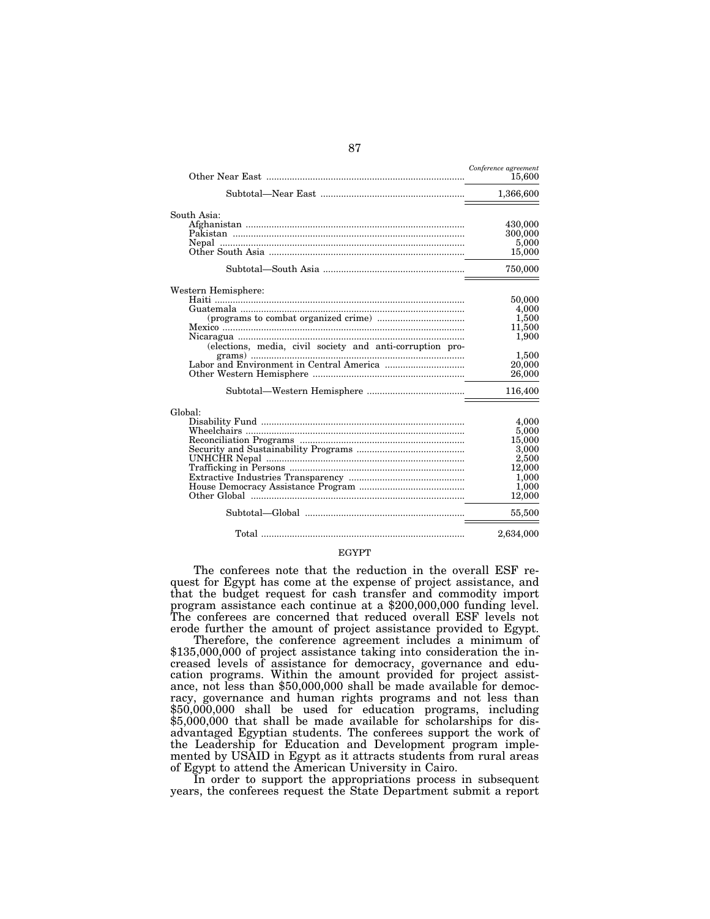| | Conference agreement |
|---|---|
| Other Near East | 15,600 |
| Subtotal—Near East | 1,366,600 |
| South Asia: | |
| Afghanistan | 430,000 |
| Pakistan | 300,000 |
| Nepal | 5,000 |
| Other South Asia | 15,000 |
| Subtotal—South Asia | 750,000 |
| Western Hemisphere: | |
| Haiti | 50,000 |
| Guatemala | 4,000 |
| (programs to combat organized crime) | 1,500 |
| Mexico | 11,500 |
| Nicaragua | 1,900 |
| (elections, media, civil society and anti-corruption programs) | 1,500 |
| Labor and Environment in Central America | 20,000 |
| Other Western Hemisphere | 26,000 |
| Subtotal—Western Hemisphere | 116,400 |
| Global: | |
| Disability Fund | 4,000 |
| Wheelchairs | 5,000 |
| Reconciliation Programs | 15,000 |
| Security and Sustainability Programs | 3,000 |
| UNHCHR Nepal | 2,500 |
| Trafficking in Persons | 12,000 |
| Extractive Industries Transparency | 1,000 |
| House Democracy Assistance Program | 1,000 |
| Other Global | 12,000 |
| Subtotal—Global | 55,500 |
| Total | 2,634,000 |

EGYPT

The conferees note that the reduction in the overall ESF request for Egypt has come at the expense of project assistance, and that the budget request for cash transfer and commodity import program assistance each continue at a $200,000,000 funding level. The conferees are concerned that reduced overall ESF levels not erode further the amount of project assistance provided to Egypt.

Therefore, the conference agreement includes a minimum of $135,000,000 of project assistance taking into consideration the increased levels of assistance for democracy, governance and education programs. Within the amount provided for project assistance, not less than $50,000,000 shall be made available for democracy, governance and human rights programs and not less than $50,000,000 shall be used for education programs, including $5,000,000 that shall be made available for scholarships for disadvantaged Egyptian students. The conferees support the work of the Leadership for Education and Development program implemented by USAID in Egypt as it attracts students from rural areas of Egypt to attend the American University in Cairo.

In order to support the appropriations process in subsequent years, the conferees request the State Department submit a report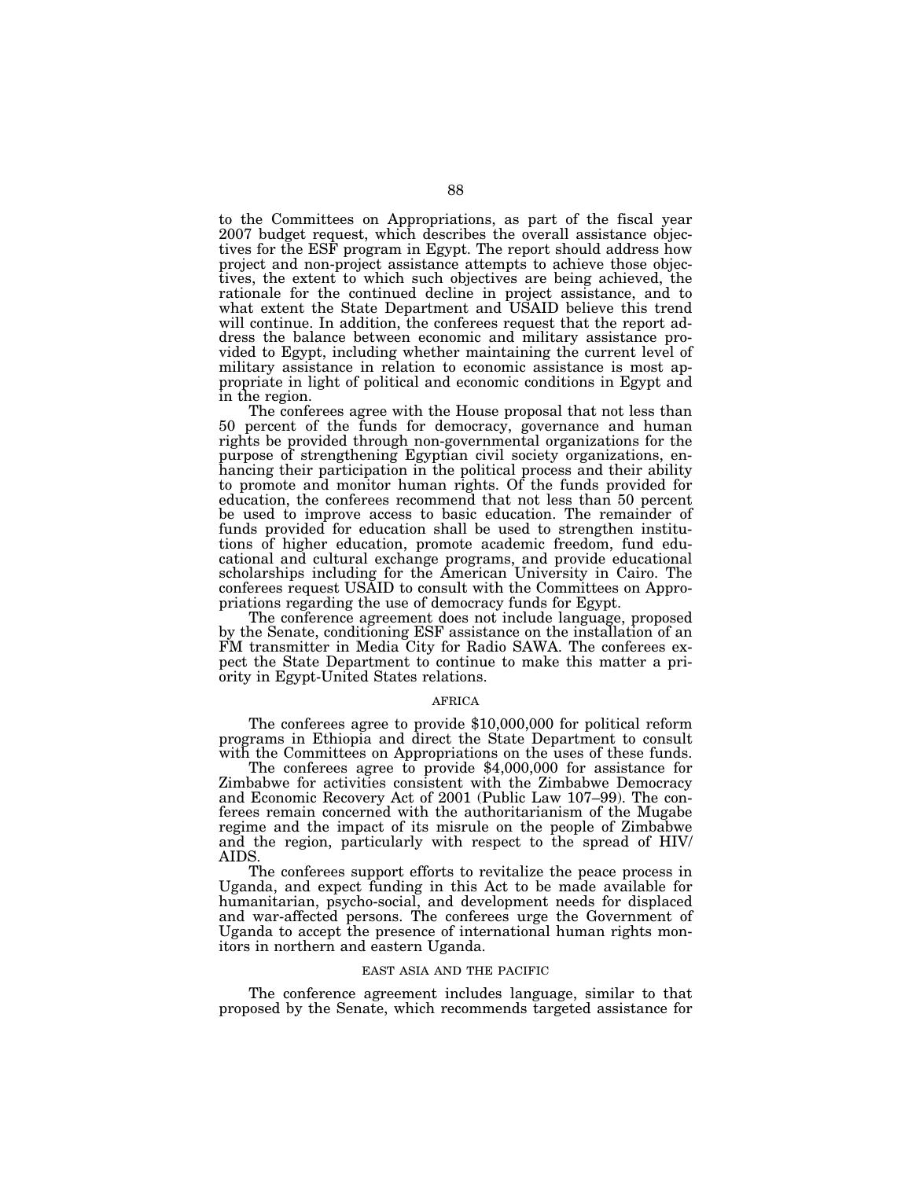to the Committees on Appropriations, as part of the fiscal year 2007 budget request, which describes the overall assistance objectives for the ESF program in Egypt. The report should address how project and non-project assistance attempts to achieve those objectives, the extent to which such objectives are being achieved, the rationale for the continued decline in project assistance, and to what extent the State Department and USAID believe this trend will continue. In addition, the conferees request that the report address the balance between economic and military assistance provided to Egypt, including whether maintaining the current level of military assistance in relation to economic assistance is most appropriate in light of political and economic conditions in Egypt and in the region.

The conferees agree with the House proposal that not less than 50 percent of the funds for democracy, governance and human rights be provided through non-governmental organizations for the purpose of strengthening Egyptian civil society organizations, enhancing their participation in the political process and their ability to promote and monitor human rights. Of the funds provided for education, the conferees recommend that not less than 50 percent be used to improve access to basic education. The remainder of funds provided for education shall be used to strengthen institutions of higher education, promote academic freedom, fund educational and cultural exchange programs, and provide educational scholarships including for the American University in Cairo. The conferees request USAID to consult with the Committees on Appropriations regarding the use of democracy funds for Egypt.

The conference agreement does not include language, proposed by the Senate, conditioning ESF assistance on the installation of an FM transmitter in Media City for Radio SAWA. The conferees expect the State Department to continue to make this matter a priority in Egypt-United States relations.

### AFRICA

The conferees agree to provide $10,000,000 for political reform programs in Ethiopia and direct the State Department to consult with the Committees on Appropriations on the uses of these funds.

The conferees agree to provide $4,000,000 for assistance for Zimbabwe for activities consistent with the Zimbabwe Democracy and Economic Recovery Act of 2001 (Public Law 107–99). The conferees remain concerned with the authoritarianism of the Mugabe regime and the impact of its misrule on the people of Zimbabwe and the region, particularly with respect to the spread of HIV/AIDS.

The conferees support efforts to revitalize the peace process in Uganda, and expect funding in this Act to be made available for humanitarian, psycho-social, and development needs for displaced and war-affected persons. The conferees urge the Government of Uganda to accept the presence of international human rights monitors in northern and eastern Uganda.

### EAST ASIA AND THE PACIFIC

The conference agreement includes language, similar to that proposed by the Senate, which recommends targeted assistance for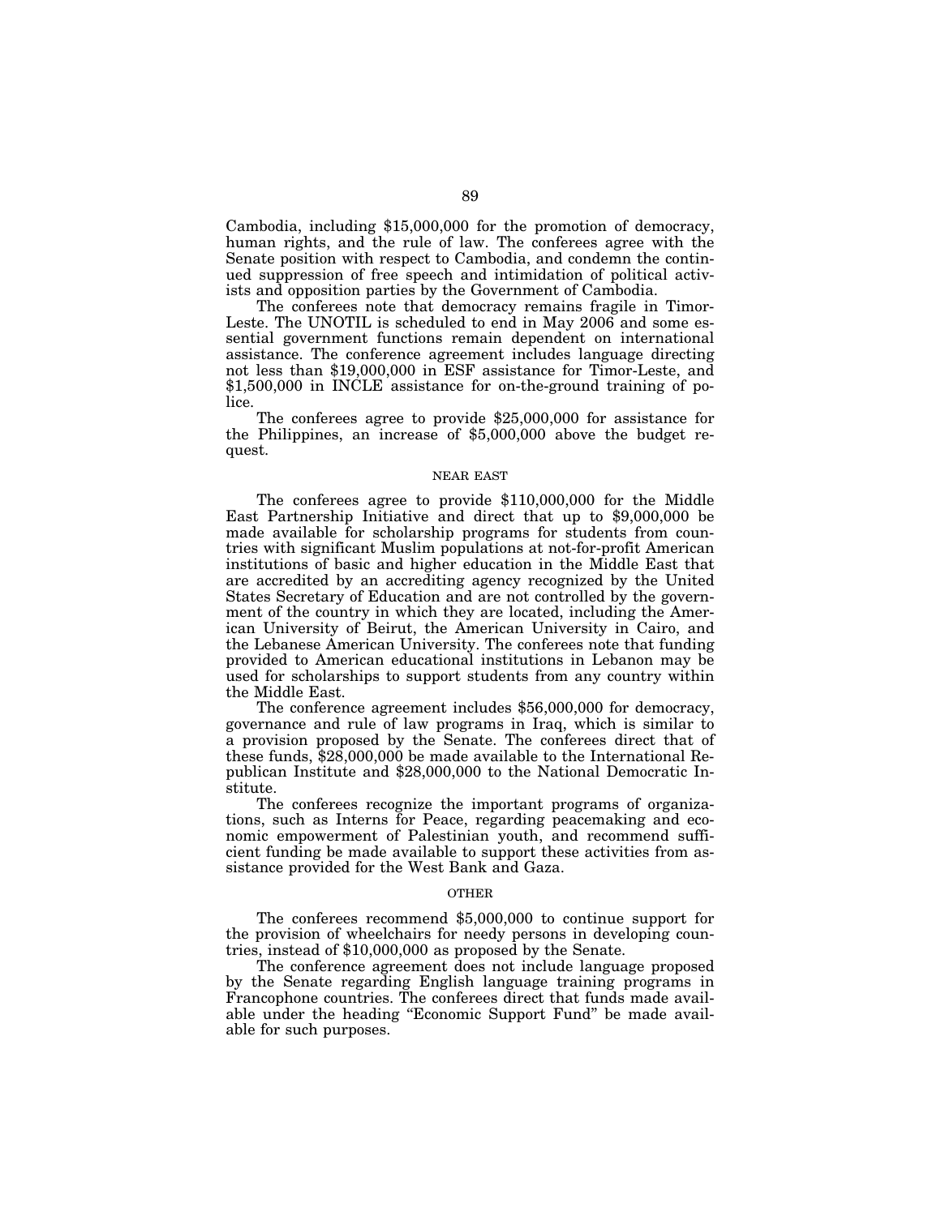Cambodia, including $15,000,000 for the promotion of democracy, human rights, and the rule of law. The conferees agree with the Senate position with respect to Cambodia, and condemn the continued suppression of free speech and intimidation of political activists and opposition parties by the Government of Cambodia.

The conferees note that democracy remains fragile in Timor-Leste. The UNOTIL is scheduled to end in May 2006 and some essential government functions remain dependent on international assistance. The conference agreement includes language directing not less than $19,000,000 in ESF assistance for Timor-Leste, and $1,500,000 in INCLE assistance for on-the-ground training of police.

The conferees agree to provide $25,000,000 for assistance for the Philippines, an increase of $5,000,000 above the budget request.

## NEAR EAST

The conferees agree to provide $110,000,000 for the Middle East Partnership Initiative and direct that up to $9,000,000 be made available for scholarship programs for students from countries with significant Muslim populations at not-for-profit American institutions of basic and higher education in the Middle East that are accredited by an accrediting agency recognized by the United States Secretary of Education and are not controlled by the government of the country in which they are located, including the American University of Beirut, the American University in Cairo, and the Lebanese American University. The conferees note that funding provided to American educational institutions in Lebanon may be used for scholarships to support students from any country within the Middle East.

The conference agreement includes $56,000,000 for democracy, governance and rule of law programs in Iraq, which is similar to a provision proposed by the Senate. The conferees direct that of these funds, $28,000,000 be made available to the International Republican Institute and $28,000,000 to the National Democratic Institute.

The conferees recognize the important programs of organizations, such as Interns for Peace, regarding peacemaking and economic empowerment of Palestinian youth, and recommend sufficient funding be made available to support these activities from assistance provided for the West Bank and Gaza.

## OTHER

The conferees recommend $5,000,000 to continue support for the provision of wheelchairs for needy persons in developing countries, instead of $10,000,000 as proposed by the Senate.

The conference agreement does not include language proposed by the Senate regarding English language training programs in Francophone countries. The conferees direct that funds made available under the heading "Economic Support Fund" be made available for such purposes.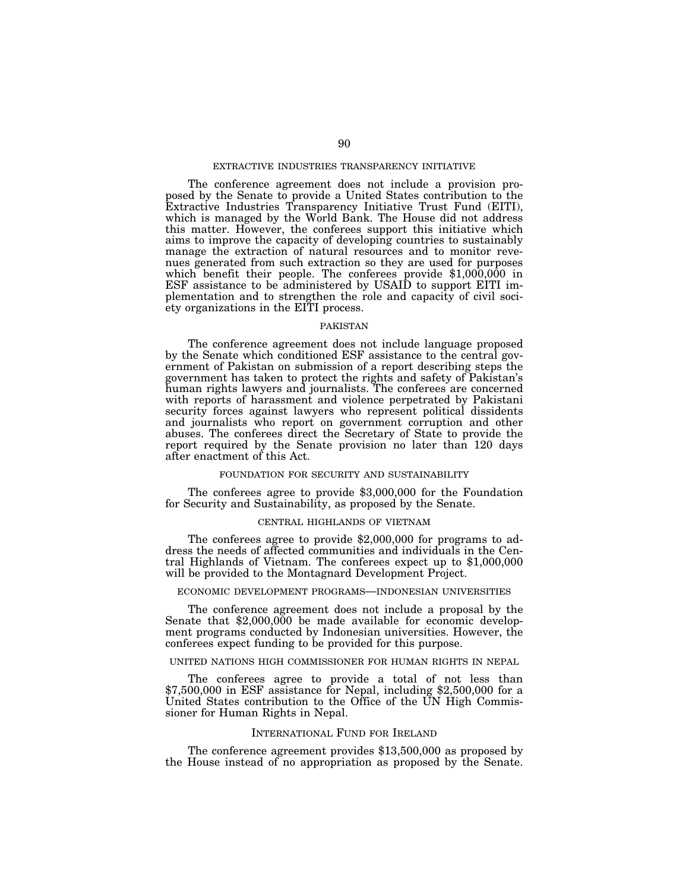## EXTRACTIVE INDUSTRIES TRANSPARENCY INITIATIVE

The conference agreement does not include a provision proposed by the Senate to provide a United States contribution to the Extractive Industries Transparency Initiative Trust Fund (EITI), which is managed by the World Bank. The House did not address this matter. However, the conferees support this initiative which aims to improve the capacity of developing countries to sustainably manage the extraction of natural resources and to monitor revenues generated from such extraction so they are used for purposes which benefit their people. The conferees provide $1,000,000 in ESF assistance to be administered by USAID to support EITI implementation and to strengthen the role and capacity of civil society organizations in the EITI process.

## PAKISTAN

The conference agreement does not include language proposed by the Senate which conditioned ESF assistance to the central government of Pakistan on submission of a report describing steps the government has taken to protect the rights and safety of Pakistan's human rights lawyers and journalists. The conferees are concerned with reports of harassment and violence perpetrated by Pakistani security forces against lawyers who represent political dissidents and journalists who report on government corruption and other abuses. The conferees direct the Secretary of State to provide the report required by the Senate provision no later than 120 days after enactment of this Act.

## FOUNDATION FOR SECURITY AND SUSTAINABILITY

The conferees agree to provide $3,000,000 for the Foundation for Security and Sustainability, as proposed by the Senate.

## CENTRAL HIGHLANDS OF VIETNAM

The conferees agree to provide $2,000,000 for programs to address the needs of affected communities and individuals in the Central Highlands of Vietnam. The conferees expect up to $1,000,000 will be provided to the Montagnard Development Project.

## ECONOMIC DEVELOPMENT PROGRAMS—INDONESIAN UNIVERSITIES

The conference agreement does not include a proposal by the Senate that $2,000,000 be made available for economic development programs conducted by Indonesian universities. However, the conferees expect funding to be provided for this purpose.

## UNITED NATIONS HIGH COMMISSIONER FOR HUMAN RIGHTS IN NEPAL

The conferees agree to provide a total of not less than $7,500,000 in ESF assistance for Nepal, including $2,500,000 for a United States contribution to the Office of the UN High Commissioner for Human Rights in Nepal.

## INTERNATIONAL FUND FOR IRELAND

The conference agreement provides $13,500,000 as proposed by the House instead of no appropriation as proposed by the Senate.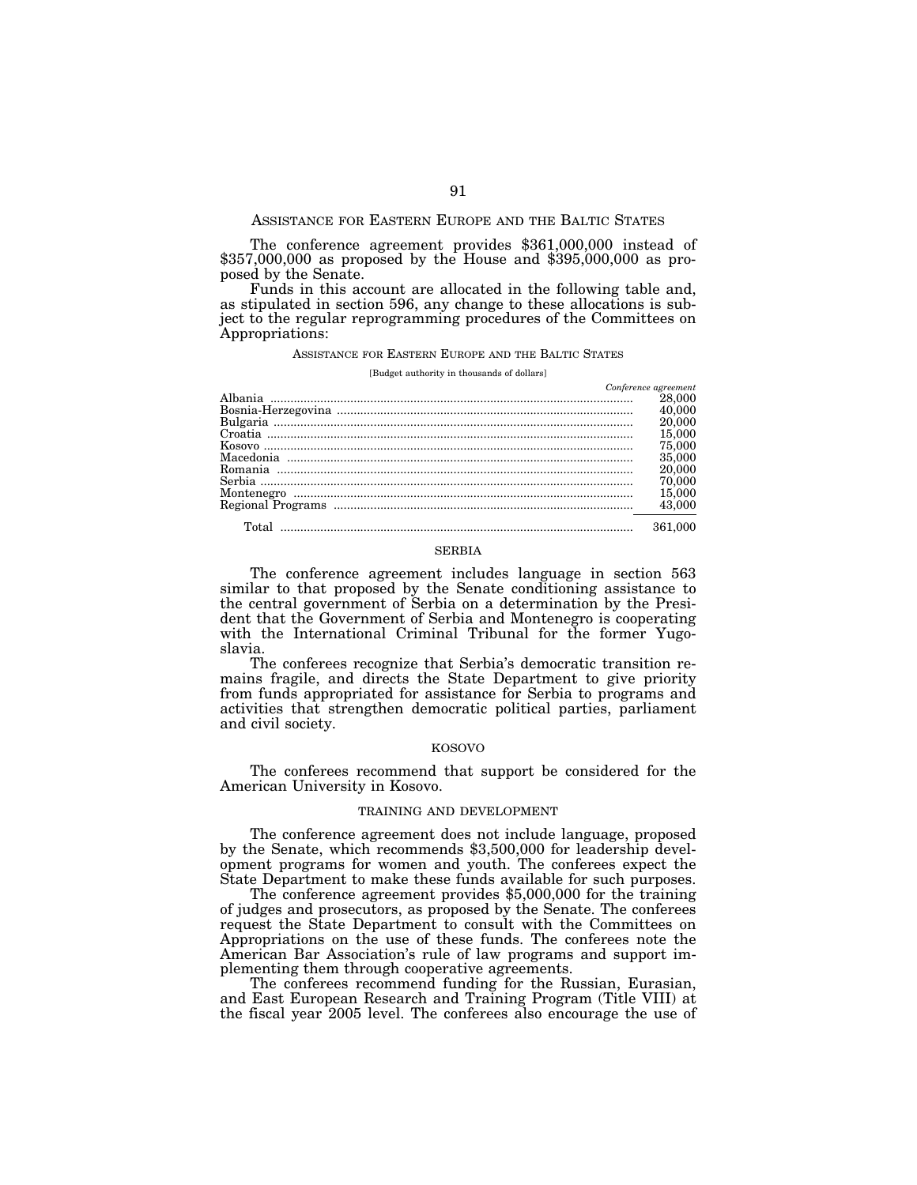## ASSISTANCE FOR EASTERN EUROPE AND THE BALTIC STATES

The conference agreement provides $361,000,000 instead of $357,000,000 as proposed by the House and $395,000,000 as proposed by the Senate.

Funds in this account are allocated in the following table and, as stipulated in section 596, any change to these allocations is subject to the regular reprogramming procedures of the Committees on Appropriations:

ASSISTANCE FOR EASTERN EUROPE AND THE BALTIC STATES

[Budget authority in thousands of dollars]

| | *Conference agreement* |
|---|---|
| Albania | 28,000 |
| Bosnia-Herzegovina | 40,000 |
| Bulgaria | 20,000 |
| Croatia | 15,000 |
| Kosovo | 75,000 |
| Macedonia | 35,000 |
| Romania | 20,000 |
| Serbia | 70,000 |
| Montenegro | 15,000 |
| Regional Programs | 43,000 |
| Total | 361,000 |

### SERBIA

The conference agreement includes language in section 563 similar to that proposed by the Senate conditioning assistance to the central government of Serbia on a determination by the President that the Government of Serbia and Montenegro is cooperating with the International Criminal Tribunal for the former Yugoslavia.

The conferees recognize that Serbia's democratic transition remains fragile, and directs the State Department to give priority from funds appropriated for assistance for Serbia to programs and activities that strengthen democratic political parties, parliament and civil society.

### KOSOVO

The conferees recommend that support be considered for the American University in Kosovo.

### TRAINING AND DEVELOPMENT

The conference agreement does not include language, proposed by the Senate, which recommends $3,500,000 for leadership development programs for women and youth. The conferees expect the State Department to make these funds available for such purposes.

The conference agreement provides $5,000,000 for the training of judges and prosecutors, as proposed by the Senate. The conferees request the State Department to consult with the Committees on Appropriations on the use of these funds. The conferees note the American Bar Association's rule of law programs and support implementing them through cooperative agreements.

The conferees recommend funding for the Russian, Eurasian, and East European Research and Training Program (Title VIII) at the fiscal year 2005 level. The conferees also encourage the use of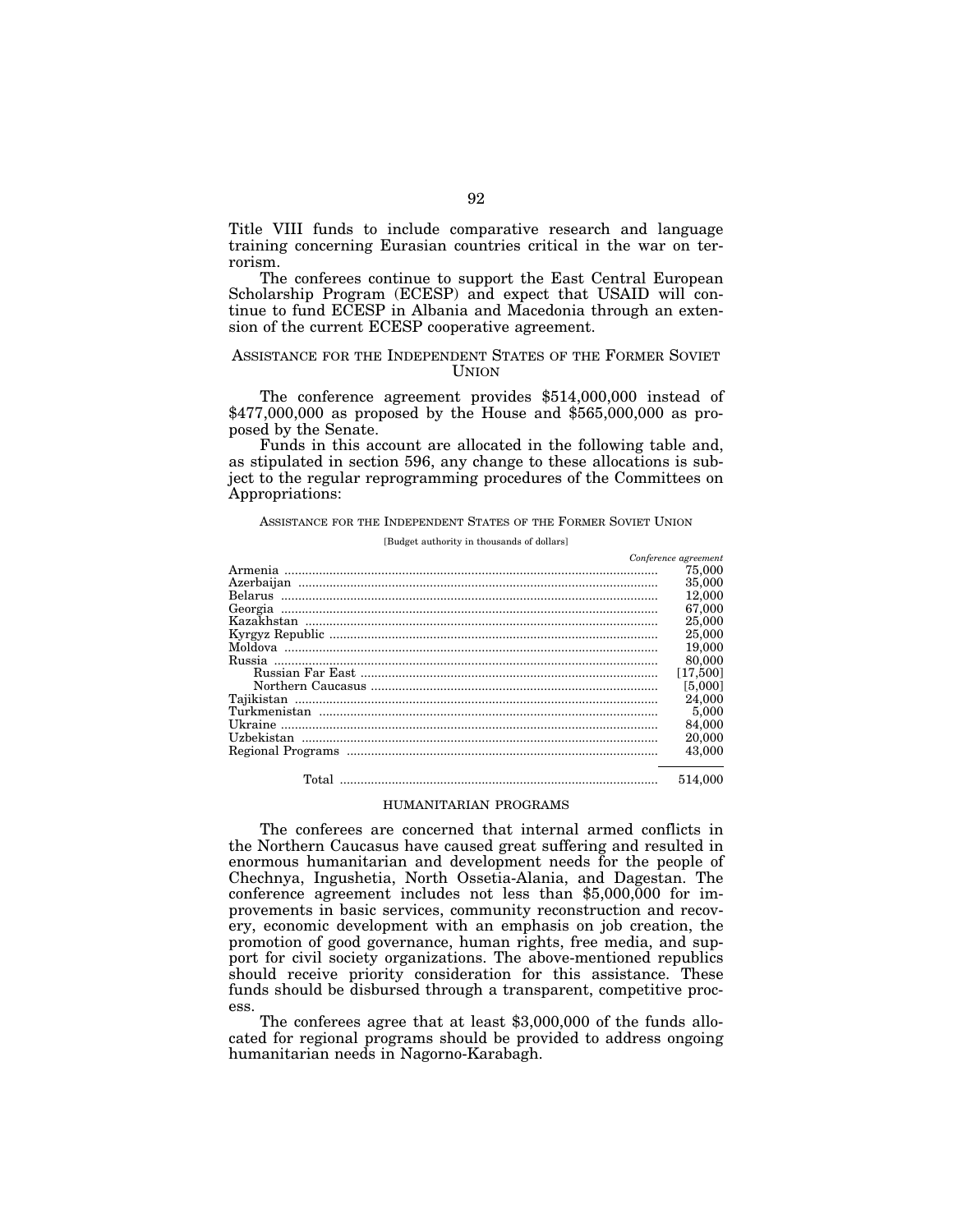Title VIII funds to include comparative research and language training concerning Eurasian countries critical in the war on terrorism.

The conferees continue to support the East Central European Scholarship Program (ECESP) and expect that USAID will continue to fund ECESP in Albania and Macedonia through an extension of the current ECESP cooperative agreement.

## ASSISTANCE FOR THE INDEPENDENT STATES OF THE FORMER SOVIET UNION

The conference agreement provides $514,000,000 instead of $477,000,000 as proposed by the House and $565,000,000 as proposed by the Senate.

Funds in this account are allocated in the following table and, as stipulated in section 596, any change to these allocations is subject to the regular reprogramming procedures of the Committees on Appropriations:

ASSISTANCE FOR THE INDEPENDENT STATES OF THE FORMER SOVIET UNION

[Budget authority in thousands of dollars]

| | *Conference agreement* |
|---|---|
| Armenia | 75,000 |
| Azerbaijan | 35,000 |
| Belarus | 12,000 |
| Georgia | 67,000 |
| Kazakhstan | 25,000 |
| Kyrgyz Republic | 25,000 |
| Moldova | 19,000 |
| Russia | 80,000 |
| Russian Far East | [17,500] |
| Northern Caucasus | [5,000] |
| Tajikistan | 24,000 |
| Turkmenistan | 5,000 |
| Ukraine | 84,000 |
| Uzbekistan | 20,000 |
| Regional Programs | 43,000 |
| Total | 514,000 |

### HUMANITARIAN PROGRAMS

The conferees are concerned that internal armed conflicts in the Northern Caucasus have caused great suffering and resulted in enormous humanitarian and development needs for the people of Chechnya, Ingushetia, North Ossetia-Alania, and Dagestan. The conference agreement includes not less than $5,000,000 for improvements in basic services, community reconstruction and recovery, economic development with an emphasis on job creation, the promotion of good governance, human rights, free media, and support for civil society organizations. The above-mentioned republics should receive priority consideration for this assistance. These funds should be disbursed through a transparent, competitive process.

The conferees agree that at least $3,000,000 of the funds allocated for regional programs should be provided to address ongoing humanitarian needs in Nagorno-Karabagh.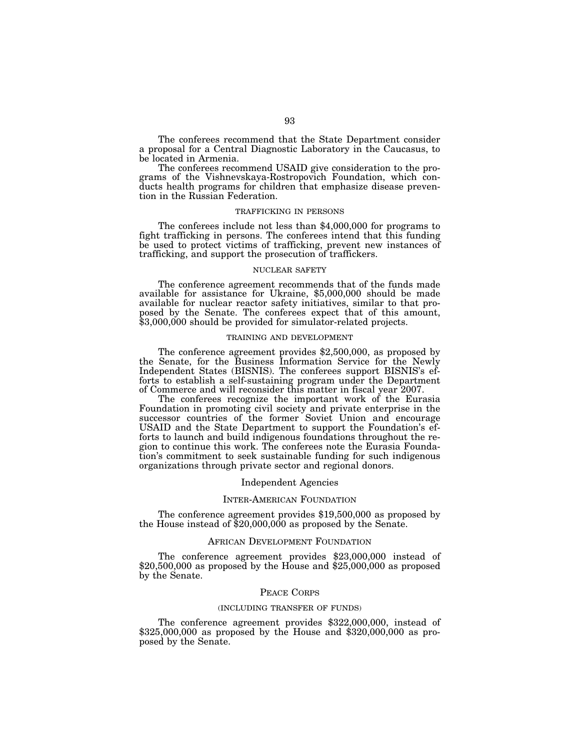The conferees recommend that the State Department consider a proposal for a Central Diagnostic Laboratory in the Caucasus, to be located in Armenia.

The conferees recommend USAID give consideration to the programs of the Vishnevskaya-Rostropovich Foundation, which conducts health programs for children that emphasize disease prevention in the Russian Federation.

#### TRAFFICKING IN PERSONS

The conferees include not less than $4,000,000 for programs to fight trafficking in persons. The conferees intend that this funding be used to protect victims of trafficking, prevent new instances of trafficking, and support the prosecution of traffickers.

#### NUCLEAR SAFETY

The conference agreement recommends that of the funds made available for assistance for Ukraine, $5,000,000 should be made available for nuclear reactor safety initiatives, similar to that proposed by the Senate. The conferees expect that of this amount, $3,000,000 should be provided for simulator-related projects.

#### TRAINING AND DEVELOPMENT

The conference agreement provides $2,500,000, as proposed by the Senate, for the Business Information Service for the Newly Independent States (BISNIS). The conferees support BISNIS's efforts to establish a self-sustaining program under the Department of Commerce and will reconsider this matter in fiscal year 2007.

The conferees recognize the important work of the Eurasia Foundation in promoting civil society and private enterprise in the successor countries of the former Soviet Union and encourage USAID and the State Department to support the Foundation's efforts to launch and build indigenous foundations throughout the region to continue this work. The conferees note the Eurasia Foundation's commitment to seek sustainable funding for such indigenous organizations through private sector and regional donors.

## Independent Agencies

### INTER-AMERICAN FOUNDATION

The conference agreement provides $19,500,000 as proposed by the House instead of $20,000,000 as proposed by the Senate.

### AFRICAN DEVELOPMENT FOUNDATION

The conference agreement provides $23,000,000 instead of $20,500,000 as proposed by the House and $25,000,000 as proposed by the Senate.

### PEACE CORPS

#### (INCLUDING TRANSFER OF FUNDS)

The conference agreement provides $322,000,000, instead of $325,000,000 as proposed by the House and $320,000,000 as proposed by the Senate.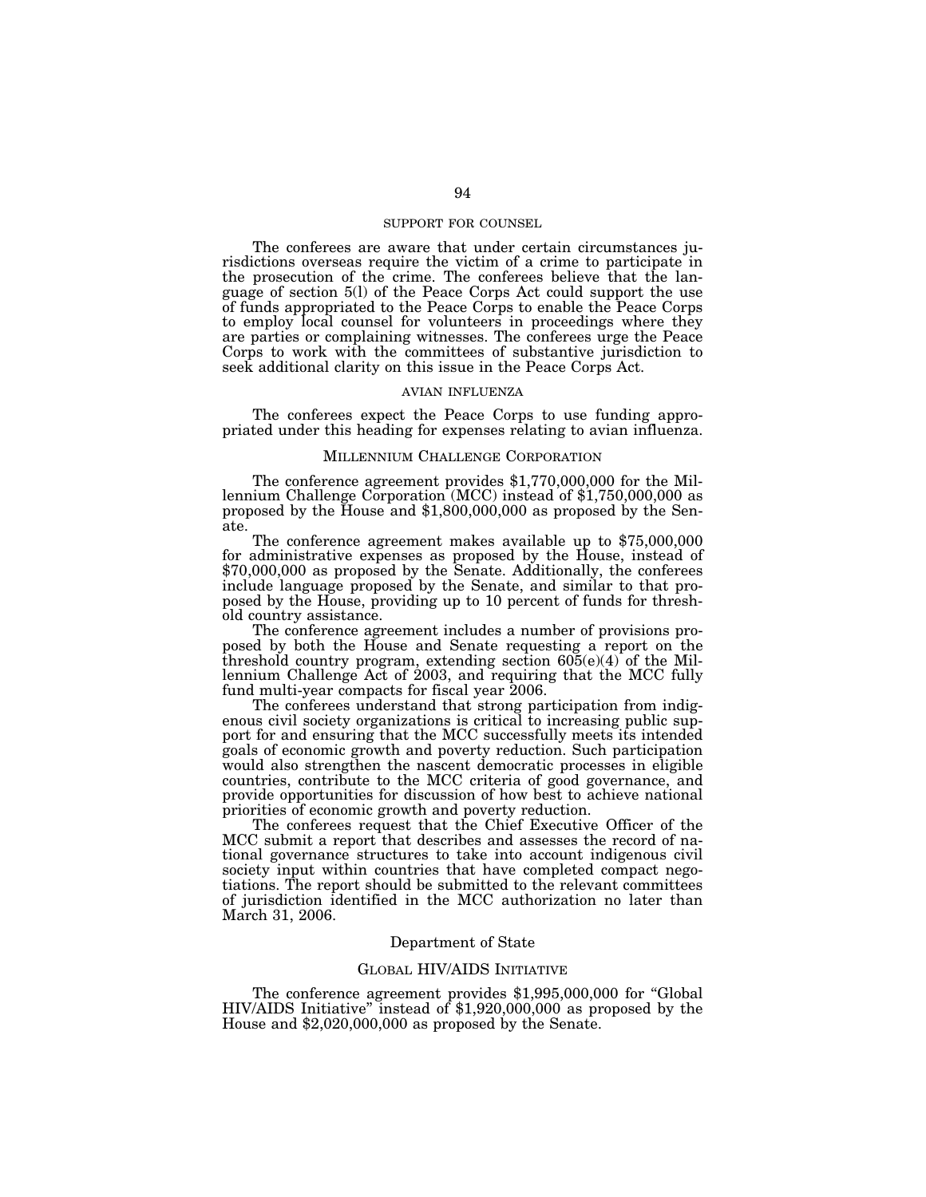### SUPPORT FOR COUNSEL

The conferees are aware that under certain circumstances jurisdictions overseas require the victim of a crime to participate in the prosecution of the crime. The conferees believe that the language of section 5(l) of the Peace Corps Act could support the use of funds appropriated to the Peace Corps to enable the Peace Corps to employ local counsel for volunteers in proceedings where they are parties or complaining witnesses. The conferees urge the Peace Corps to work with the committees of substantive jurisdiction to seek additional clarity on this issue in the Peace Corps Act.

### AVIAN INFLUENZA

The conferees expect the Peace Corps to use funding appropriated under this heading for expenses relating to avian influenza.

## MILLENNIUM CHALLENGE CORPORATION

The conference agreement provides $1,770,000,000 for the Millennium Challenge Corporation (MCC) instead of $1,750,000,000 as proposed by the House and $1,800,000,000 as proposed by the Senate.

The conference agreement makes available up to $75,000,000 for administrative expenses as proposed by the House, instead of $70,000,000 as proposed by the Senate. Additionally, the conferees include language proposed by the Senate, and similar to that proposed by the House, providing up to 10 percent of funds for threshold country assistance.

The conference agreement includes a number of provisions proposed by both the House and Senate requesting a report on the threshold country program, extending section 605(e)(4) of the Millennium Challenge Act of 2003, and requiring that the MCC fully fund multi-year compacts for fiscal year 2006.

The conferees understand that strong participation from indigenous civil society organizations is critical to increasing public support for and ensuring that the MCC successfully meets its intended goals of economic growth and poverty reduction. Such participation would also strengthen the nascent democratic processes in eligible countries, contribute to the MCC criteria of good governance, and provide opportunities for discussion of how best to achieve national priorities of economic growth and poverty reduction.

The conferees request that the Chief Executive Officer of the MCC submit a report that describes and assesses the record of national governance structures to take into account indigenous civil society input within countries that have completed compact negotiations. The report should be submitted to the relevant committees of jurisdiction identified in the MCC authorization no later than March 31, 2006.

# Department of State

## GLOBAL HIV/AIDS INITIATIVE

The conference agreement provides $1,995,000,000 for "Global HIV/AIDS Initiative" instead of $1,920,000,000 as proposed by the House and $2,020,000,000 as proposed by the Senate.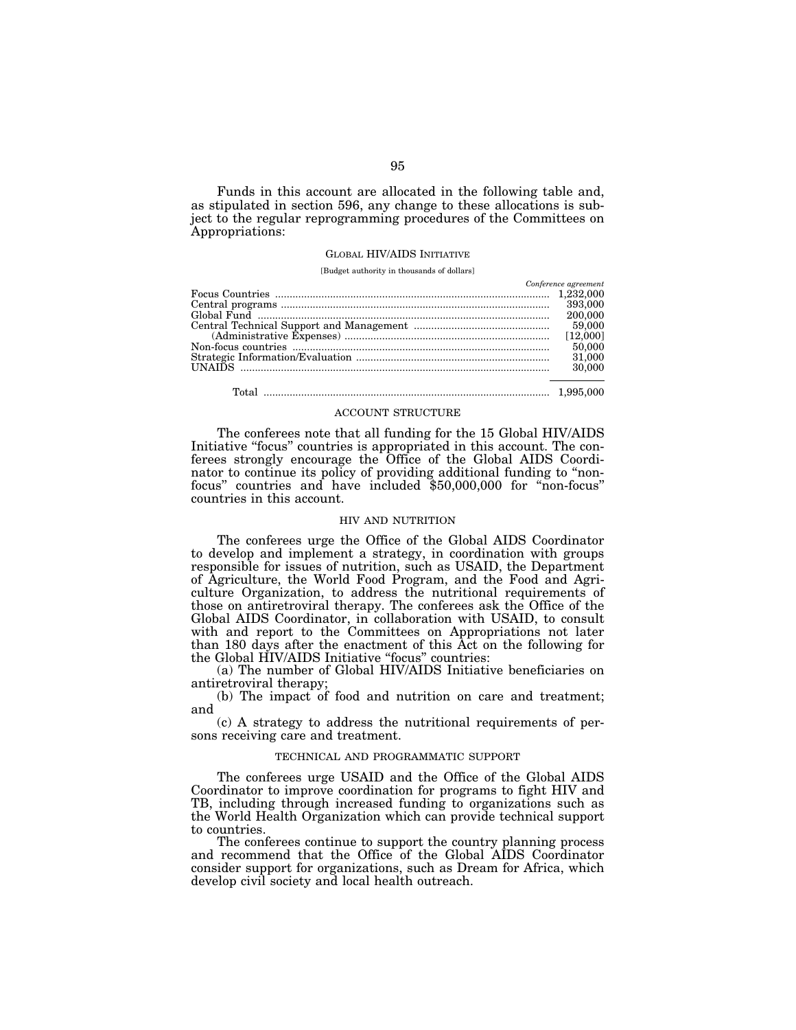Funds in this account are allocated in the following table and, as stipulated in section 596, any change to these allocations is subject to the regular reprogramming procedures of the Committees on Appropriations:

GLOBAL HIV/AIDS INITIATIVE

[Budget authority in thousands of dollars]

| | *Conference agreement* |
|---|---|
| Focus Countries | 1,232,000 |
| Central programs | 393,000 |
| Global Fund | 200,000 |
| Central Technical Support and Management | 59,000 |
| (Administrative Expenses) | [12,000] |
| Non-focus countries | 50,000 |
| Strategic Information/Evaluation | 31,000 |
| UNAIDS | 30,000 |
| Total | 1,995,000 |

ACCOUNT STRUCTURE

The conferees note that all funding for the 15 Global HIV/AIDS Initiative "focus" countries is appropriated in this account. The conferees strongly encourage the Office of the Global AIDS Coordinator to continue its policy of providing additional funding to "non-focus" countries and have included $50,000,000 for "non-focus" countries in this account.

HIV AND NUTRITION

The conferees urge the Office of the Global AIDS Coordinator to develop and implement a strategy, in coordination with groups responsible for issues of nutrition, such as USAID, the Department of Agriculture, the World Food Program, and the Food and Agriculture Organization, to address the nutritional requirements of those on antiretroviral therapy. The conferees ask the Office of the Global AIDS Coordinator, in collaboration with USAID, to consult with and report to the Committees on Appropriations not later than 180 days after the enactment of this Act on the following for the Global HIV/AIDS Initiative "focus" countries:

(a) The number of Global HIV/AIDS Initiative beneficiaries on antiretroviral therapy;

(b) The impact of food and nutrition on care and treatment; and

(c) A strategy to address the nutritional requirements of persons receiving care and treatment.

TECHNICAL AND PROGRAMMATIC SUPPORT

The conferees urge USAID and the Office of the Global AIDS Coordinator to improve coordination for programs to fight HIV and TB, including through increased funding to organizations such as the World Health Organization which can provide technical support to countries.

The conferees continue to support the country planning process and recommend that the Office of the Global AIDS Coordinator consider support for organizations, such as Dream for Africa, which develop civil society and local health outreach.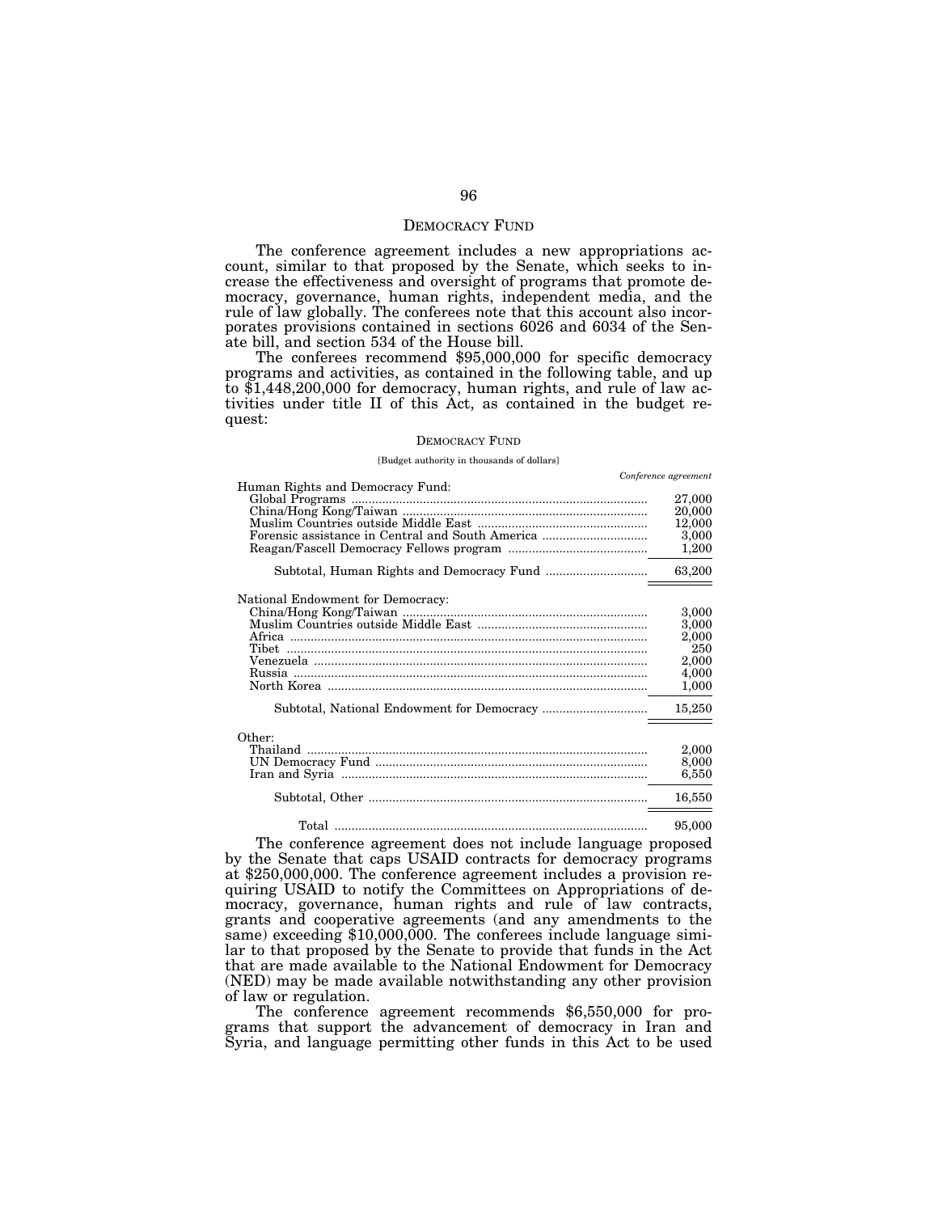## DEMOCRACY FUND

The conference agreement includes a new appropriations account, similar to that proposed by the Senate, which seeks to increase the effectiveness and oversight of programs that promote democracy, governance, human rights, independent media, and the rule of law globally. The conferees note that this account also incorporates provisions contained in sections 6026 and 6034 of the Senate bill, and section 534 of the House bill.

The conferees recommend $95,000,000 for specific democracy programs and activities, as contained in the following table, and up to $1,448,200,000 for democracy, human rights, and rule of law activities under title II of this Act, as contained in the budget request:

DEMOCRACY FUND

[Budget authority in thousands of dollars]

| | *Conference agreement* |
|---|---|
| Human Rights and Democracy Fund: | |
| Global Programs | 27,000 |
| China/Hong Kong/Taiwan | 20,000 |
| Muslim Countries outside Middle East | 12,000 |
| Forensic assistance in Central and South America | 3,000 |
| Reagan/Fascell Democracy Fellows program | 1,200 |
| Subtotal, Human Rights and Democracy Fund | 63,200 |
| National Endowment for Democracy: | |
| China/Hong Kong/Taiwan | 3,000 |
| Muslim Countries outside Middle East | 3,000 |
| Africa | 2,000 |
| Tibet | 250 |
| Venezuela | 2,000 |
| Russia | 4,000 |
| North Korea | 1,000 |
| Subtotal, National Endowment for Democracy | 15,250 |
| Other: | |
| Thailand | 2,000 |
| UN Democracy Fund | 8,000 |
| Iran and Syria | 6,550 |
| Subtotal, Other | 16,550 |
| Total | 95,000 |

The conference agreement does not include language proposed by the Senate that caps USAID contracts for democracy programs at $250,000,000. The conference agreement includes a provision requiring USAID to notify the Committees on Appropriations of democracy, governance, human rights and rule of law contracts, grants and cooperative agreements (and any amendments to the same) exceeding $10,000,000. The conferees include language similar to that proposed by the Senate to provide that funds in the Act that are made available to the National Endowment for Democracy (NED) may be made available notwithstanding any other provision of law or regulation.

The conference agreement recommends $6,550,000 for programs that support the advancement of democracy in Iran and Syria, and language permitting other funds in this Act to be used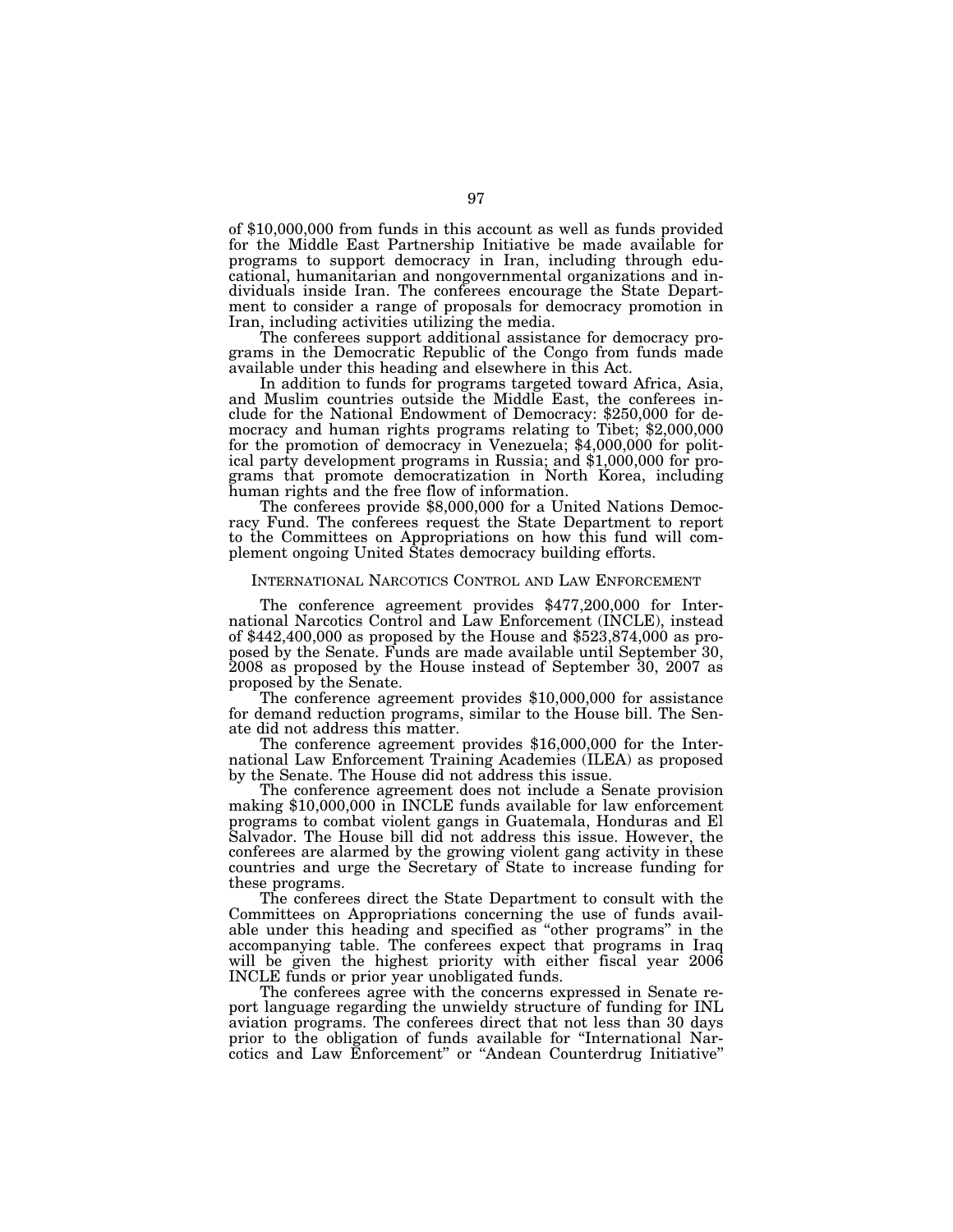of $10,000,000 from funds in this account as well as funds provided for the Middle East Partnership Initiative be made available for programs to support democracy in Iran, including through educational, humanitarian and nongovernmental organizations and individuals inside Iran. The conferees encourage the State Department to consider a range of proposals for democracy promotion in Iran, including activities utilizing the media.

The conferees support additional assistance for democracy programs in the Democratic Republic of the Congo from funds made available under this heading and elsewhere in this Act.

In addition to funds for programs targeted toward Africa, Asia, and Muslim countries outside the Middle East, the conferees include for the National Endowment of Democracy: $250,000 for democracy and human rights programs relating to Tibet; $2,000,000 for the promotion of democracy in Venezuela; $4,000,000 for political party development programs in Russia; and $1,000,000 for programs that promote democratization in North Korea, including human rights and the free flow of information.

The conferees provide $8,000,000 for a United Nations Democracy Fund. The conferees request the State Department to report to the Committees on Appropriations on how this fund will complement ongoing United States democracy building efforts.

## International Narcotics Control and Law Enforcement

The conference agreement provides $477,200,000 for International Narcotics Control and Law Enforcement (INCLE), instead of $442,400,000 as proposed by the House and $523,874,000 as proposed by the Senate. Funds are made available until September 30, 2008 as proposed by the House instead of September 30, 2007 as proposed by the Senate.

The conference agreement provides $10,000,000 for assistance for demand reduction programs, similar to the House bill. The Senate did not address this matter.

The conference agreement provides $16,000,000 for the International Law Enforcement Training Academies (ILEA) as proposed by the Senate. The House did not address this issue.

The conference agreement does not include a Senate provision making $10,000,000 in INCLE funds available for law enforcement programs to combat violent gangs in Guatemala, Honduras and El Salvador. The House bill did not address this issue. However, the conferees are alarmed by the growing violent gang activity in these countries and urge the Secretary of State to increase funding for these programs.

The conferees direct the State Department to consult with the Committees on Appropriations concerning the use of funds available under this heading and specified as "other programs" in the accompanying table. The conferees expect that programs in Iraq will be given the highest priority with either fiscal year 2006 INCLE funds or prior year unobligated funds.

The conferees agree with the concerns expressed in Senate report language regarding the unwieldy structure of funding for INL aviation programs. The conferees direct that not less than 30 days prior to the obligation of funds available for "International Narcotics and Law Enforcement" or "Andean Counterdrug Initiative"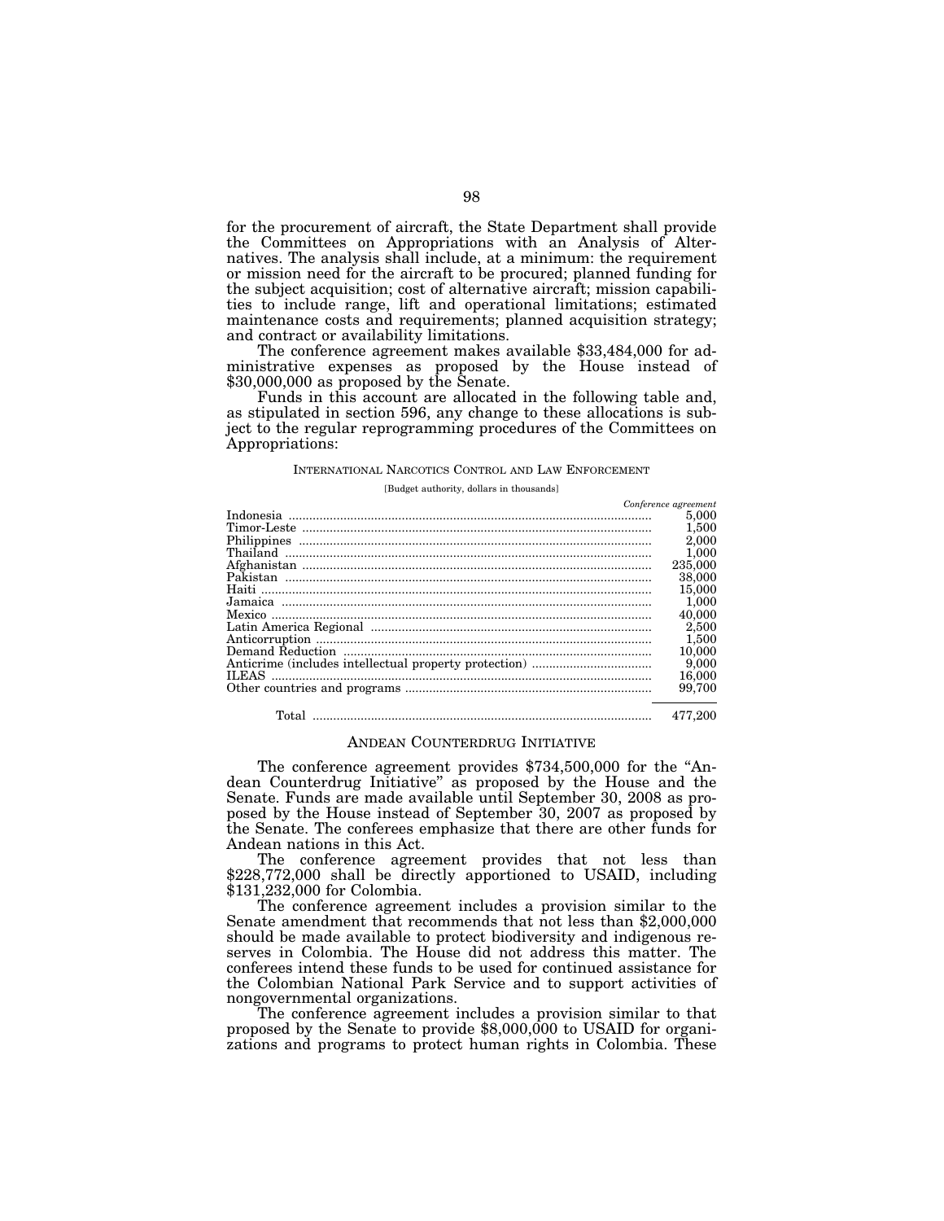for the procurement of aircraft, the State Department shall provide the Committees on Appropriations with an Analysis of Alternatives. The analysis shall include, at a minimum: the requirement or mission need for the aircraft to be procured; planned funding for the subject acquisition; cost of alternative aircraft; mission capabilities to include range, lift and operational limitations; estimated maintenance costs and requirements; planned acquisition strategy; and contract or availability limitations.

The conference agreement makes available $33,484,000 for administrative expenses as proposed by the House instead of $30,000,000 as proposed by the Senate.

Funds in this account are allocated in the following table and, as stipulated in section 596, any change to these allocations is subject to the regular reprogramming procedures of the Committees on Appropriations:

INTERNATIONAL NARCOTICS CONTROL AND LAW ENFORCEMENT

[Budget authority, dollars in thousands]

| | *Conference agreement* |
|---|---|
| Indonesia | 5,000 |
| Timor-Leste | 1,500 |
| Philippines | 2,000 |
| Thailand | 1,000 |
| Afghanistan | 235,000 |
| Pakistan | 38,000 |
| Haiti | 15,000 |
| Jamaica | 1,000 |
| Mexico | 40,000 |
| Latin America Regional | 2,500 |
| Anticorruption | 1,500 |
| Demand Reduction | 10,000 |
| Anticrime (includes intellectual property protection) | 9,000 |
| ILEAS | 16,000 |
| Other countries and programs | 99,700 |
| Total | 477,200 |

## ANDEAN COUNTERDRUG INITIATIVE

The conference agreement provides $734,500,000 for the "Andean Counterdrug Initiative" as proposed by the House and the Senate. Funds are made available until September 30, 2008 as proposed by the House instead of September 30, 2007 as proposed by the Senate. The conferees emphasize that there are other funds for Andean nations in this Act.

The conference agreement provides that not less than $228,772,000 shall be directly apportioned to USAID, including $131,232,000 for Colombia.

The conference agreement includes a provision similar to the Senate amendment that recommends that not less than $2,000,000 should be made available to protect biodiversity and indigenous reserves in Colombia. The House did not address this matter. The conferees intend these funds to be used for continued assistance for the Colombian National Park Service and to support activities of nongovernmental organizations.

The conference agreement includes a provision similar to that proposed by the Senate to provide $8,000,000 to USAID for organizations and programs to protect human rights in Colombia. These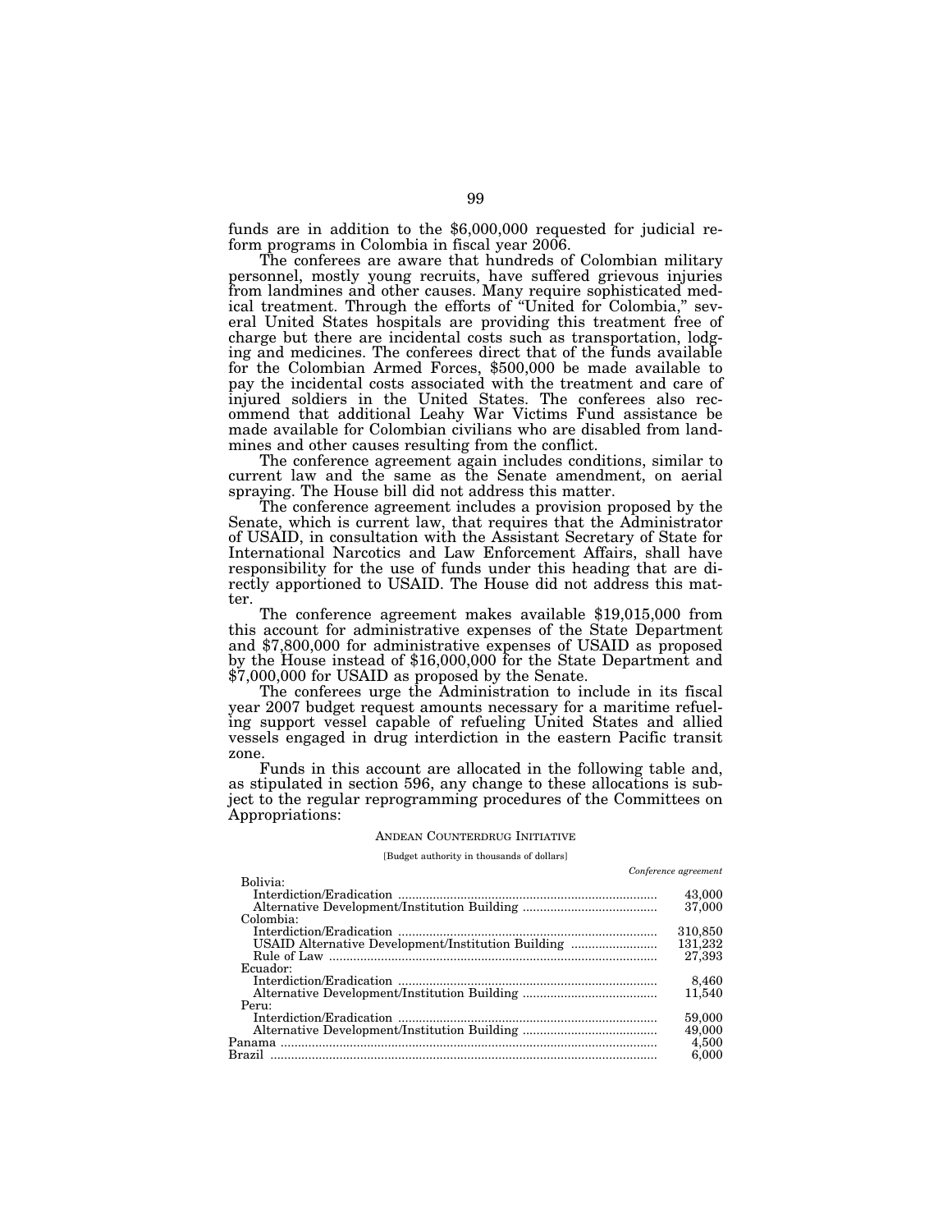funds are in addition to the $6,000,000 requested for judicial reform programs in Colombia in fiscal year 2006.

The conferees are aware that hundreds of Colombian military personnel, mostly young recruits, have suffered grievous injuries from landmines and other causes. Many require sophisticated medical treatment. Through the efforts of "United for Colombia," several United States hospitals are providing this treatment free of charge but there are incidental costs such as transportation, lodging and medicines. The conferees direct that of the funds available for the Colombian Armed Forces, $500,000 be made available to pay the incidental costs associated with the treatment and care of injured soldiers in the United States. The conferees also recommend that additional Leahy War Victims Fund assistance be made available for Colombian civilians who are disabled from landmines and other causes resulting from the conflict.

The conference agreement again includes conditions, similar to current law and the same as the Senate amendment, on aerial spraying. The House bill did not address this matter.

The conference agreement includes a provision proposed by the Senate, which is current law, that requires that the Administrator of USAID, in consultation with the Assistant Secretary of State for International Narcotics and Law Enforcement Affairs, shall have responsibility for the use of funds under this heading that are directly apportioned to USAID. The House did not address this matter.

The conference agreement makes available $19,015,000 from this account for administrative expenses of the State Department and $7,800,000 for administrative expenses of USAID as proposed by the House instead of $16,000,000 for the State Department and $7,000,000 for USAID as proposed by the Senate.

The conferees urge the Administration to include in its fiscal year 2007 budget request amounts necessary for a maritime refueling support vessel capable of refueling United States and allied vessels engaged in drug interdiction in the eastern Pacific transit zone.

Funds in this account are allocated in the following table and, as stipulated in section 596, any change to these allocations is subject to the regular reprogramming procedures of the Committees on Appropriations:

ANDEAN COUNTERDRUG INITIATIVE

[Budget authority in thousands of dollars]

| | *Conference agreement* |
|---|---|
| Bolivia: | |
| Interdiction/Eradication | 43,000 |
| Alternative Development/Institution Building | 37,000 |
| Colombia: | |
| Interdiction/Eradication | 310,850 |
| USAID Alternative Development/Institution Building | 131,232 |
| Rule of Law | 27,393 |
| Ecuador: | |
| Interdiction/Eradication | 8,460 |
| Alternative Development/Institution Building | 11,540 |
| Peru: | |
| Interdiction/Eradication | 59,000 |
| Alternative Development/Institution Building | 49,000 |
| Panama | 4,500 |
| Brazil | 6,000 |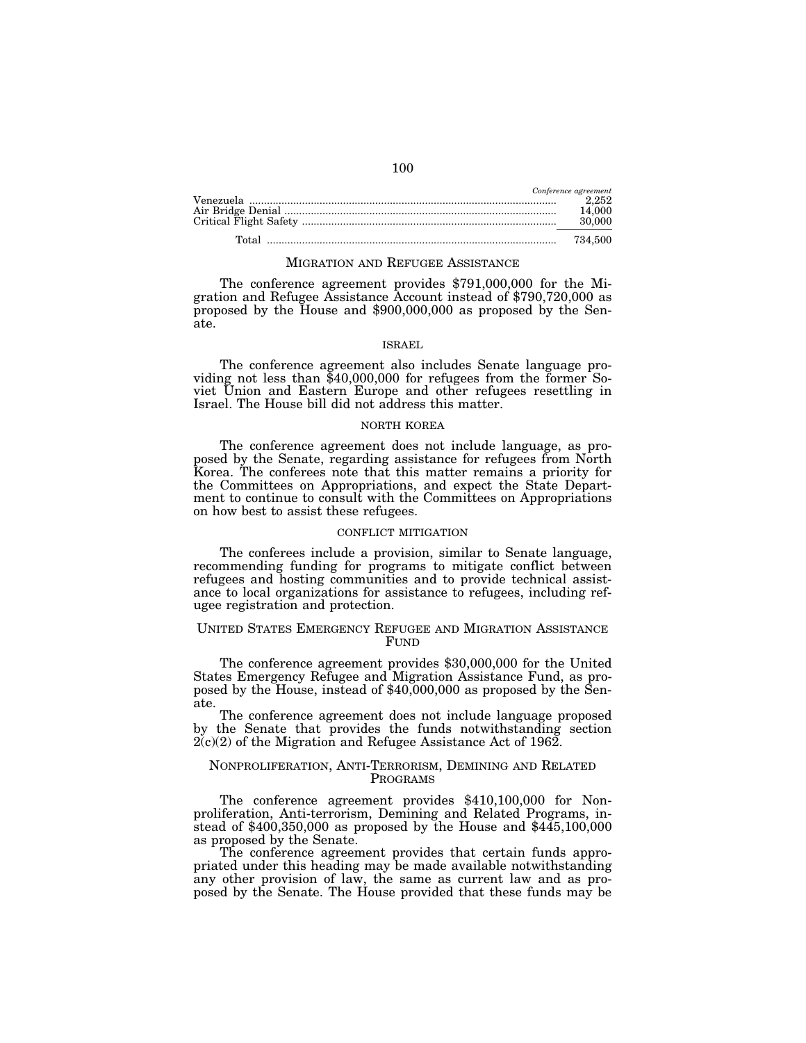| | Conference agreement |
|---|---|
| Venezuela | 2,252 |
| Air Bridge Denial | 14,000 |
| Critical Flight Safety | 30,000 |
| Total | 734,500 |

## MIGRATION AND REFUGEE ASSISTANCE

The conference agreement provides $791,000,000 for the Migration and Refugee Assistance Account instead of $790,720,000 as proposed by the House and $900,000,000 as proposed by the Senate.

### ISRAEL

The conference agreement also includes Senate language providing not less than $40,000,000 for refugees from the former Soviet Union and Eastern Europe and other refugees resettling in Israel. The House bill did not address this matter.

### NORTH KOREA

The conference agreement does not include language, as proposed by the Senate, regarding assistance for refugees from North Korea. The conferees note that this matter remains a priority for the Committees on Appropriations, and expect the State Department to continue to consult with the Committees on Appropriations on how best to assist these refugees.

### CONFLICT MITIGATION

The conferees include a provision, similar to Senate language, recommending funding for programs to mitigate conflict between refugees and hosting communities and to provide technical assistance to local organizations for assistance to refugees, including refugee registration and protection.

## UNITED STATES EMERGENCY REFUGEE AND MIGRATION ASSISTANCE FUND

The conference agreement provides $30,000,000 for the United States Emergency Refugee and Migration Assistance Fund, as proposed by the House, instead of $40,000,000 as proposed by the Senate.

The conference agreement does not include language proposed by the Senate that provides the funds notwithstanding section 2(c)(2) of the Migration and Refugee Assistance Act of 1962.

## NONPROLIFERATION, ANTI-TERRORISM, DEMINING AND RELATED PROGRAMS

The conference agreement provides $410,100,000 for Nonproliferation, Anti-terrorism, Demining and Related Programs, instead of $400,350,000 as proposed by the House and $445,100,000 as proposed by the Senate.

The conference agreement provides that certain funds appropriated under this heading may be made available notwithstanding any other provision of law, the same as current law and as proposed by the Senate. The House provided that these funds may be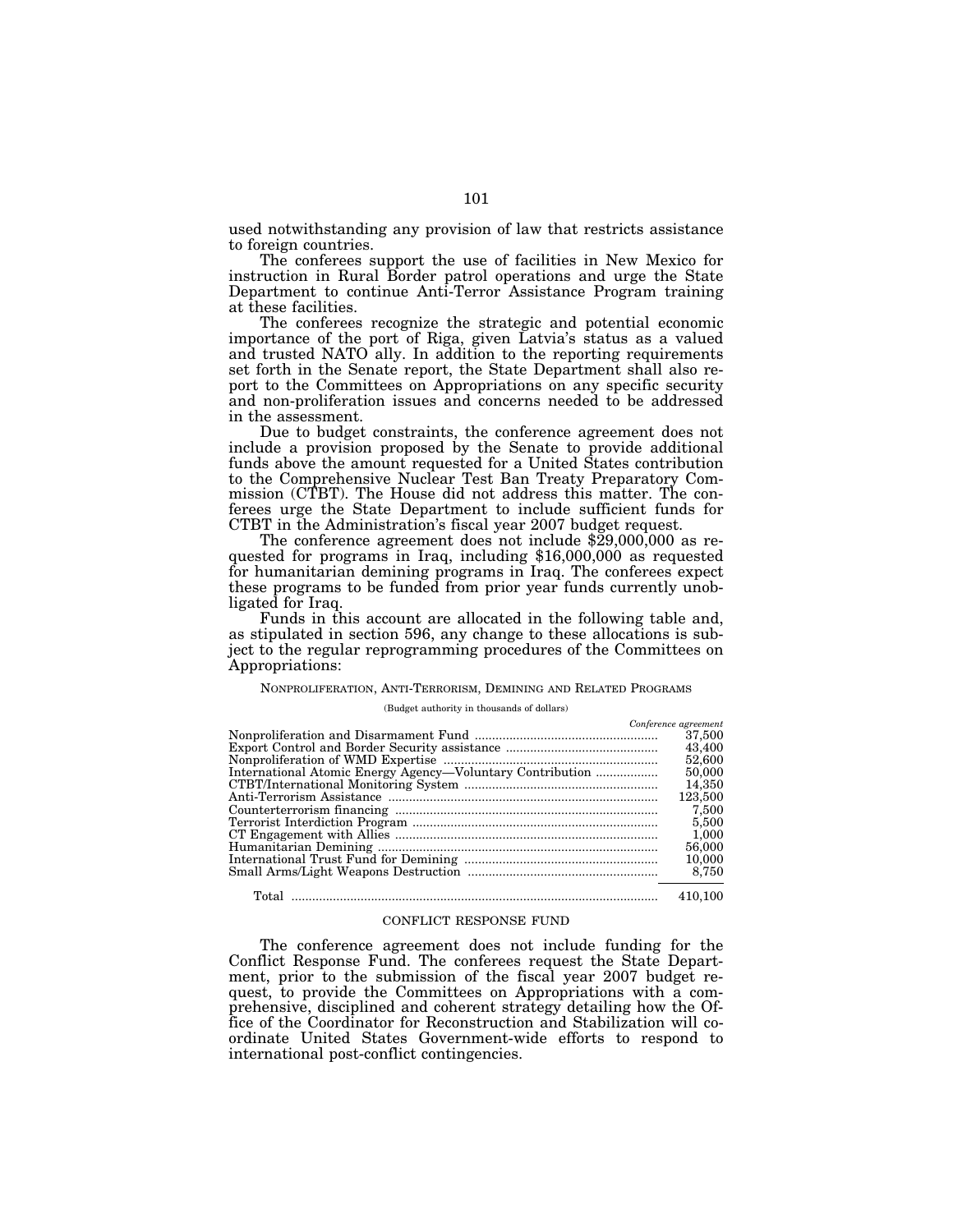used notwithstanding any provision of law that restricts assistance to foreign countries.

The conferees support the use of facilities in New Mexico for instruction in Rural Border patrol operations and urge the State Department to continue Anti-Terror Assistance Program training at these facilities.

The conferees recognize the strategic and potential economic importance of the port of Riga, given Latvia's status as a valued and trusted NATO ally. In addition to the reporting requirements set forth in the Senate report, the State Department shall also report to the Committees on Appropriations on any specific security and non-proliferation issues and concerns needed to be addressed in the assessment.

Due to budget constraints, the conference agreement does not include a provision proposed by the Senate to provide additional funds above the amount requested for a United States contribution to the Comprehensive Nuclear Test Ban Treaty Preparatory Commission (CTBT). The House did not address this matter. The conferees urge the State Department to include sufficient funds for CTBT in the Administration's fiscal year 2007 budget request.

The conference agreement does not include $29,000,000 as requested for programs in Iraq, including $16,000,000 as requested for humanitarian demining programs in Iraq. The conferees expect these programs to be funded from prior year funds currently unobligated for Iraq.

Funds in this account are allocated in the following table and, as stipulated in section 596, any change to these allocations is subject to the regular reprogramming procedures of the Committees on Appropriations:

NONPROLIFERATION, ANTI-TERRORISM, DEMINING AND RELATED PROGRAMS

(Budget authority in thousands of dollars)

| | *Conference agreement* |
|---|---|
| Nonproliferation and Disarmament Fund | 37,500 |
| Export Control and Border Security assistance | 43,400 |
| Nonproliferation of WMD Expertise | 52,600 |
| International Atomic Energy Agency—Voluntary Contribution | 50,000 |
| CTBT/International Monitoring System | 14,350 |
| Anti-Terrorism Assistance | 123,500 |
| Counterterrorism financing | 7,500 |
| Terrorist Interdiction Program | 5,500 |
| CT Engagement with Allies | 1,000 |
| Humanitarian Demining | 56,000 |
| International Trust Fund for Demining | 10,000 |
| Small Arms/Light Weapons Destruction | 8,750 |
| Total | 410,100 |

CONFLICT RESPONSE FUND

The conference agreement does not include funding for the Conflict Response Fund. The conferees request the State Department, prior to the submission of the fiscal year 2007 budget request, to provide the Committees on Appropriations with a comprehensive, disciplined and coherent strategy detailing how the Office of the Coordinator for Reconstruction and Stabilization will coordinate United States Government-wide efforts to respond to international post-conflict contingencies.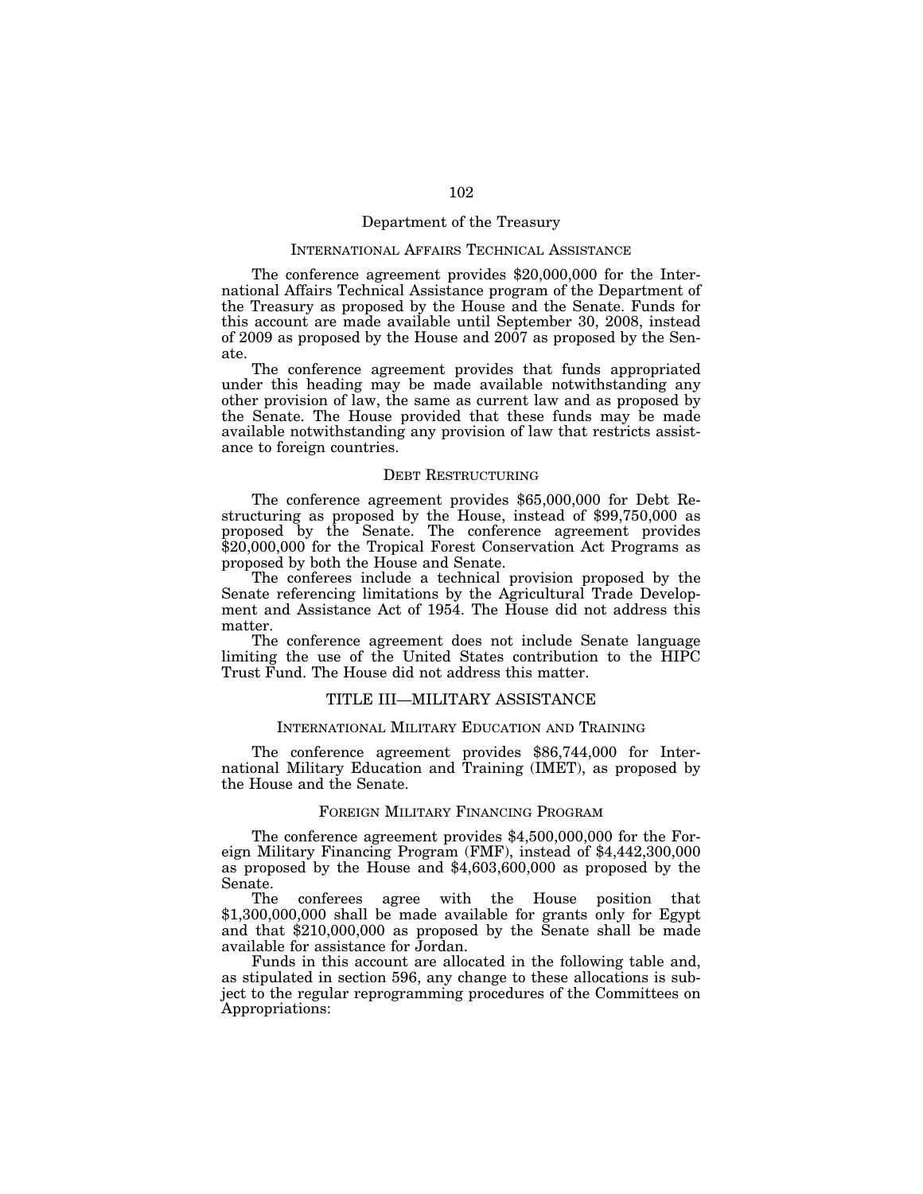## Department of the Treasury

### International Affairs Technical Assistance

The conference agreement provides $20,000,000 for the International Affairs Technical Assistance program of the Department of the Treasury as proposed by the House and the Senate. Funds for this account are made available until September 30, 2008, instead of 2009 as proposed by the House and 2007 as proposed by the Senate.

The conference agreement provides that funds appropriated under this heading may be made available notwithstanding any other provision of law, the same as current law and as proposed by the Senate. The House provided that these funds may be made available notwithstanding any provision of law that restricts assistance to foreign countries.

### Debt Restructuring

The conference agreement provides $65,000,000 for Debt Restructuring as proposed by the House, instead of $99,750,000 as proposed by the Senate. The conference agreement provides $20,000,000 for the Tropical Forest Conservation Act Programs as proposed by both the House and Senate.

The conferees include a technical provision proposed by the Senate referencing limitations by the Agricultural Trade Development and Assistance Act of 1954. The House did not address this matter.

The conference agreement does not include Senate language limiting the use of the United States contribution to the HIPC Trust Fund. The House did not address this matter.

## TITLE III—MILITARY ASSISTANCE

### International Military Education and Training

The conference agreement provides $86,744,000 for International Military Education and Training (IMET), as proposed by the House and the Senate.

### Foreign Military Financing Program

The conference agreement provides $4,500,000,000 for the Foreign Military Financing Program (FMF), instead of $4,442,300,000 as proposed by the House and $4,603,600,000 as proposed by the Senate.

The conferees agree with the House position that $1,300,000,000 shall be made available for grants only for Egypt and that $210,000,000 as proposed by the Senate shall be made available for assistance for Jordan.

Funds in this account are allocated in the following table and, as stipulated in section 596, any change to these allocations is subject to the regular reprogramming procedures of the Committees on Appropriations: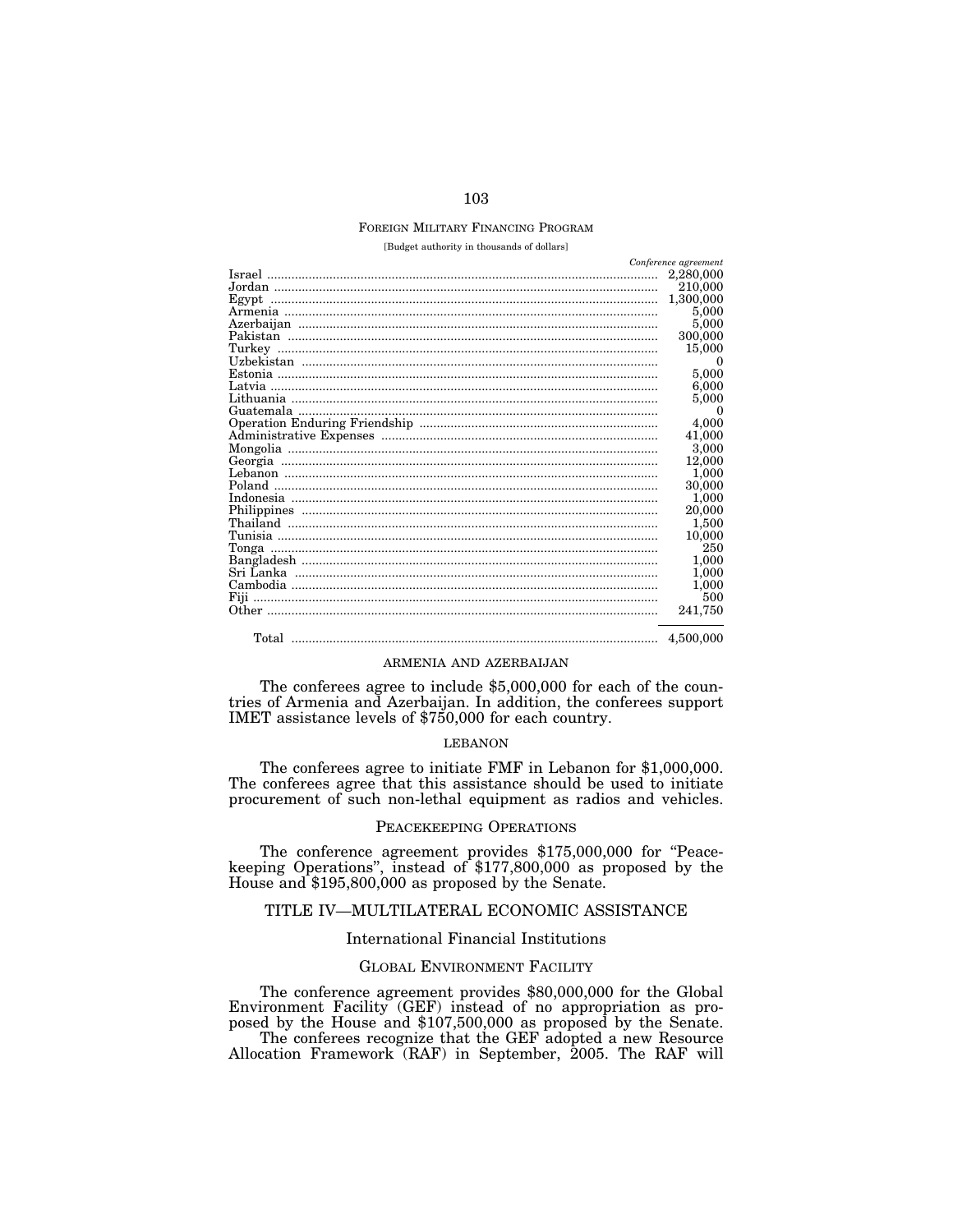## FOREIGN MILITARY FINANCING PROGRAM

[Budget authority in thousands of dollars]

| | *Conference agreement* |
|---|---|
| Israel | 2,280,000 |
| Jordan | 210,000 |
| Egypt | 1,300,000 |
| Armenia | 5,000 |
| Azerbaijan | 5,000 |
| Pakistan | 300,000 |
| Turkey | 15,000 |
| Uzbekistan | 0 |
| Estonia | 5,000 |
| Latvia | 6,000 |
| Lithuania | 5,000 |
| Guatemala | 0 |
| Operation Enduring Friendship | 4,000 |
| Administrative Expenses | 41,000 |
| Mongolia | 3,000 |
| Georgia | 12,000 |
| Lebanon | 1,000 |
| Poland | 30,000 |
| Indonesia | 1,000 |
| Philippines | 20,000 |
| Thailand | 1,500 |
| Tunisia | 10,000 |
| Tonga | 250 |
| Bangladesh | 1,000 |
| Sri Lanka | 1,000 |
| Cambodia | 1,000 |
| Fiji | 500 |
| Other | 241,750 |
| Total | 4,500,000 |

### ARMENIA AND AZERBAIJAN

The conferees agree to include $5,000,000 for each of the countries of Armenia and Azerbaijan. In addition, the conferees support IMET assistance levels of $750,000 for each country.

### LEBANON

The conferees agree to initiate FMF in Lebanon for $1,000,000. The conferees agree that this assistance should be used to initiate procurement of such non-lethal equipment as radios and vehicles.

## PEACEKEEPING OPERATIONS

The conference agreement provides $175,000,000 for "Peacekeeping Operations", instead of $177,800,000 as proposed by the House and $195,800,000 as proposed by the Senate.

# TITLE IV—MULTILATERAL ECONOMIC ASSISTANCE

## International Financial Institutions

### GLOBAL ENVIRONMENT FACILITY

The conference agreement provides $80,000,000 for the Global Environment Facility (GEF) instead of no appropriation as proposed by the House and $107,500,000 as proposed by the Senate.

The conferees recognize that the GEF adopted a new Resource Allocation Framework (RAF) in September, 2005. The RAF will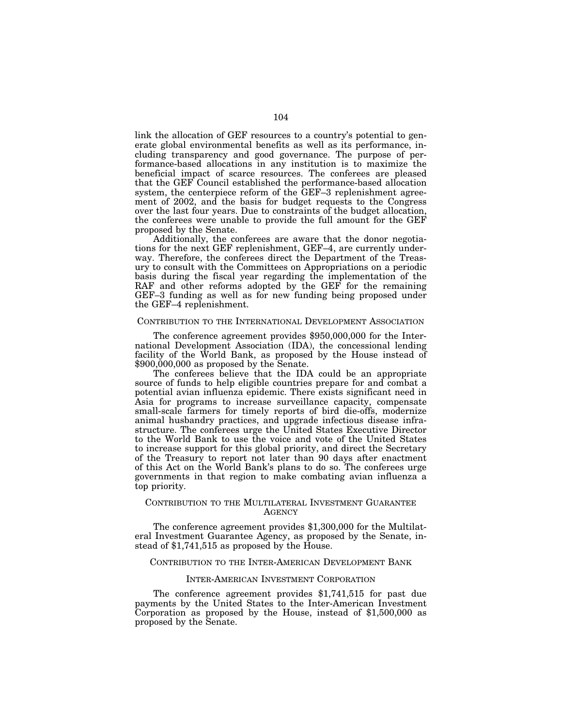link the allocation of GEF resources to a country's potential to generate global environmental benefits as well as its performance, including transparency and good governance. The purpose of performance-based allocations in any institution is to maximize the beneficial impact of scarce resources. The conferees are pleased that the GEF Council established the performance-based allocation system, the centerpiece reform of the GEF–3 replenishment agreement of 2002, and the basis for budget requests to the Congress over the last four years. Due to constraints of the budget allocation, the conferees were unable to provide the full amount for the GEF proposed by the Senate.

Additionally, the conferees are aware that the donor negotiations for the next GEF replenishment, GEF–4, are currently underway. Therefore, the conferees direct the Department of the Treasury to consult with the Committees on Appropriations on a periodic basis during the fiscal year regarding the implementation of the RAF and other reforms adopted by the GEF for the remaining GEF–3 funding as well as for new funding being proposed under the GEF–4 replenishment.

## CONTRIBUTION TO THE INTERNATIONAL DEVELOPMENT ASSOCIATION

The conference agreement provides $950,000,000 for the International Development Association (IDA), the concessional lending facility of the World Bank, as proposed by the House instead of $900,000,000 as proposed by the Senate.

The conferees believe that the IDA could be an appropriate source of funds to help eligible countries prepare for and combat a potential avian influenza epidemic. There exists significant need in Asia for programs to increase surveillance capacity, compensate small-scale farmers for timely reports of bird die-offs, modernize animal husbandry practices, and upgrade infectious disease infrastructure. The conferees urge the United States Executive Director to the World Bank to use the voice and vote of the United States to increase support for this global priority, and direct the Secretary of the Treasury to report not later than 90 days after enactment of this Act on the World Bank's plans to do so. The conferees urge governments in that region to make combating avian influenza a top priority.

## CONTRIBUTION TO THE MULTILATERAL INVESTMENT GUARANTEE AGENCY

The conference agreement provides $1,300,000 for the Multilateral Investment Guarantee Agency, as proposed by the Senate, instead of $1,741,515 as proposed by the House.

## CONTRIBUTION TO THE INTER-AMERICAN DEVELOPMENT BANK

### INTER-AMERICAN INVESTMENT CORPORATION

The conference agreement provides $1,741,515 for past due payments by the United States to the Inter-American Investment Corporation as proposed by the House, instead of $1,500,000 as proposed by the Senate.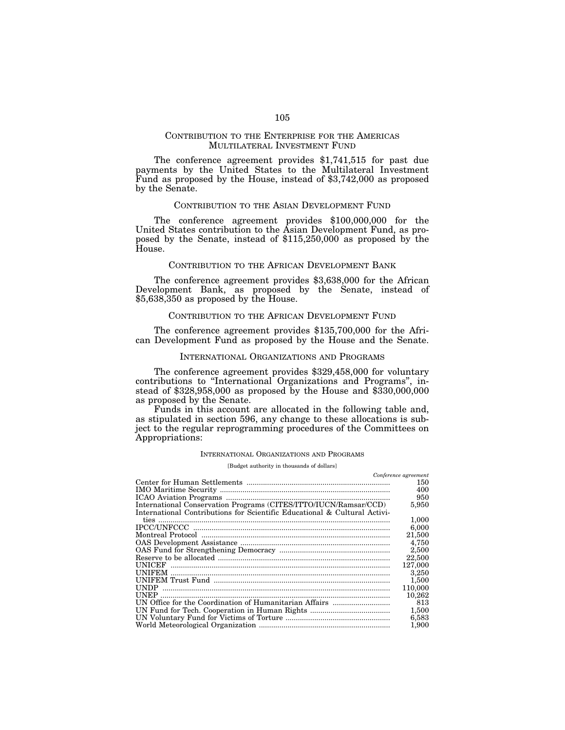## CONTRIBUTION TO THE ENTERPRISE FOR THE AMERICAS MULTILATERAL INVESTMENT FUND

The conference agreement provides $1,741,515 for past due payments by the United States to the Multilateral Investment Fund as proposed by the House, instead of $3,742,000 as proposed by the Senate.

## CONTRIBUTION TO THE ASIAN DEVELOPMENT FUND

The conference agreement provides $100,000,000 for the United States contribution to the Asian Development Fund, as proposed by the Senate, instead of $115,250,000 as proposed by the House.

## CONTRIBUTION TO THE AFRICAN DEVELOPMENT BANK

The conference agreement provides $3,638,000 for the African Development Bank, as proposed by the Senate, instead of $5,638,350 as proposed by the House.

## CONTRIBUTION TO THE AFRICAN DEVELOPMENT FUND

The conference agreement provides $135,700,000 for the African Development Fund as proposed by the House and the Senate.

## INTERNATIONAL ORGANIZATIONS AND PROGRAMS

The conference agreement provides $329,458,000 for voluntary contributions to "International Organizations and Programs", instead of $328,958,000 as proposed by the House and $330,000,000 as proposed by the Senate.

Funds in this account are allocated in the following table and, as stipulated in section 596, any change to these allocations is subject to the regular reprogramming procedures of the Committees on Appropriations:

INTERNATIONAL ORGANIZATIONS AND PROGRAMS

[Budget authority in thousands of dollars]

| | *Conference agreement* |
|---|---|
| Center for Human Settlements | 150 |
| IMO Maritime Security | 400 |
| ICAO Aviation Programs | 950 |
| International Conservation Programs (CITES/ITTO/IUCN/Ramsar/CCD) | 5,950 |
| International Contributions for Scientific Educational & Cultural Activities | 1,000 |
| IPCC/UNFCCC | 6,000 |
| Montreal Protocol | 21,500 |
| OAS Development Assistance | 4,750 |
| OAS Fund for Strengthening Democracy | 2,500 |
| Reserve to be allocated | 22,500 |
| UNICEF | 127,000 |
| UNIFEM | 3,250 |
| UNIFEM Trust Fund | 1,500 |
| UNDP | 110,000 |
| UNEP | 10,262 |
| UN Office for the Coordination of Humanitarian Affairs | 813 |
| UN Fund for Tech. Cooperation in Human Rights | 1,500 |
| UN Voluntary Fund for Victims of Torture | 6,583 |
| World Meteorological Organization | 1,900 |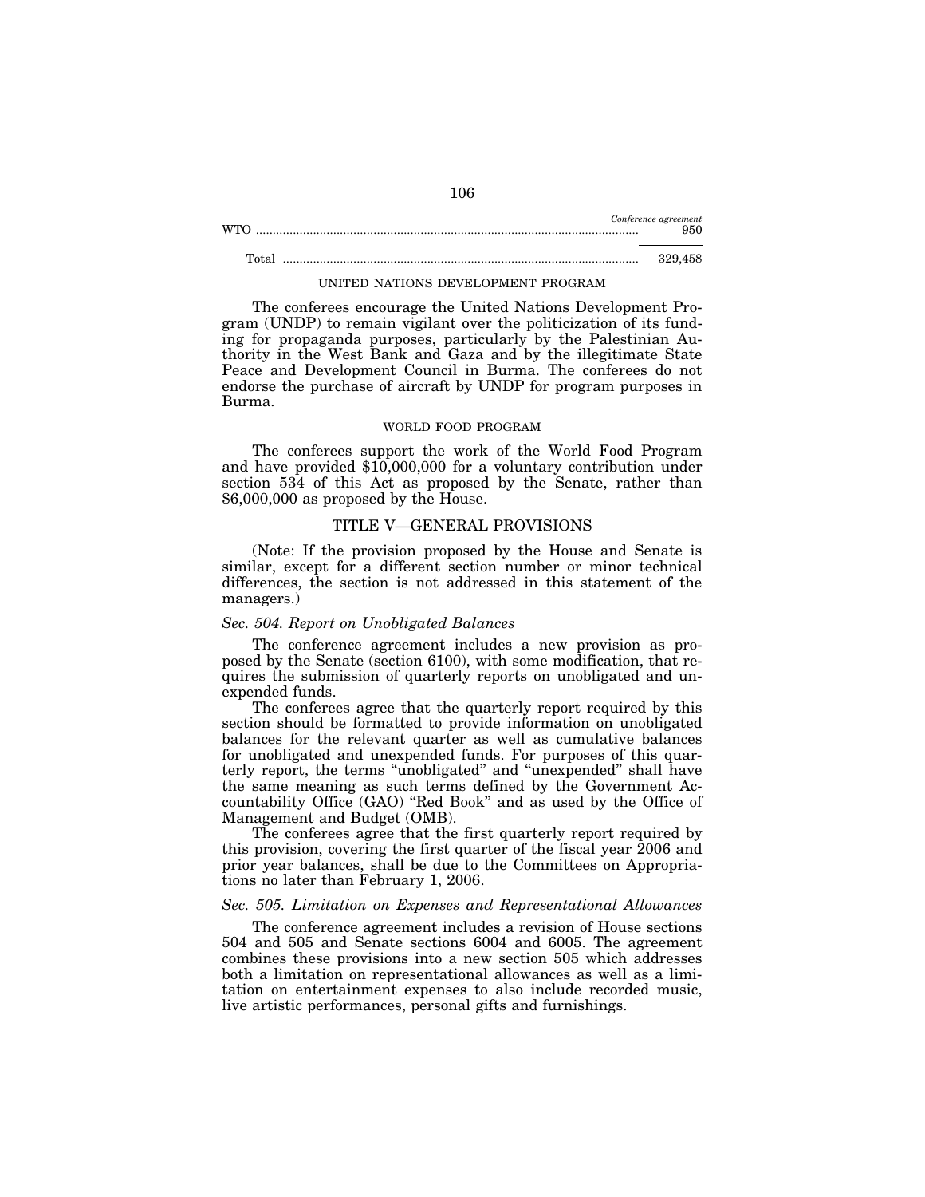| | Conference agreement |
|---|---|
| WTO | 950 |
| Total | 329,458 |

UNITED NATIONS DEVELOPMENT PROGRAM

The conferees encourage the United Nations Development Program (UNDP) to remain vigilant over the politicization of its funding for propaganda purposes, particularly by the Palestinian Authority in the West Bank and Gaza and by the illegitimate State Peace and Development Council in Burma. The conferees do not endorse the purchase of aircraft by UNDP for program purposes in Burma.

WORLD FOOD PROGRAM

The conferees support the work of the World Food Program and have provided $10,000,000 for a voluntary contribution under section 534 of this Act as proposed by the Senate, rather than $6,000,000 as proposed by the House.

## TITLE V—GENERAL PROVISIONS

(Note: If the provision proposed by the House and Senate is similar, except for a different section number or minor technical differences, the section is not addressed in this statement of the managers.)

*Sec. 504. Report on Unobligated Balances*

The conference agreement includes a new provision as proposed by the Senate (section 6100), with some modification, that requires the submission of quarterly reports on unobligated and unexpended funds.

The conferees agree that the quarterly report required by this section should be formatted to provide information on unobligated balances for the relevant quarter as well as cumulative balances for unobligated and unexpended funds. For purposes of this quarterly report, the terms "unobligated" and "unexpended" shall have the same meaning as such terms defined by the Government Accountability Office (GAO) "Red Book" and as used by the Office of Management and Budget (OMB).

The conferees agree that the first quarterly report required by this provision, covering the first quarter of the fiscal year 2006 and prior year balances, shall be due to the Committees on Appropriations no later than February 1, 2006.

*Sec. 505. Limitation on Expenses and Representational Allowances*

The conference agreement includes a revision of House sections 504 and 505 and Senate sections 6004 and 6005. The agreement combines these provisions into a new section 505 which addresses both a limitation on representational allowances as well as a limitation on entertainment expenses to also include recorded music, live artistic performances, personal gifts and furnishings.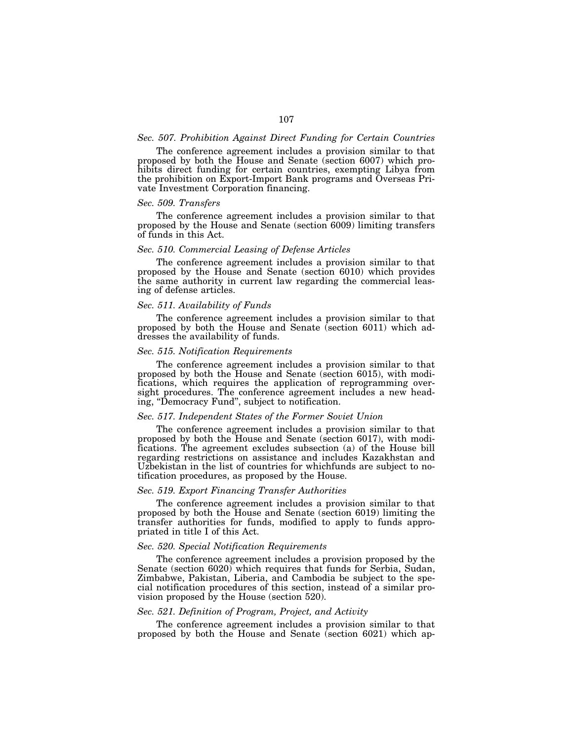*Sec. 507. Prohibition Against Direct Funding for Certain Countries*

The conference agreement includes a provision similar to that proposed by both the House and Senate (section 6007) which prohibits direct funding for certain countries, exempting Libya from the prohibition on Export-Import Bank programs and Overseas Private Investment Corporation financing.

*Sec. 509. Transfers*

The conference agreement includes a provision similar to that proposed by the House and Senate (section 6009) limiting transfers of funds in this Act.

*Sec. 510. Commercial Leasing of Defense Articles*

The conference agreement includes a provision similar to that proposed by the House and Senate (section 6010) which provides the same authority in current law regarding the commercial leasing of defense articles.

*Sec. 511. Availability of Funds*

The conference agreement includes a provision similar to that proposed by both the House and Senate (section 6011) which addresses the availability of funds.

*Sec. 515. Notification Requirements*

The conference agreement includes a provision similar to that proposed by both the House and Senate (section 6015), with modifications, which requires the application of reprogramming oversight procedures. The conference agreement includes a new heading, "Democracy Fund", subject to notification.

*Sec. 517. Independent States of the Former Soviet Union*

The conference agreement includes a provision similar to that proposed by both the House and Senate (section 6017), with modifications. The agreement excludes subsection (a) of the House bill regarding restrictions on assistance and includes Kazakhstan and Uzbekistan in the list of countries for whichfunds are subject to notification procedures, as proposed by the House.

*Sec. 519. Export Financing Transfer Authorities*

The conference agreement includes a provision similar to that proposed by both the House and Senate (section 6019) limiting the transfer authorities for funds, modified to apply to funds appropriated in title I of this Act.

*Sec. 520. Special Notification Requirements*

The conference agreement includes a provision proposed by the Senate (section 6020) which requires that funds for Serbia, Sudan, Zimbabwe, Pakistan, Liberia, and Cambodia be subject to the special notification procedures of this section, instead of a similar provision proposed by the House (section 520).

*Sec. 521. Definition of Program, Project, and Activity*

The conference agreement includes a provision similar to that proposed by both the House and Senate (section 6021) which ap-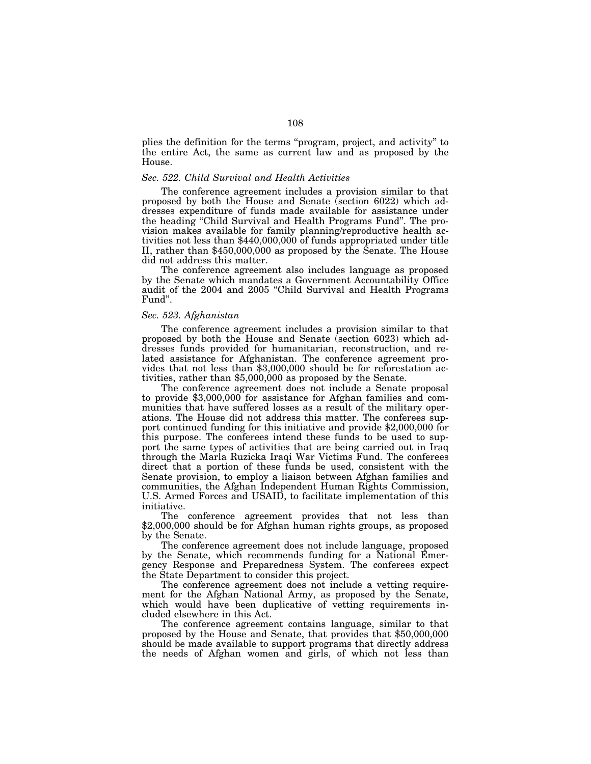plies the definition for the terms "program, project, and activity" to the entire Act, the same as current law and as proposed by the House.

*Sec. 522. Child Survival and Health Activities*

The conference agreement includes a provision similar to that proposed by both the House and Senate (section 6022) which addresses expenditure of funds made available for assistance under the heading "Child Survival and Health Programs Fund". The provision makes available for family planning/reproductive health activities not less than $440,000,000 of funds appropriated under title II, rather than $450,000,000 as proposed by the Senate. The House did not address this matter.

The conference agreement also includes language as proposed by the Senate which mandates a Government Accountability Office audit of the 2004 and 2005 "Child Survival and Health Programs Fund".

*Sec. 523. Afghanistan*

The conference agreement includes a provision similar to that proposed by both the House and Senate (section 6023) which addresses funds provided for humanitarian, reconstruction, and related assistance for Afghanistan. The conference agreement provides that not less than $3,000,000 should be for reforestation activities, rather than $5,000,000 as proposed by the Senate.

The conference agreement does not include a Senate proposal to provide $3,000,000 for assistance for Afghan families and communities that have suffered losses as a result of the military operations. The House did not address this matter. The conferees support continued funding for this initiative and provide $2,000,000 for this purpose. The conferees intend these funds to be used to support the same types of activities that are being carried out in Iraq through the Marla Ruzicka Iraqi War Victims Fund. The conferees direct that a portion of these funds be used, consistent with the Senate provision, to employ a liaison between Afghan families and communities, the Afghan Independent Human Rights Commission, U.S. Armed Forces and USAID, to facilitate implementation of this initiative.

The conference agreement provides that not less than $2,000,000 should be for Afghan human rights groups, as proposed by the Senate.

The conference agreement does not include language, proposed by the Senate, which recommends funding for a National Emergency Response and Preparedness System. The conferees expect the State Department to consider this project.

The conference agreement does not include a vetting requirement for the Afghan National Army, as proposed by the Senate, which would have been duplicative of vetting requirements included elsewhere in this Act.

The conference agreement contains language, similar to that proposed by the House and Senate, that provides that $50,000,000 should be made available to support programs that directly address the needs of Afghan women and girls, of which not less than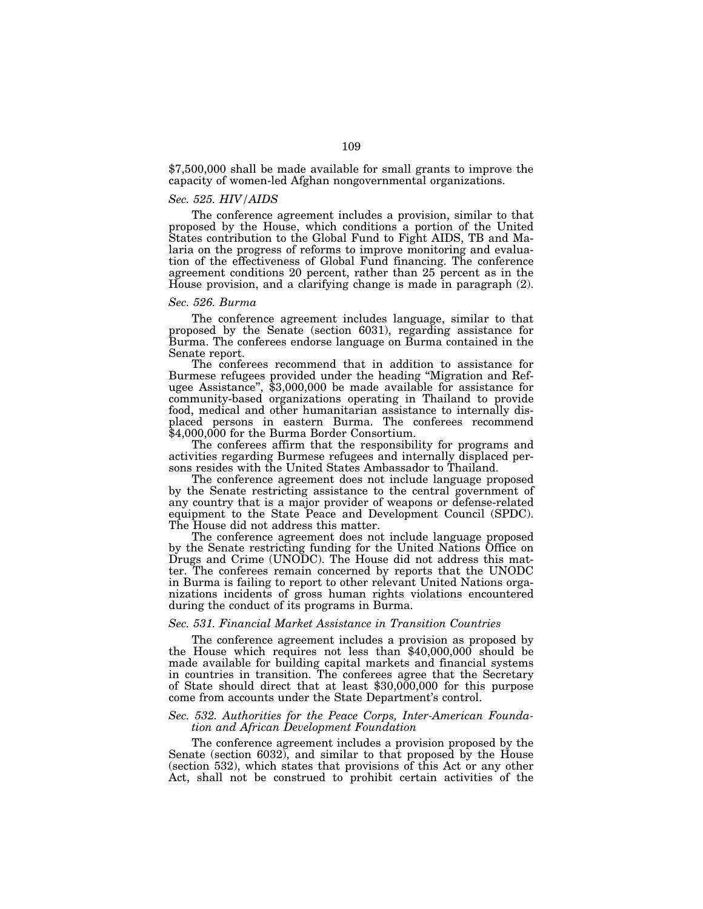$7,500,000 shall be made available for small grants to improve the capacity of women-led Afghan nongovernmental organizations.

*Sec. 525. HIV/AIDS*

The conference agreement includes a provision, similar to that proposed by the House, which conditions a portion of the United States contribution to the Global Fund to Fight AIDS, TB and Malaria on the progress of reforms to improve monitoring and evaluation of the effectiveness of Global Fund financing. The conference agreement conditions 20 percent, rather than 25 percent as in the House provision, and a clarifying change is made in paragraph (2).

*Sec. 526. Burma*

The conference agreement includes language, similar to that proposed by the Senate (section 6031), regarding assistance for Burma. The conferees endorse language on Burma contained in the Senate report.

The conferees recommend that in addition to assistance for Burmese refugees provided under the heading "Migration and Refugee Assistance", $3,000,000 be made available for assistance for community-based organizations operating in Thailand to provide food, medical and other humanitarian assistance to internally displaced persons in eastern Burma. The conferees recommend $4,000,000 for the Burma Border Consortium.

The conferees affirm that the responsibility for programs and activities regarding Burmese refugees and internally displaced persons resides with the United States Ambassador to Thailand.

The conference agreement does not include language proposed by the Senate restricting assistance to the central government of any country that is a major provider of weapons or defense-related equipment to the State Peace and Development Council (SPDC). The House did not address this matter.

The conference agreement does not include language proposed by the Senate restricting funding for the United Nations Office on Drugs and Crime (UNODC). The House did not address this matter. The conferees remain concerned by reports that the UNODC in Burma is failing to report to other relevant United Nations organizations incidents of gross human rights violations encountered during the conduct of its programs in Burma.

*Sec. 531. Financial Market Assistance in Transition Countries*

The conference agreement includes a provision as proposed by the House which requires not less than $40,000,000 should be made available for building capital markets and financial systems in countries in transition. The conferees agree that the Secretary of State should direct that at least $30,000,000 for this purpose come from accounts under the State Department's control.

*Sec. 532. Authorities for the Peace Corps, Inter-American Foundation and African Development Foundation*

The conference agreement includes a provision proposed by the Senate (section 6032), and similar to that proposed by the House (section 532), which states that provisions of this Act or any other Act, shall not be construed to prohibit certain activities of the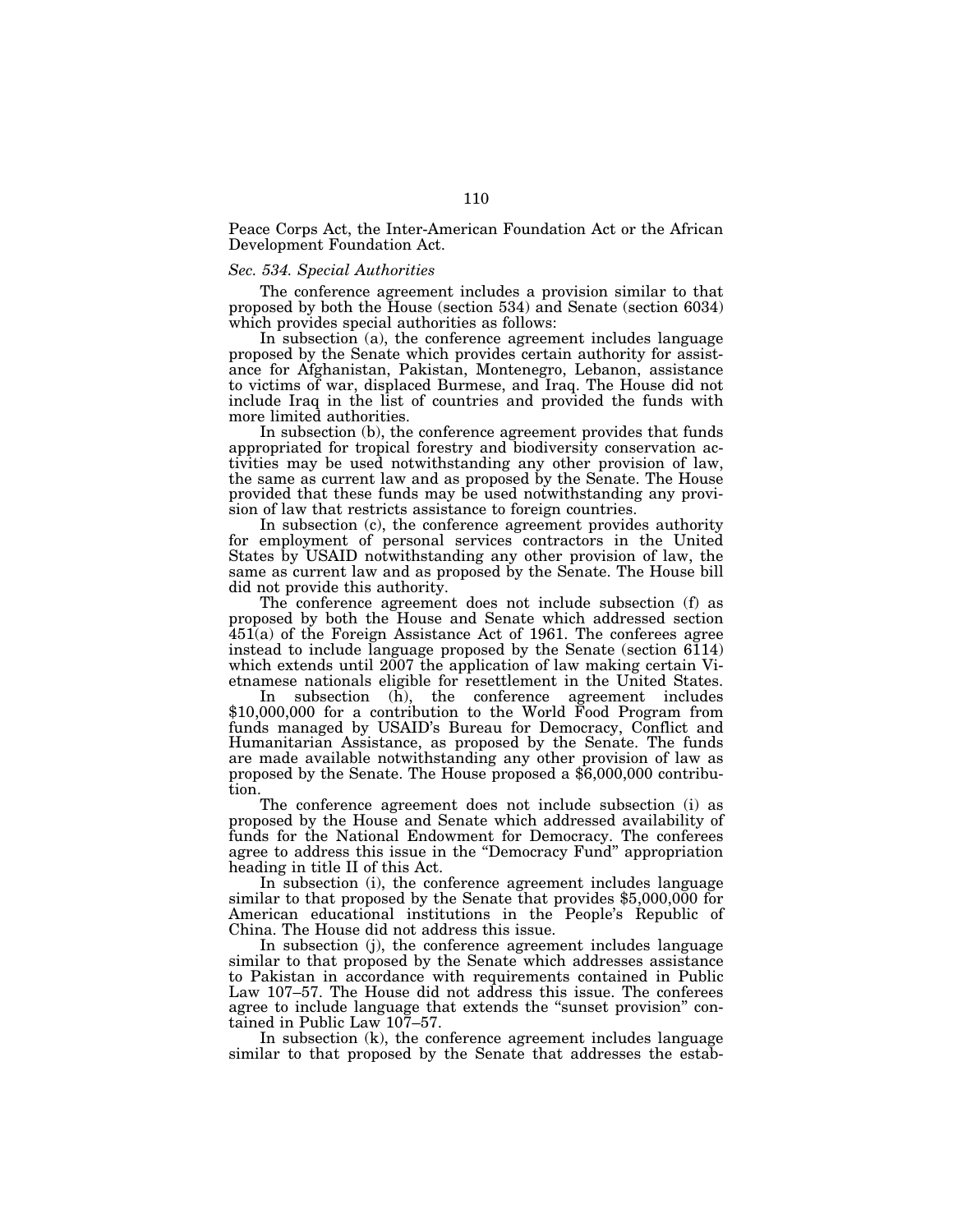Peace Corps Act, the Inter-American Foundation Act or the African Development Foundation Act.

*Sec. 534. Special Authorities*

The conference agreement includes a provision similar to that proposed by both the House (section 534) and Senate (section 6034) which provides special authorities as follows:

In subsection (a), the conference agreement includes language proposed by the Senate which provides certain authority for assistance for Afghanistan, Pakistan, Montenegro, Lebanon, assistance to victims of war, displaced Burmese, and Iraq. The House did not include Iraq in the list of countries and provided the funds with more limited authorities.

In subsection (b), the conference agreement provides that funds appropriated for tropical forestry and biodiversity conservation activities may be used notwithstanding any other provision of law, the same as current law and as proposed by the Senate. The House provided that these funds may be used notwithstanding any provision of law that restricts assistance to foreign countries.

In subsection (c), the conference agreement provides authority for employment of personal services contractors in the United States by USAID notwithstanding any other provision of law, the same as current law and as proposed by the Senate. The House bill did not provide this authority.

The conference agreement does not include subsection (f) as proposed by both the House and Senate which addressed section 451(a) of the Foreign Assistance Act of 1961. The conferees agree instead to include language proposed by the Senate (section 6114) which extends until 2007 the application of law making certain Vietnamese nationals eligible for resettlement in the United States.

In subsection (h), the conference agreement includes $10,000,000 for a contribution to the World Food Program from funds managed by USAID's Bureau for Democracy, Conflict and Humanitarian Assistance, as proposed by the Senate. The funds are made available notwithstanding any other provision of law as proposed by the Senate. The House proposed a $6,000,000 contribution.

The conference agreement does not include subsection (i) as proposed by the House and Senate which addressed availability of funds for the National Endowment for Democracy. The conferees agree to address this issue in the "Democracy Fund" appropriation heading in title II of this Act.

In subsection (i), the conference agreement includes language similar to that proposed by the Senate that provides $5,000,000 for American educational institutions in the People's Republic of China. The House did not address this issue.

In subsection (j), the conference agreement includes language similar to that proposed by the Senate which addresses assistance to Pakistan in accordance with requirements contained in Public Law 107–57. The House did not address this issue. The conferees agree to include language that extends the "sunset provision" contained in Public Law 107–57.

In subsection (k), the conference agreement includes language similar to that proposed by the Senate that addresses the estab-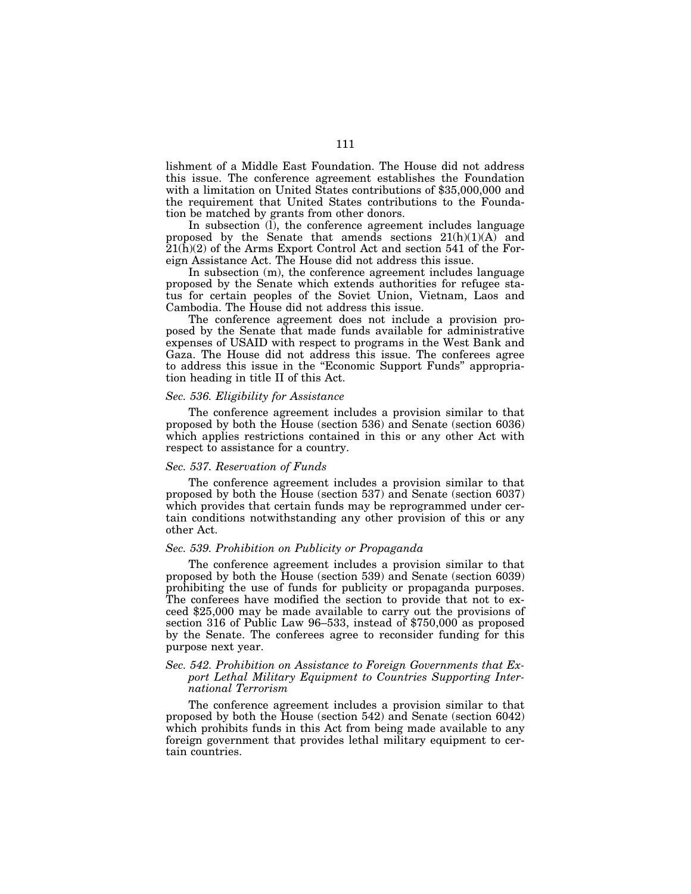lishment of a Middle East Foundation. The House did not address this issue. The conference agreement establishes the Foundation with a limitation on United States contributions of $35,000,000 and the requirement that United States contributions to the Foundation be matched by grants from other donors.

In subsection (l), the conference agreement includes language proposed by the Senate that amends sections 21(h)(1)(A) and 21(h)(2) of the Arms Export Control Act and section 541 of the Foreign Assistance Act. The House did not address this issue.

In subsection (m), the conference agreement includes language proposed by the Senate which extends authorities for refugee status for certain peoples of the Soviet Union, Vietnam, Laos and Cambodia. The House did not address this issue.

The conference agreement does not include a provision proposed by the Senate that made funds available for administrative expenses of USAID with respect to programs in the West Bank and Gaza. The House did not address this issue. The conferees agree to address this issue in the "Economic Support Funds" appropriation heading in title II of this Act.

### *Sec. 536. Eligibility for Assistance*

The conference agreement includes a provision similar to that proposed by both the House (section 536) and Senate (section 6036) which applies restrictions contained in this or any other Act with respect to assistance for a country.

### *Sec. 537. Reservation of Funds*

The conference agreement includes a provision similar to that proposed by both the House (section 537) and Senate (section 6037) which provides that certain funds may be reprogrammed under certain conditions notwithstanding any other provision of this or any other Act.

### *Sec. 539. Prohibition on Publicity or Propaganda*

The conference agreement includes a provision similar to that proposed by both the House (section 539) and Senate (section 6039) prohibiting the use of funds for publicity or propaganda purposes. The conferees have modified the section to provide that not to exceed $25,000 may be made available to carry out the provisions of section 316 of Public Law 96–533, instead of $750,000 as proposed by the Senate. The conferees agree to reconsider funding for this purpose next year.

### *Sec. 542. Prohibition on Assistance to Foreign Governments that Export Lethal Military Equipment to Countries Supporting International Terrorism*

The conference agreement includes a provision similar to that proposed by both the House (section 542) and Senate (section 6042) which prohibits funds in this Act from being made available to any foreign government that provides lethal military equipment to certain countries.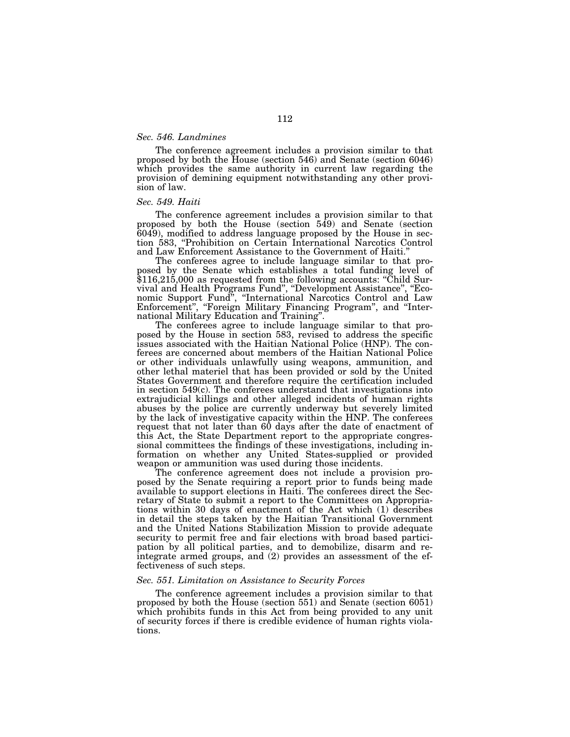### *Sec. 546. Landmines*

The conference agreement includes a provision similar to that proposed by both the House (section 546) and Senate (section 6046) which provides the same authority in current law regarding the provision of demining equipment notwithstanding any other provision of law.

### *Sec. 549. Haiti*

The conference agreement includes a provision similar to that proposed by both the House (section 549) and Senate (section 6049), modified to address language proposed by the House in section 583, "Prohibition on Certain International Narcotics Control and Law Enforcement Assistance to the Government of Haiti."

The conferees agree to include language similar to that proposed by the Senate which establishes a total funding level of $116,215,000 as requested from the following accounts: "Child Survival and Health Programs Fund", "Development Assistance", "Economic Support Fund", "International Narcotics Control and Law Enforcement", "Foreign Military Financing Program", and "International Military Education and Training".

The conferees agree to include language similar to that proposed by the House in section 583, revised to address the specific issues associated with the Haitian National Police (HNP). The conferees are concerned about members of the Haitian National Police or other individuals unlawfully using weapons, ammunition, and other lethal materiel that has been provided or sold by the United States Government and therefore require the certification included in section 549(c). The conferees understand that investigations into extrajudicial killings and other alleged incidents of human rights abuses by the police are currently underway but severely limited by the lack of investigative capacity within the HNP. The conferees request that not later than 60 days after the date of enactment of this Act, the State Department report to the appropriate congressional committees the findings of these investigations, including information on whether any United States-supplied or provided weapon or ammunition was used during those incidents.

The conference agreement does not include a provision proposed by the Senate requiring a report prior to funds being made available to support elections in Haiti. The conferees direct the Secretary of State to submit a report to the Committees on Appropriations within 30 days of enactment of the Act which (1) describes in detail the steps taken by the Haitian Transitional Government and the United Nations Stabilization Mission to provide adequate security to permit free and fair elections with broad based participation by all political parties, and to demobilize, disarm and reintegrate armed groups, and (2) provides an assessment of the effectiveness of such steps.

### *Sec. 551. Limitation on Assistance to Security Forces*

The conference agreement includes a provision similar to that proposed by both the House (section 551) and Senate (section 6051) which prohibits funds in this Act from being provided to any unit of security forces if there is credible evidence of human rights violations.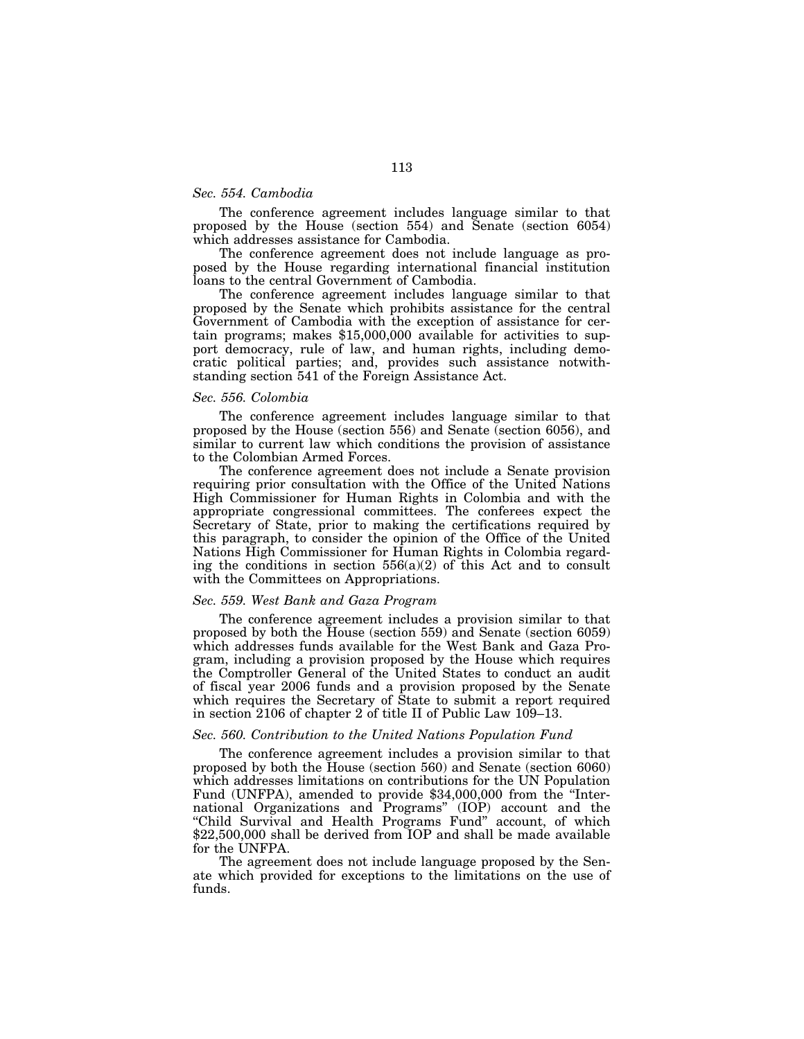*Sec. 554. Cambodia*

The conference agreement includes language similar to that proposed by the House (section 554) and Senate (section 6054) which addresses assistance for Cambodia.

The conference agreement does not include language as proposed by the House regarding international financial institution loans to the central Government of Cambodia.

The conference agreement includes language similar to that proposed by the Senate which prohibits assistance for the central Government of Cambodia with the exception of assistance for certain programs; makes $15,000,000 available for activities to support democracy, rule of law, and human rights, including democratic political parties; and, provides such assistance notwithstanding section 541 of the Foreign Assistance Act.

*Sec. 556. Colombia*

The conference agreement includes language similar to that proposed by the House (section 556) and Senate (section 6056), and similar to current law which conditions the provision of assistance to the Colombian Armed Forces.

The conference agreement does not include a Senate provision requiring prior consultation with the Office of the United Nations High Commissioner for Human Rights in Colombia and with the appropriate congressional committees. The conferees expect the Secretary of State, prior to making the certifications required by this paragraph, to consider the opinion of the Office of the United Nations High Commissioner for Human Rights in Colombia regarding the conditions in section 556(a)(2) of this Act and to consult with the Committees on Appropriations.

*Sec. 559. West Bank and Gaza Program*

The conference agreement includes a provision similar to that proposed by both the House (section 559) and Senate (section 6059) which addresses funds available for the West Bank and Gaza Program, including a provision proposed by the House which requires the Comptroller General of the United States to conduct an audit of fiscal year 2006 funds and a provision proposed by the Senate which requires the Secretary of State to submit a report required in section 2106 of chapter 2 of title II of Public Law 109–13.

*Sec. 560. Contribution to the United Nations Population Fund*

The conference agreement includes a provision similar to that proposed by both the House (section 560) and Senate (section 6060) which addresses limitations on contributions for the UN Population Fund (UNFPA), amended to provide $34,000,000 from the "International Organizations and Programs" (IOP) account and the "Child Survival and Health Programs Fund" account, of which $22,500,000 shall be derived from IOP and shall be made available for the UNFPA.

The agreement does not include language proposed by the Senate which provided for exceptions to the limitations on the use of funds.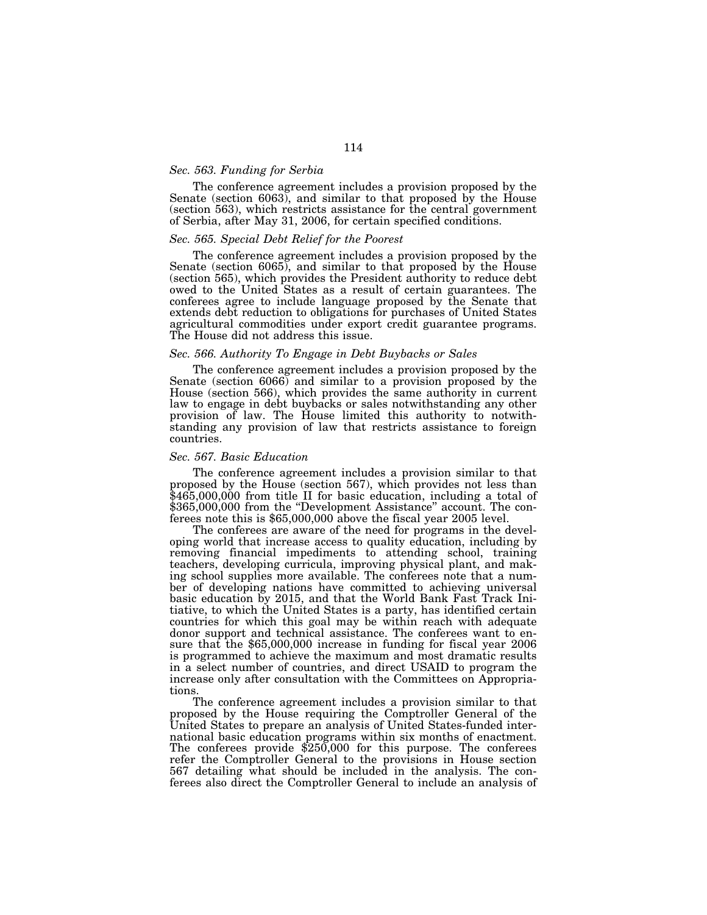*Sec. 563. Funding for Serbia*

The conference agreement includes a provision proposed by the Senate (section 6063), and similar to that proposed by the House (section 563), which restricts assistance for the central government of Serbia, after May 31, 2006, for certain specified conditions.

*Sec. 565. Special Debt Relief for the Poorest*

The conference agreement includes a provision proposed by the Senate (section 6065), and similar to that proposed by the House (section 565), which provides the President authority to reduce debt owed to the United States as a result of certain guarantees. The conferees agree to include language proposed by the Senate that extends debt reduction to obligations for purchases of United States agricultural commodities under export credit guarantee programs. The House did not address this issue.

*Sec. 566. Authority To Engage in Debt Buybacks or Sales*

The conference agreement includes a provision proposed by the Senate (section 6066) and similar to a provision proposed by the House (section 566), which provides the same authority in current law to engage in debt buybacks or sales notwithstanding any other provision of law. The House limited this authority to notwithstanding any provision of law that restricts assistance to foreign countries.

*Sec. 567. Basic Education*

The conference agreement includes a provision similar to that proposed by the House (section 567), which provides not less than $465,000,000 from title II for basic education, including a total of $365,000,000 from the "Development Assistance" account. The conferees note this is $65,000,000 above the fiscal year 2005 level.

The conferees are aware of the need for programs in the developing world that increase access to quality education, including by removing financial impediments to attending school, training teachers, developing curricula, improving physical plant, and making school supplies more available. The conferees note that a number of developing nations have committed to achieving universal basic education by 2015, and that the World Bank Fast Track Initiative, to which the United States is a party, has identified certain countries for which this goal may be within reach with adequate donor support and technical assistance. The conferees want to ensure that the $65,000,000 increase in funding for fiscal year 2006 is programmed to achieve the maximum and most dramatic results in a select number of countries, and direct USAID to program the increase only after consultation with the Committees on Appropriations.

The conference agreement includes a provision similar to that proposed by the House requiring the Comptroller General of the United States to prepare an analysis of United States-funded international basic education programs within six months of enactment. The conferees provide $250,000 for this purpose. The conferees refer the Comptroller General to the provisions in House section 567 detailing what should be included in the analysis. The conferees also direct the Comptroller General to include an analysis of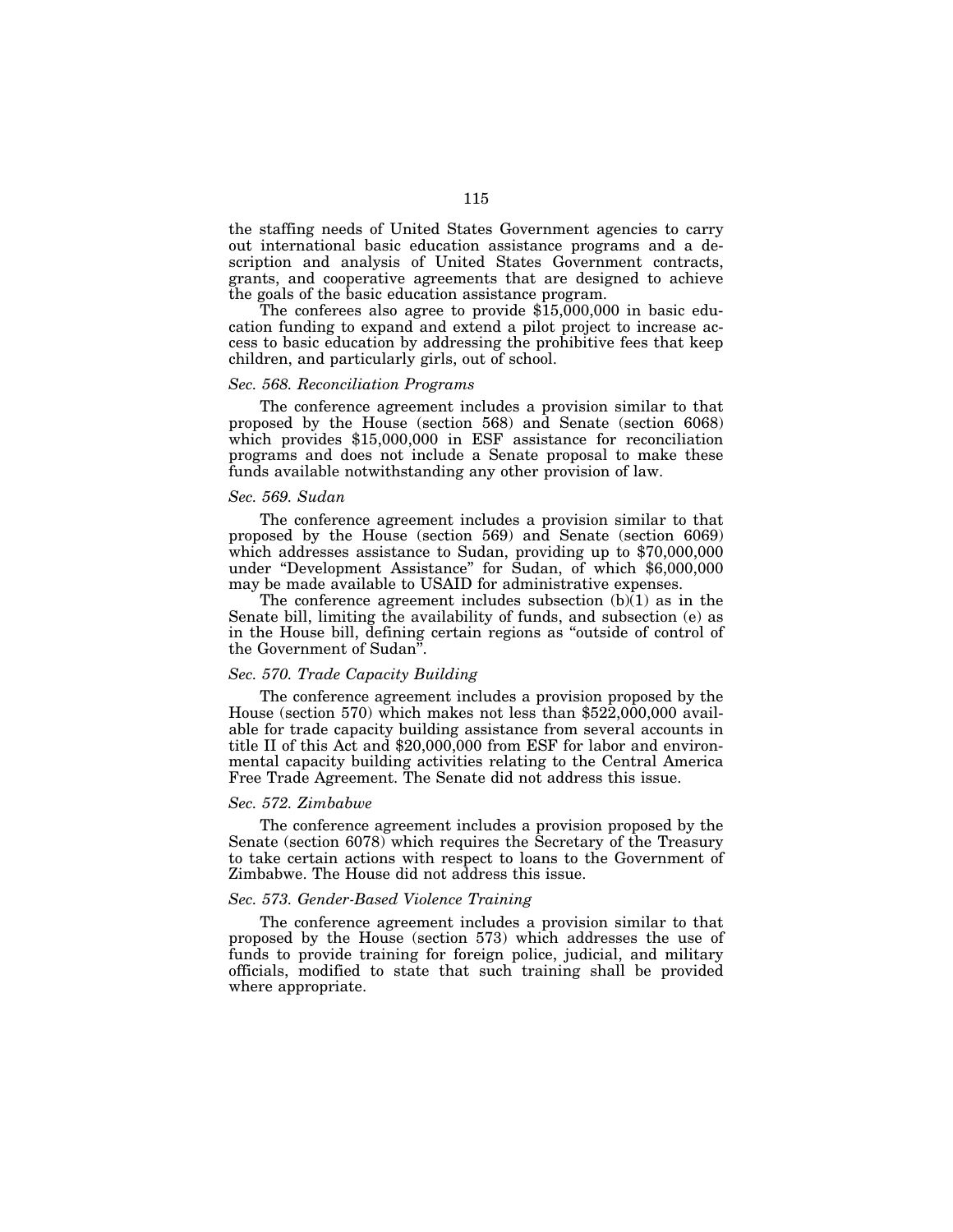the staffing needs of United States Government agencies to carry out international basic education assistance programs and a description and analysis of United States Government contracts, grants, and cooperative agreements that are designed to achieve the goals of the basic education assistance program.

The conferees also agree to provide $15,000,000 in basic education funding to expand and extend a pilot project to increase access to basic education by addressing the prohibitive fees that keep children, and particularly girls, out of school.

*Sec. 568. Reconciliation Programs*

The conference agreement includes a provision similar to that proposed by the House (section 568) and Senate (section 6068) which provides $15,000,000 in ESF assistance for reconciliation programs and does not include a Senate proposal to make these funds available notwithstanding any other provision of law.

*Sec. 569. Sudan*

The conference agreement includes a provision similar to that proposed by the House (section 569) and Senate (section 6069) which addresses assistance to Sudan, providing up to $70,000,000 under "Development Assistance" for Sudan, of which $6,000,000 may be made available to USAID for administrative expenses.

The conference agreement includes subsection (b)(1) as in the Senate bill, limiting the availability of funds, and subsection (e) as in the House bill, defining certain regions as "outside of control of the Government of Sudan".

*Sec. 570. Trade Capacity Building*

The conference agreement includes a provision proposed by the House (section 570) which makes not less than $522,000,000 available for trade capacity building assistance from several accounts in title II of this Act and $20,000,000 from ESF for labor and environmental capacity building activities relating to the Central America Free Trade Agreement. The Senate did not address this issue.

*Sec. 572. Zimbabwe*

The conference agreement includes a provision proposed by the Senate (section 6078) which requires the Secretary of the Treasury to take certain actions with respect to loans to the Government of Zimbabwe. The House did not address this issue.

*Sec. 573. Gender-Based Violence Training*

The conference agreement includes a provision similar to that proposed by the House (section 573) which addresses the use of funds to provide training for foreign police, judicial, and military officials, modified to state that such training shall be provided where appropriate.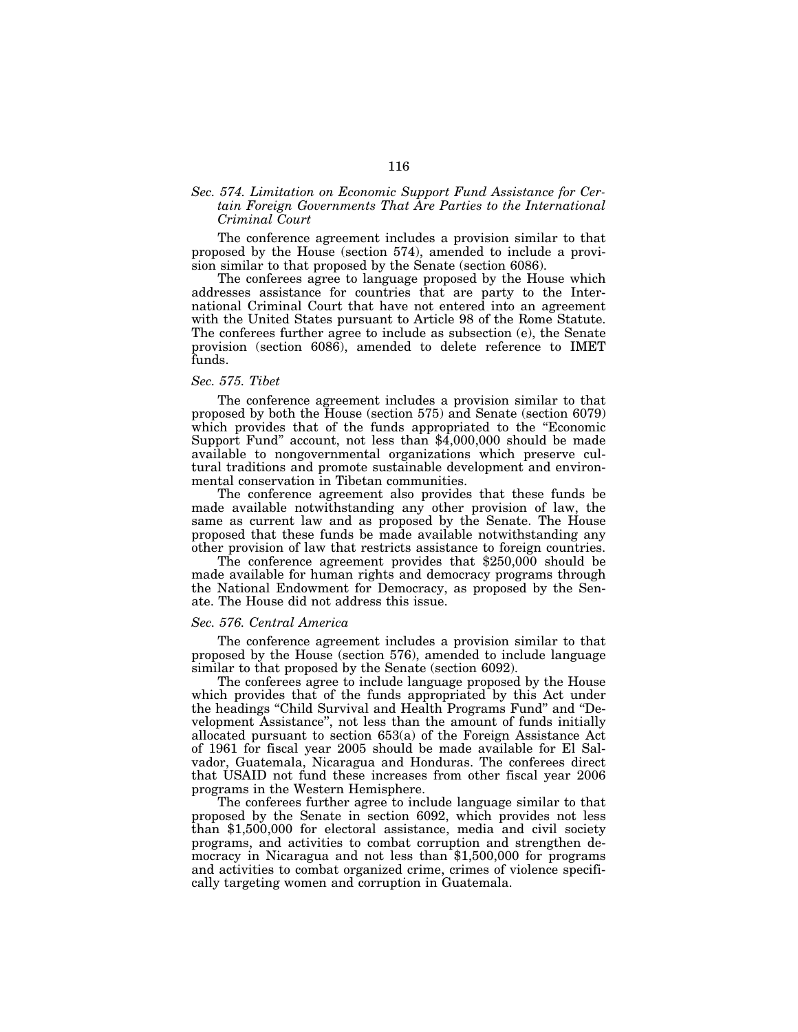*Sec. 574. Limitation on Economic Support Fund Assistance for Certain Foreign Governments That Are Parties to the International Criminal Court*

The conference agreement includes a provision similar to that proposed by the House (section 574), amended to include a provision similar to that proposed by the Senate (section 6086).

The conferees agree to language proposed by the House which addresses assistance for countries that are party to the International Criminal Court that have not entered into an agreement with the United States pursuant to Article 98 of the Rome Statute. The conferees further agree to include as subsection (e), the Senate provision (section 6086), amended to delete reference to IMET funds.

*Sec. 575. Tibet*

The conference agreement includes a provision similar to that proposed by both the House (section 575) and Senate (section 6079) which provides that of the funds appropriated to the "Economic Support Fund" account, not less than $4,000,000 should be made available to nongovernmental organizations which preserve cultural traditions and promote sustainable development and environmental conservation in Tibetan communities.

The conference agreement also provides that these funds be made available notwithstanding any other provision of law, the same as current law and as proposed by the Senate. The House proposed that these funds be made available notwithstanding any other provision of law that restricts assistance to foreign countries.

The conference agreement provides that $250,000 should be made available for human rights and democracy programs through the National Endowment for Democracy, as proposed by the Senate. The House did not address this issue.

*Sec. 576. Central America*

The conference agreement includes a provision similar to that proposed by the House (section 576), amended to include language similar to that proposed by the Senate (section 6092).

The conferees agree to include language proposed by the House which provides that of the funds appropriated by this Act under the headings "Child Survival and Health Programs Fund" and "Development Assistance", not less than the amount of funds initially allocated pursuant to section 653(a) of the Foreign Assistance Act of 1961 for fiscal year 2005 should be made available for El Salvador, Guatemala, Nicaragua and Honduras. The conferees direct that USAID not fund these increases from other fiscal year 2006 programs in the Western Hemisphere.

The conferees further agree to include language similar to that proposed by the Senate in section 6092, which provides not less than $1,500,000 for electoral assistance, media and civil society programs, and activities to combat corruption and strengthen democracy in Nicaragua and not less than $1,500,000 for programs and activities to combat organized crime, crimes of violence specifically targeting women and corruption in Guatemala.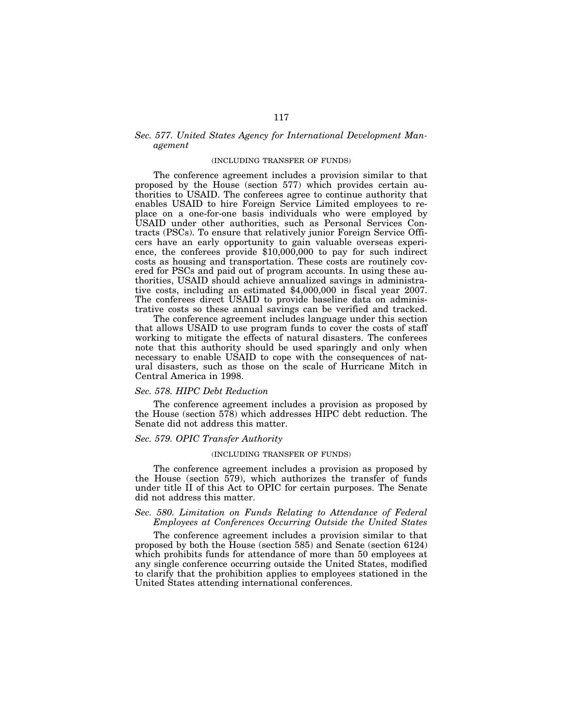### *Sec. 577. United States Agency for International Development Management*

(INCLUDING TRANSFER OF FUNDS)

The conference agreement includes a provision similar to that proposed by the House (section 577) which provides certain authorities to USAID. The conferees agree to continue authority that enables USAID to hire Foreign Service Limited employees to replace on a one-for-one basis individuals who were employed by USAID under other authorities, such as Personal Services Contracts (PSCs). To ensure that relatively junior Foreign Service Officers have an early opportunity to gain valuable overseas experience, the conferees provide $10,000,000 to pay for such indirect costs as housing and transportation. These costs are routinely covered for PSCs and paid out of program accounts. In using these authorities, USAID should achieve annualized savings in administrative costs, including an estimated $4,000,000 in fiscal year 2007. The conferees direct USAID to provide baseline data on administrative costs so these annual savings can be verified and tracked.

The conference agreement includes language under this section that allows USAID to use program funds to cover the costs of staff working to mitigate the effects of natural disasters. The conferees note that this authority should be used sparingly and only when necessary to enable USAID to cope with the consequences of natural disasters, such as those on the scale of Hurricane Mitch in Central America in 1998.

### *Sec. 578. HIPC Debt Reduction*

The conference agreement includes a provision as proposed by the House (section 578) which addresses HIPC debt reduction. The Senate did not address this matter.

### *Sec. 579. OPIC Transfer Authority*

(INCLUDING TRANSFER OF FUNDS)

The conference agreement includes a provision as proposed by the House (section 579), which authorizes the transfer of funds under title II of this Act to OPIC for certain purposes. The Senate did not address this matter.

### *Sec. 580. Limitation on Funds Relating to Attendance of Federal Employees at Conferences Occurring Outside the United States*

The conference agreement includes a provision similar to that proposed by both the House (section 585) and Senate (section 6124) which prohibits funds for attendance of more than 50 employees at any single conference occurring outside the United States, modified to clarify that the prohibition applies to employees stationed in the United States attending international conferences.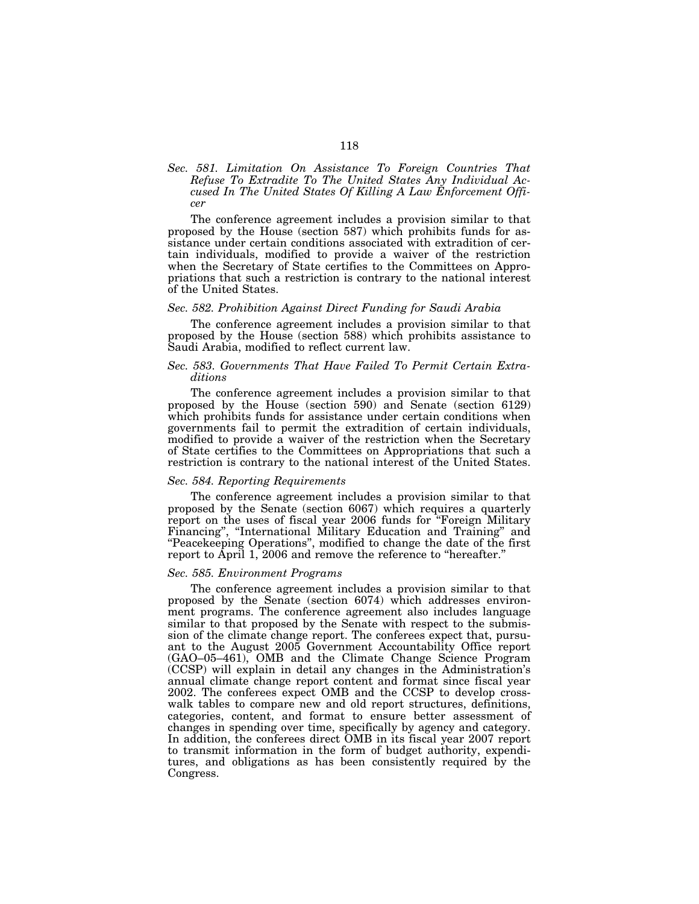*Sec. 581. Limitation On Assistance To Foreign Countries That Refuse To Extradite To The United States Any Individual Accused In The United States Of Killing A Law Enforcement Officer*

The conference agreement includes a provision similar to that proposed by the House (section 587) which prohibits funds for assistance under certain conditions associated with extradition of certain individuals, modified to provide a waiver of the restriction when the Secretary of State certifies to the Committees on Appropriations that such a restriction is contrary to the national interest of the United States.

*Sec. 582. Prohibition Against Direct Funding for Saudi Arabia*

The conference agreement includes a provision similar to that proposed by the House (section 588) which prohibits assistance to Saudi Arabia, modified to reflect current law.

*Sec. 583. Governments That Have Failed To Permit Certain Extraditions*

The conference agreement includes a provision similar to that proposed by the House (section 590) and Senate (section 6129) which prohibits funds for assistance under certain conditions when governments fail to permit the extradition of certain individuals, modified to provide a waiver of the restriction when the Secretary of State certifies to the Committees on Appropriations that such a restriction is contrary to the national interest of the United States.

*Sec. 584. Reporting Requirements*

The conference agreement includes a provision similar to that proposed by the Senate (section 6067) which requires a quarterly report on the uses of fiscal year 2006 funds for "Foreign Military Financing", "International Military Education and Training" and "Peacekeeping Operations", modified to change the date of the first report to April 1, 2006 and remove the reference to "hereafter."

*Sec. 585. Environment Programs*

The conference agreement includes a provision similar to that proposed by the Senate (section 6074) which addresses environment programs. The conference agreement also includes language similar to that proposed by the Senate with respect to the submission of the climate change report. The conferees expect that, pursuant to the August 2005 Government Accountability Office report (GAO–05–461), OMB and the Climate Change Science Program (CCSP) will explain in detail any changes in the Administration's annual climate change report content and format since fiscal year 2002. The conferees expect OMB and the CCSP to develop crosswalk tables to compare new and old report structures, definitions, categories, content, and format to ensure better assessment of changes in spending over time, specifically by agency and category. In addition, the conferees direct OMB in its fiscal year 2007 report to transmit information in the form of budget authority, expenditures, and obligations as has been consistently required by the Congress.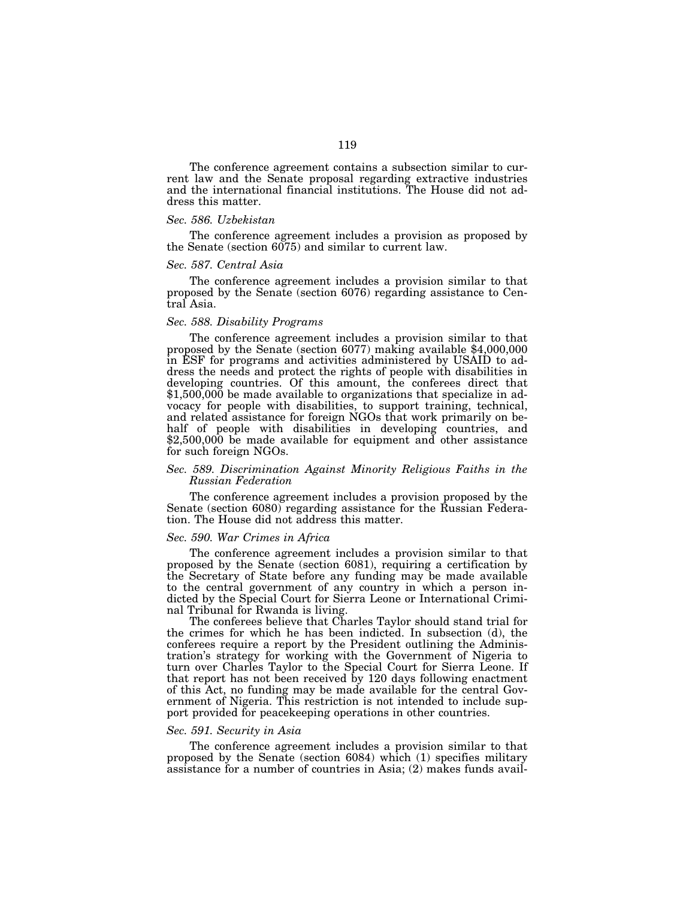The conference agreement contains a subsection similar to current law and the Senate proposal regarding extractive industries and the international financial institutions. The House did not address this matter.

*Sec. 586. Uzbekistan*

The conference agreement includes a provision as proposed by the Senate (section 6075) and similar to current law.

*Sec. 587. Central Asia*

The conference agreement includes a provision similar to that proposed by the Senate (section 6076) regarding assistance to Central Asia.

*Sec. 588. Disability Programs*

The conference agreement includes a provision similar to that proposed by the Senate (section 6077) making available $4,000,000 in ESF for programs and activities administered by USAID to address the needs and protect the rights of people with disabilities in developing countries. Of this amount, the conferees direct that $1,500,000 be made available to organizations that specialize in advocacy for people with disabilities, to support training, technical, and related assistance for foreign NGOs that work primarily on behalf of people with disabilities in developing countries, and $2,500,000 be made available for equipment and other assistance for such foreign NGOs.

*Sec. 589. Discrimination Against Minority Religious Faiths in the Russian Federation*

The conference agreement includes a provision proposed by the Senate (section 6080) regarding assistance for the Russian Federation. The House did not address this matter.

*Sec. 590. War Crimes in Africa*

The conference agreement includes a provision similar to that proposed by the Senate (section 6081), requiring a certification by the Secretary of State before any funding may be made available to the central government of any country in which a person indicted by the Special Court for Sierra Leone or International Criminal Tribunal for Rwanda is living.

The conferees believe that Charles Taylor should stand trial for the crimes for which he has been indicted. In subsection (d), the conferees require a report by the President outlining the Administration's strategy for working with the Government of Nigeria to turn over Charles Taylor to the Special Court for Sierra Leone. If that report has not been received by 120 days following enactment of this Act, no funding may be made available for the central Government of Nigeria. This restriction is not intended to include support provided for peacekeeping operations in other countries.

*Sec. 591. Security in Asia*

The conference agreement includes a provision similar to that proposed by the Senate (section 6084) which (1) specifies military assistance for a number of countries in Asia; (2) makes funds avail-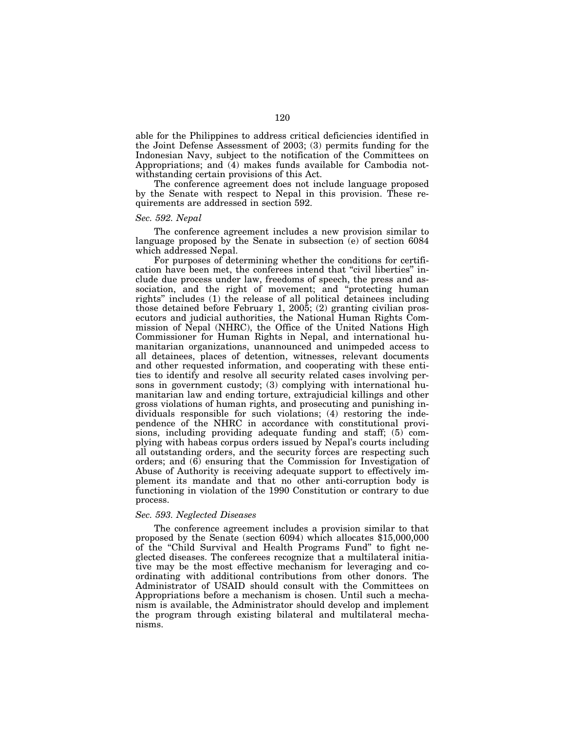able for the Philippines to address critical deficiencies identified in the Joint Defense Assessment of 2003; (3) permits funding for the Indonesian Navy, subject to the notification of the Committees on Appropriations; and (4) makes funds available for Cambodia notwithstanding certain provisions of this Act.

The conference agreement does not include language proposed by the Senate with respect to Nepal in this provision. These requirements are addressed in section 592.

*Sec. 592. Nepal*

The conference agreement includes a new provision similar to language proposed by the Senate in subsection (e) of section 6084 which addressed Nepal.

For purposes of determining whether the conditions for certification have been met, the conferees intend that "civil liberties" include due process under law, freedoms of speech, the press and association, and the right of movement; and "protecting human rights" includes (1) the release of all political detainees including those detained before February 1, 2005; (2) granting civilian prosecutors and judicial authorities, the National Human Rights Commission of Nepal (NHRC), the Office of the United Nations High Commissioner for Human Rights in Nepal, and international humanitarian organizations, unannounced and unimpeded access to all detainees, places of detention, witnesses, relevant documents and other requested information, and cooperating with these entities to identify and resolve all security related cases involving persons in government custody; (3) complying with international humanitarian law and ending torture, extrajudicial killings and other gross violations of human rights, and prosecuting and punishing individuals responsible for such violations; (4) restoring the independence of the NHRC in accordance with constitutional provisions, including providing adequate funding and staff; (5) complying with habeas corpus orders issued by Nepal's courts including all outstanding orders, and the security forces are respecting such orders; and (6) ensuring that the Commission for Investigation of Abuse of Authority is receiving adequate support to effectively implement its mandate and that no other anti-corruption body is functioning in violation of the 1990 Constitution or contrary to due process.

*Sec. 593. Neglected Diseases*

The conference agreement includes a provision similar to that proposed by the Senate (section 6094) which allocates $15,000,000 of the "Child Survival and Health Programs Fund" to fight neglected diseases. The conferees recognize that a multilateral initiative may be the most effective mechanism for leveraging and coordinating with additional contributions from other donors. The Administrator of USAID should consult with the Committees on Appropriations before a mechanism is chosen. Until such a mechanism is available, the Administrator should develop and implement the program through existing bilateral and multilateral mechanisms.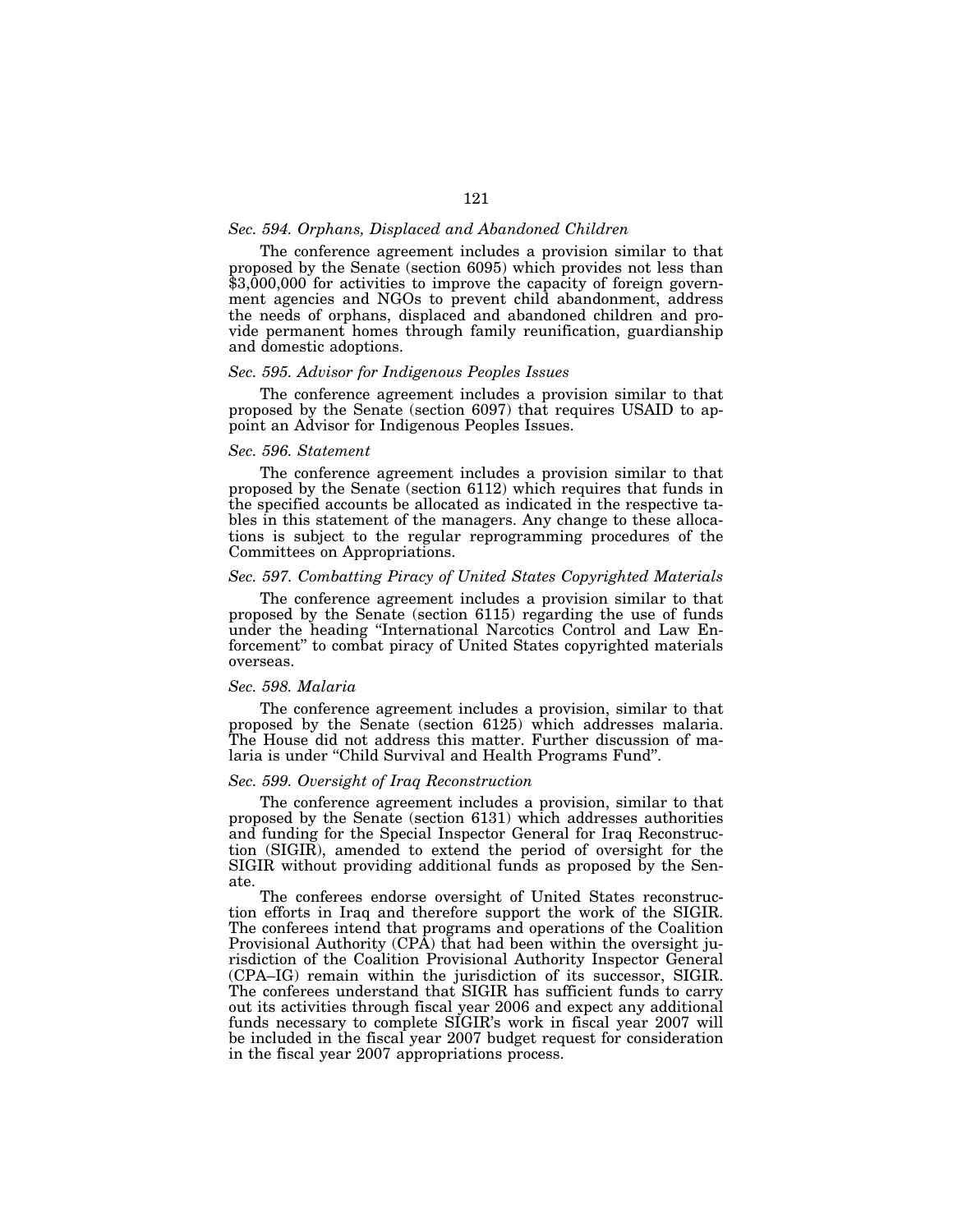*Sec. 594. Orphans, Displaced and Abandoned Children*

The conference agreement includes a provision similar to that proposed by the Senate (section 6095) which provides not less than $3,000,000 for activities to improve the capacity of foreign government agencies and NGOs to prevent child abandonment, address the needs of orphans, displaced and abandoned children and provide permanent homes through family reunification, guardianship and domestic adoptions.

*Sec. 595. Advisor for Indigenous Peoples Issues*

The conference agreement includes a provision similar to that proposed by the Senate (section 6097) that requires USAID to appoint an Advisor for Indigenous Peoples Issues.

*Sec. 596. Statement*

The conference agreement includes a provision similar to that proposed by the Senate (section 6112) which requires that funds in the specified accounts be allocated as indicated in the respective tables in this statement of the managers. Any change to these allocations is subject to the regular reprogramming procedures of the Committees on Appropriations.

*Sec. 597. Combatting Piracy of United States Copyrighted Materials*

The conference agreement includes a provision similar to that proposed by the Senate (section 6115) regarding the use of funds under the heading "International Narcotics Control and Law Enforcement" to combat piracy of United States copyrighted materials overseas.

*Sec. 598. Malaria*

The conference agreement includes a provision, similar to that proposed by the Senate (section 6125) which addresses malaria. The House did not address this matter. Further discussion of malaria is under "Child Survival and Health Programs Fund".

*Sec. 599. Oversight of Iraq Reconstruction*

The conference agreement includes a provision, similar to that proposed by the Senate (section 6131) which addresses authorities and funding for the Special Inspector General for Iraq Reconstruction (SIGIR), amended to extend the period of oversight for the SIGIR without providing additional funds as proposed by the Senate.

The conferees endorse oversight of United States reconstruction efforts in Iraq and therefore support the work of the SIGIR. The conferees intend that programs and operations of the Coalition Provisional Authority (CPA) that had been within the oversight jurisdiction of the Coalition Provisional Authority Inspector General (CPA–IG) remain within the jurisdiction of its successor, SIGIR. The conferees understand that SIGIR has sufficient funds to carry out its activities through fiscal year 2006 and expect any additional funds necessary to complete SIGIR's work in fiscal year 2007 will be included in the fiscal year 2007 budget request for consideration in the fiscal year 2007 appropriations process.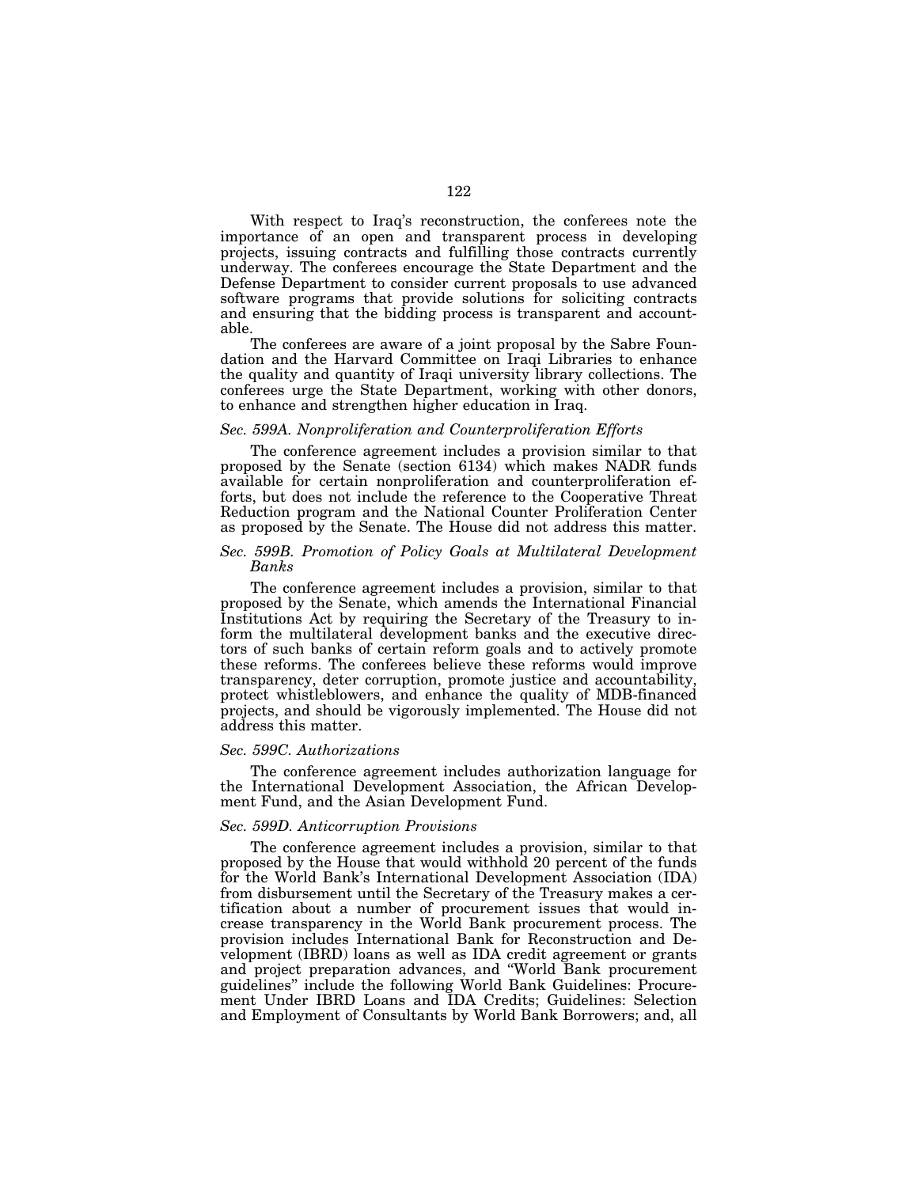With respect to Iraq's reconstruction, the conferees note the importance of an open and transparent process in developing projects, issuing contracts and fulfilling those contracts currently underway. The conferees encourage the State Department and the Defense Department to consider current proposals to use advanced software programs that provide solutions for soliciting contracts and ensuring that the bidding process is transparent and accountable.

The conferees are aware of a joint proposal by the Sabre Foundation and the Harvard Committee on Iraqi Libraries to enhance the quality and quantity of Iraqi university library collections. The conferees urge the State Department, working with other donors, to enhance and strengthen higher education in Iraq.

*Sec. 599A. Nonproliferation and Counterproliferation Efforts*

The conference agreement includes a provision similar to that proposed by the Senate (section 6134) which makes NADR funds available for certain nonproliferation and counterproliferation efforts, but does not include the reference to the Cooperative Threat Reduction program and the National Counter Proliferation Center as proposed by the Senate. The House did not address this matter.

*Sec. 599B. Promotion of Policy Goals at Multilateral Development Banks*

The conference agreement includes a provision, similar to that proposed by the Senate, which amends the International Financial Institutions Act by requiring the Secretary of the Treasury to inform the multilateral development banks and the executive directors of such banks of certain reform goals and to actively promote these reforms. The conferees believe these reforms would improve transparency, deter corruption, promote justice and accountability, protect whistleblowers, and enhance the quality of MDB-financed projects, and should be vigorously implemented. The House did not address this matter.

*Sec. 599C. Authorizations*

The conference agreement includes authorization language for the International Development Association, the African Development Fund, and the Asian Development Fund.

*Sec. 599D. Anticorruption Provisions*

The conference agreement includes a provision, similar to that proposed by the House that would withhold 20 percent of the funds for the World Bank's International Development Association (IDA) from disbursement until the Secretary of the Treasury makes a certification about a number of procurement issues that would increase transparency in the World Bank procurement process. The provision includes International Bank for Reconstruction and Development (IBRD) loans as well as IDA credit agreement or grants and project preparation advances, and "World Bank procurement guidelines" include the following World Bank Guidelines: Procurement Under IBRD Loans and IDA Credits; Guidelines: Selection and Employment of Consultants by World Bank Borrowers; and, all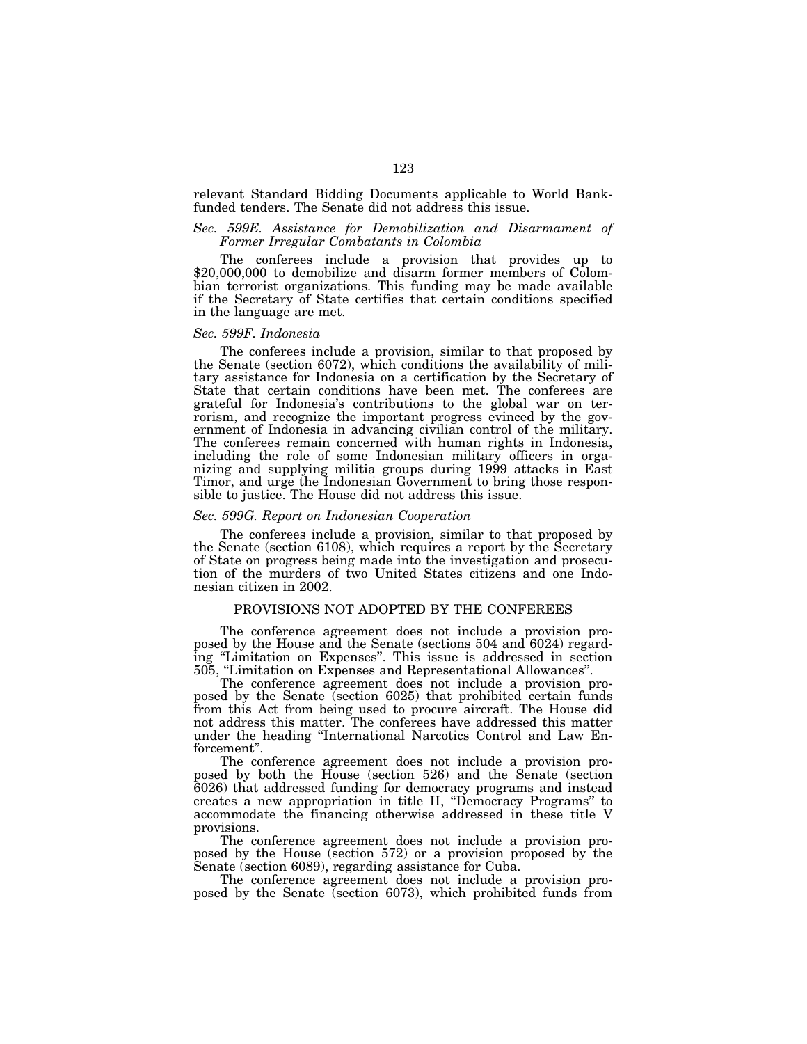relevant Standard Bidding Documents applicable to World Bank-funded tenders. The Senate did not address this issue.

*Sec. 599E. Assistance for Demobilization and Disarmament of Former Irregular Combatants in Colombia*

The conferees include a provision that provides up to $20,000,000 to demobilize and disarm former members of Colombian terrorist organizations. This funding may be made available if the Secretary of State certifies that certain conditions specified in the language are met.

*Sec. 599F. Indonesia*

The conferees include a provision, similar to that proposed by the Senate (section 6072), which conditions the availability of military assistance for Indonesia on a certification by the Secretary of State that certain conditions have been met. The conferees are grateful for Indonesia's contributions to the global war on terrorism, and recognize the important progress evinced by the government of Indonesia in advancing civilian control of the military. The conferees remain concerned with human rights in Indonesia, including the role of some Indonesian military officers in organizing and supplying militia groups during 1999 attacks in East Timor, and urge the Indonesian Government to bring those responsible to justice. The House did not address this issue.

*Sec. 599G. Report on Indonesian Cooperation*

The conferees include a provision, similar to that proposed by the Senate (section 6108), which requires a report by the Secretary of State on progress being made into the investigation and prosecution of the murders of two United States citizens and one Indonesian citizen in 2002.

## PROVISIONS NOT ADOPTED BY THE CONFEREES

The conference agreement does not include a provision proposed by the House and the Senate (sections 504 and 6024) regarding "Limitation on Expenses". This issue is addressed in section 505, "Limitation on Expenses and Representational Allowances".

The conference agreement does not include a provision proposed by the Senate (section 6025) that prohibited certain funds from this Act from being used to procure aircraft. The House did not address this matter. The conferees have addressed this matter under the heading "International Narcotics Control and Law Enforcement".

The conference agreement does not include a provision proposed by both the House (section 526) and the Senate (section 6026) that addressed funding for democracy programs and instead creates a new appropriation in title II, "Democracy Programs" to accommodate the financing otherwise addressed in these title V provisions.

The conference agreement does not include a provision proposed by the House (section 572) or a provision proposed by the Senate (section 6089), regarding assistance for Cuba.

The conference agreement does not include a provision proposed by the Senate (section 6073), which prohibited funds from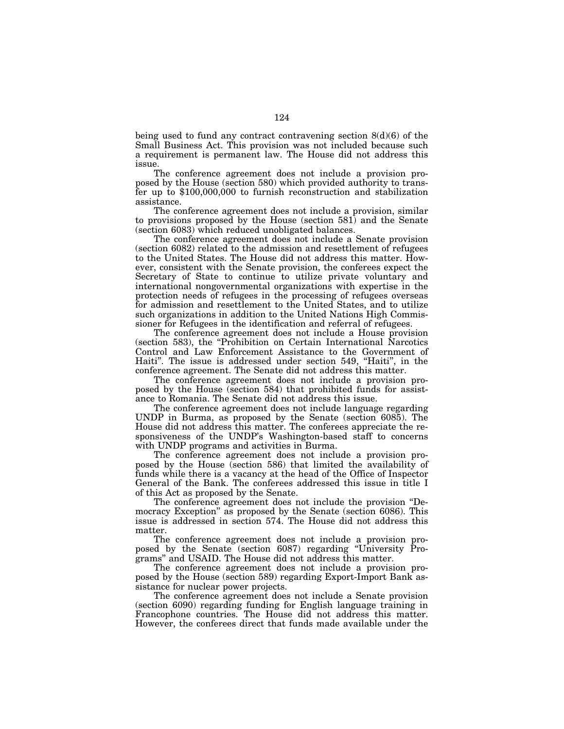being used to fund any contract contravening section 8(d)(6) of the Small Business Act. This provision was not included because such a requirement is permanent law. The House did not address this issue.

The conference agreement does not include a provision proposed by the House (section 580) which provided authority to transfer up to $100,000,000 to furnish reconstruction and stabilization assistance.

The conference agreement does not include a provision, similar to provisions proposed by the House (section 581) and the Senate (section 6083) which reduced unobligated balances.

The conference agreement does not include a Senate provision (section 6082) related to the admission and resettlement of refugees to the United States. The House did not address this matter. However, consistent with the Senate provision, the conferees expect the Secretary of State to continue to utilize private voluntary and international nongovernmental organizations with expertise in the protection needs of refugees in the processing of refugees overseas for admission and resettlement to the United States, and to utilize such organizations in addition to the United Nations High Commissioner for Refugees in the identification and referral of refugees.

The conference agreement does not include a House provision (section 583), the "Prohibition on Certain International Narcotics Control and Law Enforcement Assistance to the Government of Haiti". The issue is addressed under section 549, "Haiti", in the conference agreement. The Senate did not address this matter.

The conference agreement does not include a provision proposed by the House (section 584) that prohibited funds for assistance to Romania. The Senate did not address this issue.

The conference agreement does not include language regarding UNDP in Burma, as proposed by the Senate (section 6085). The House did not address this matter. The conferees appreciate the responsiveness of the UNDP's Washington-based staff to concerns with UNDP programs and activities in Burma.

The conference agreement does not include a provision proposed by the House (section 586) that limited the availability of funds while there is a vacancy at the head of the Office of Inspector General of the Bank. The conferees addressed this issue in title I of this Act as proposed by the Senate.

The conference agreement does not include the provision "Democracy Exception" as proposed by the Senate (section 6086). This issue is addressed in section 574. The House did not address this matter.

The conference agreement does not include a provision proposed by the Senate (section 6087) regarding "University Programs" and USAID. The House did not address this matter.

The conference agreement does not include a provision proposed by the House (section 589) regarding Export-Import Bank assistance for nuclear power projects.

The conference agreement does not include a Senate provision (section 6090) regarding funding for English language training in Francophone countries. The House did not address this matter. However, the conferees direct that funds made available under the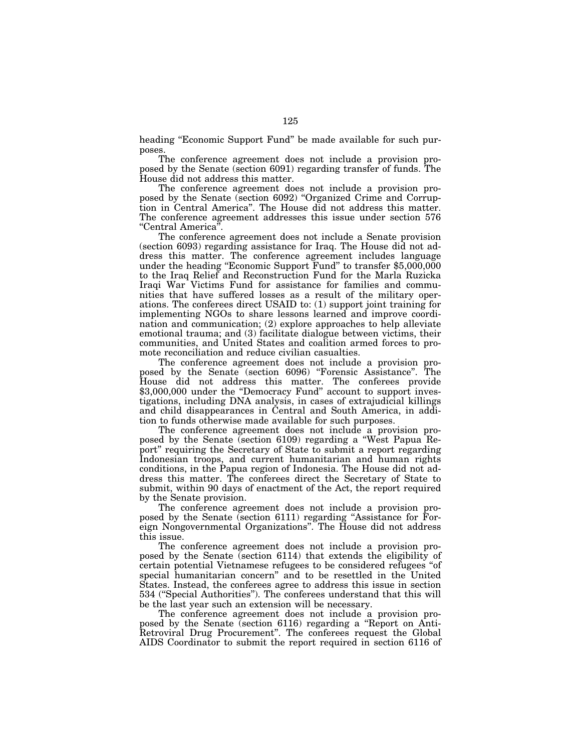heading "Economic Support Fund" be made available for such purposes.

The conference agreement does not include a provision proposed by the Senate (section 6091) regarding transfer of funds. The House did not address this matter.

The conference agreement does not include a provision proposed by the Senate (section 6092) "Organized Crime and Corruption in Central America". The House did not address this matter. The conference agreement addresses this issue under section 576 "Central America".

The conference agreement does not include a Senate provision (section 6093) regarding assistance for Iraq. The House did not address this matter. The conference agreement includes language under the heading "Economic Support Fund" to transfer $5,000,000 to the Iraq Relief and Reconstruction Fund for the Marla Ruzicka Iraqi War Victims Fund for assistance for families and communities that have suffered losses as a result of the military operations. The conferees direct USAID to: (1) support joint training for implementing NGOs to share lessons learned and improve coordination and communication; (2) explore approaches to help alleviate emotional trauma; and (3) facilitate dialogue between victims, their communities, and United States and coalition armed forces to promote reconciliation and reduce civilian casualties.

The conference agreement does not include a provision proposed by the Senate (section 6096) "Forensic Assistance". The House did not address this matter. The conferees provide $3,000,000 under the "Democracy Fund" account to support investigations, including DNA analysis, in cases of extrajudicial killings and child disappearances in Central and South America, in addition to funds otherwise made available for such purposes.

The conference agreement does not include a provision proposed by the Senate (section 6109) regarding a "West Papua Report" requiring the Secretary of State to submit a report regarding Indonesian troops, and current humanitarian and human rights conditions, in the Papua region of Indonesia. The House did not address this matter. The conferees direct the Secretary of State to submit, within 90 days of enactment of the Act, the report required by the Senate provision.

The conference agreement does not include a provision proposed by the Senate (section 6111) regarding "Assistance for Foreign Nongovernmental Organizations". The House did not address this issue.

The conference agreement does not include a provision proposed by the Senate (section 6114) that extends the eligibility of certain potential Vietnamese refugees to be considered refugees "of special humanitarian concern" and to be resettled in the United States. Instead, the conferees agree to address this issue in section 534 ("Special Authorities"). The conferees understand that this will be the last year such an extension will be necessary.

The conference agreement does not include a provision proposed by the Senate (section 6116) regarding a "Report on Anti-Retroviral Drug Procurement". The conferees request the Global AIDS Coordinator to submit the report required in section 6116 of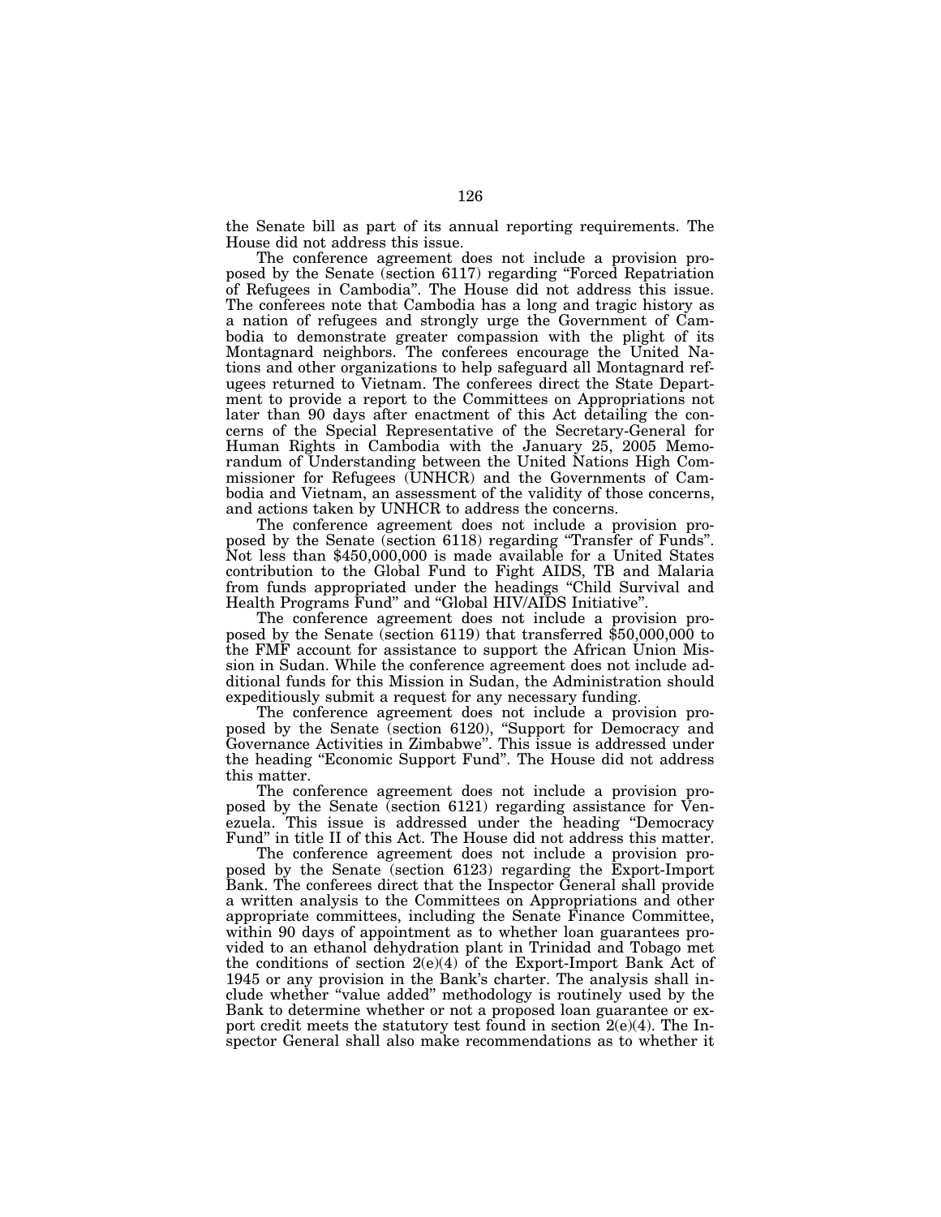the Senate bill as part of its annual reporting requirements. The House did not address this issue.

The conference agreement does not include a provision proposed by the Senate (section 6117) regarding "Forced Repatriation of Refugees in Cambodia". The House did not address this issue. The conferees note that Cambodia has a long and tragic history as a nation of refugees and strongly urge the Government of Cambodia to demonstrate greater compassion with the plight of its Montagnard neighbors. The conferees encourage the United Nations and other organizations to help safeguard all Montagnard refugees returned to Vietnam. The conferees direct the State Department to provide a report to the Committees on Appropriations not later than 90 days after enactment of this Act detailing the concerns of the Special Representative of the Secretary-General for Human Rights in Cambodia with the January 25, 2005 Memorandum of Understanding between the United Nations High Commissioner for Refugees (UNHCR) and the Governments of Cambodia and Vietnam, an assessment of the validity of those concerns, and actions taken by UNHCR to address the concerns.

The conference agreement does not include a provision proposed by the Senate (section 6118) regarding "Transfer of Funds". Not less than $450,000,000 is made available for a United States contribution to the Global Fund to Fight AIDS, TB and Malaria from funds appropriated under the headings "Child Survival and Health Programs Fund" and "Global HIV/AIDS Initiative".

The conference agreement does not include a provision proposed by the Senate (section 6119) that transferred $50,000,000 to the FMF account for assistance to support the African Union Mission in Sudan. While the conference agreement does not include additional funds for this Mission in Sudan, the Administration should expeditiously submit a request for any necessary funding.

The conference agreement does not include a provision proposed by the Senate (section 6120), "Support for Democracy and Governance Activities in Zimbabwe". This issue is addressed under the heading "Economic Support Fund". The House did not address this matter.

The conference agreement does not include a provision proposed by the Senate (section 6121) regarding assistance for Venezuela. This issue is addressed under the heading "Democracy Fund" in title II of this Act. The House did not address this matter.

The conference agreement does not include a provision proposed by the Senate (section 6123) regarding the Export-Import Bank. The conferees direct that the Inspector General shall provide a written analysis to the Committees on Appropriations and other appropriate committees, including the Senate Finance Committee, within 90 days of appointment as to whether loan guarantees provided to an ethanol dehydration plant in Trinidad and Tobago met the conditions of section 2(e)(4) of the Export-Import Bank Act of 1945 or any provision in the Bank's charter. The analysis shall include whether "value added" methodology is routinely used by the Bank to determine whether or not a proposed loan guarantee or export credit meets the statutory test found in section 2(e)(4). The Inspector General shall also make recommendations as to whether it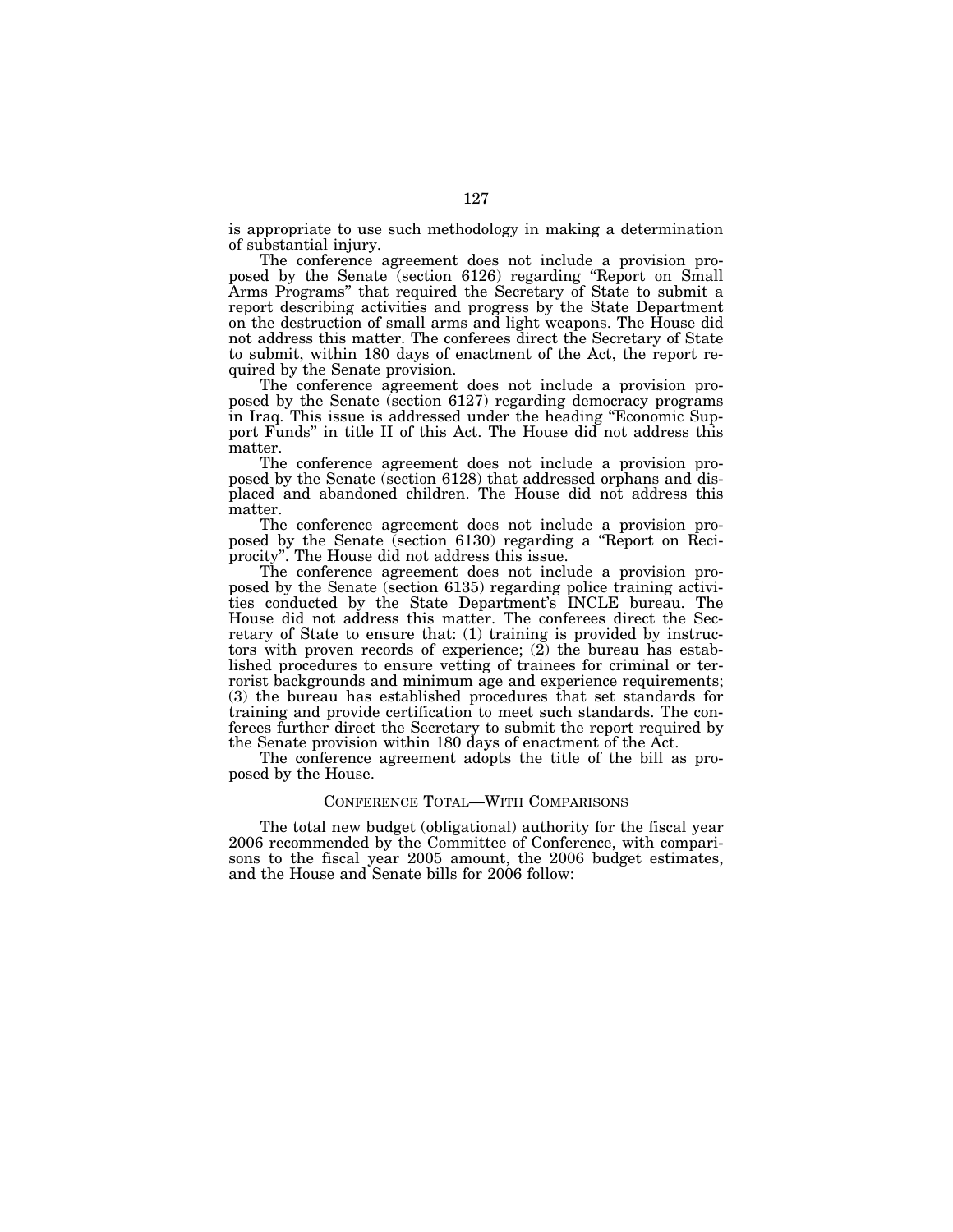is appropriate to use such methodology in making a determination of substantial injury.

The conference agreement does not include a provision proposed by the Senate (section 6126) regarding "Report on Small Arms Programs" that required the Secretary of State to submit a report describing activities and progress by the State Department on the destruction of small arms and light weapons. The House did not address this matter. The conferees direct the Secretary of State to submit, within 180 days of enactment of the Act, the report required by the Senate provision.

The conference agreement does not include a provision proposed by the Senate (section 6127) regarding democracy programs in Iraq. This issue is addressed under the heading "Economic Support Funds" in title II of this Act. The House did not address this matter.

The conference agreement does not include a provision proposed by the Senate (section 6128) that addressed orphans and displaced and abandoned children. The House did not address this matter.

The conference agreement does not include a provision proposed by the Senate (section 6130) regarding a "Report on Reciprocity". The House did not address this issue.

The conference agreement does not include a provision proposed by the Senate (section 6135) regarding police training activities conducted by the State Department's INCLE bureau. The House did not address this matter. The conferees direct the Secretary of State to ensure that: (1) training is provided by instructors with proven records of experience; (2) the bureau has established procedures to ensure vetting of trainees for criminal or terrorist backgrounds and minimum age and experience requirements; (3) the bureau has established procedures that set standards for training and provide certification to meet such standards. The conferees further direct the Secretary to submit the report required by the Senate provision within 180 days of enactment of the Act.

The conference agreement adopts the title of the bill as proposed by the House.

## CONFERENCE TOTAL—WITH COMPARISONS

The total new budget (obligational) authority for the fiscal year 2006 recommended by the Committee of Conference, with comparisons to the fiscal year 2005 amount, the 2006 budget estimates, and the House and Senate bills for 2006 follow: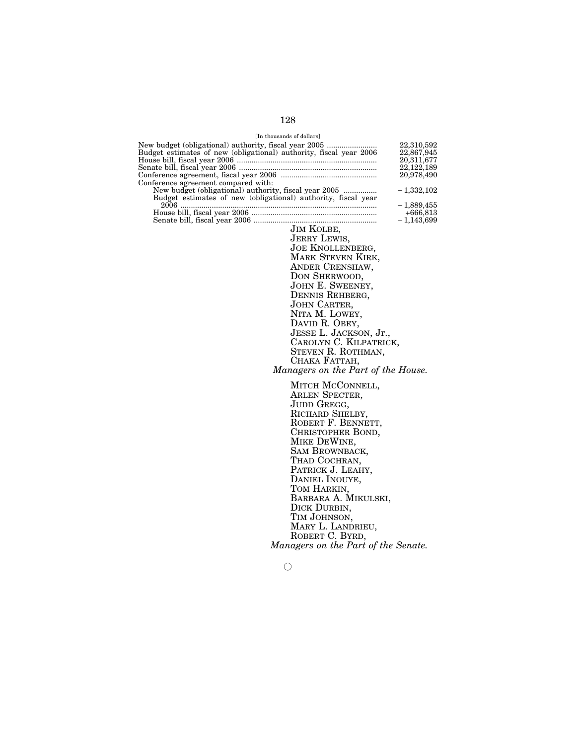[In thousands of dollars]

| | |
|---|---|
| New budget (obligational) authority, fiscal year 2005 | 22,310,592 |
| Budget estimates of new (obligational) authority, fiscal year 2006 | 22,867,945 |
| House bill, fiscal year 2006 | 20,311,677 |
| Senate bill, fiscal year 2006 | 22,122,189 |
| Conference agreement, fiscal year 2006 | 20,978,490 |
| Conference agreement compared with: | |
| New budget (obligational) authority, fiscal year 2005 | −1,332,102 |
| Budget estimates of new (obligational) authority, fiscal year 2006 | −1,889,455 |
| House bill, fiscal year 2006 | +666,813 |
| Senate bill, fiscal year 2006 | −1,143,699 |

JIM KOLBE,
JERRY LEWIS,
JOE KNOLLENBERG,
MARK STEVEN KIRK,
ANDER CRENSHAW,
DON SHERWOOD,
JOHN E. SWEENEY,
DENNIS REHBERG,
JOHN CARTER,
NITA M. LOWEY,
DAVID R. OBEY,
JESSE L. JACKSON, Jr.,
CAROLYN C. KILPATRICK,
STEVEN R. ROTHMAN,
CHAKA FATTAH,
*Managers on the Part of the House.*

MITCH MCCONNELL,
ARLEN SPECTER,
JUDD GREGG,
RICHARD SHELBY,
ROBERT F. BENNETT,
CHRISTOPHER BOND,
MIKE DEWINE,
SAM BROWNBACK,
THAD COCHRAN,
PATRICK J. LEAHY,
DANIEL INOUYE,
TOM HARKIN,
BARBARA A. MIKULSKI,
DICK DURBIN,
TIM JOHNSON,
MARY L. LANDRIEU,
ROBERT C. BYRD,
*Managers on the Part of the Senate.*

○